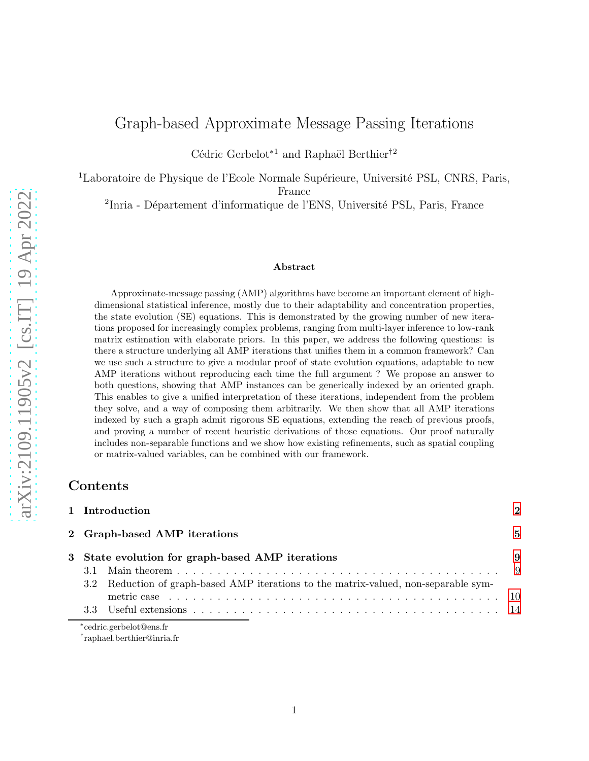# Graph-based Approximate Message Passing Iterations

Cédric Gerbelot*[1] and Raphaël Berthier†[2]

[1]Laboratoire de Physique de l'Ecole Normale Supérieure, Université PSL, CNRS, Paris, France

[2]Inria - Département d'informatique de l'ENS, Université PSL, Paris, France

### Abstract

Approximate-message passing (AMP) algorithms have become an important element of high-dimensional statistical inference, mostly due to their adaptability and concentration properties, the state evolution (SE) equations. This is demonstrated by the growing number of new iterations proposed for increasingly complex problems, ranging from multi-layer inference to low-rank matrix estimation with elaborate priors. In this paper, we address the following questions: is there a structure underlying all AMP iterations that unifies them in a common framework? Can we use such a structure to give a modular proof of state evolution equations, adaptable to new AMP iterations without reproducing each time the full argument ? We propose an answer to both questions, showing that AMP instances can be generically indexed by an oriented graph. This enables to give a unified interpretation of these iterations, independent from the problem they solve, and a way of composing them arbitrarily. We then show that all AMP iterations indexed by such a graph admit rigorous SE equations, extending the reach of previous proofs, and proving a number of recent heuristic derivations of those equations. Our proof naturally includes non-separable functions and we show how existing refinements, such as spatial coupling or matrix-valued variables, can be combined with our framework.

## Contents

**1 Introduction** 2

**2 Graph-based AMP iterations** 5

**3 State evolution for graph-based AMP iterations** 9

3.1 Main theorem . . . 9

3.2 Reduction of graph-based AMP iterations to the matrix-valued, non-separable symmetric case . . . 10

3.3 Useful extensions . . . 14

*cedric.gerbelot@ens.fr

†raphael.berthier@inria.fr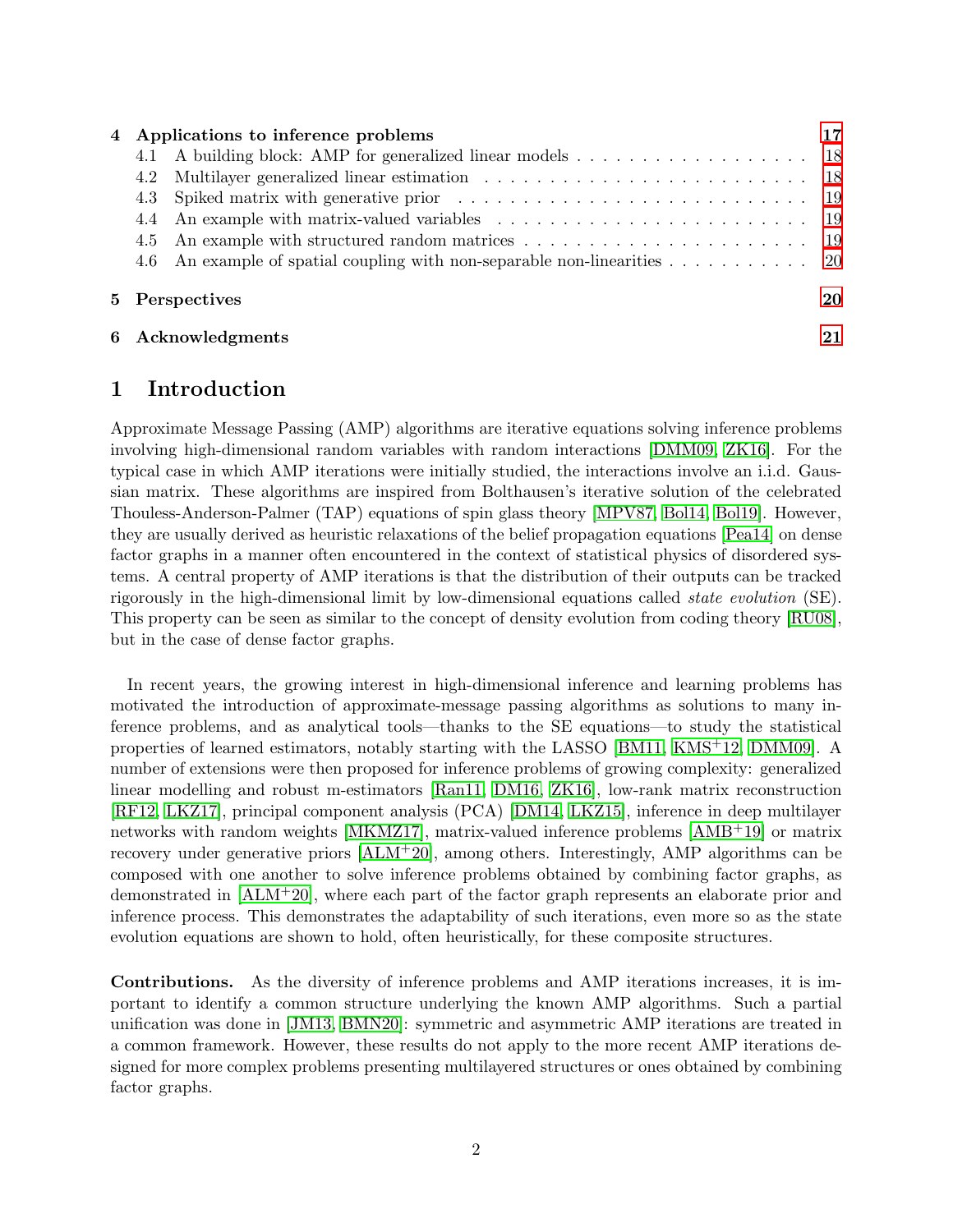| | | |
|---|---|---|
| **4** | **Applications to inference problems** | **17** |
| 4.1 | A building block: AMP for generalized linear models | 18 |
| 4.2 | Multilayer generalized linear estimation | 18 |
| 4.3 | Spiked matrix with generative prior | 19 |
| 4.4 | An example with matrix-valued variables | 19 |
| 4.5 | An example with structured random matrices | 19 |
| 4.6 | An example of spatial coupling with non-separable non-linearities | 20 |
| **5** | **Perspectives** | **20** |
| **6** | **Acknowledgments** | **21** |

# 1 Introduction

Approximate Message Passing (AMP) algorithms are iterative equations solving inference problems involving high-dimensional random variables with random interactions [DMM09, ZK16]. For the typical case in which AMP iterations were initially studied, the interactions involve an i.i.d. Gaussian matrix. These algorithms are inspired from Bolthausen's iterative solution of the celebrated Thouless-Anderson-Palmer (TAP) equations of spin glass theory [MPV87, Bol14, Bol19]. However, they are usually derived as heuristic relaxations of the belief propagation equations [Pea14] on dense factor graphs in a manner often encountered in the context of statistical physics of disordered systems. A central property of AMP iterations is that the distribution of their outputs can be tracked rigorously in the high-dimensional limit by low-dimensional equations called *state evolution* (SE). This property can be seen as similar to the concept of density evolution from coding theory [RU08], but in the case of dense factor graphs.

In recent years, the growing interest in high-dimensional inference and learning problems has motivated the introduction of approximate-message passing algorithms as solutions to many inference problems, and as analytical tools—thanks to the SE equations—to study the statistical properties of learned estimators, notably starting with the LASSO [BM11, KMS+12, DMM09]. A number of extensions were then proposed for inference problems of growing complexity: generalized linear modelling and robust m-estimators [Ran11, DM16, ZK16], low-rank matrix reconstruction [RF12, LKZ17], principal component analysis (PCA) [DM14, LKZ15], inference in deep multilayer networks with random weights [MKMZ17], matrix-valued inference problems [AMB+19] or matrix recovery under generative priors [ALM+20], among others. Interestingly, AMP algorithms can be composed with one another to solve inference problems obtained by combining factor graphs, as demonstrated in [ALM+20], where each part of the factor graph represents an elaborate prior and inference process. This demonstrates the adaptability of such iterations, even more so as the state evolution equations are shown to hold, often heuristically, for these composite structures.

**Contributions.** As the diversity of inference problems and AMP iterations increases, it is important to identify a common structure underlying the known AMP algorithms. Such a partial unification was done in [JM13, BMN20]: symmetric and asymmetric AMP iterations are treated in a common framework. However, these results do not apply to the more recent AMP iterations designed for more complex problems presenting multilayered structures or ones obtained by combining factor graphs.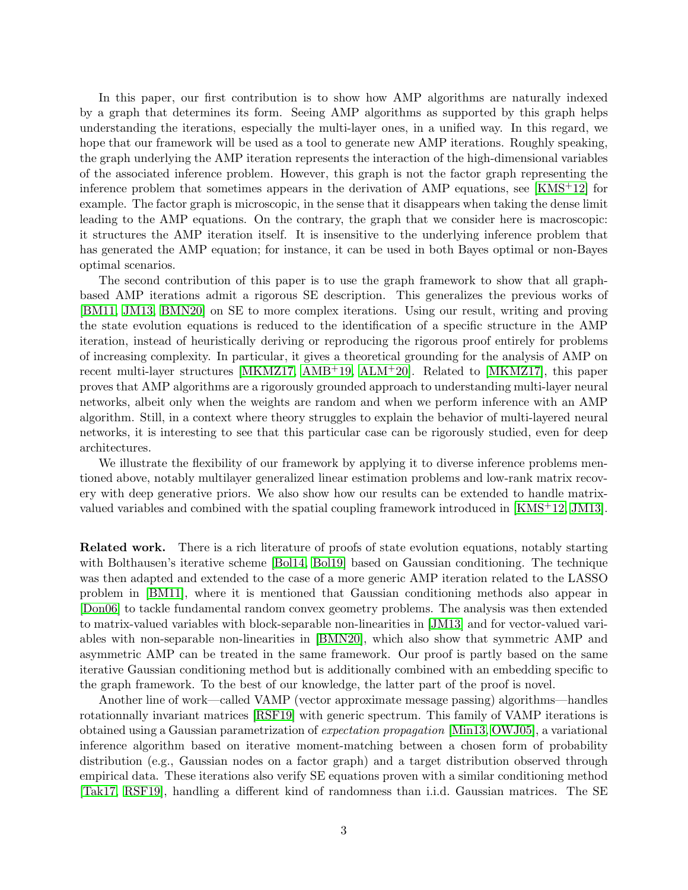In this paper, our first contribution is to show how AMP algorithms are naturally indexed by a graph that determines its form. Seeing AMP algorithms as supported by this graph helps understanding the iterations, especially the multi-layer ones, in a unified way. In this regard, we hope that our framework will be used as a tool to generate new AMP iterations. Roughly speaking, the graph underlying the AMP iteration represents the interaction of the high-dimensional variables of the associated inference problem. However, this graph is not the factor graph representing the inference problem that sometimes appears in the derivation of AMP equations, see [KMS+12] for example. The factor graph is microscopic, in the sense that it disappears when taking the dense limit leading to the AMP equations. On the contrary, the graph that we consider here is macroscopic: it structures the AMP iteration itself. It is insensitive to the underlying inference problem that has generated the AMP equation; for instance, it can be used in both Bayes optimal or non-Bayes optimal scenarios.

The second contribution of this paper is to use the graph framework to show that all graph-based AMP iterations admit a rigorous SE description. This generalizes the previous works of [BM11, JM13, BMN20] on SE to more complex iterations. Using our result, writing and proving the state evolution equations is reduced to the identification of a specific structure in the AMP iteration, instead of heuristically deriving or reproducing the rigorous proof entirely for problems of increasing complexity. In particular, it gives a theoretical grounding for the analysis of AMP on recent multi-layer structures [MKMZ17, AMB+19, ALM+20]. Related to [MKMZ17], this paper proves that AMP algorithms are a rigorously grounded approach to understanding multi-layer neural networks, albeit only when the weights are random and when we perform inference with an AMP algorithm. Still, in a context where theory struggles to explain the behavior of multi-layered neural networks, it is interesting to see that this particular case can be rigorously studied, even for deep architectures.

We illustrate the flexibility of our framework by applying it to diverse inference problems mentioned above, notably multilayer generalized linear estimation problems and low-rank matrix recovery with deep generative priors. We also show how our results can be extended to handle matrix-valued variables and combined with the spatial coupling framework introduced in [KMS+12, JM13].

**Related work.** There is a rich literature of proofs of state evolution equations, notably starting with Bolthausen's iterative scheme [Bol14, Bol19] based on Gaussian conditioning. The technique was then adapted and extended to the case of a more generic AMP iteration related to the LASSO problem in [BM11], where it is mentioned that Gaussian conditioning methods also appear in [Don06] to tackle fundamental random convex geometry problems. The analysis was then extended to matrix-valued variables with block-separable non-linearities in [JM13] and for vector-valued variables with non-separable non-linearities in [BMN20], which also show that symmetric AMP and asymmetric AMP can be treated in the same framework. Our proof is partly based on the same iterative Gaussian conditioning method but is additionally combined with an embedding specific to the graph framework. To the best of our knowledge, the latter part of the proof is novel.

Another line of work—called VAMP (vector approximate message passing) algorithms—handles rotationnally invariant matrices [RSF19] with generic spectrum. This family of VAMP iterations is obtained using a Gaussian parametrization of *expectation propagation* [Min13, OWJ05], a variational inference algorithm based on iterative moment-matching between a chosen form of probability distribution (e.g., Gaussian nodes on a factor graph) and a target distribution observed through empirical data. These iterations also verify SE equations proven with a similar conditioning method [Tak17, RSF19], handling a different kind of randomness than i.i.d. Gaussian matrices. The SE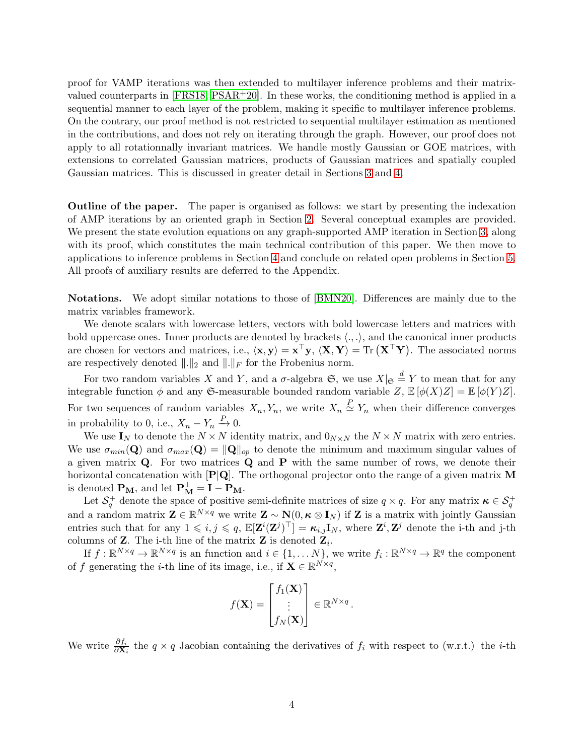proof for VAMP iterations was then extended to multilayer inference problems and their matrix-valued counterparts in [FRS18, PSAR+20]. In these works, the conditioning method is applied in a sequential manner to each layer of the problem, making it specific to multilayer inference problems. On the contrary, our proof method is not restricted to sequential multilayer estimation as mentioned in the contributions, and does not rely on iterating through the graph. However, our proof does not apply to all rotationnally invariant matrices. We handle mostly Gaussian or GOE matrices, with extensions to correlated Gaussian matrices, products of Gaussian matrices and spatially coupled Gaussian matrices. This is discussed in greater detail in Sections 3 and 4.

**Outline of the paper.** The paper is organised as follows: we start by presenting the indexation of AMP iterations by an oriented graph in Section 2. Several conceptual examples are provided. We present the state evolution equations on any graph-supported AMP iteration in Section 3, along with its proof, which constitutes the main technical contribution of this paper. We then move to applications to inference problems in Section 4 and conclude on related open problems in Section 5. All proofs of auxiliary results are deferred to the Appendix.

**Notations.** We adopt similar notations to those of [BMN20]. Differences are mainly due to the matrix variables framework.

We denote scalars with lowercase letters, vectors with bold lowercase letters and matrices with bold uppercase ones. Inner products are denoted by brackets $\langle .,. \rangle$, and the canonical inner products are chosen for vectors and matrices, i.e., $\langle \mathbf{x}, \mathbf{y} \rangle = \mathbf{x}^\top \mathbf{y}$, $\langle \mathbf{X}, \mathbf{Y} \rangle = \mathrm{Tr}\left(\mathbf{X}^\top \mathbf{Y}\right)$. The associated norms are respectively denoted $\|.\|_2$ and $\|.\|_F$ for the Frobenius norm.

For two random variables $X$ and $Y$, and a $\sigma$-algebra $\mathfrak{S}$, we use $X|_{\mathfrak{S}} \stackrel{d}{=} Y$ to mean that for any integrable function $\phi$ and any $\mathfrak{S}$-measurable bounded random variable $Z$, $\mathbb{E}\left[\phi(X)Z\right] = \mathbb{E}\left[\phi(Y)Z\right]$. For two sequences of random variables $X_n, Y_n$, we write $X_n \stackrel{P}{\simeq} Y_n$ when their difference converges in probability to 0, i.e., $X_n - Y_n \xrightarrow{P} 0$.

We use $\mathbf{I}_N$ to denote the $N \times N$ identity matrix, and $0_{N \times N}$ the $N \times N$ matrix with zero entries. We use $\sigma_{min}(\mathbf{Q})$ and $\sigma_{max}(\mathbf{Q}) = \|\mathbf{Q}\|_{op}$ to denote the minimum and maximum singular values of a given matrix $\mathbf{Q}$. For two matrices $\mathbf{Q}$ and $\mathbf{P}$ with the same number of rows, we denote their horizontal concatenation with $[\mathbf{P}|\mathbf{Q}]$. The orthogonal projector onto the range of a given matrix $\mathbf{M}$ is denoted $\mathbf{P}_{\mathbf{M}}$, and let $\mathbf{P}_{\mathbf{M}}^{\perp} = \mathbf{I} - \mathbf{P}_{\mathbf{M}}$.

Let $\mathcal{S}_q^+$ denote the space of positive semi-definite matrices of size $q \times q$. For any matrix $\boldsymbol{\kappa} \in \mathcal{S}_q^+$ and a random matrix $\mathbf{Z} \in \mathbb{R}^{N \times q}$ we write $\mathbf{Z} \sim \mathbf{N}(0, \boldsymbol{\kappa} \otimes \mathbf{I}_N)$ if $\mathbf{Z}$ is a matrix with jointly Gaussian entries such that for any $1 \leqslant i, j \leqslant q$, $\mathbb{E}[\mathbf{Z}^i (\mathbf{Z}^j)^\top] = \boldsymbol{\kappa}_{i,j} \mathbf{I}_N$, where $\mathbf{Z}^i, \mathbf{Z}^j$ denote the i-th and j-th columns of $\mathbf{Z}$. The i-th line of the matrix $\mathbf{Z}$ is denoted $\mathbf{Z}_i$.

If $f : \mathbb{R}^{N \times q} \to \mathbb{R}^{N \times q}$ is an function and $i \in \{1, \dots N\}$, we write $f_i : \mathbb{R}^{N \times q} \to \mathbb{R}^q$ the component of $f$ generating the $i$-th line of its image, i.e., if $\mathbf{X} \in \mathbb{R}^{N \times q}$,

$$
f(\mathbf{X}) = \begin{bmatrix} f_1(\mathbf{X}) \\ \vdots \\ f_N(\mathbf{X}) \end{bmatrix} \in \mathbb{R}^{N \times q}.
$$

We write $\frac{\partial f_i}{\partial \mathbf{X}_i}$ the $q \times q$ Jacobian containing the derivatives of $f_i$ with respect to (w.r.t.) the $i$-th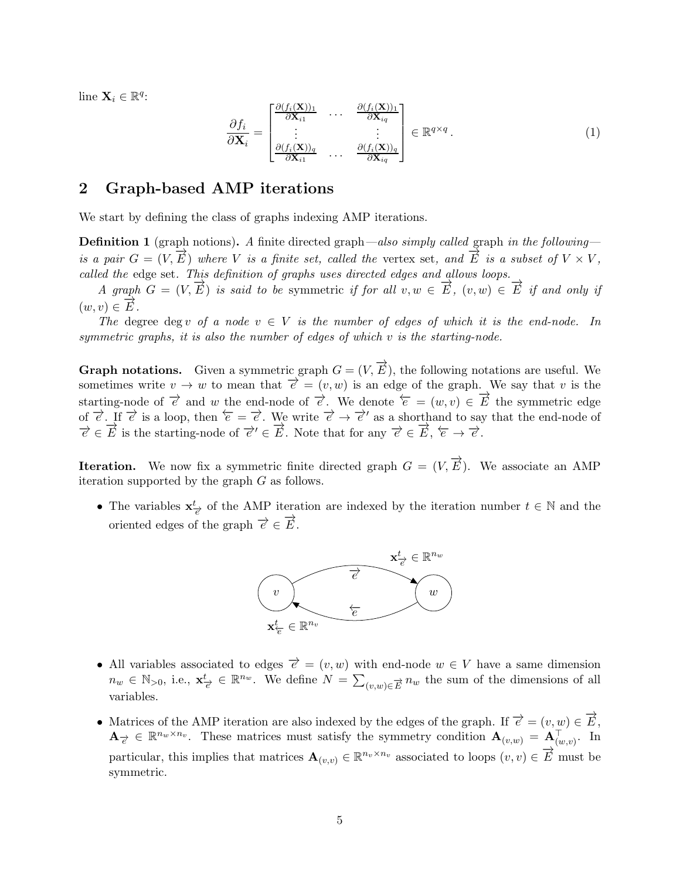line $\mathbf{X}_i \in \mathbb{R}^q$:

$$\frac{\partial f_i}{\partial \mathbf{X}_i} = \begin{bmatrix} \frac{\partial (f_i(\mathbf{X}))_1}{\partial \mathbf{X}_{i1}} & \dots & \frac{\partial (f_i(\mathbf{X}))_1}{\partial \mathbf{X}_{iq}} \\ \vdots & & \vdots \\ \frac{\partial (f_i(\mathbf{X}))_q}{\partial \mathbf{X}_{i1}} & \dots & \frac{\partial (f_i(\mathbf{X}))_q}{\partial \mathbf{X}_{iq}} \end{bmatrix} \in \mathbb{R}^{q \times q} . \tag{1}$$

## 2 Graph-based AMP iterations

We start by defining the class of graphs indexing AMP iterations.

**Definition 1** (graph notions)**.** *A finite directed graph—also simply called* graph *in the following—is a pair $G = (V, \overrightarrow{E})$ where $V$ is a finite set, called the* vertex set*, and $\overrightarrow{E}$ is a subset of $V \times V$, called the* edge set*. This definition of graphs uses directed edges and allows loops.*

*A graph $G = (V, \overrightarrow{E})$ is said to be* symmetric *if for all $v, w \in \overrightarrow{E}$, $(v, w) \in \overrightarrow{E}$ if and only if $(w, v) \in \overrightarrow{E}$.*

*The* degree $\deg v$ *of a node $v \in V$ is the number of edges of which it is the end-node. In symmetric graphs, it is also the number of edges of which $v$ is the starting-node.*

**Graph notations.** Given a symmetric graph $G = (V, \overrightarrow{E})$, the following notations are useful. We sometimes write $v \to w$ to mean that $\overrightarrow{e} = (v, w)$ is an edge of the graph. We say that $v$ is the starting-node of $\overrightarrow{e}$ and $w$ the end-node of $\overrightarrow{e}$. We denote $\overleftarrow{e} = (w, v) \in \overrightarrow{E}$ the symmetric edge of $\overrightarrow{e}$. If $\overrightarrow{e}$ is a loop, then $\overleftarrow{e} = \overrightarrow{e}$. We write $\overrightarrow{e} \to \overrightarrow{e}'$ as a shorthand to say that the end-node of $\overrightarrow{e} \in \overrightarrow{E}$ is the starting-node of $\overrightarrow{e}' \in \overrightarrow{E}$. Note that for any $\overrightarrow{e} \in \overrightarrow{E}$, $\overleftarrow{e} \to \overrightarrow{e}$.

**Iteration.** We now fix a symmetric finite directed graph $G = (V, \overrightarrow{E})$. We associate an AMP iteration supported by the graph $G$ as follows.

- The variables $\mathbf{x}^t_{\overrightarrow{e}}$ of the AMP iteration are indexed by the iteration number $t \in \mathbb{N}$ and the oriented edges of the graph $\overrightarrow{e} \in \overrightarrow{E}$.

- All variables associated to edges $\overrightarrow{e} = (v, w)$ with end-node $w \in V$ have a same dimension $n_w \in \mathbb{N}_{>0}$, i.e., $\mathbf{x}^t_{\overrightarrow{e}} \in \mathbb{R}^{n_w}$. We define $N = \sum_{(v,w) \in \overrightarrow{E}} n_w$ the sum of the dimensions of all variables.
- Matrices of the AMP iteration are also indexed by the edges of the graph. If $\overrightarrow{e} = (v, w) \in \overrightarrow{E}$, $\mathbf{A}_{\overrightarrow{e}} \in \mathbb{R}^{n_w \times n_v}$. These matrices must satisfy the symmetry condition $\mathbf{A}_{(v,w)} = \mathbf{A}^\top_{(w,v)}$. In particular, this implies that matrices $\mathbf{A}_{(v,v)} \in \mathbb{R}^{n_v \times n_v}$ associated to loops $(v, v) \in \overrightarrow{E}$ must be symmetric.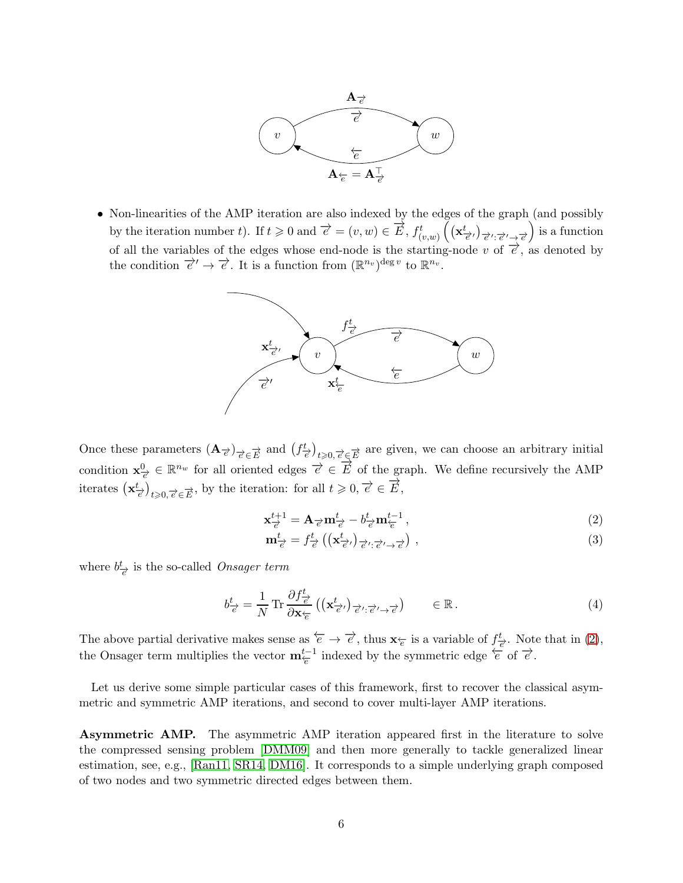- Non-linearities of the AMP iteration are also indexed by the edges of the graph (and possibly by the iteration number $t$). If $t \geqslant 0$ and $\overrightarrow{e} = (v, w) \in \overrightarrow{E}$, $f^t_{(v,w)}\left(\left(\mathbf{x}^t_{\overrightarrow{e}'}\right)_{\overrightarrow{e}': \overrightarrow{e}' \to \overrightarrow{e}}\right)$ is a function of all the variables of the edges whose end-node is the starting-node $v$ of $\overrightarrow{e}$, as denoted by the condition $\overrightarrow{e}' \to \overrightarrow{e}$. It is a function from $(\mathbb{R}^{n_v})^{\deg v}$ to $\mathbb{R}^{n_v}$.

Once these parameters $(\mathbf{A}_{\overrightarrow{e}})_{\overrightarrow{e} \in \overrightarrow{E}}$ and $\left(f^t_{\overrightarrow{e}}\right)_{t \geqslant 0, \overrightarrow{e} \in \overrightarrow{E}}$ are given, we can choose an arbitrary initial condition $\mathbf{x}^0_{\overrightarrow{e}} \in \mathbb{R}^{n_w}$ for all oriented edges $\overrightarrow{e} \in \overrightarrow{E}$ of the graph. We define recursively the AMP iterates $\left(\mathbf{x}^t_{\overrightarrow{e}}\right)_{t \geqslant 0, \overrightarrow{e} \in \overrightarrow{E}}$, by the iteration: for all $t \geqslant 0$, $\overrightarrow{e} \in \overrightarrow{E}$,

$$
\mathbf{x}^{t+1}_{\overrightarrow{e}} = \mathbf{A}_{\overrightarrow{e}} \mathbf{m}^t_{\overrightarrow{e}} - b^t_{\overrightarrow{e}} \mathbf{m}^{t-1}_{\overleftarrow{e}} \,, \tag{2}
$$

$$
\mathbf{m}^t_{\overrightarrow{e}} = f^t_{\overrightarrow{e}}\left(\left(\mathbf{x}^t_{\overrightarrow{e}'}\right)_{\overrightarrow{e}': \overrightarrow{e}' \to \overrightarrow{e}}\right) \,, \tag{3}
$$

where $b^t_{\overrightarrow{e}}$ is the so-called *Onsager term*

$$
b^t_{\overrightarrow{e}} = \frac{1}{N} \operatorname{Tr} \frac{\partial f^t_{\overrightarrow{e}}}{\partial \mathbf{x}_{\overleftarrow{e}}}\left(\left(\mathbf{x}^t_{\overrightarrow{e}'}\right)_{\overrightarrow{e}': \overrightarrow{e}' \to \overrightarrow{e}}\right) \qquad \in \mathbb{R} \,. \tag{4}
$$

The above partial derivative makes sense as $\overleftarrow{e} \to \overrightarrow{e}$, thus $\mathbf{x}_{\overleftarrow{e}}$ is a variable of $f^t_{\overrightarrow{e}}$. Note that in (2), the Onsager term multiplies the vector $\mathbf{m}^{t-1}_{\overleftarrow{e}}$ indexed by the symmetric edge $\overleftarrow{e}$ of $\overrightarrow{e}$.

Let us derive some simple particular cases of this framework, first to recover the classical asymmetric and symmetric AMP iterations, and second to cover multi-layer AMP iterations.

**Asymmetric AMP.** The asymmetric AMP iteration appeared first in the literature to solve the compressed sensing problem [DMM09] and then more generally to tackle generalized linear estimation, see, e.g., [Ran11, SR14, DM16]. It corresponds to a simple underlying graph composed of two nodes and two symmetric directed edges between them.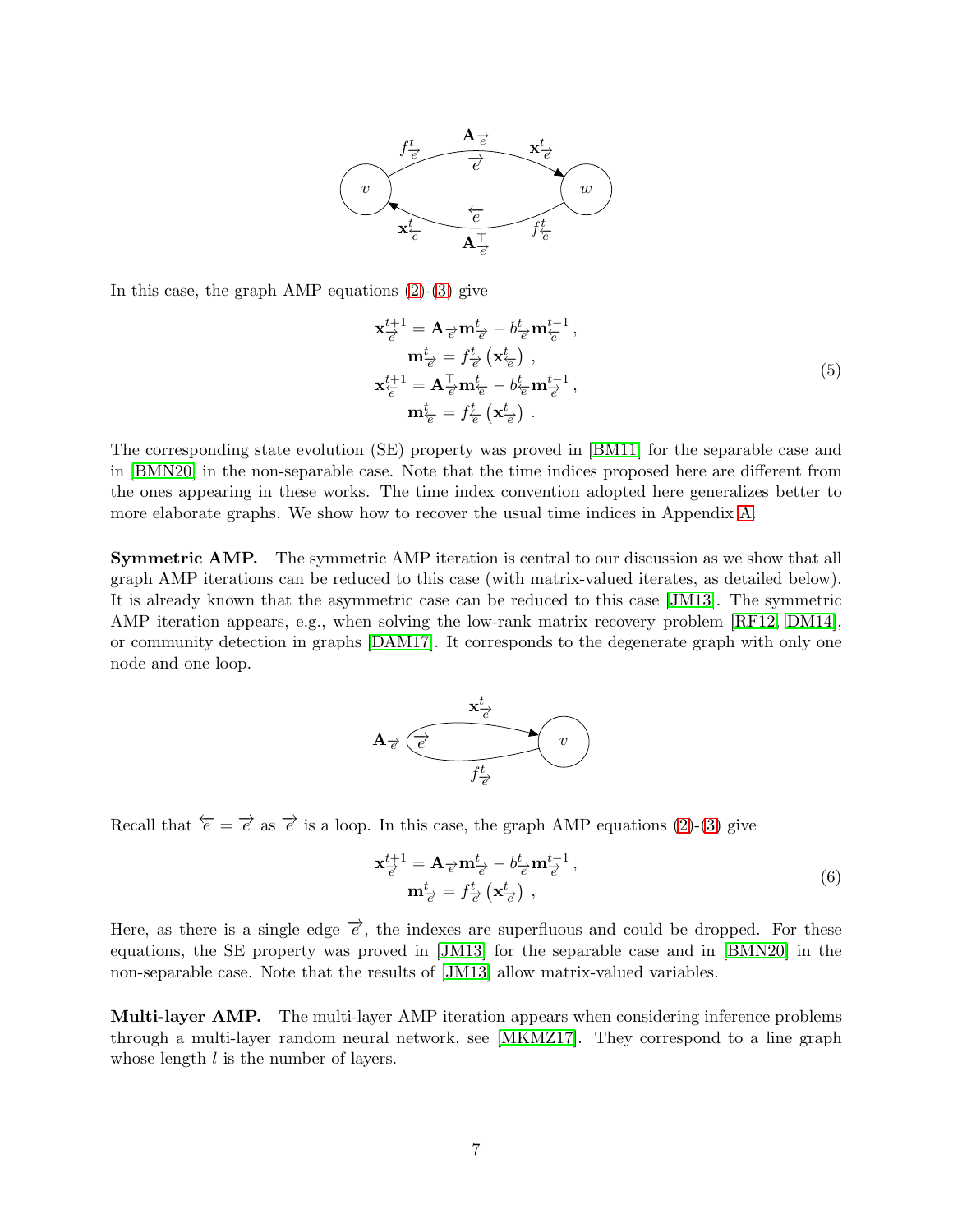In this case, the graph AMP equations (2)-(3) give

$$
\begin{aligned}
\mathbf{x}^{t+1}_{\overrightarrow{e}} &= \mathbf{A}_{\overrightarrow{e}} \mathbf{m}^{t}_{\overrightarrow{e}} - b^{t}_{\overrightarrow{e}} \mathbf{m}^{t-1}_{\overleftarrow{e}} \,, \\
\mathbf{m}^{t}_{\overrightarrow{e}} &= f^{t}_{\overrightarrow{e}}\left(\mathbf{x}^{t}_{\overleftarrow{e}}\right) \,, \\
\mathbf{x}^{t+1}_{\overleftarrow{e}} &= \mathbf{A}^{\top}_{\overrightarrow{e}} \mathbf{m}^{t}_{\overleftarrow{e}} - b^{t}_{\overleftarrow{e}} \mathbf{m}^{t-1}_{\overrightarrow{e}} \,, \\
\mathbf{m}^{t}_{\overleftarrow{e}} &= f^{t}_{\overleftarrow{e}}\left(\mathbf{x}^{t}_{\overrightarrow{e}}\right) \,.
\end{aligned}
\tag{5}
$$

The corresponding state evolution (SE) property was proved in [BM11] for the separable case and in [BMN20] in the non-separable case. Note that the time indices proposed here are different from the ones appearing in these works. The time index convention adopted here generalizes better to more elaborate graphs. We show how to recover the usual time indices in Appendix A.

**Symmetric AMP.** The symmetric AMP iteration is central to our discussion as we show that all graph AMP iterations can be reduced to this case (with matrix-valued iterates, as detailed below). It is already known that the asymmetric case can be reduced to this case [JM13]. The symmetric AMP iteration appears, e.g., when solving the low-rank matrix recovery problem [RF12, DM14], or community detection in graphs [DAM17]. It corresponds to the degenerate graph with only one node and one loop.

Recall that $\overleftarrow{e} = \overrightarrow{e}$ as $\overrightarrow{e}$ is a loop. In this case, the graph AMP equations (2)-(3) give

$$
\begin{aligned}
\mathbf{x}^{t+1}_{\overrightarrow{e}} &= \mathbf{A}_{\overrightarrow{e}} \mathbf{m}^{t}_{\overrightarrow{e}} - b^{t}_{\overrightarrow{e}} \mathbf{m}^{t-1}_{\overrightarrow{e}} \,, \\
\mathbf{m}^{t}_{\overrightarrow{e}} &= f^{t}_{\overrightarrow{e}}\left(\mathbf{x}^{t}_{\overrightarrow{e}}\right) \,,
\end{aligned}
\tag{6}
$$

Here, as there is a single edge $\overrightarrow{e}$, the indexes are superfluous and could be dropped. For these equations, the SE property was proved in [JM13] for the separable case and in [BMN20] in the non-separable case. Note that the results of [JM13] allow matrix-valued variables.

**Multi-layer AMP.** The multi-layer AMP iteration appears when considering inference problems through a multi-layer random neural network, see [MKMZ17]. They correspond to a line graph whose length $l$ is the number of layers.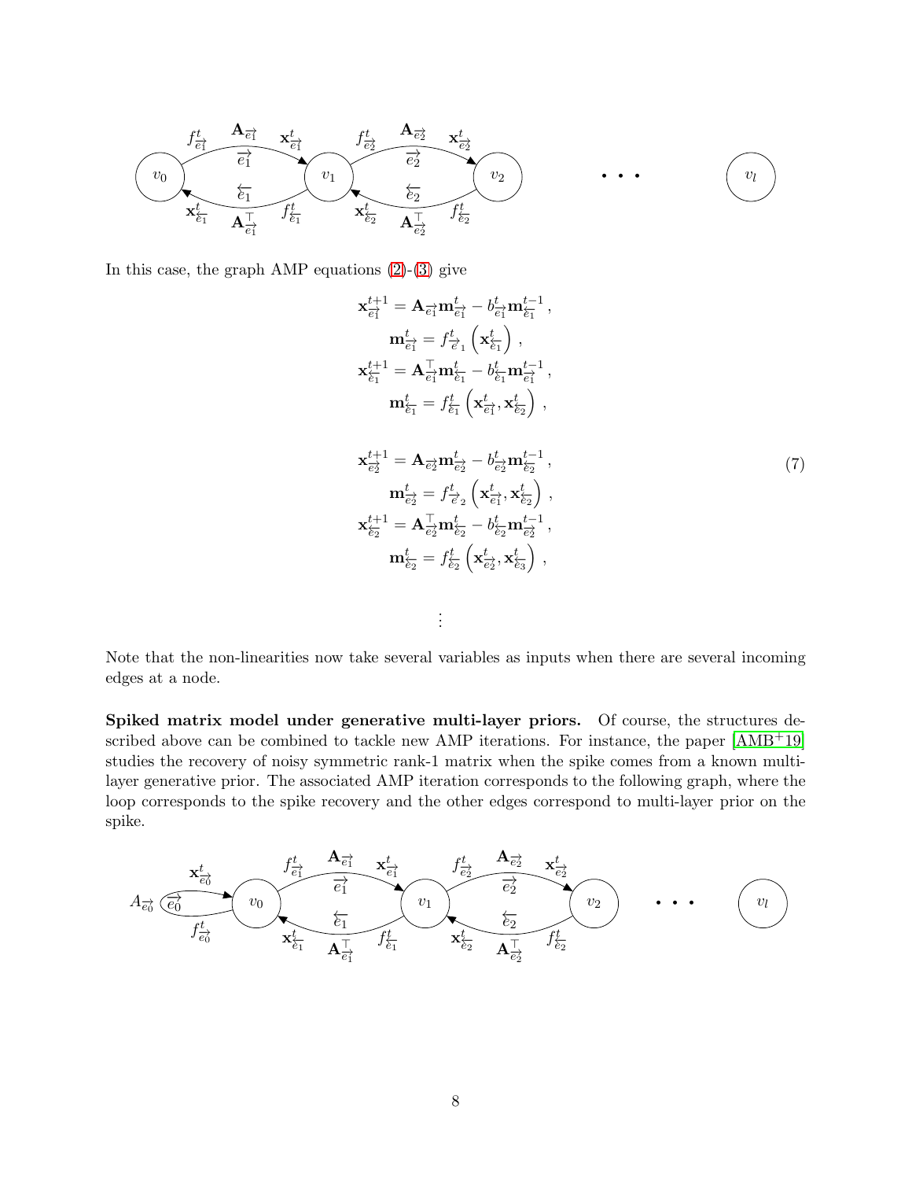In this case, the graph AMP equations (2)-(3) give

$$
\begin{aligned}
\mathbf{x}^{t+1}_{\overrightarrow{e_1}} &= \mathbf{A}_{\overrightarrow{e_1}} \mathbf{m}^t_{\overrightarrow{e_1}} - b^t_{\overrightarrow{e_1}} \mathbf{m}^{t-1}_{\overleftarrow{e_1}} \,, \\
\mathbf{m}^t_{\overrightarrow{e_1}} &= f^t_{\overrightarrow{e}_1} \left( \mathbf{x}^t_{\overleftarrow{e_1}} \right) \,, \\
\mathbf{x}^{t+1}_{\overleftarrow{e_1}} &= \mathbf{A}^\top_{\overrightarrow{e_1}} \mathbf{m}^t_{\overleftarrow{e_1}} - b^t_{\overleftarrow{e_1}} \mathbf{m}^{t-1}_{\overrightarrow{e_1}} \,, \\
\mathbf{m}^t_{\overleftarrow{e_1}} &= f^t_{\overleftarrow{e_1}} \left( \mathbf{x}^t_{\overrightarrow{e_1}}, \mathbf{x}^t_{\overleftarrow{e_2}} \right) \,, \\
\\
\mathbf{x}^{t+1}_{\overrightarrow{e_2}} &= \mathbf{A}_{\overrightarrow{e_2}} \mathbf{m}^t_{\overrightarrow{e_2}} - b^t_{\overrightarrow{e_2}} \mathbf{m}^{t-1}_{\overleftarrow{e_2}} \,, \\
\mathbf{m}^t_{\overrightarrow{e_2}} &= f^t_{\overrightarrow{e}_2} \left( \mathbf{x}^t_{\overrightarrow{e_1}}, \mathbf{x}^t_{\overleftarrow{e_2}} \right) \,, \\
\mathbf{x}^{t+1}_{\overleftarrow{e_2}} &= \mathbf{A}^\top_{\overrightarrow{e_2}} \mathbf{m}^t_{\overleftarrow{e_2}} - b^t_{\overleftarrow{e_2}} \mathbf{m}^{t-1}_{\overrightarrow{e_2}} \,, \\
\mathbf{m}^t_{\overleftarrow{e_2}} &= f^t_{\overleftarrow{e_2}} \left( \mathbf{x}^t_{\overrightarrow{e_2}}, \mathbf{x}^t_{\overleftarrow{e_3}} \right) \,, \\
&\vdots
\end{aligned} \tag{7}
$$

Note that the non-linearities now take several variables as inputs when there are several incoming edges at a node.

**Spiked matrix model under generative multi-layer priors.** Of course, the structures described above can be combined to tackle new AMP iterations. For instance, the paper [AMB+19] studies the recovery of noisy symmetric rank-1 matrix when the spike comes from a known multi-layer generative prior. The associated AMP iteration corresponds to the following graph, where the loop corresponds to the spike recovery and the other edges correspond to multi-layer prior on the spike.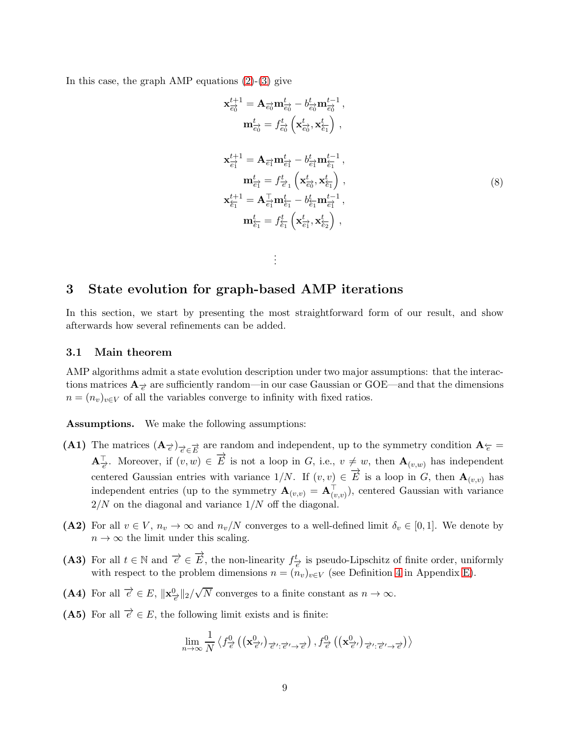In this case, the graph AMP equations (2)-(3) give

$$
\begin{aligned}
\mathbf{x}^{t+1}_{\overrightarrow{e_0}} &= \mathbf{A}_{\overrightarrow{e_0}} \mathbf{m}^t_{\overrightarrow{e_0}} - b^t_{\overrightarrow{e_0}} \mathbf{m}^{t-1}_{\overrightarrow{e_0}} \,, \\
\mathbf{m}^t_{\overrightarrow{e_0}} &= f^t_{\overrightarrow{e_0}} \left( \mathbf{x}^t_{\overrightarrow{e_0}}, \mathbf{x}^t_{\overleftarrow{e_1}} \right) \,, \\
\\
\mathbf{x}^{t+1}_{\overrightarrow{e_1}} &= \mathbf{A}_{\overrightarrow{e_1}} \mathbf{m}^t_{\overrightarrow{e_1}} - b^t_{\overrightarrow{e_1}} \mathbf{m}^{t-1}_{\overleftarrow{e_1}} \,, \\
\mathbf{m}^t_{\overrightarrow{e_1}} &= f^t_{\overrightarrow{e}_1} \left( \mathbf{x}^t_{\overrightarrow{e_0}}, \mathbf{x}^t_{\overleftarrow{e_1}} \right) \,, \\
\mathbf{x}^{t+1}_{\overleftarrow{e_1}} &= \mathbf{A}^\top_{\overrightarrow{e_1}} \mathbf{m}^t_{\overleftarrow{e_1}} - b^t_{\overleftarrow{e_1}} \mathbf{m}^{t-1}_{\overrightarrow{e_1}} \,, \\
\mathbf{m}^t_{\overleftarrow{e_1}} &= f^t_{\overleftarrow{e_1}} \left( \mathbf{x}^t_{\overrightarrow{e_1}}, \mathbf{x}^t_{\overleftarrow{e_2}} \right) \,, \\
&\vdots
\end{aligned}
\tag{8}
$$

## 3 State evolution for graph-based AMP iterations

In this section, we start by presenting the most straightforward form of our result, and show afterwards how several refinements can be added.

### 3.1 Main theorem

AMP algorithms admit a state evolution description under two major assumptions: that the interactions matrices $\mathbf{A}_{\overrightarrow{e}}$ are sufficiently random—in our case Gaussian or GOE—and that the dimensions $n = (n_v)_{v \in V}$ of all the variables converge to infinity with fixed ratios.

**Assumptions.** We make the following assumptions:

**(A1)** The matrices $(\mathbf{A}_{\overrightarrow{e}})_{\overrightarrow{e} \in \overrightarrow{E}}$ are random and independent, up to the symmetry condition $\mathbf{A}_{\overleftarrow{e}} = \mathbf{A}^\top_{\overrightarrow{e}}$. Moreover, if $(v, w) \in \overrightarrow{E}$ is not a loop in $G$, i.e., $v \neq w$, then $\mathbf{A}_{(v,w)}$ has independent centered Gaussian entries with variance $1/N$. If $(v, v) \in \overrightarrow{E}$ is a loop in $G$, then $\mathbf{A}_{(v,v)}$ has independent entries (up to the symmetry $\mathbf{A}_{(v,v)} = \mathbf{A}^\top_{(v,v)}$), centered Gaussian with variance $2/N$ on the diagonal and variance $1/N$ off the diagonal.

**(A2)** For all $v \in V$, $n_v \to \infty$ and $n_v/N$ converges to a well-defined limit $\delta_v \in [0, 1]$. We denote by $n \to \infty$ the limit under this scaling.

**(A3)** For all $t \in \mathbb{N}$ and $\overrightarrow{e} \in \overrightarrow{E}$, the non-linearity $f^t_{\overrightarrow{e}}$ is pseudo-Lipschitz of finite order, uniformly with respect to the problem dimensions $n = (n_v)_{v \in V}$ (see Definition 4 in Appendix E).

**(A4)** For all $\overrightarrow{e} \in E$, $\|\mathbf{x}^0_{\overrightarrow{e}}\|_2/\sqrt{N}$ converges to a finite constant as $n \to \infty$.

**(A5)** For all $\overrightarrow{e} \in E$, the following limit exists and is finite:

$$
\lim_{n \to \infty} \frac{1}{N} \left\langle f^0_{\overrightarrow{e}} \left( \left( \mathbf{x}^0_{\overrightarrow{e}'} \right)_{\overrightarrow{e}' : \overrightarrow{e}' \to \overrightarrow{e}} \right), f^0_{\overrightarrow{e}} \left( \left( \mathbf{x}^0_{\overrightarrow{e}'} \right)_{\overrightarrow{e}' : \overrightarrow{e}' \to \overrightarrow{e}} \right) \right\rangle
$$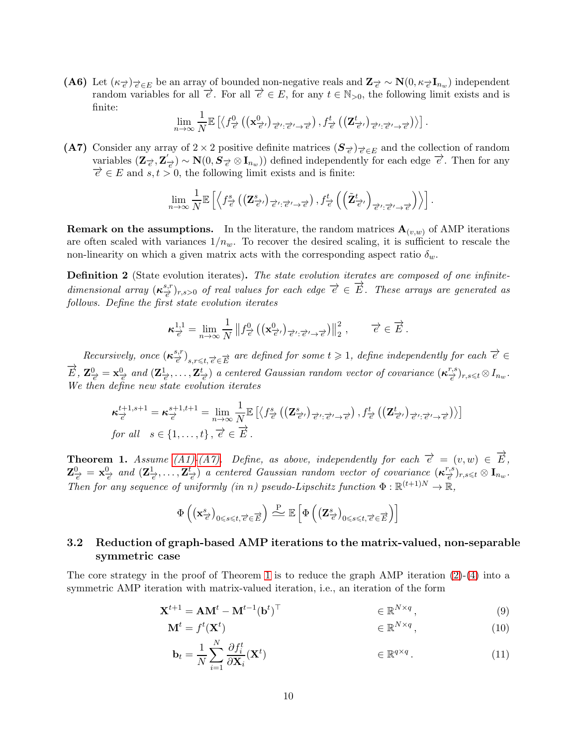**(A6)** Let $(\kappa_{\overrightarrow{e}})_{\overrightarrow{e} \in E}$ be an array of bounded non-negative reals and $\mathbf{Z}_{\overrightarrow{e}} \sim \mathbf{N}(0, \kappa_{\overrightarrow{e}} \mathbf{I}_{n_w})$ independent random variables for all $\overrightarrow{e}$. For all $\overrightarrow{e} \in E$, for any $t \in \mathbb{N}_{>0}$, the following limit exists and is finite:

$$\lim_{n \to \infty} \frac{1}{N} \mathbb{E}\left[\left\langle f^0_{\overrightarrow{e}}\left((\mathbf{x}^0_{\overrightarrow{e}'})_{\overrightarrow{e}':\overrightarrow{e}' \to \overrightarrow{e}}\right), f^t_{\overrightarrow{e}}\left((\mathbf{Z}^t_{\overrightarrow{e}'})_{\overrightarrow{e}':\overrightarrow{e}' \to \overrightarrow{e}}\right)\right\rangle\right].$$

**(A7)** Consider any array of $2 \times 2$ positive definite matrices $(\boldsymbol{S}_{\overrightarrow{e}})_{\overrightarrow{e} \in E}$ and the collection of random variables $(\mathbf{Z}_{\overrightarrow{e}}, \mathbf{Z}^{'}_{\overrightarrow{e}}) \sim \mathbf{N}(0, \boldsymbol{S}_{\overrightarrow{e}} \otimes \mathbf{I}_{n_w}))$ defined independently for each edge $\overrightarrow{e}$. Then for any $\overrightarrow{e} \in E$ and $s, t > 0$, the following limit exists and is finite:

$$\lim_{n \to \infty} \frac{1}{N} \mathbb{E}\left[\left\langle f^s_{\overrightarrow{e}}\left((\mathbf{Z}^s_{\overrightarrow{e}'})_{\overrightarrow{e}':\overrightarrow{e}' \to \overrightarrow{e}}\right), f^t_{\overrightarrow{e}}\left(\left(\tilde{\mathbf{Z}}^t_{\overrightarrow{e}'}\right)_{\overrightarrow{e}':\overrightarrow{e}' \to \overrightarrow{e}}\right)\right\rangle\right].$$

**Remark on the assumptions.** In the literature, the random matrices $\mathbf{A}_{(v,w)}$ of AMP iterations are often scaled with variances $1/n_w$. To recover the desired scaling, it is sufficient to rescale the non-linearity on which a given matrix acts with the corresponding aspect ratio $\delta_w$.

**Definition 2** (State evolution iterates). *The state evolution iterates are composed of one infinite-dimensional array $(\boldsymbol{\kappa}^{s,r}_{\overrightarrow{e}})_{r,s>0}$ of real values for each edge $\overrightarrow{e} \in \overrightarrow{E}$. These arrays are generated as follows. Define the first state evolution iterates*

$$\boldsymbol{\kappa}^{1,1}_{\overrightarrow{e}} = \lim_{n \to \infty} \frac{1}{N} \left\| f^0_{\overrightarrow{e}}\left((\mathbf{x}^0_{\overrightarrow{e}'})_{\overrightarrow{e}':\overrightarrow{e}' \to \overrightarrow{e}}\right)\right\|_2^2, \qquad \overrightarrow{e} \in \overrightarrow{E}.$$

*Recursively, once $(\boldsymbol{\kappa}^{s,r}_{\overrightarrow{e}})_{s,r \leqslant t, \overrightarrow{e} \in \overrightarrow{E}}$ are defined for some $t \geqslant 1$, define independently for each $\overrightarrow{e} \in \overrightarrow{E}$, $\mathbf{Z}^0_{\overrightarrow{e}} = \mathbf{x}^0_{\overrightarrow{e}}$ and $(\mathbf{Z}^1_{\overrightarrow{e}}, \ldots, \mathbf{Z}^t_{\overrightarrow{e}})$ a centered Gaussian random vector of covariance $(\boldsymbol{\kappa}^{r,s}_{\overrightarrow{e}})_{r,s \leqslant t} \otimes I_{n_w}$. We then define new state evolution iterates*

$$\boldsymbol{\kappa}^{t+1,s+1}_{\overrightarrow{e}} = \boldsymbol{\kappa}^{s+1,t+1}_{\overrightarrow{e}} = \lim_{n \to \infty} \frac{1}{N} \mathbb{E}\left[\left\langle f^s_{\overrightarrow{e}}\left((\mathbf{Z}^s_{\overrightarrow{e}'})_{\overrightarrow{e}':\overrightarrow{e}' \to \overrightarrow{e}}\right), f^t_{\overrightarrow{e}}\left((\mathbf{Z}^t_{\overrightarrow{e}'})_{\overrightarrow{e}':\overrightarrow{e}' \to \overrightarrow{e}}\right)\right\rangle\right]$$
$$\text{for all} \quad s \in \{1, \ldots, t\}, \overrightarrow{e} \in \overrightarrow{E}.$$

**Theorem 1.** *Assume (A1)-(A7). Define, as above, independently for each $\overrightarrow{e} = (v, w) \in \overrightarrow{E}$, $\mathbf{Z}^0_{\overrightarrow{e}} = \mathbf{x}^0_{\overrightarrow{e}}$ and $(\mathbf{Z}^1_{\overrightarrow{e}}, \ldots, \mathbf{Z}^t_{\overrightarrow{e}})$ a centered Gaussian random vector of covariance $(\boldsymbol{\kappa}^{r,s}_{\overrightarrow{e}})_{r,s \leqslant t} \otimes \mathbf{I}_{n_w}$. Then for any sequence of uniformly (in $n$) pseudo-Lipschitz function $\Phi : \mathbb{R}^{(t+1)N} \to \mathbb{R}$,*

$$\Phi\left((\mathbf{x}^s_{\overrightarrow{e}})_{0 \leqslant s \leqslant t, \overrightarrow{e} \in \overrightarrow{E}}\right) \xrightarrow{\text{P}} \mathbb{E}\left[\Phi\left((\mathbf{Z}^s_{\overrightarrow{e}})_{0 \leqslant s \leqslant t, \overrightarrow{e} \in \overrightarrow{E}}\right)\right]$$

## 3.2 Reduction of graph-based AMP iterations to the matrix-valued, non-separable symmetric case

The core strategy in the proof of Theorem 1 is to reduce the graph AMP iteration (2)-(4) into a symmetric AMP iteration with matrix-valued iteration, i.e., an iteration of the form

$$\mathbf{X}^{t+1} = \mathbf{A}\mathbf{M}^t - \mathbf{M}^{t-1}(\mathbf{b}^t)^\top \qquad \in \mathbb{R}^{N \times q}, \tag{9}$$

$$\mathbf{M}^t = f^t(\mathbf{X}^t) \qquad \in \mathbb{R}^{N \times q}, \tag{10}$$

$$\mathbf{b}_t = \frac{1}{N} \sum_{i=1}^{N} \frac{\partial f^t_i}{\partial \mathbf{X}_i}(\mathbf{X}^t) \qquad \in \mathbb{R}^{q \times q}. \tag{11}$$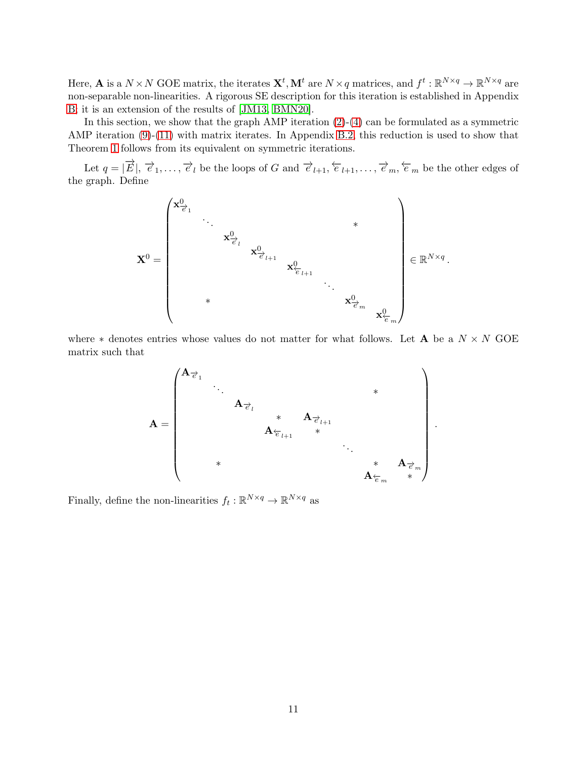Here, $\mathbf{A}$ is a $N \times N$ GOE matrix, the iterates $\mathbf{X}^t, \mathbf{M}^t$ are $N \times q$ matrices, and $f^t : \mathbb{R}^{N \times q} \to \mathbb{R}^{N \times q}$ are non-separable non-linearities. A rigorous SE description for this iteration is established in Appendix B; it is an extension of the results of [JM13, BMN20].

In this section, we show that the graph AMP iteration (2)-(4) can be formulated as a symmetric AMP iteration (9)-(11) with matrix iterates. In Appendix B.2, this reduction is used to show that Theorem 1 follows from its equivalent on symmetric iterations.

Let $q = |\overrightarrow{E}|$, $\overrightarrow{e}_1, \dots, \overrightarrow{e}_l$ be the loops of $G$ and $\overrightarrow{e}_{l+1}, \overleftarrow{e}_{l+1}, \dots, \overrightarrow{e}_m, \overleftarrow{e}_m$ be the other edges of the graph. Define

$$\mathbf{X}^0 = \begin{pmatrix} \mathbf{x}^0_{\overrightarrow{e}_1} & & & & & & & \\ & \ddots & & & & & * & \\ & & \mathbf{x}^0_{\overrightarrow{e}_l} & & & & & \\ & & & \mathbf{x}^0_{\overrightarrow{e}_{l+1}} & & & & \\ & & & & \mathbf{x}^0_{\overleftarrow{e}_{l+1}} & & & \\ & & & & & \ddots & & \\ & * & & & & & \mathbf{x}^0_{\overrightarrow{e}_m} & \\ & & & & & & & \mathbf{x}^0_{\overleftarrow{e}_m} \end{pmatrix} \in \mathbb{R}^{N \times q}.$$

where $*$ denotes entries whose values do not matter for what follows. Let $\mathbf{A}$ be a $N \times N$ GOE matrix such that

$$\mathbf{A} = \begin{pmatrix} \mathbf{A}_{\overrightarrow{e}_1} & & & & & & & \\ & \ddots & & & & & * & \\ & & \mathbf{A}_{\overrightarrow{e}_l} & & & & & \\ & & & * & \mathbf{A}_{\overrightarrow{e}_{l+1}} & & & \\ & & & \mathbf{A}_{\overleftarrow{e}_{l+1}} & * & & & \\ & & & & & \ddots & & \\ & * & & & & & * & \mathbf{A}_{\overrightarrow{e}_m} \\ & & & & & & \mathbf{A}_{\overleftarrow{e}_m} & * \end{pmatrix}.$$

Finally, define the non-linearities $f_t : \mathbb{R}^{N \times q} \to \mathbb{R}^{N \times q}$ as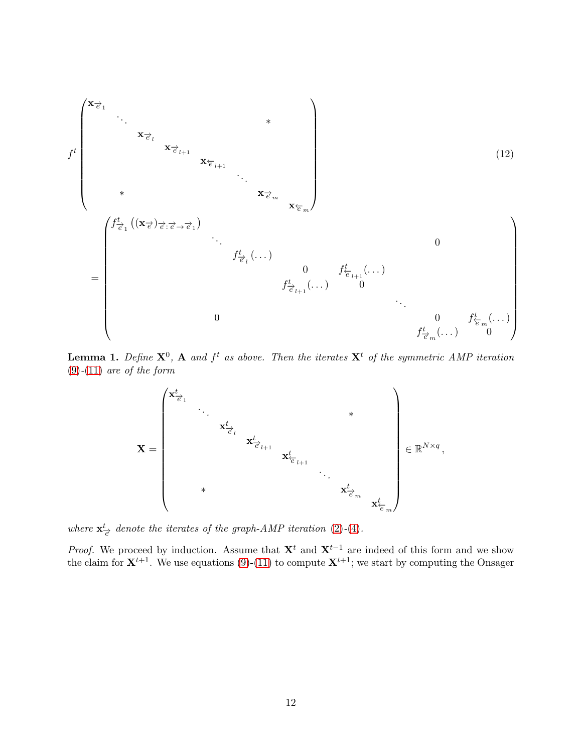$$
f^t \begin{pmatrix}
\mathbf{x}_{\vec{e}_1} & & & & & & & \\
& \ddots & & & & & * & \\
& & \mathbf{x}_{\vec{e}_l} & & & & & \\
& & & \mathbf{x}_{\vec{e}_{l+1}} & & & & \\
& & & & \mathbf{x}_{\overleftarrow{e}_{l+1}} & & & \\
& & & & & \ddots & & \\
& * & & & & & \mathbf{x}_{\vec{e}_m} & \\
& & & & & & & \mathbf{x}_{\overleftarrow{e}_m}
\end{pmatrix} \tag{12}
$$

$$
= \begin{pmatrix}
f^t_{\vec{e}_1}\left((\mathbf{x}_{\vec{e}})_{\vec{e}:\vec{e}\to\vec{e}_1}\right) & & & & & & & \\
& \ddots & & & & & 0 & \\
& & f^t_{\vec{e}_l}(\dots) & & & & & \\
& & & 0 & f^t_{\overleftarrow{e}_{l+1}}(\dots) & & & \\
& & & f^t_{\vec{e}_{l+1}}(\dots) & 0 & & & \\
& & & & & \ddots & & \\
& 0 & & & & & 0 & f^t_{\overleftarrow{e}_m}(\dots) \\
& & & & & & f^t_{\vec{e}_m}(\dots) & 0
\end{pmatrix}
$$

**Lemma 1.** *Define $\mathbf{X}^0$, $\mathbf{A}$ and $f^t$ as above. Then the iterates $\mathbf{X}^t$ of the symmetric AMP iteration (9)-(11) are of the form*

$$
\mathbf{X} = \begin{pmatrix}
\mathbf{x}^t_{\vec{e}_1} & & & & & & & \\
& \ddots & & & & & * & \\
& & \mathbf{x}^t_{\vec{e}_l} & & & & & \\
& & & \mathbf{x}^t_{\vec{e}_{l+1}} & & & & \\
& & & & \mathbf{x}^t_{\overleftarrow{e}_{l+1}} & & & \\
& & & & & \ddots & & \\
& * & & & & & \mathbf{x}^t_{\vec{e}_m} & \\
& & & & & & & \mathbf{x}^t_{\overleftarrow{e}_m}
\end{pmatrix} \in \mathbb{R}^{N\times q},
$$

*where $\mathbf{x}^t_{\vec{e}}$ denote the iterates of the graph-AMP iteration (2)-(4).*

*Proof.* We proceed by induction. Assume that $\mathbf{X}^t$ and $\mathbf{X}^{t-1}$ are indeed of this form and we show the claim for $\mathbf{X}^{t+1}$. We use equations (9)-(11) to compute $\mathbf{X}^{t+1}$; we start by computing the Onsager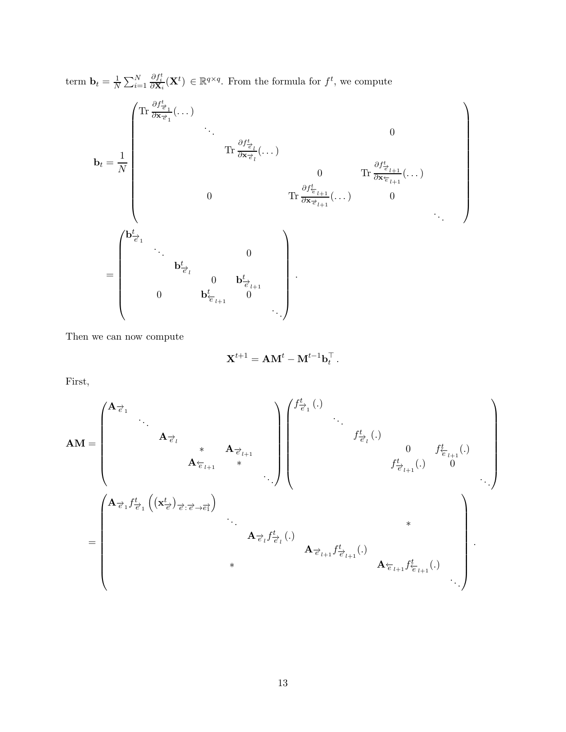term $\mathbf{b}_t = \frac{1}{N}\sum_{i=1}^{N} \frac{\partial f_i^t}{\partial \mathbf{X}_i}(\mathbf{X}^t) \in \mathbb{R}^{q\times q}$. From the formula for $f^t$, we compute

$$
\mathbf{b}_t = \frac{1}{N}\begin{pmatrix}
\operatorname{Tr}\frac{\partial f^t_{\overrightarrow{e}_1}}{\partial \mathbf{x}_{\overrightarrow{e}_1}}(\dots) & & & & & \\
& \ddots & & & 0 & \\
& & \operatorname{Tr}\frac{\partial f^t_{\overrightarrow{e}_l}}{\partial \mathbf{x}_{\overrightarrow{e}_l}}(\dots) & & & \\
& & & 0 & \operatorname{Tr}\frac{\partial f^t_{\overrightarrow{e}_{l+1}}}{\partial \mathbf{x}_{\overleftarrow{e}_{l+1}}}(\dots) & \\
& 0 & & \operatorname{Tr}\frac{\partial f^t_{\overleftarrow{e}_{l+1}}}{\partial \mathbf{x}_{\overrightarrow{e}_{l+1}}}(\dots) & 0 & \\
& & & & & \ddots
\end{pmatrix}
= \begin{pmatrix}
\mathbf{b}^t_{\overrightarrow{e}_1} & & & & & \\
& \ddots & & & 0 & \\
& & \mathbf{b}^t_{\overrightarrow{e}_l} & & & \\
& & & 0 & \mathbf{b}^t_{\overrightarrow{e}_{l+1}} & \\
& 0 & & \mathbf{b}^t_{\overleftarrow{e}_{l+1}} & 0 & \\
& & & & & \ddots
\end{pmatrix}.
$$

Then we can now compute

$$
\mathbf{X}^{t+1} = \mathbf{A}\mathbf{M}^t - \mathbf{M}^{t-1}\mathbf{b}_t^\top .
$$

First,

$$
\mathbf{A}\mathbf{M} = \begin{pmatrix}
\mathbf{A}_{\overrightarrow{e}_1} & & & & \\
& \ddots & & & \\
& & \mathbf{A}_{\overrightarrow{e}_l} & & \\
& & & * & \mathbf{A}_{\overrightarrow{e}_{l+1}} \\
& & & \mathbf{A}_{\overleftarrow{e}_{l+1}} & * \\
& & & & & \ddots
\end{pmatrix}
\begin{pmatrix}
f^t_{\overrightarrow{e}_1}(.) & & & & \\
& \ddots & & & \\
& & f^t_{\overrightarrow{e}_l}(.) & & \\
& & & 0 & f^t_{\overleftarrow{e}_{l+1}}(.) \\
& & & f^t_{\overrightarrow{e}_{l+1}}(.) & 0 \\
& & & & & \ddots
\end{pmatrix}
$$

$$
= \begin{pmatrix}
\mathbf{A}_{\overrightarrow{e}_1} f^t_{\overrightarrow{e}_1}\left(\left(\mathbf{x}^t_{\overrightarrow{e}}\right)_{\overrightarrow{e}:\overrightarrow{e}\to\overrightarrow{e_1}}\right) & & & & \\
& \ddots & & & * \\
& & \mathbf{A}_{\overrightarrow{e}_l} f^t_{\overrightarrow{e}_l}(.) & & \\
& & & \mathbf{A}_{\overrightarrow{e}_{l+1}} f^t_{\overrightarrow{e}_{l+1}}(.) & \\
& * & & & \mathbf{A}_{\overleftarrow{e}_{l+1}} f^t_{\overleftarrow{e}_{l+1}}(.) \\
& & & & & \ddots
\end{pmatrix}.
$$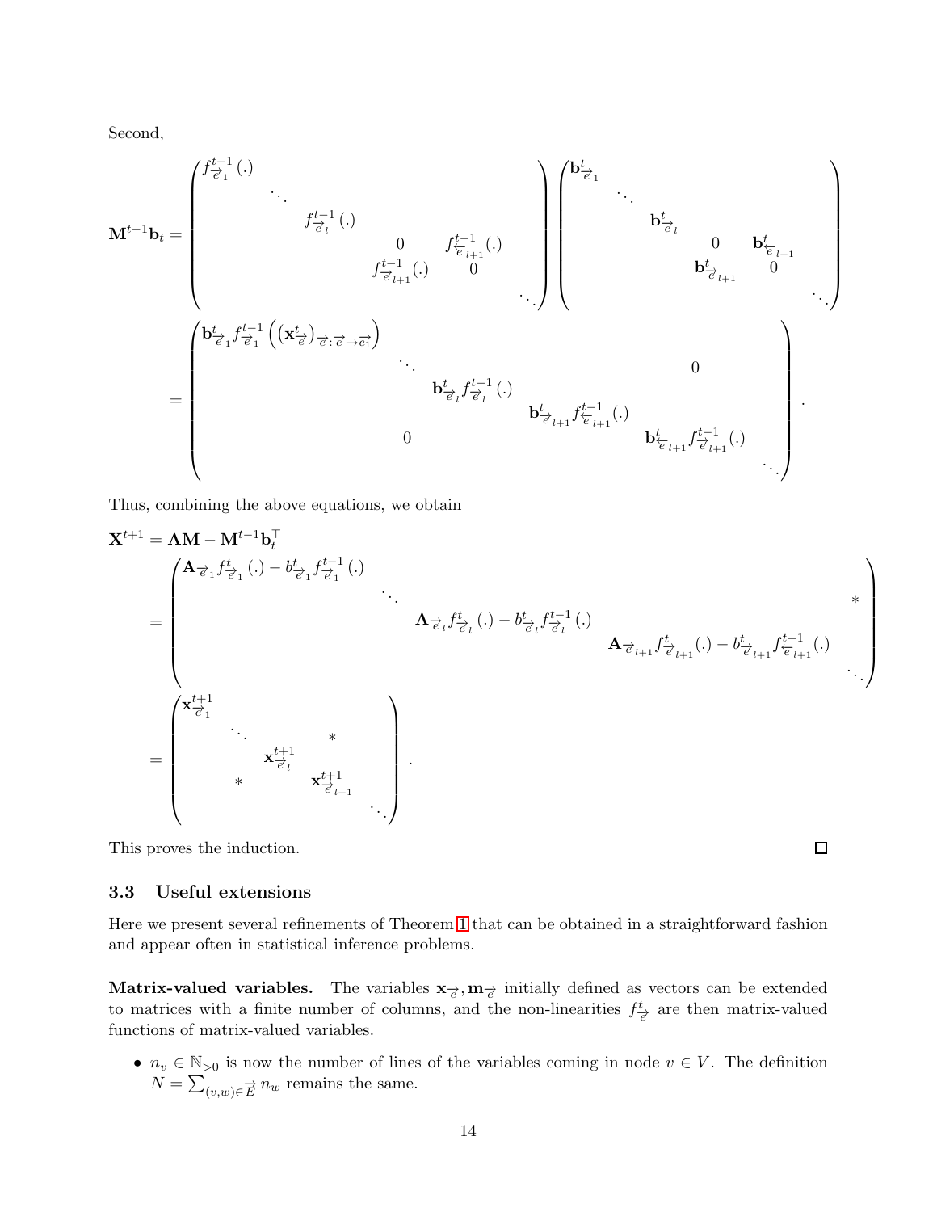Second,

$$
\mathbf{M}^{t-1}\mathbf{b}_t = \begin{pmatrix} f^{t-1}_{\overrightarrow{e}_1}(.) & & & & & \\ & \ddots & & & & \\ & & f^{t-1}_{\overrightarrow{e}_l}(.) & & & \\ & & & 0 & f^{t-1}_{\overleftarrow{e}_{l+1}}(.) & \\ & & & f^{t-1}_{\overrightarrow{e}_{l+1}}(.) & 0 & \\ & & & & & \ddots \end{pmatrix} \begin{pmatrix} \mathbf{b}^t_{\overrightarrow{e}_1} & & & & & \\ & \ddots & & & & \\ & & \mathbf{b}^t_{\overrightarrow{e}_l} & & & \\ & & & 0 & \mathbf{b}^t_{\overleftarrow{e}_{l+1}} & \\ & & & \mathbf{b}^t_{\overrightarrow{e}_{l+1}} & 0 & \\ & & & & & \ddots \end{pmatrix}
$$

$$
= \begin{pmatrix} \mathbf{b}^t_{\overrightarrow{e}_1} f^{t-1}_{\overrightarrow{e}_1}\left(\left(\mathbf{x}^t_{\overrightarrow{e}}\right)_{\overrightarrow{e}:\overrightarrow{e}\to\overrightarrow{e_1}}\right) & & & & & \\ & \ddots & & & 0 & \\ & & \mathbf{b}^t_{\overrightarrow{e}_l} f^{t-1}_{\overrightarrow{e}_l}(.) & & & \\ & & & \mathbf{b}^t_{\overrightarrow{e}_{l+1}} f^{t-1}_{\overleftarrow{e}_{l+1}}(.) & & \\ & 0 & & & \mathbf{b}^t_{\overleftarrow{e}_{l+1}} f^{t-1}_{\overrightarrow{e}_{l+1}}(.) & \\ & & & & & \ddots \end{pmatrix}.
$$

Thus, combining the above equations, we obtain

$$
\begin{aligned}
\mathbf{X}^{t+1} &= \mathbf{A}\mathbf{M} - \mathbf{M}^{t-1}\mathbf{b}_t^\top \\
&= \begin{pmatrix} \mathbf{A}_{\overrightarrow{e}_1} f^t_{\overrightarrow{e}_1}(.) - b^t_{\overrightarrow{e}_1} f^{t-1}_{\overrightarrow{e}_1}(.) & & & \\ & \ddots & & * \\ & & \mathbf{A}_{\overrightarrow{e}_l} f^t_{\overrightarrow{e}_l}(.) - b^t_{\overrightarrow{e}_l} f^{t-1}_{\overrightarrow{e}_l}(.) & \\ & & & \mathbf{A}_{\overrightarrow{e}_{l+1}} f^t_{\overrightarrow{e}_{l+1}}(.) - b^t_{\overrightarrow{e}_{l+1}} f^{t-1}_{\overleftarrow{e}_{l+1}}(.) \\ & & & & \ddots \end{pmatrix} \\
&= \begin{pmatrix} \mathbf{x}^{t+1}_{\overrightarrow{e}_1} & & & \\ & \ddots & * & \\ & & \mathbf{x}^{t+1}_{\overrightarrow{e}_l} & \\ & * & & \mathbf{x}^{t+1}_{\overrightarrow{e}_{l+1}} \\ & & & & \ddots \end{pmatrix}.
\end{aligned}
$$

This proves the induction. □

### 3.3 Useful extensions

Here we present several refinements of Theorem 1 that can be obtained in a straightforward fashion and appear often in statistical inference problems.

**Matrix-valued variables.** The variables $\mathbf{x}_{\overrightarrow{e}}, \mathbf{m}_{\overrightarrow{e}}$ initially defined as vectors can be extended to matrices with a finite number of columns, and the non-linearities $f^t_{\overrightarrow{e}}$ are then matrix-valued functions of matrix-valued variables.

- $n_v \in \mathbb{N}_{>0}$ is now the number of lines of the variables coming in node $v \in V$. The definition $N = \sum_{(v,w)\in\overrightarrow{E}} n_w$ remains the same.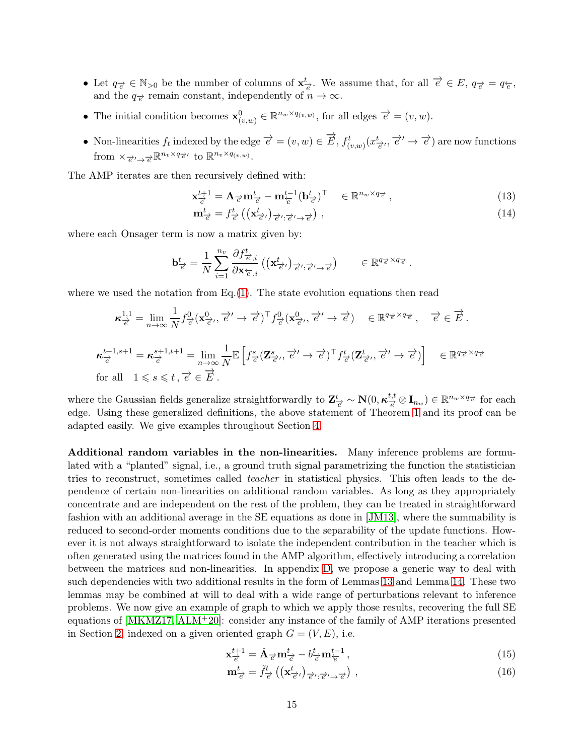- Let $q_{\overrightarrow{e}} \in \mathbb{N}_{>0}$ be the number of columns of $\mathbf{x}^t_{\overrightarrow{e}}$. We assume that, for all $\overrightarrow{e} \in E$, $q_{\overrightarrow{e}} = q_{\overleftarrow{e}}$, and the $q_{\overrightarrow{e}}$ remain constant, independently of $n \to \infty$.
- The initial condition becomes $\mathbf{x}^0_{(v,w)} \in \mathbb{R}^{n_w \times q_{(v,w)}}$, for all edges $\overrightarrow{e} = (v, w)$.
- Non-linearities $f_t$ indexed by the edge $\overrightarrow{e} = (v, w) \in \overrightarrow{E}$, $f^t_{(v,w)}(x^t_{\overrightarrow{e}'}, \overrightarrow{e}' \to \overrightarrow{e})$ are now functions from $\times_{\overrightarrow{e}' \to \overrightarrow{e}} \mathbb{R}^{n_v \times q_{\overrightarrow{e}'}}$ to $\mathbb{R}^{n_v \times q_{(v,w)}}$.

The AMP iterates are then recursively defined with:

$$\mathbf{x}^{t+1}_{\overrightarrow{e}} = \mathbf{A}_{\overrightarrow{e}} \mathbf{m}^t_{\overrightarrow{e}} - \mathbf{m}^{t-1}_{\overleftarrow{e}} (\mathbf{b}^t_{\overrightarrow{e}})^\top \quad \in \mathbb{R}^{n_w \times q_{\overrightarrow{e}}} , \tag{13}$$

$$\mathbf{m}^t_{\overrightarrow{e}} = f^t_{\overrightarrow{e}} \left( (\mathbf{x}^t_{\overrightarrow{e}'})_{\overrightarrow{e}' : \overrightarrow{e}' \to \overrightarrow{e}} \right) , \tag{14}$$

where each Onsager term is now a matrix given by:

$$\mathbf{b}^t_{\overrightarrow{e}} = \frac{1}{N} \sum_{i=1}^{n_v} \frac{\partial f^t_{\overrightarrow{e},i}}{\partial \mathbf{x}_{\overleftarrow{e},i}} \left( (\mathbf{x}^t_{\overrightarrow{e}'})_{\overrightarrow{e}' : \overrightarrow{e}' \to \overrightarrow{e}} \right) \qquad \in \mathbb{R}^{q_{\overrightarrow{e}} \times q_{\overrightarrow{e}}} .$$

where we used the notation from Eq.(1). The state evolution equations then read

$$\boldsymbol{\kappa}^{1,1}_{\overrightarrow{e}} = \lim_{n \to \infty} \frac{1}{N} f^0_{\overrightarrow{e}} (\mathbf{x}^0_{\overrightarrow{e}'}, \overrightarrow{e}' \to \overrightarrow{e})^\top f^0_{\overrightarrow{e}} (\mathbf{x}^0_{\overrightarrow{e}'}, \overrightarrow{e}' \to \overrightarrow{e}) \quad \in \mathbb{R}^{q_{\overrightarrow{e}} \times q_{\overrightarrow{e}}} , \quad \overrightarrow{e} \in \overrightarrow{E} .$$

$$\boldsymbol{\kappa}^{t+1,s+1}_{\overrightarrow{e}} = \boldsymbol{\kappa}^{s+1,t+1}_{\overrightarrow{e}} = \lim_{n \to \infty} \frac{1}{N} \mathbb{E} \left[ f^s_{\overrightarrow{e}} (\mathbf{Z}^s_{\overrightarrow{e}'}, \overrightarrow{e}' \to \overrightarrow{e})^\top f^t_{\overrightarrow{e}} (\mathbf{Z}^t_{\overrightarrow{e}'}, \overrightarrow{e}' \to \overrightarrow{e}) \right] \quad \in \mathbb{R}^{q_{\overrightarrow{e}} \times q_{\overrightarrow{e}}}$$
$$\text{for all} \quad 1 \leqslant s \leqslant t \, , \overrightarrow{e} \in \overrightarrow{E} .$$

where the Gaussian fields generalize straightforwardly to $\mathbf{Z}^t_{\overrightarrow{e}} \sim \mathbf{N}(0, \boldsymbol{\kappa}^{t,t}_{\overrightarrow{e}} \otimes \mathbf{I}_{n_w}) \in \mathbb{R}^{n_w \times q_{\overrightarrow{e}}}$ for each edge. Using these generalized definitions, the above statement of Theorem 1 and its proof can be adapted easily. We give examples throughout Section 4.

**Additional random variables in the non-linearities.** Many inference problems are formulated with a "planted" signal, i.e., a ground truth signal parametrizing the function the statistician tries to reconstruct, sometimes called *teacher* in statistical physics. This often leads to the dependence of certain non-linearities on additional random variables. As long as they appropriately concentrate and are independent on the rest of the problem, they can be treated in straightforward fashion with an additional average in the SE equations as done in [JM13], where the summability is reduced to second-order moments conditions due to the separability of the update functions. However it is not always straightforward to isolate the independent contribution in the teacher which is often generated using the matrices found in the AMP algorithm, effectively introducing a correlation between the matrices and non-linearities. In appendix D, we propose a generic way to deal with such dependencies with two additional results in the form of Lemmas 13 and Lemma 14. These two lemmas may be combined at will to deal with a wide range of perturbations relevant to inference problems. We now give an example of graph to which we apply those results, recovering the full SE equations of [MKMZ17, ALM+20]: consider any instance of the family of AMP iterations presented in Section 2, indexed on a given oriented graph $G = (V, E)$, i.e.

$$\mathbf{x}^{t+1}_{\overrightarrow{e}} = \hat{\mathbf{A}}_{\overrightarrow{e}} \mathbf{m}^t_{\overrightarrow{e}} - b^t_{\overrightarrow{e}} \mathbf{m}^{t-1}_{\overleftarrow{e}} , \tag{15}$$

$$\mathbf{m}^t_{\overrightarrow{e}} = \tilde{f}^t_{\overrightarrow{e}} \left( (\mathbf{x}^t_{\overrightarrow{e}'})_{\overrightarrow{e}' : \overrightarrow{e}' \to \overrightarrow{e}} \right) , \tag{16}$$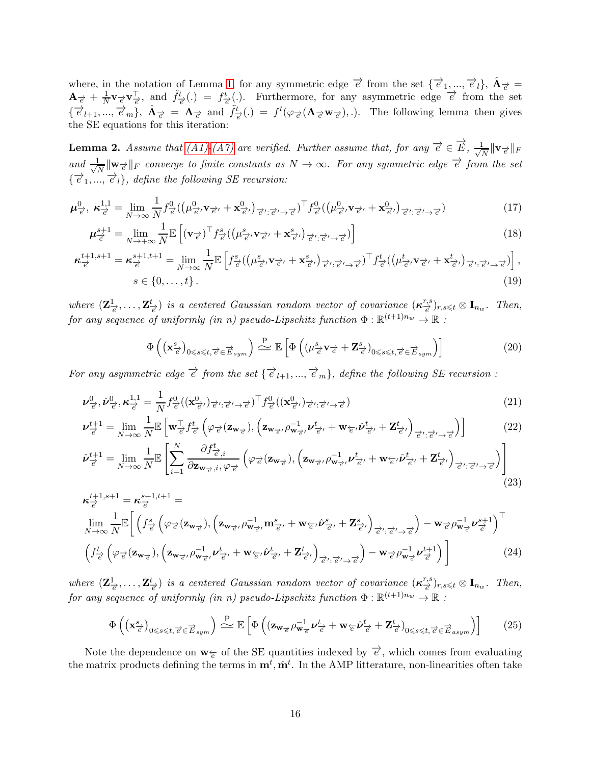where, in the notation of Lemma 1, for any symmetric edge $\overrightarrow{e}$ from the set $\{\overrightarrow{e}_1, ..., \overrightarrow{e}_l\}$, $\hat{\mathbf{A}}_{\overrightarrow{e}} = \mathbf{A}_{\overrightarrow{e}} + \frac{1}{N}\mathbf{v}_{\overrightarrow{e}}\mathbf{v}_{\overrightarrow{e}}^\top$, and $\tilde{f}^t_{\overrightarrow{e}}(.) = f^t_{\overrightarrow{e}}(.)$. Furthermore, for any asymmetric edge $\overrightarrow{e}$ from the set $\{\overrightarrow{e}_{l+1}, ..., \overrightarrow{e}_m\}$, $\hat{\mathbf{A}}_{\overrightarrow{e}} = \mathbf{A}_{\overrightarrow{e}}$ and $\tilde{f}^t_{\overrightarrow{e}}(.) = f^t(\varphi_{\overrightarrow{e}}(\mathbf{A}_{\overrightarrow{e}}\mathbf{w}_{\overrightarrow{e}}), .)$. The following lemma then gives the SE equations for this iteration:

**Lemma 2.** *Assume that (A1)-(A7) are verified. Further assume that, for any $\overrightarrow{e} \in \overrightarrow{E}$, $\frac{1}{\sqrt{N}}\|\mathbf{v}_{\overrightarrow{e}}\|_F$ and $\frac{1}{\sqrt{N}}\|\mathbf{w}_{\overrightarrow{e}}\|_F$ converge to finite constants as $N \to \infty$. For any symmetric edge $\overrightarrow{e}$ from the set $\{\overrightarrow{e}_1, ..., \overrightarrow{e}_l\}$, define the following SE recursion:*

$$\boldsymbol{\mu}^0_{\overrightarrow{e}},\ \boldsymbol{\kappa}^{1,1}_{\overrightarrow{e}} = \lim_{N\to\infty} \frac{1}{N} f^0_{\overrightarrow{e}}\big((\mu^0_{\overrightarrow{e}'}\mathbf{v}_{\overrightarrow{e}'} + \mathbf{x}^0_{\overrightarrow{e}'})_{\overrightarrow{e}':\overrightarrow{e}'\to\overrightarrow{e}}\big)^\top f^0_{\overrightarrow{e}}\big((\mu^0_{\overrightarrow{e}'}\mathbf{v}_{\overrightarrow{e}'} + \mathbf{x}^0_{\overrightarrow{e}'})_{\overrightarrow{e}':\overrightarrow{e}'\to\overrightarrow{e}}\big) \tag{17}$$

$$\boldsymbol{\mu}^{s+1}_{\overrightarrow{e}} = \lim_{N\to+\infty} \frac{1}{N}\mathbb{E}\left[(\mathbf{v}_{\overrightarrow{e}})^\top f^s_{\overrightarrow{e}}\big((\mu^s_{\overrightarrow{e}'}\mathbf{v}_{\overrightarrow{e}'} + \mathbf{x}^s_{\overrightarrow{e}'})_{\overrightarrow{e}':\overrightarrow{e}'\to\overrightarrow{e}}\big)\right] \tag{18}$$

$$\boldsymbol{\kappa}^{t+1,s+1}_{\overrightarrow{e}} = \boldsymbol{\kappa}^{s+1,t+1}_{\overrightarrow{e}} = \lim_{N\to\infty}\frac{1}{N}\mathbb{E}\left[f^s_{\overrightarrow{e}}\big((\mu^s_{\overrightarrow{e}'}\mathbf{v}_{\overrightarrow{e}'} + \mathbf{x}^s_{\overrightarrow{e}'})_{\overrightarrow{e}':\overrightarrow{e}'\to\overrightarrow{e}}\big)^\top f^t_{\overrightarrow{e}}\big((\mu^t_{\overrightarrow{e}'}\mathbf{v}_{\overrightarrow{e}'} + \mathbf{x}^t_{\overrightarrow{e}'})_{\overrightarrow{e}':\overrightarrow{e}'\to\overrightarrow{e}}\big)\right],$$
$$s \in \{0, \ldots, t\}. \tag{19}$$

*where $(\mathbf{Z}^1_{\overrightarrow{e}}, \ldots, \mathbf{Z}^t_{\overrightarrow{e}})$ is a centered Gaussian random vector of covariance $(\boldsymbol{\kappa}^{r,s}_{\overrightarrow{e}})_{r,s\leqslant t} \otimes \mathbf{I}_{n_w}$. Then, for any sequence of uniformly (in $n$) pseudo-Lipschitz function $\Phi : \mathbb{R}^{(t+1)n_w} \to \mathbb{R}$ :*

$$\Phi\left(\left(\mathbf{x}^s_{\overrightarrow{e}}\right)_{0\leqslant s\leqslant t, \overrightarrow{e}\in\overrightarrow{E}_{sym}}\right) \stackrel{\mathrm{P}}{\simeq} \mathbb{E}\left[\Phi\left(\left(\mu^s_{\overrightarrow{e}}\mathbf{v}_{\overrightarrow{e}} + \mathbf{Z}^s_{\overrightarrow{e}}\right)_{0\leqslant s\leqslant t, \overrightarrow{e}\in\overrightarrow{E}_{sym}}\right)\right] \tag{20}$$

*For any asymmetric edge $\overrightarrow{e}$ from the set $\{\overrightarrow{e}_{l+1}, ..., \overrightarrow{e}_m\}$, define the following SE recursion :*

$$\boldsymbol{\nu}^0_{\overrightarrow{e}}, \hat{\boldsymbol{\nu}}^0_{\overrightarrow{e}}, \boldsymbol{\kappa}^{1,1}_{\overrightarrow{e}} = \frac{1}{N} f^0_{\overrightarrow{e}}((\mathbf{x}^0_{\overrightarrow{e}'})_{\overrightarrow{e}':\overrightarrow{e}'\to\overrightarrow{e}})^\top f^0_{\overrightarrow{e}}((\mathbf{x}^0_{\overrightarrow{e}'})_{\overrightarrow{e}':\overrightarrow{e}'\to\overrightarrow{e}}) \tag{21}$$

$$\boldsymbol{\nu}^{t+1}_{\overrightarrow{e}} = \lim_{N\to\infty}\frac{1}{N}\mathbb{E}\left[\mathbf{w}^\top_{\overrightarrow{e}} f^t_{\overrightarrow{e}}\left(\varphi_{\overrightarrow{e}}(\mathbf{z}_{\mathbf{w}_{\overrightarrow{e}}}), \left(\mathbf{z}_{\mathbf{w}_{\overrightarrow{e}'}}\rho^{-1}_{\mathbf{w}_{\overrightarrow{e}'}}\boldsymbol{\nu}^t_{\overrightarrow{e}'} + \mathbf{w}_{\overleftarrow{e}'}\hat{\boldsymbol{\nu}}^t_{\overrightarrow{e}'} + \mathbf{Z}^t_{\overrightarrow{e}'}\right)_{\overrightarrow{e}':\overrightarrow{e}'\to\overrightarrow{e}}\right)\right] \tag{22}$$

$$\hat{\boldsymbol{\nu}}^{t+1}_{\overrightarrow{e}} = \lim_{N\to\infty}\frac{1}{N}\mathbb{E}\left[\sum_{i=1}^N \frac{\partial f^t_{\overrightarrow{e},i}}{\partial \mathbf{z}_{\mathbf{w}_{\overrightarrow{e}},i}, \varphi_{\overrightarrow{e}}}\left(\varphi_{\overrightarrow{e}}(\mathbf{z}_{\mathbf{w}_{\overrightarrow{e}}}), \left(\mathbf{z}_{\mathbf{w}_{\overrightarrow{e}'}}\rho^{-1}_{\mathbf{w}_{\overrightarrow{e}'}}\boldsymbol{\nu}^t_{\overrightarrow{e}'} + \mathbf{w}_{\overleftarrow{e}'}\hat{\boldsymbol{\nu}}^t_{\overrightarrow{e}'} + \mathbf{Z}^t_{\overrightarrow{e}'}\right)_{\overrightarrow{e}':\overrightarrow{e}'\to\overrightarrow{e}}\right)\right] \tag{23}$$

$$\begin{aligned}
&\boldsymbol{\kappa}^{t+1,s+1}_{\overrightarrow{e}} = \boldsymbol{\kappa}^{s+1,t+1}_{\overrightarrow{e}} = \\
&\lim_{N\to\infty}\frac{1}{N}\mathbb{E}\Bigg[\left(f^s_{\overrightarrow{e}}\left(\varphi_{\overrightarrow{e}}(\mathbf{z}_{\mathbf{w}_{\overrightarrow{e}}}), \left(\mathbf{z}_{\mathbf{w}_{\overrightarrow{e}'}}\rho^{-1}_{\mathbf{w}_{\overrightarrow{e}'}}\mathbf{m}^s_{\overrightarrow{e}'} + \mathbf{w}_{\overleftarrow{e}'}\hat{\boldsymbol{\nu}}^s_{\overrightarrow{e}'} + \mathbf{Z}^s_{\overrightarrow{e}'}\right)_{\overrightarrow{e}':\overrightarrow{e}'\to\overrightarrow{e}}\right) - \mathbf{w}_{\overrightarrow{e}}\rho^{-1}_{\mathbf{w}_{\overrightarrow{e}}}\boldsymbol{\nu}^{s+1}_{\overrightarrow{e}}\right)^\top \\
&\left(f^t_{\overrightarrow{e}}\left(\varphi_{\overrightarrow{e}}(\mathbf{z}_{\mathbf{w}_{\overrightarrow{e}}}), \left(\mathbf{z}_{\mathbf{w}_{\overrightarrow{e}'}}\rho^{-1}_{\mathbf{w}_{\overrightarrow{e}'}}\boldsymbol{\nu}^t_{\overrightarrow{e}'} + \mathbf{w}_{\overleftarrow{e}'}\hat{\boldsymbol{\nu}}^t_{\overrightarrow{e}'} + \mathbf{Z}^t_{\overrightarrow{e}'}\right)_{\overrightarrow{e}':\overrightarrow{e}'\to\overrightarrow{e}}\right) - \mathbf{w}_{\overrightarrow{e}}\rho^{-1}_{\mathbf{w}_{\overrightarrow{e}}}\boldsymbol{\nu}^{t+1}_{\overrightarrow{e}}\right)\Bigg]
\end{aligned} \tag{24}$$

*where $(\mathbf{Z}^1_{\overrightarrow{e}}, \ldots, \mathbf{Z}^t_{\overrightarrow{e}})$ is a centered Gaussian random vector of covariance $(\boldsymbol{\kappa}^{r,s}_{\overrightarrow{e}})_{r,s\leqslant t} \otimes \mathbf{I}_{n_w}$. Then, for any sequence of uniformly (in $n$) pseudo-Lipschitz function $\Phi : \mathbb{R}^{(t+1)n_w} \to \mathbb{R}$ :*

$$\Phi\left(\left(\mathbf{x}^s_{\overrightarrow{e}}\right)_{0\leqslant s\leqslant t, \overrightarrow{e}\in\overrightarrow{E}_{sym}}\right) \stackrel{\mathrm{P}}{\simeq} \mathbb{E}\left[\Phi\left((\mathbf{z}_{\mathbf{w}_{\overrightarrow{e}}}\rho^{-1}_{\mathbf{w}_{\overrightarrow{e}}}\boldsymbol{\nu}^t_{\overrightarrow{e}} + \mathbf{w}_{\overleftarrow{e}}\hat{\boldsymbol{\nu}}^t_{\overrightarrow{e}} + \mathbf{Z}^t_{\overrightarrow{e}})_{0\leqslant s\leqslant t, \overrightarrow{e}\in\overrightarrow{E}_{asym}}\right)\right] \tag{25}$$

Note the dependence on $\mathbf{w}_{\overleftarrow{e}}$ of the SE quantities indexed by $\overrightarrow{e}$, which comes from evaluating the matrix products defining the terms in $\mathbf{m}^t, \hat{\mathbf{m}}^t$. In the AMP litterature, non-linearities often take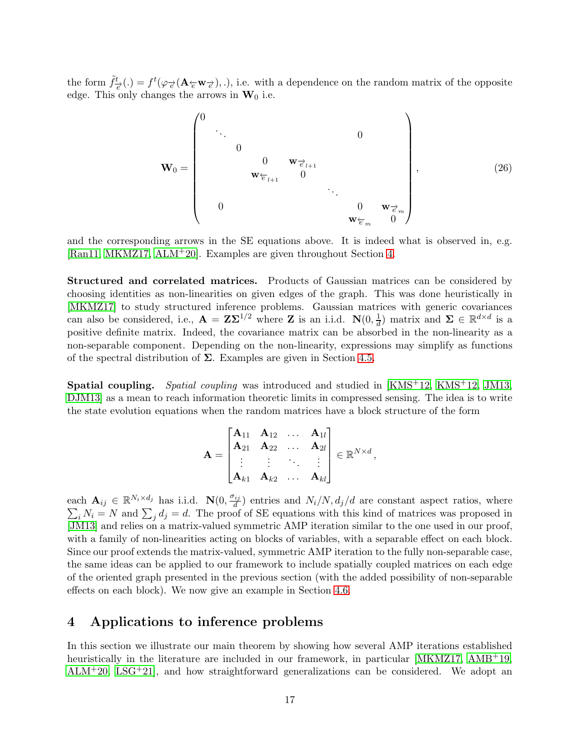the form $\tilde{f}^t_{\overrightarrow{e}}(.) = f^t(\varphi_{\overrightarrow{e}}(\mathbf{A}_{\overleftarrow{e}}\mathbf{w}_{\overrightarrow{e}}), .)$, i.e. with a dependence on the random matrix of the opposite edge. This only changes the arrows in $\mathbf{W}_0$ i.e.

$$
\mathbf{W}_0 = \begin{pmatrix}
0 & & & & & & & \\
& \ddots & & & & & 0 & \\
& & 0 & & & & & \\
& & & 0 & \mathbf{w}_{\overrightarrow{e}_{l+1}} & & & \\
& & & \mathbf{w}_{\overleftarrow{e}_{l+1}} & 0 & & & \\
& & & & & \ddots & & \\
& 0 & & & & & 0 & \mathbf{w}_{\overrightarrow{e}_m} \\
& & & & & & \mathbf{w}_{\overleftarrow{e}_m} & 0
\end{pmatrix}, \tag{26}
$$

and the corresponding arrows in the SE equations above. It is indeed what is observed in, e.g. [Ran11, MKMZ17, ALM+20]. Examples are given throughout Section 4.

**Structured and correlated matrices.** Products of Gaussian matrices can be considered by choosing identities as non-linearities on given edges of the graph. This was done heuristically in [MKMZ17] to study structured inference problems. Gaussian matrices with generic covariances can also be considered, i.e., $\mathbf{A} = \mathbf{Z}\mathbf{\Sigma}^{1/2}$ where $\mathbf{Z}$ is an i.i.d. $\mathbf{N}(0, \frac{1}{d})$ matrix and $\mathbf{\Sigma} \in \mathbb{R}^{d \times d}$ is a positive definite matrix. Indeed, the covariance matrix can be absorbed in the non-linearity as a non-separable component. Depending on the non-linearity, expressions may simplify as functions of the spectral distribution of $\mathbf{\Sigma}$. Examples are given in Section 4.5.

**Spatial coupling.** *Spatial coupling* was introduced and studied in [KMS+12, KMS+12, JM13, DJM13] as a mean to reach information theoretic limits in compressed sensing. The idea is to write the state evolution equations when the random matrices have a block structure of the form

$$
\mathbf{A} = \begin{bmatrix}
\mathbf{A}_{11} & \mathbf{A}_{12} & \dots & \mathbf{A}_{1l} \\
\mathbf{A}_{21} & \mathbf{A}_{22} & \dots & \mathbf{A}_{2l} \\
\vdots & \vdots & \ddots & \vdots \\
\mathbf{A}_{k1} & \mathbf{A}_{k2} & \dots & \mathbf{A}_{kl}
\end{bmatrix} \in \mathbb{R}^{N \times d},
$$

each $\mathbf{A}_{ij} \in \mathbb{R}^{N_i \times d_j}$ has i.i.d. $\mathbf{N}(0, \frac{\sigma_{ij}}{d})$ entries and $N_i/N, d_j/d$ are constant aspect ratios, where $\sum_i N_i = N$ and $\sum_j d_j = d$. The proof of SE equations with this kind of matrices was proposed in [JM13] and relies on a matrix-valued symmetric AMP iteration similar to the one used in our proof, with a family of non-linearities acting on blocks of variables, with a separable effect on each block. Since our proof extends the matrix-valued, symmetric AMP iteration to the fully non-separable case, the same ideas can be applied to our framework to include spatially coupled matrices on each edge of the oriented graph presented in the previous section (with the added possibility of non-separable effects on each block). We now give an example in Section 4.6.

# 4 Applications to inference problems

In this section we illustrate our main theorem by showing how several AMP iterations established heuristically in the literature are included in our framework, in particular [MKMZ17, AMB+19, ALM+20, LSG+21], and how straightforward generalizations can be considered. We adopt an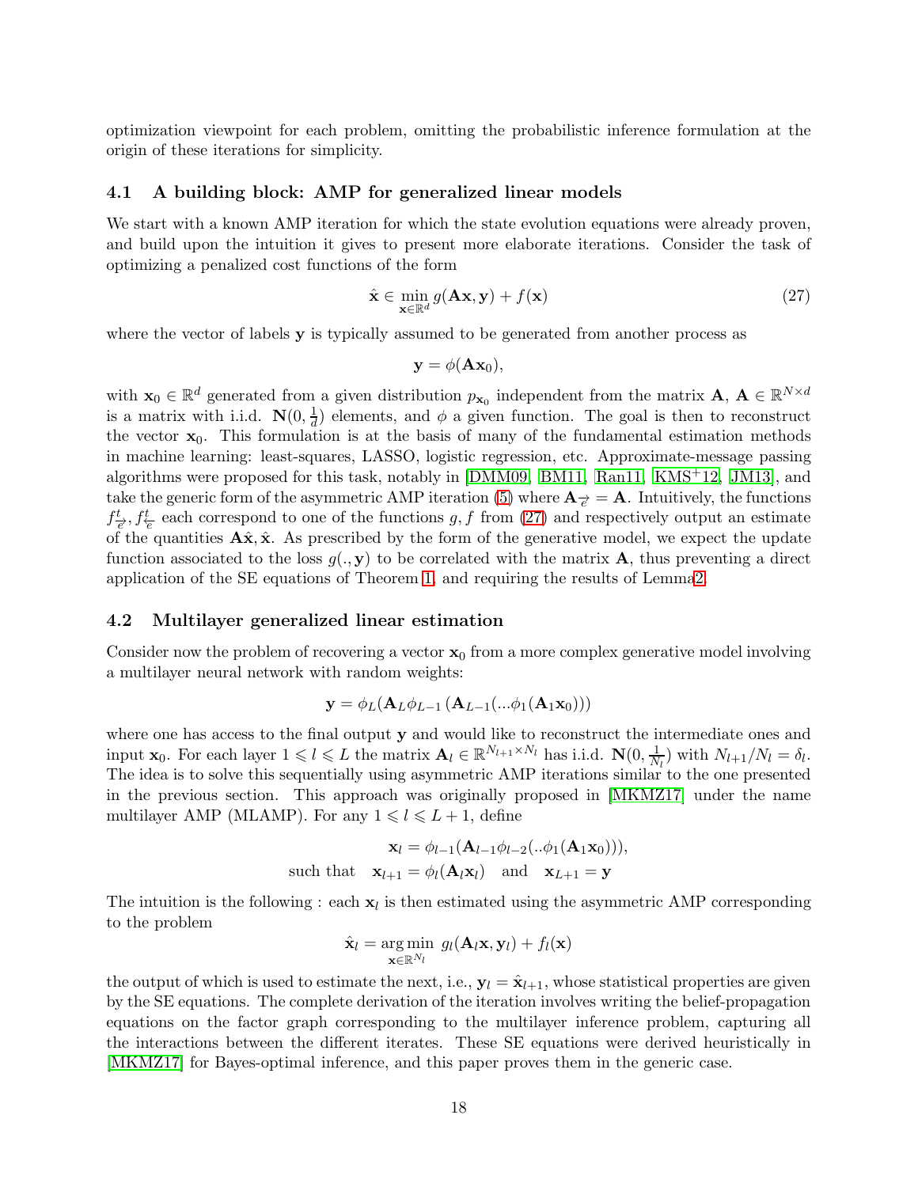optimization viewpoint for each problem, omitting the probabilistic inference formulation at the origin of these iterations for simplicity.

### 4.1 A building block: AMP for generalized linear models

We start with a known AMP iteration for which the state evolution equations were already proven, and build upon the intuition it gives to present more elaborate iterations. Consider the task of optimizing a penalized cost functions of the form

$$\hat{\mathbf{x}} \in \min_{\mathbf{x} \in \mathbb{R}^d} g(\mathbf{A}\mathbf{x}, \mathbf{y}) + f(\mathbf{x}) \tag{27}$$

where the vector of labels $\mathbf{y}$ is typically assumed to be generated from another process as

$$\mathbf{y} = \phi(\mathbf{A}\mathbf{x}_0),$$

with $\mathbf{x}_0 \in \mathbb{R}^d$ generated from a given distribution $p_{\mathbf{x}_0}$ independent from the matrix $\mathbf{A}$, $\mathbf{A} \in \mathbb{R}^{N \times d}$ is a matrix with i.i.d. $\mathbf{N}(0, \frac{1}{d})$ elements, and $\phi$ a given function. The goal is then to reconstruct the vector $\mathbf{x}_0$. This formulation is at the basis of many of the fundamental estimation methods in machine learning: least-squares, LASSO, logistic regression, etc. Approximate-message passing algorithms were proposed for this task, notably in [DMM09, BM11, Ran11, KMS+12, JM13], and take the generic form of the asymmetric AMP iteration (5) where $\mathbf{A}_{\vec{e}} = \mathbf{A}$. Intuitively, the functions $f^t_{\vec{e}}, f^t_{\overleftarrow{e}}$ each correspond to one of the functions $g, f$ from (27) and respectively output an estimate of the quantities $\mathbf{A}\hat{\mathbf{x}}, \hat{\mathbf{x}}$. As prescribed by the form of the generative model, we expect the update function associated to the loss $g(., \mathbf{y})$ to be correlated with the matrix $\mathbf{A}$, thus preventing a direct application of the SE equations of Theorem 1, and requiring the results of Lemma 2.

### 4.2 Multilayer generalized linear estimation

Consider now the problem of recovering a vector $\mathbf{x}_0$ from a more complex generative model involving a multilayer neural network with random weights:

$$\mathbf{y} = \phi_L(\mathbf{A}_L \phi_{L-1}(\mathbf{A}_{L-1}(...\phi_1(\mathbf{A}_1\mathbf{x}_0)))$$

where one has access to the final output $\mathbf{y}$ and would like to reconstruct the intermediate ones and input $\mathbf{x}_0$. For each layer $1 \leqslant l \leqslant L$ the matrix $\mathbf{A}_l \in \mathbb{R}^{N_{l+1} \times N_l}$ has i.i.d. $\mathbf{N}(0, \frac{1}{N_l})$ with $N_{l+1}/N_l = \delta_l$. The idea is to solve this sequentially using asymmetric AMP iterations similar to the one presented in the previous section. This approach was originally proposed in [MKMZ17] under the name multilayer AMP (MLAMP). For any $1 \leqslant l \leqslant L+1$, define

$$\mathbf{x}_l = \phi_{l-1}(\mathbf{A}_{l-1}\phi_{l-2}(..\phi_1(\mathbf{A}_1\mathbf{x}_0))),$$
$$\text{such that} \quad \mathbf{x}_{l+1} = \phi_l(\mathbf{A}_l\mathbf{x}_l) \quad \text{and} \quad \mathbf{x}_{L+1} = \mathbf{y}$$

The intuition is the following : each $\mathbf{x}_l$ is then estimated using the asymmetric AMP corresponding to the problem

$$\hat{\mathbf{x}}_l = \underset{\mathbf{x} \in \mathbb{R}^{N_l}}{\arg\min}\; g_l(\mathbf{A}_l\mathbf{x}, \mathbf{y}_l) + f_l(\mathbf{x})$$

the output of which is used to estimate the next, i.e., $\mathbf{y}_l = \hat{\mathbf{x}}_{l+1}$, whose statistical properties are given by the SE equations. The complete derivation of the iteration involves writing the belief-propagation equations on the factor graph corresponding to the multilayer inference problem, capturing all the interactions between the different iterates. These SE equations were derived heuristically in [MKMZ17] for Bayes-optimal inference, and this paper proves them in the generic case.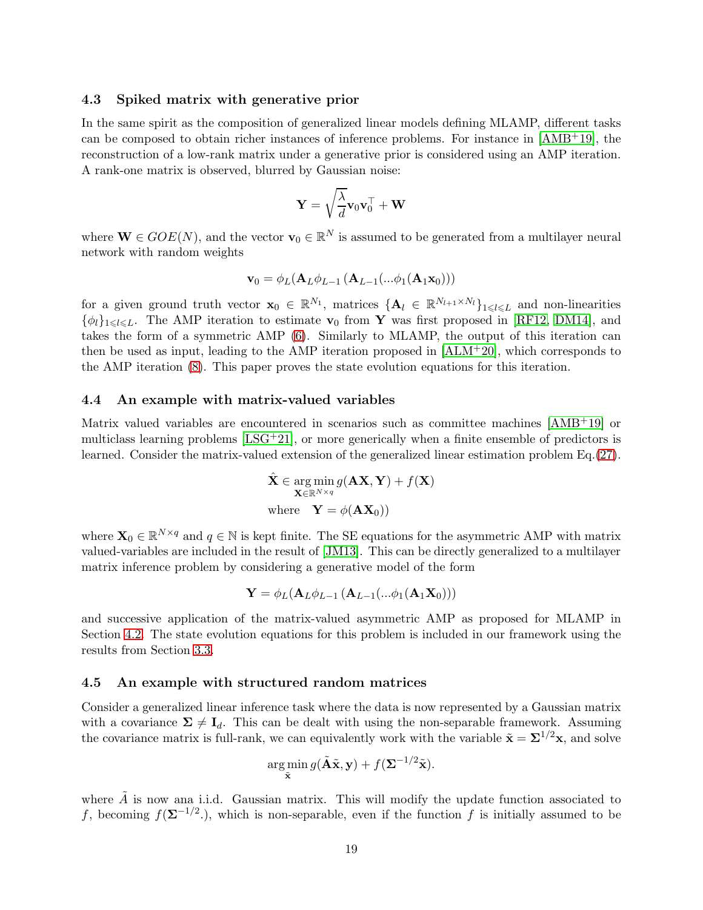### 4.3 Spiked matrix with generative prior

In the same spirit as the composition of generalized linear models defining MLAMP, different tasks can be composed to obtain richer instances of inference problems. For instance in [AMB+19], the reconstruction of a low-rank matrix under a generative prior is considered using an AMP iteration. A rank-one matrix is observed, blurred by Gaussian noise:

$$\mathbf{Y} = \sqrt{\frac{\lambda}{d}}\mathbf{v}_0\mathbf{v}_0^\top + \mathbf{W}$$

where $\mathbf{W} \in GOE(N)$, and the vector $\mathbf{v}_0 \in \mathbb{R}^N$ is assumed to be generated from a multilayer neural network with random weights

$$\mathbf{v}_0 = \phi_L(\mathbf{A}_L\phi_{L-1}(\mathbf{A}_{L-1}(...\phi_1(\mathbf{A}_1\mathbf{x}_0)))$$

for a given ground truth vector $\mathbf{x}_0 \in \mathbb{R}^{N_1}$, matrices $\{\mathbf{A}_l \in \mathbb{R}^{N_{l+1}\times N_l}\}_{1\leqslant l\leqslant L}$ and non-linearities $\{\phi_l\}_{1\leqslant l\leqslant L}$. The AMP iteration to estimate $\mathbf{v}_0$ from $\mathbf{Y}$ was first proposed in [RF12, DM14], and takes the form of a symmetric AMP (6). Similarly to MLAMP, the output of this iteration can then be used as input, leading to the AMP iteration proposed in [ALM+20], which corresponds to the AMP iteration (8). This paper proves the state evolution equations for this iteration.

### 4.4 An example with matrix-valued variables

Matrix valued variables are encountered in scenarios such as committee machines [AMB+19] or multiclass learning problems [LSG+21], or more generically when a finite ensemble of predictors is learned. Consider the matrix-valued extension of the generalized linear estimation problem Eq.(27).

$$\hat{\mathbf{X}} \in \underset{\mathbf{X}\in\mathbb{R}^{N\times q}}{\arg\min}\, g(\mathbf{A}\mathbf{X}, \mathbf{Y}) + f(\mathbf{X})$$
$$\text{where} \quad \mathbf{Y} = \phi(\mathbf{A}\mathbf{X}_0))$$

where $\mathbf{X}_0 \in \mathbb{R}^{N\times q}$ and $q \in \mathbb{N}$ is kept finite. The SE equations for the asymmetric AMP with matrix valued-variables are included in the result of [JM13]. This can be directly generalized to a multilayer matrix inference problem by considering a generative model of the form

$$\mathbf{Y} = \phi_L(\mathbf{A}_L\phi_{L-1}(\mathbf{A}_{L-1}(...\phi_1(\mathbf{A}_1\mathbf{X}_0)))$$

and successive application of the matrix-valued asymmetric AMP as proposed for MLAMP in Section 4.2. The state evolution equations for this problem is included in our framework using the results from Section 3.3.

### 4.5 An example with structured random matrices

Consider a generalized linear inference task where the data is now represented by a Gaussian matrix with a covariance $\mathbf{\Sigma} \neq \mathbf{I}_d$. This can be dealt with using the non-separable framework. Assuming the covariance matrix is full-rank, we can equivalently work with the variable $\tilde{\mathbf{x}} = \mathbf{\Sigma}^{1/2}\mathbf{x}$, and solve

$$\underset{\tilde{\mathbf{x}}}{\arg\min}\, g(\tilde{\mathbf{A}}\tilde{\mathbf{x}}, \mathbf{y}) + f(\mathbf{\Sigma}^{-1/2}\tilde{\mathbf{x}}).$$

where $\tilde{A}$ is now ana i.i.d. Gaussian matrix. This will modify the update function associated to $f$, becoming $f(\mathbf{\Sigma}^{-1/2}.)$, which is non-separable, even if the function $f$ is initially assumed to be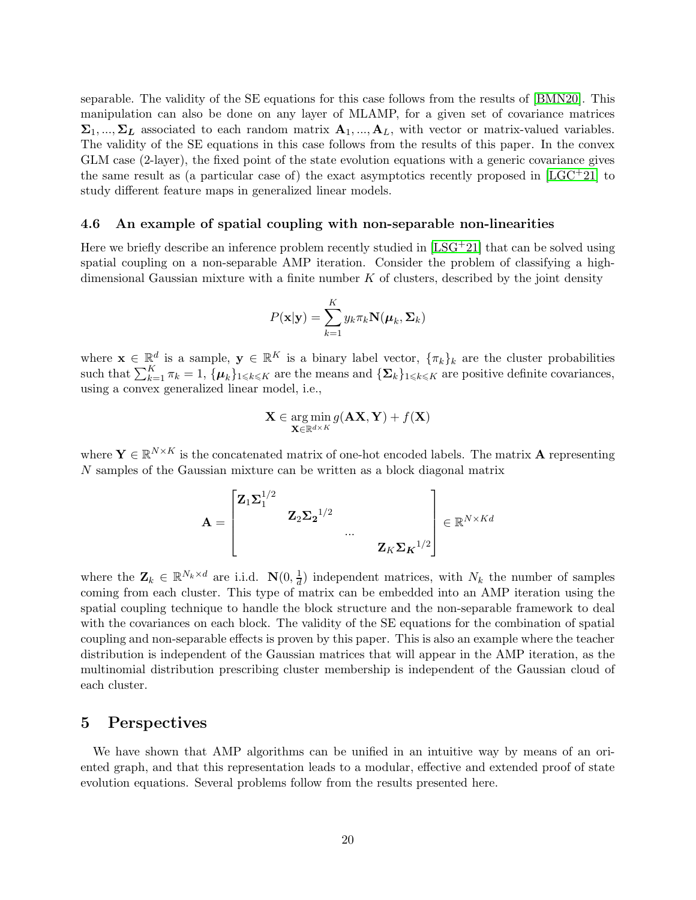separable. The validity of the SE equations for this case follows from the results of [BMN20]. This manipulation can also be done on any layer of MLAMP, for a given set of covariance matrices $\boldsymbol{\Sigma}_1, ..., \boldsymbol{\Sigma}_{\boldsymbol{L}}$ associated to each random matrix $\mathbf{A}_1, ..., \mathbf{A}_L$, with vector or matrix-valued variables. The validity of the SE equations in this case follows from the results of this paper. In the convex GLM case (2-layer), the fixed point of the state evolution equations with a generic covariance gives the same result as (a particular case of) the exact asymptotics recently proposed in [LGC+21] to study different feature maps in generalized linear models.

### 4.6 An example of spatial coupling with non-separable non-linearities

Here we briefly describe an inference problem recently studied in [LSG+21] that can be solved using spatial coupling on a non-separable AMP iteration. Consider the problem of classifying a high-dimensional Gaussian mixture with a finite number $K$ of clusters, described by the joint density

$$P(\mathbf{x}|\mathbf{y}) = \sum_{k=1}^{K} y_k \pi_k \mathbf{N}(\boldsymbol{\mu}_k, \boldsymbol{\Sigma}_k)$$

where $\mathbf{x} \in \mathbb{R}^d$ is a sample, $\mathbf{y} \in \mathbb{R}^K$ is a binary label vector, $\{\pi_k\}_k$ are the cluster probabilities such that $\sum_{k=1}^{K} \pi_k = 1$, $\{\boldsymbol{\mu}_k\}_{1 \leqslant k \leqslant K}$ are the means and $\{\boldsymbol{\Sigma}_k\}_{1 \leqslant k \leqslant K}$ are positive definite covariances, using a convex generalized linear model, i.e.,

$$\mathbf{X} \in \underset{\mathbf{X} \in \mathbb{R}^{d \times K}}{\arg\min}\, g(\mathbf{A}\mathbf{X}, \mathbf{Y}) + f(\mathbf{X})$$

where $\mathbf{Y} \in \mathbb{R}^{N \times K}$ is the concatenated matrix of one-hot encoded labels. The matrix $\mathbf{A}$ representing $N$ samples of the Gaussian mixture can be written as a block diagonal matrix

$$\mathbf{A} = \begin{bmatrix} \mathbf{Z}_1 \boldsymbol{\Sigma}_1^{1/2} & & & \\ & \mathbf{Z}_2 \boldsymbol{\Sigma}_{\mathbf{2}}{}^{1/2} & & \\ & & ... & \\ & & & \mathbf{Z}_K \boldsymbol{\Sigma}_{\boldsymbol{K}}{}^{1/2} \end{bmatrix} \in \mathbb{R}^{N \times Kd}$$

where the $\mathbf{Z}_k \in \mathbb{R}^{N_k \times d}$ are i.i.d. $\mathbf{N}(0, \frac{1}{d})$ independent matrices, with $N_k$ the number of samples coming from each cluster. This type of matrix can be embedded into an AMP iteration using the spatial coupling technique to handle the block structure and the non-separable framework to deal with the covariances on each block. The validity of the SE equations for the combination of spatial coupling and non-separable effects is proven by this paper. This is also an example where the teacher distribution is independent of the Gaussian matrices that will appear in the AMP iteration, as the multinomial distribution prescribing cluster membership is independent of the Gaussian cloud of each cluster.

## 5 Perspectives

We have shown that AMP algorithms can be unified in an intuitive way by means of an oriented graph, and that this representation leads to a modular, effective and extended proof of state evolution equations. Several problems follow from the results presented here.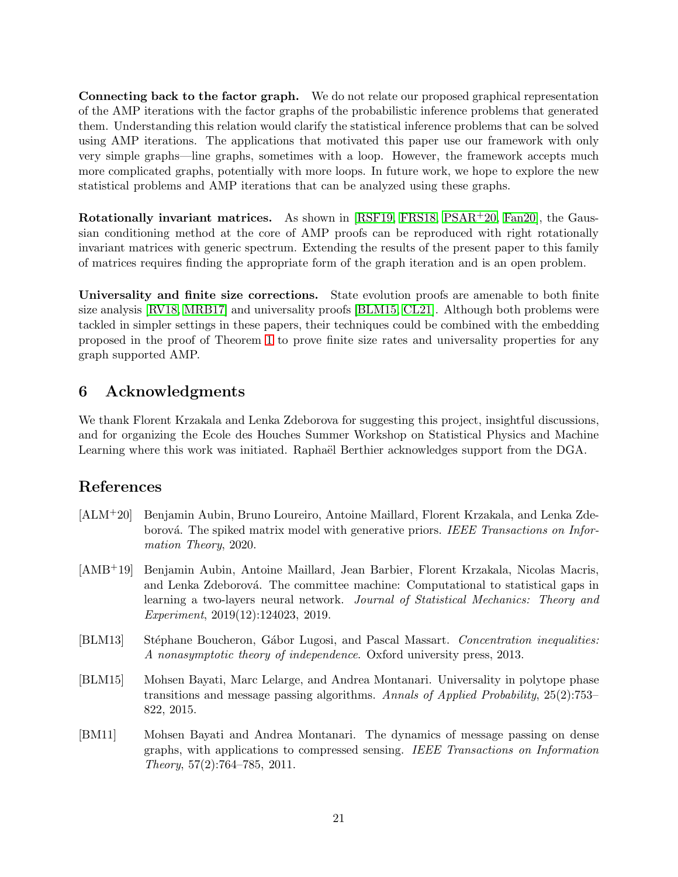**Connecting back to the factor graph.** We do not relate our proposed graphical representation of the AMP iterations with the factor graphs of the probabilistic inference problems that generated them. Understanding this relation would clarify the statistical inference problems that can be solved using AMP iterations. The applications that motivated this paper use our framework with only very simple graphs—line graphs, sometimes with a loop. However, the framework accepts much more complicated graphs, potentially with more loops. In future work, we hope to explore the new statistical problems and AMP iterations that can be analyzed using these graphs.

**Rotationally invariant matrices.** As shown in [RSF19, FRS18, PSAR+20, Fan20], the Gaussian conditioning method at the core of AMP proofs can be reproduced with right rotationally invariant matrices with generic spectrum. Extending the results of the present paper to this family of matrices requires finding the appropriate form of the graph iteration and is an open problem.

**Universality and finite size corrections.** State evolution proofs are amenable to both finite size analysis [RV18, MRB17] and universality proofs [BLM15, CL21]. Although both problems were tackled in simpler settings in these papers, their techniques could be combined with the embedding proposed in the proof of Theorem 1 to prove finite size rates and universality properties for any graph supported AMP.

## 6 Acknowledgments

We thank Florent Krzakala and Lenka Zdeborova for suggesting this project, insightful discussions, and for organizing the Ecole des Houches Summer Workshop on Statistical Physics and Machine Learning where this work was initiated. Raphaël Berthier acknowledges support from the DGA.

## References

[ALM+20] Benjamin Aubin, Bruno Loureiro, Antoine Maillard, Florent Krzakala, and Lenka Zdeborová. The spiked matrix model with generative priors. *IEEE Transactions on Information Theory*, 2020.

[AMB+19] Benjamin Aubin, Antoine Maillard, Jean Barbier, Florent Krzakala, Nicolas Macris, and Lenka Zdeborová. The committee machine: Computational to statistical gaps in learning a two-layers neural network. *Journal of Statistical Mechanics: Theory and Experiment*, 2019(12):124023, 2019.

[BLM13] Stéphane Boucheron, Gábor Lugosi, and Pascal Massart. *Concentration inequalities: A nonasymptotic theory of independence*. Oxford university press, 2013.

[BLM15] Mohsen Bayati, Marc Lelarge, and Andrea Montanari. Universality in polytope phase transitions and message passing algorithms. *Annals of Applied Probability*, 25(2):753–822, 2015.

[BM11] Mohsen Bayati and Andrea Montanari. The dynamics of message passing on dense graphs, with applications to compressed sensing. *IEEE Transactions on Information Theory*, 57(2):764–785, 2011.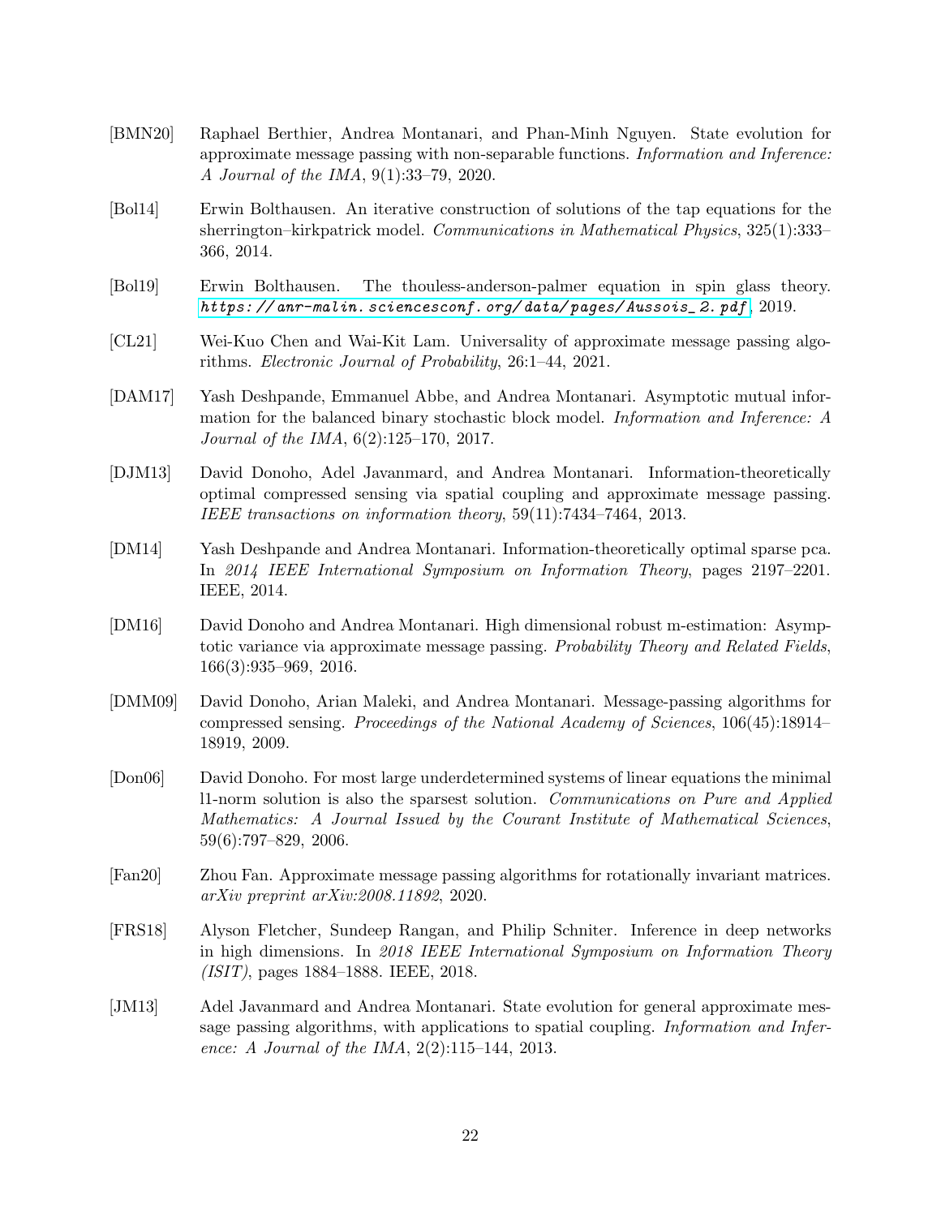[BMN20] Raphael Berthier, Andrea Montanari, and Phan-Minh Nguyen. State evolution for approximate message passing with non-separable functions. *Information and Inference: A Journal of the IMA*, 9(1):33–79, 2020.

[Bol14] Erwin Bolthausen. An iterative construction of solutions of the tap equations for the sherrington–kirkpatrick model. *Communications in Mathematical Physics*, 325(1):333–366, 2014.

[Bol19] Erwin Bolthausen. The thouless-anderson-palmer equation in spin glass theory. *https://anr-malin.sciencesconf.org/data/pages/Aussois_2.pdf*, 2019.

[CL21] Wei-Kuo Chen and Wai-Kit Lam. Universality of approximate message passing algorithms. *Electronic Journal of Probability*, 26:1–44, 2021.

[DAM17] Yash Deshpande, Emmanuel Abbe, and Andrea Montanari. Asymptotic mutual information for the balanced binary stochastic block model. *Information and Inference: A Journal of the IMA*, 6(2):125–170, 2017.

[DJM13] David Donoho, Adel Javanmard, and Andrea Montanari. Information-theoretically optimal compressed sensing via spatial coupling and approximate message passing. *IEEE transactions on information theory*, 59(11):7434–7464, 2013.

[DM14] Yash Deshpande and Andrea Montanari. Information-theoretically optimal sparse pca. In *2014 IEEE International Symposium on Information Theory*, pages 2197–2201. IEEE, 2014.

[DM16] David Donoho and Andrea Montanari. High dimensional robust m-estimation: Asymptotic variance via approximate message passing. *Probability Theory and Related Fields*, 166(3):935–969, 2016.

[DMM09] David Donoho, Arian Maleki, and Andrea Montanari. Message-passing algorithms for compressed sensing. *Proceedings of the National Academy of Sciences*, 106(45):18914–18919, 2009.

[Don06] David Donoho. For most large underdetermined systems of linear equations the minimal l1-norm solution is also the sparsest solution. *Communications on Pure and Applied Mathematics: A Journal Issued by the Courant Institute of Mathematical Sciences*, 59(6):797–829, 2006.

[Fan20] Zhou Fan. Approximate message passing algorithms for rotationally invariant matrices. *arXiv preprint arXiv:2008.11892*, 2020.

[FRS18] Alyson Fletcher, Sundeep Rangan, and Philip Schniter. Inference in deep networks in high dimensions. In *2018 IEEE International Symposium on Information Theory (ISIT)*, pages 1884–1888. IEEE, 2018.

[JM13] Adel Javanmard and Andrea Montanari. State evolution for general approximate message passing algorithms, with applications to spatial coupling. *Information and Inference: A Journal of the IMA*, 2(2):115–144, 2013.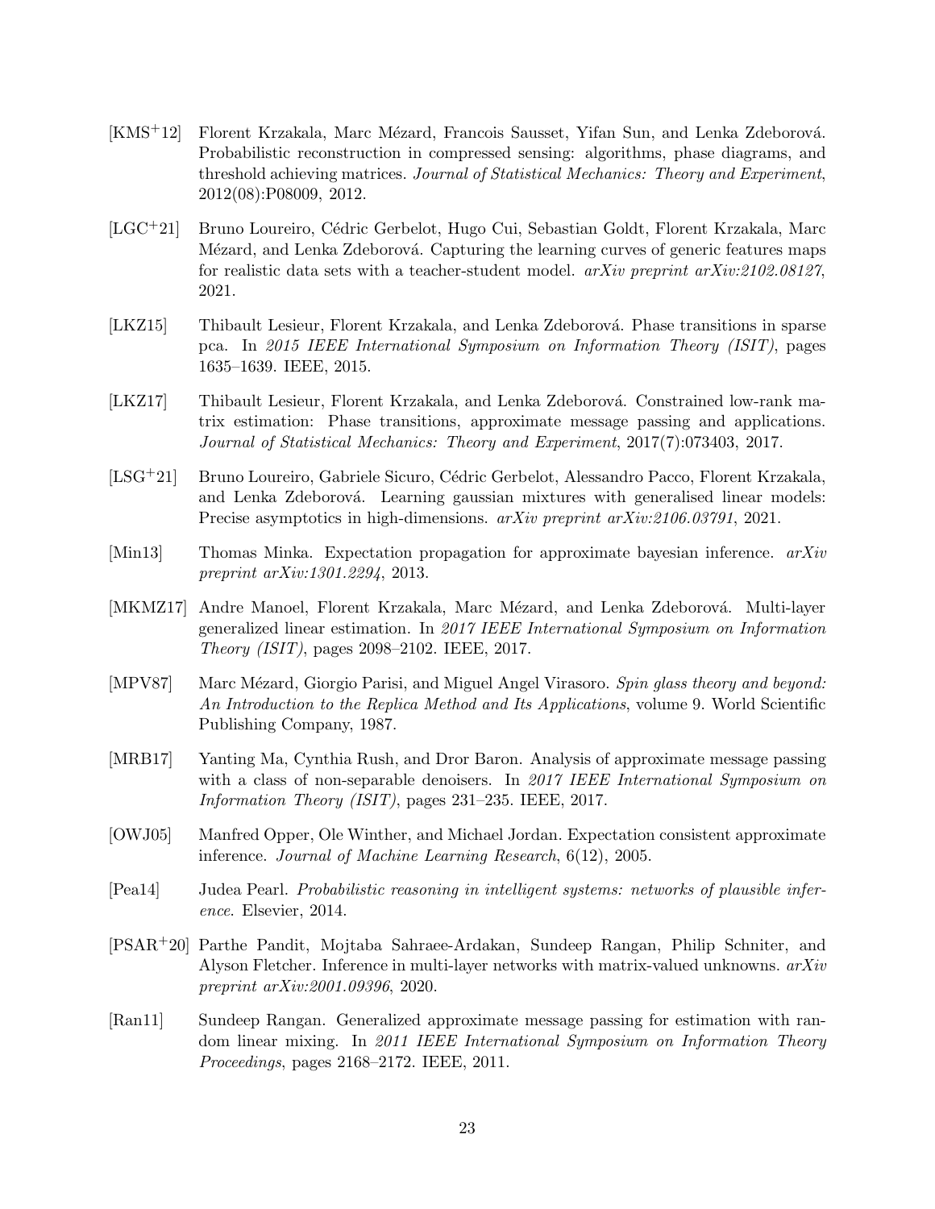[KMS+12] Florent Krzakala, Marc Mézard, Francois Sausset, Yifan Sun, and Lenka Zdeborová. Probabilistic reconstruction in compressed sensing: algorithms, phase diagrams, and threshold achieving matrices. *Journal of Statistical Mechanics: Theory and Experiment*, 2012(08):P08009, 2012.

[LGC+21] Bruno Loureiro, Cédric Gerbelot, Hugo Cui, Sebastian Goldt, Florent Krzakala, Marc Mézard, and Lenka Zdeborová. Capturing the learning curves of generic features maps for realistic data sets with a teacher-student model. *arXiv preprint arXiv:2102.08127*, 2021.

[LKZ15] Thibault Lesieur, Florent Krzakala, and Lenka Zdeborová. Phase transitions in sparse pca. In *2015 IEEE International Symposium on Information Theory (ISIT)*, pages 1635–1639. IEEE, 2015.

[LKZ17] Thibault Lesieur, Florent Krzakala, and Lenka Zdeborová. Constrained low-rank matrix estimation: Phase transitions, approximate message passing and applications. *Journal of Statistical Mechanics: Theory and Experiment*, 2017(7):073403, 2017.

[LSG+21] Bruno Loureiro, Gabriele Sicuro, Cédric Gerbelot, Alessandro Pacco, Florent Krzakala, and Lenka Zdeborová. Learning gaussian mixtures with generalised linear models: Precise asymptotics in high-dimensions. *arXiv preprint arXiv:2106.03791*, 2021.

[Min13] Thomas Minka. Expectation propagation for approximate bayesian inference. *arXiv preprint arXiv:1301.2294*, 2013.

[MKMZ17] Andre Manoel, Florent Krzakala, Marc Mézard, and Lenka Zdeborová. Multi-layer generalized linear estimation. In *2017 IEEE International Symposium on Information Theory (ISIT)*, pages 2098–2102. IEEE, 2017.

[MPV87] Marc Mézard, Giorgio Parisi, and Miguel Angel Virasoro. *Spin glass theory and beyond: An Introduction to the Replica Method and Its Applications*, volume 9. World Scientific Publishing Company, 1987.

[MRB17] Yanting Ma, Cynthia Rush, and Dror Baron. Analysis of approximate message passing with a class of non-separable denoisers. In *2017 IEEE International Symposium on Information Theory (ISIT)*, pages 231–235. IEEE, 2017.

[OWJ05] Manfred Opper, Ole Winther, and Michael Jordan. Expectation consistent approximate inference. *Journal of Machine Learning Research*, 6(12), 2005.

[Pea14] Judea Pearl. *Probabilistic reasoning in intelligent systems: networks of plausible inference*. Elsevier, 2014.

[PSAR+20] Parthe Pandit, Mojtaba Sahraee-Ardakan, Sundeep Rangan, Philip Schniter, and Alyson Fletcher. Inference in multi-layer networks with matrix-valued unknowns. *arXiv preprint arXiv:2001.09396*, 2020.

[Ran11] Sundeep Rangan. Generalized approximate message passing for estimation with random linear mixing. In *2011 IEEE International Symposium on Information Theory Proceedings*, pages 2168–2172. IEEE, 2011.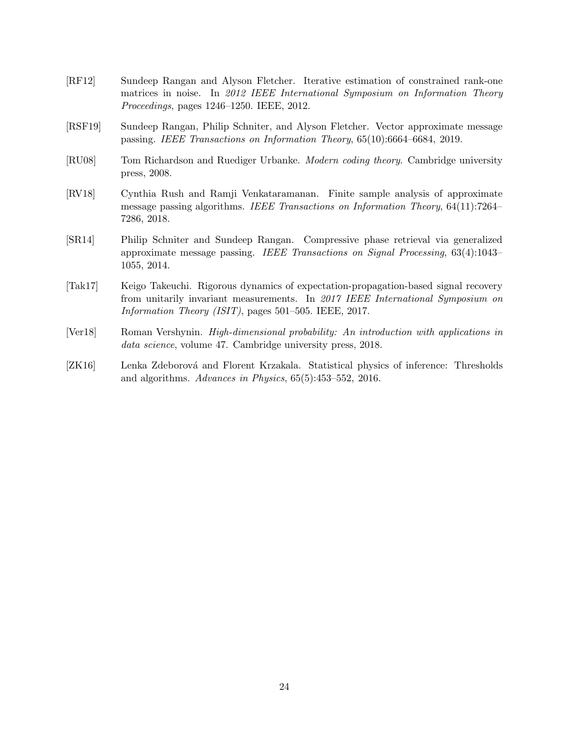[RF12] Sundeep Rangan and Alyson Fletcher. Iterative estimation of constrained rank-one matrices in noise. In *2012 IEEE International Symposium on Information Theory Proceedings*, pages 1246–1250. IEEE, 2012.

[RSF19] Sundeep Rangan, Philip Schniter, and Alyson Fletcher. Vector approximate message passing. *IEEE Transactions on Information Theory*, 65(10):6664–6684, 2019.

[RU08] Tom Richardson and Ruediger Urbanke. *Modern coding theory*. Cambridge university press, 2008.

[RV18] Cynthia Rush and Ramji Venkataramanan. Finite sample analysis of approximate message passing algorithms. *IEEE Transactions on Information Theory*, 64(11):7264–7286, 2018.

[SR14] Philip Schniter and Sundeep Rangan. Compressive phase retrieval via generalized approximate message passing. *IEEE Transactions on Signal Processing*, 63(4):1043–1055, 2014.

[Tak17] Keigo Takeuchi. Rigorous dynamics of expectation-propagation-based signal recovery from unitarily invariant measurements. In *2017 IEEE International Symposium on Information Theory (ISIT)*, pages 501–505. IEEE, 2017.

[Ver18] Roman Vershynin. *High-dimensional probability: An introduction with applications in data science*, volume 47. Cambridge university press, 2018.

[ZK16] Lenka Zdeborová and Florent Krzakala. Statistical physics of inference: Thresholds and algorithms. *Advances in Physics*, 65(5):453–552, 2016.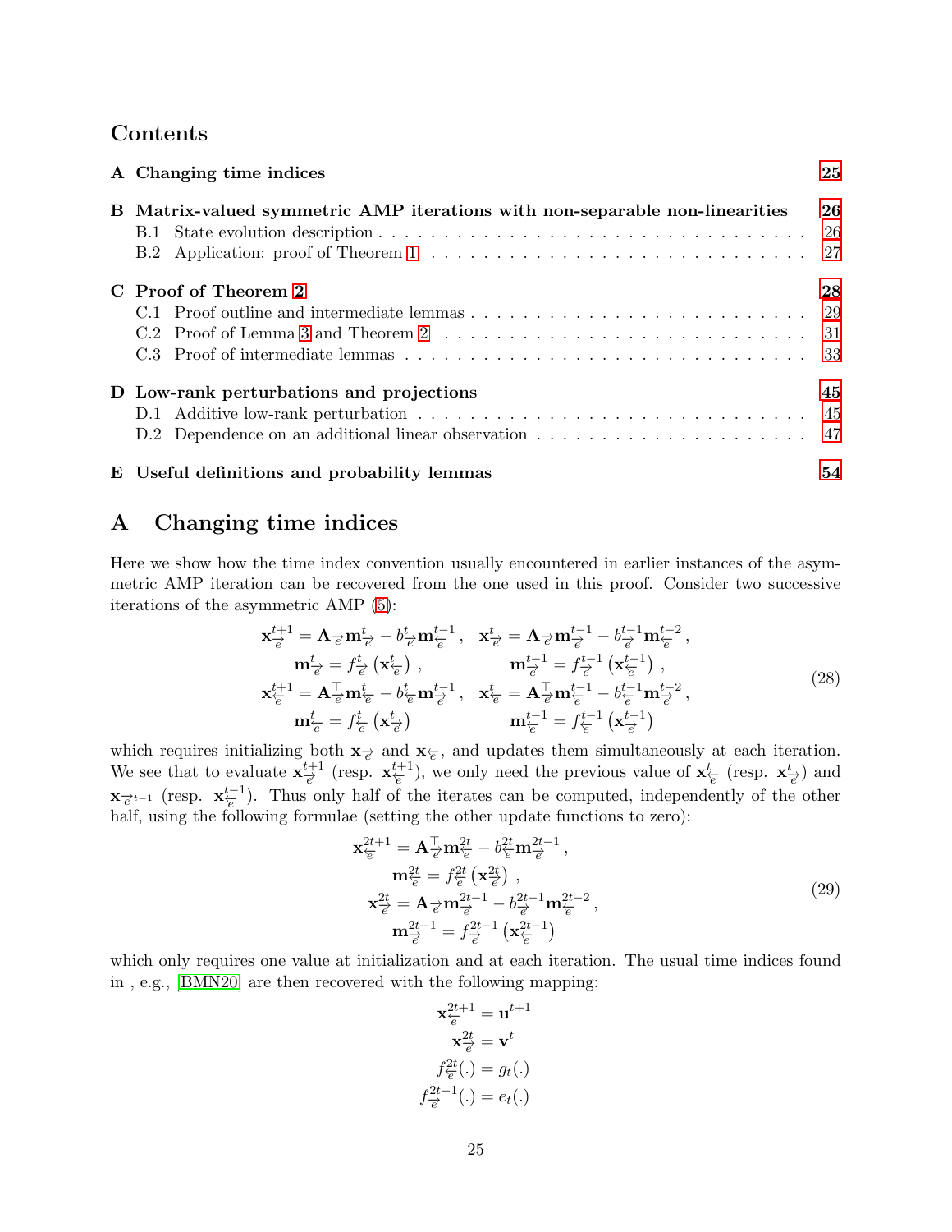# Contents

| | |
|---|---|
| **A Changing time indices** | **25** |
| **B Matrix-valued symmetric AMP iterations with non-separable non-linearities** | **26** |
| B.1 State evolution description | 26 |
| B.2 Application: proof of Theorem 1 | 27 |
| **C Proof of Theorem 2** | **28** |
| C.1 Proof outline and intermediate lemmas | 29 |
| C.2 Proof of Lemma 3 and Theorem 2 | 31 |
| C.3 Proof of intermediate lemmas | 33 |
| **D Low-rank perturbations and projections** | **45** |
| D.1 Additive low-rank perturbation | 45 |
| D.2 Dependence on an additional linear observation | 47 |
| **E Useful definitions and probability lemmas** | **54** |

# A Changing time indices

Here we show how the time index convention usually encountered in earlier instances of the asymmetric AMP iteration can be recovered from the one used in this proof. Consider two successive iterations of the asymmetric AMP (5):

$$
\begin{aligned}
\mathbf{x}^{t+1}_{\overrightarrow{e}} &= \mathbf{A}_{\overrightarrow{e}}\mathbf{m}^{t}_{\overrightarrow{e}} - b^{t}_{\overrightarrow{e}}\mathbf{m}^{t-1}_{\overleftarrow{e}}\,, & \mathbf{x}^{t}_{\overrightarrow{e}} &= \mathbf{A}_{\overrightarrow{e}}\mathbf{m}^{t-1}_{\overrightarrow{e}} - b^{t-1}_{\overrightarrow{e}}\mathbf{m}^{t-2}_{\overleftarrow{e}}\,,\\
\mathbf{m}^{t}_{\overrightarrow{e}} &= f^{t}_{\overrightarrow{e}}\left(\mathbf{x}^{t}_{\overleftarrow{e}}\right)\,, & \mathbf{m}^{t-1}_{\overrightarrow{e}} &= f^{t-1}_{\overrightarrow{e}}\left(\mathbf{x}^{t-1}_{\overleftarrow{e}}\right)\,,\\
\mathbf{x}^{t+1}_{\overleftarrow{e}} &= \mathbf{A}^{\top}_{\overrightarrow{e}}\mathbf{m}^{t}_{\overleftarrow{e}} - b^{t}_{\overleftarrow{e}}\mathbf{m}^{t-1}_{\overrightarrow{e}}\,, & \mathbf{x}^{t}_{\overleftarrow{e}} &= \mathbf{A}^{\top}_{\overrightarrow{e}}\mathbf{m}^{t-1}_{\overleftarrow{e}} - b^{t-1}_{\overleftarrow{e}}\mathbf{m}^{t-2}_{\overrightarrow{e}}\,,\\
\mathbf{m}^{t}_{\overleftarrow{e}} &= f^{t}_{\overleftarrow{e}}\left(\mathbf{x}^{t}_{\overrightarrow{e}}\right) & \mathbf{m}^{t-1}_{\overleftarrow{e}} &= f^{t-1}_{\overleftarrow{e}}\left(\mathbf{x}^{t-1}_{\overrightarrow{e}}\right)
\end{aligned}
\tag{28}
$$

which requires initializing both $\mathbf{x}_{\overrightarrow{e}}$ and $\mathbf{x}_{\overleftarrow{e}}$, and updates them simultaneously at each iteration. We see that to evaluate $\mathbf{x}^{t+1}_{\overrightarrow{e}}$ (resp. $\mathbf{x}^{t+1}_{\overleftarrow{e}}$), we only need the previous value of $\mathbf{x}^{t}_{\overleftarrow{e}}$ (resp. $\mathbf{x}^{t}_{\overrightarrow{e}}$) and $\mathbf{x}_{\overrightarrow{e}^{t-1}}$ (resp. $\mathbf{x}^{t-1}_{\overleftarrow{e}}$). Thus only half of the iterates can be computed, independently of the other half, using the following formulae (setting the other update functions to zero):

$$
\begin{aligned}
\mathbf{x}^{2t+1}_{\overleftarrow{e}} &= \mathbf{A}^{\top}_{\overrightarrow{e}}\mathbf{m}^{2t}_{\overleftarrow{e}} - b^{2t}_{\overleftarrow{e}}\mathbf{m}^{2t-1}_{\overrightarrow{e}}\,,\\
\mathbf{m}^{2t}_{\overleftarrow{e}} &= f^{2t}_{\overleftarrow{e}}\left(\mathbf{x}^{2t}_{\overrightarrow{e}}\right)\,,\\
\mathbf{x}^{2t}_{\overrightarrow{e}} &= \mathbf{A}_{\overrightarrow{e}}\mathbf{m}^{2t-1}_{\overrightarrow{e}} - b^{2t-1}_{\overrightarrow{e}}\mathbf{m}^{2t-2}_{\overleftarrow{e}}\,,\\
\mathbf{m}^{2t-1}_{\overrightarrow{e}} &= f^{2t-1}_{\overrightarrow{e}}\left(\mathbf{x}^{2t-1}_{\overleftarrow{e}}\right)
\end{aligned}
\tag{29}
$$

which only requires one value at initialization and at each iteration. The usual time indices found in , e.g., [BMN20] are then recovered with the following mapping:

$$
\begin{aligned}
\mathbf{x}^{2t+1}_{\overleftarrow{e}} &= \mathbf{u}^{t+1}\\
\mathbf{x}^{2t}_{\overrightarrow{e}} &= \mathbf{v}^{t}\\
f^{2t}_{\overleftarrow{e}}(.) &= g_t(.)\\
f^{2t-1}_{\overrightarrow{e}}(.) &= e_t(.)
\end{aligned}
$$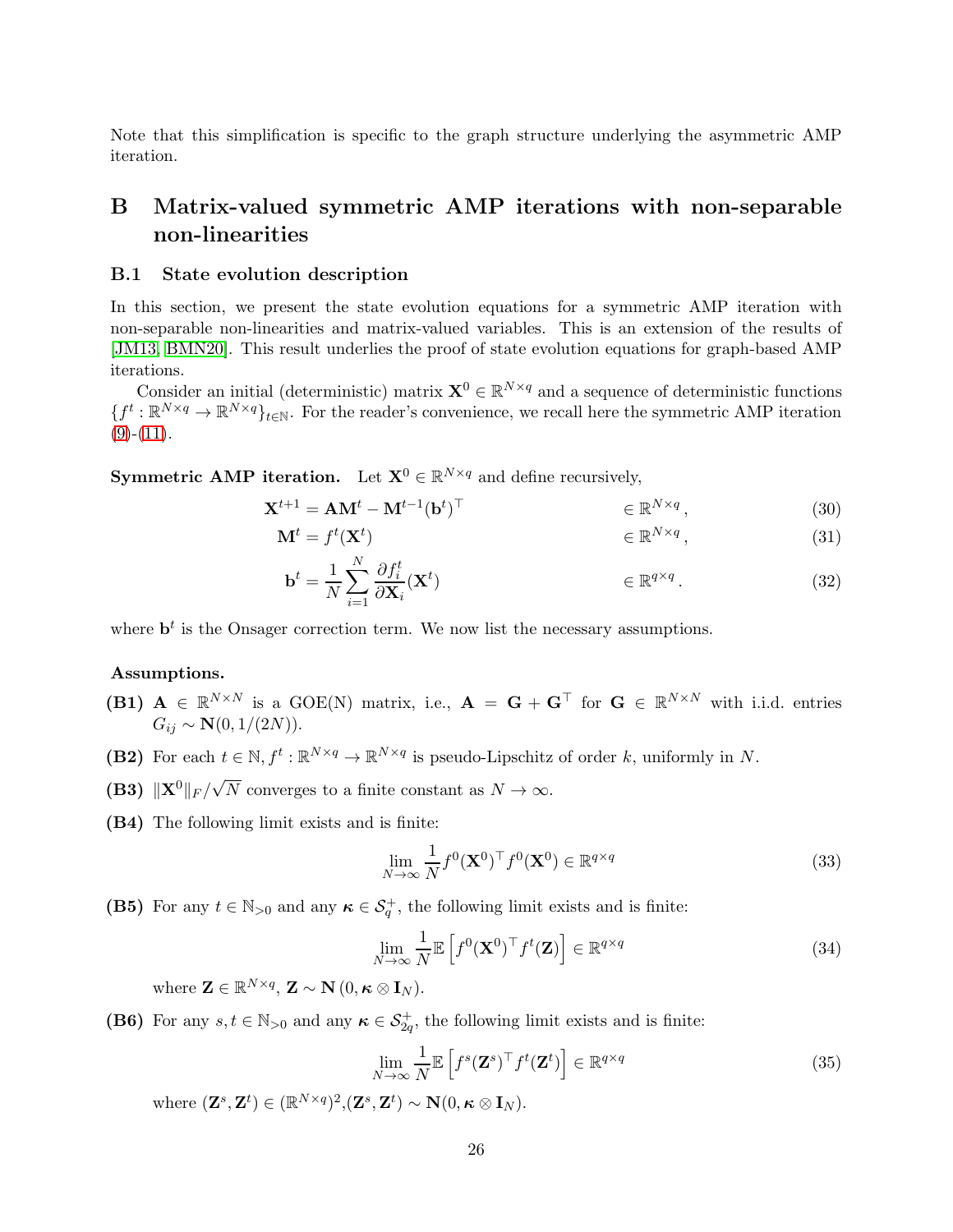Note that this simplification is specific to the graph structure underlying the asymmetric AMP iteration.

# B Matrix-valued symmetric AMP iterations with non-separable non-linearities

## B.1 State evolution description

In this section, we present the state evolution equations for a symmetric AMP iteration with non-separable non-linearities and matrix-valued variables. This is an extension of the results of [JM13, BMN20]. This result underlies the proof of state evolution equations for graph-based AMP iterations.

Consider an initial (deterministic) matrix $\mathbf{X}^0 \in \mathbb{R}^{N\times q}$ and a sequence of deterministic functions $\{f^t : \mathbb{R}^{N\times q} \to \mathbb{R}^{N\times q}\}_{t\in\mathbb{N}}$. For the reader's convenience, we recall here the symmetric AMP iteration (9)-(11).

**Symmetric AMP iteration.** Let $\mathbf{X}^0 \in \mathbb{R}^{N\times q}$ and define recursively,

$$\mathbf{X}^{t+1} = \mathbf{A}\mathbf{M}^t - \mathbf{M}^{t-1}(\mathbf{b}^t)^\top \qquad \in \mathbb{R}^{N\times q}\,, \tag{30}$$

$$\mathbf{M}^t = f^t(\mathbf{X}^t) \qquad \in \mathbb{R}^{N\times q}\,, \tag{31}$$

$$\mathbf{b}^t = \frac{1}{N}\sum_{i=1}^N \frac{\partial f_i^t}{\partial \mathbf{X}_i}(\mathbf{X}^t) \qquad \in \mathbb{R}^{q\times q}\,. \tag{32}$$

where $\mathbf{b}^t$ is the Onsager correction term. We now list the necessary assumptions.

**Assumptions.**

**(B1)** $\mathbf{A} \in \mathbb{R}^{N\times N}$ is a GOE(N) matrix, i.e., $\mathbf{A} = \mathbf{G} + \mathbf{G}^\top$ for $\mathbf{G} \in \mathbb{R}^{N\times N}$ with i.i.d. entries $G_{ij} \sim \mathbf{N}(0, 1/(2N))$.

**(B2)** For each $t \in \mathbb{N}$, $f^t : \mathbb{R}^{N\times q} \to \mathbb{R}^{N\times q}$ is pseudo-Lipschitz of order $k$, uniformly in $N$.

**(B3)** $\|\mathbf{X}^0\|_F/\sqrt{N}$ converges to a finite constant as $N \to \infty$.

**(B4)** The following limit exists and is finite:

$$\lim_{N\to\infty} \frac{1}{N} f^0(\mathbf{X}^0)^\top f^0(\mathbf{X}^0) \in \mathbb{R}^{q\times q} \tag{33}$$

**(B5)** For any $t \in \mathbb{N}_{>0}$ and any $\boldsymbol{\kappa} \in \mathcal{S}_q^+$, the following limit exists and is finite:

$$\lim_{N\to\infty} \frac{1}{N}\mathbb{E}\left[f^0(\mathbf{X}^0)^\top f^t(\mathbf{Z})\right] \in \mathbb{R}^{q\times q} \tag{34}$$

where $\mathbf{Z} \in \mathbb{R}^{N\times q}$, $\mathbf{Z} \sim \mathbf{N}\left(0, \boldsymbol{\kappa} \otimes \mathbf{I}_N\right)$.

**(B6)** For any $s, t \in \mathbb{N}_{>0}$ and any $\boldsymbol{\kappa} \in \mathcal{S}_{2q}^+$, the following limit exists and is finite:

$$\lim_{N\to\infty} \frac{1}{N}\mathbb{E}\left[f^s(\mathbf{Z}^s)^\top f^t(\mathbf{Z}^t)\right] \in \mathbb{R}^{q\times q} \tag{35}$$

where $(\mathbf{Z}^s, \mathbf{Z}^t) \in (\mathbb{R}^{N\times q})^2$,$(\mathbf{Z}^s, \mathbf{Z}^t) \sim \mathbf{N}(0, \boldsymbol{\kappa} \otimes \mathbf{I}_N)$.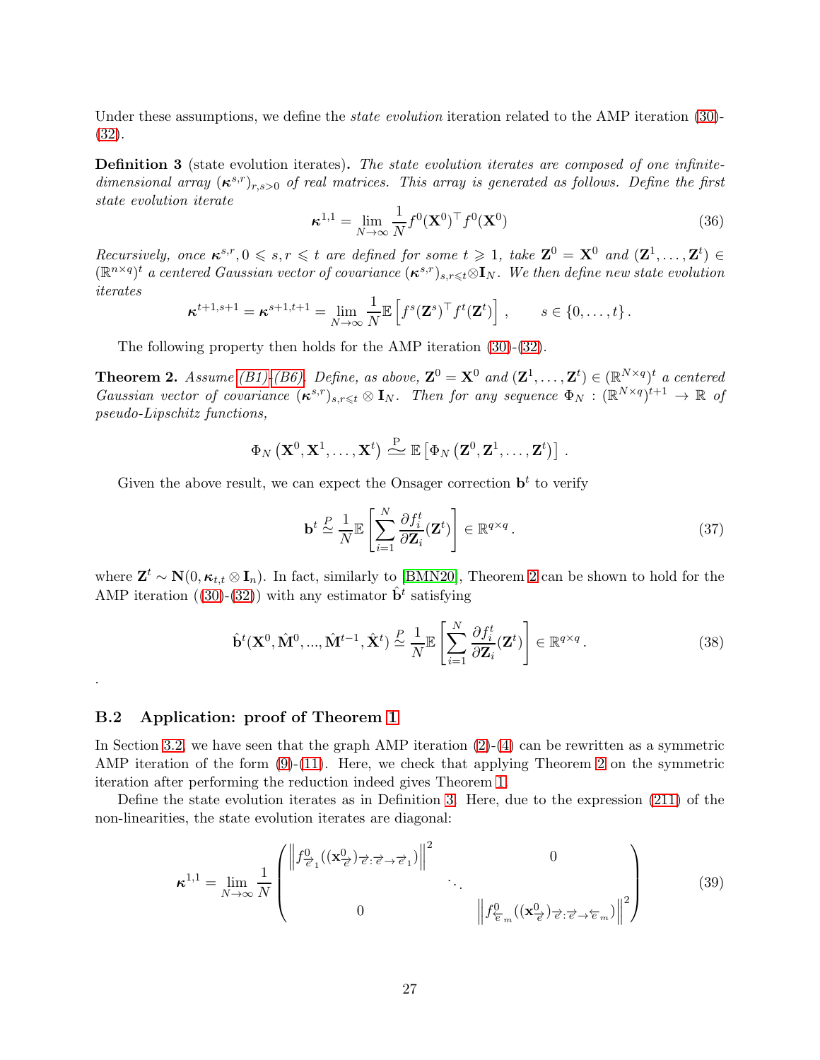Under these assumptions, we define the *state evolution* iteration related to the AMP iteration (30)-(32).

**Definition 3** (state evolution iterates). *The state evolution iterates are composed of one infinite-dimensional array $(\boldsymbol{\kappa}^{s,r})_{r,s>0}$ of real matrices. This array is generated as follows. Define the first state evolution iterate*

$$\boldsymbol{\kappa}^{1,1} = \lim_{N\to\infty} \frac{1}{N} f^0(\mathbf{X}^0)^\top f^0(\mathbf{X}^0) \tag{36}$$

*Recursively, once $\boldsymbol{\kappa}^{s,r}, 0 \leqslant s, r \leqslant t$ are defined for some $t \geqslant 1$, take $\mathbf{Z}^0 = \mathbf{X}^0$ and $(\mathbf{Z}^1, \ldots, \mathbf{Z}^t) \in (\mathbb{R}^{n\times q})^t$ a centered Gaussian vector of covariance $(\boldsymbol{\kappa}^{s,r})_{s,r\leqslant t} \otimes \mathbf{I}_N$. We then define new state evolution iterates*

$$\boldsymbol{\kappa}^{t+1,s+1} = \boldsymbol{\kappa}^{s+1,t+1} = \lim_{N\to\infty} \frac{1}{N} \mathbb{E}\left[ f^s(\mathbf{Z}^s)^\top f^t(\mathbf{Z}^t) \right], \qquad s \in \{0, \ldots, t\}.$$

The following property then holds for the AMP iteration (30)-(32).

**Theorem 2.** *Assume (B1)-(B6). Define, as above, $\mathbf{Z}^0 = \mathbf{X}^0$ and $(\mathbf{Z}^1, \ldots, \mathbf{Z}^t) \in (\mathbb{R}^{N\times q})^t$ a centered Gaussian vector of covariance $(\boldsymbol{\kappa}^{s,r})_{s,r\leqslant t} \otimes \mathbf{I}_N$. Then for any sequence $\Phi_N : (\mathbb{R}^{N\times q})^{t+1} \to \mathbb{R}$ of pseudo-Lipschitz functions,*

$$\Phi_N\left(\mathbf{X}^0, \mathbf{X}^1, \ldots, \mathbf{X}^t\right) \overset{\mathrm{P}}{\simeq} \mathbb{E}\left[\Phi_N\left(\mathbf{Z}^0, \mathbf{Z}^1, \ldots, \mathbf{Z}^t\right)\right].$$

Given the above result, we can expect the Onsager correction $\mathbf{b}^t$ to verify

$$\mathbf{b}^t \overset{P}{\simeq} \frac{1}{N} \mathbb{E}\left[\sum_{i=1}^N \frac{\partial f_i^t}{\partial \mathbf{Z}_i}(\mathbf{Z}^t)\right] \in \mathbb{R}^{q\times q}. \tag{37}$$

where $\mathbf{Z}^t \sim \mathbf{N}(0, \boldsymbol{\kappa}_{t,t} \otimes \mathbf{I}_n)$. In fact, similarly to [BMN20], Theorem 2 can be shown to hold for the AMP iteration ((30)-(32)) with any estimator $\hat{\mathbf{b}}^t$ satisfying

$$\hat{\mathbf{b}}^t(\mathbf{X}^0, \hat{\mathbf{M}}^0, ..., \hat{\mathbf{M}}^{t-1}, \hat{\mathbf{X}}^t) \overset{P}{\simeq} \frac{1}{N} \mathbb{E}\left[\sum_{i=1}^N \frac{\partial f_i^t}{\partial \mathbf{Z}_i}(\mathbf{Z}^t)\right] \in \mathbb{R}^{q\times q}. \tag{38}$$

.

### B.2 Application: proof of Theorem 1

In Section 3.2, we have seen that the graph AMP iteration (2)-(4) can be rewritten as a symmetric AMP iteration of the form (9)-(11). Here, we check that applying Theorem 2 on the symmetric iteration after performing the reduction indeed gives Theorem 1.

Define the state evolution iterates as in Definition 3. Here, due to the expression (211) of the non-linearities, the state evolution iterates are diagonal:

$$\boldsymbol{\kappa}^{1,1} = \lim_{N\to\infty} \frac{1}{N} \begin{pmatrix} \left\| f^0_{\overrightarrow{e}_1}((\mathbf{x}^0_{\overrightarrow{e}})_{\overrightarrow{e}:\overrightarrow{e}\to\overrightarrow{e}_1}) \right\|^2 & & 0 \\ & \ddots & \\ 0 & & \left\| f^0_{\overleftarrow{e}_m}((\mathbf{x}^0_{\overrightarrow{e}})_{\overrightarrow{e}:\overrightarrow{e}\to\overleftarrow{e}_m}) \right\|^2 \end{pmatrix} \tag{39}$$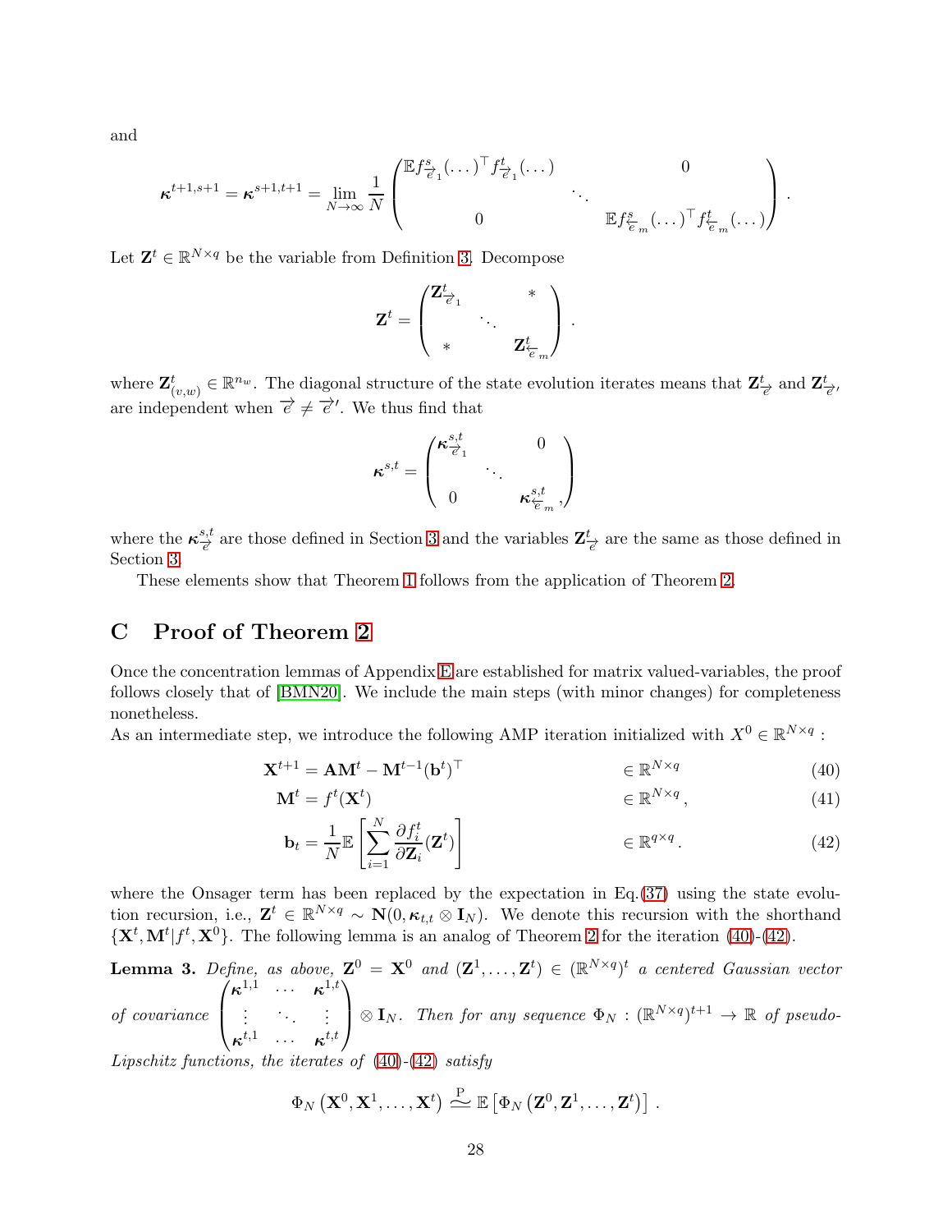and

$$\boldsymbol{\kappa}^{t+1,s+1} = \boldsymbol{\kappa}^{s+1,t+1} = \lim_{N\to\infty} \frac{1}{N} \begin{pmatrix} \mathbb{E} f^s_{\overrightarrow{e}_1}(\dots)^\top f^t_{\overrightarrow{e}_1}(\dots) & & 0 \\ & \ddots & \\ 0 & & \mathbb{E} f^s_{\overleftarrow{e}_m}(\dots)^\top f^t_{\overleftarrow{e}_m}(\dots) \end{pmatrix}.$$

Let $\mathbf{Z}^t \in \mathbb{R}^{N\times q}$ be the variable from Definition 3. Decompose

$$\mathbf{Z}^t = \begin{pmatrix} \mathbf{Z}^t_{\overrightarrow{e}_1} & & * \\ & \ddots & \\ * & & \mathbf{Z}^t_{\overleftarrow{e}_m} \end{pmatrix}.$$

where $\mathbf{Z}^t_{(v,w)} \in \mathbb{R}^{n_w}$. The diagonal structure of the state evolution iterates means that $\mathbf{Z}^t_{\overrightarrow{e}}$ and $\mathbf{Z}^t_{\overrightarrow{e}'}$ are independent when $\overrightarrow{e} \neq \overrightarrow{e}'$. We thus find that

$$\boldsymbol{\kappa}^{s,t} = \begin{pmatrix} \boldsymbol{\kappa}^{s,t}_{\overrightarrow{e}_1} & & 0 \\ & \ddots & \\ 0 & & \boldsymbol{\kappa}^{s,t}_{\overleftarrow{e}_m}, \end{pmatrix}$$

where the $\boldsymbol{\kappa}^{s,t}_{\overrightarrow{e}}$ are those defined in Section 3 and the variables $\mathbf{Z}^t_{\overrightarrow{e}}$ are the same as those defined in Section 3.

These elements show that Theorem 1 follows from the application of Theorem 2.

# C Proof of Theorem 2

Once the concentration lemmas of Appendix E are established for matrix valued-variables, the proof follows closely that of [BMN20]. We include the main steps (with minor changes) for completeness nonetheless.

As an intermediate step, we introduce the following AMP iteration initialized with $X^0 \in \mathbb{R}^{N\times q}$ :

$$\mathbf{X}^{t+1} = \mathbf{A}\mathbf{M}^t - \mathbf{M}^{t-1}(\mathbf{b}^t)^\top \qquad \in \mathbb{R}^{N\times q} \tag{40}$$

$$\mathbf{M}^t = f^t(\mathbf{X}^t) \qquad \in \mathbb{R}^{N\times q}, \tag{41}$$

$$\mathbf{b}_t = \frac{1}{N}\mathbb{E}\left[\sum_{i=1}^N \frac{\partial f^t_i}{\partial \mathbf{Z}_i}(\mathbf{Z}^t)\right] \qquad \in \mathbb{R}^{q\times q}. \tag{42}$$

where the Onsager term has been replaced by the expectation in Eq.(37) using the state evolution recursion, i.e., $\mathbf{Z}^t \in \mathbb{R}^{N\times q} \sim \mathbf{N}(0, \boldsymbol{\kappa}_{t,t} \otimes \mathbf{I}_N)$. We denote this recursion with the shorthand $\{\mathbf{X}^t, \mathbf{M}^t | f^t, \mathbf{X}^0\}$. The following lemma is an analog of Theorem 2 for the iteration (40)-(42).

**Lemma 3.** *Define, as above, $\mathbf{Z}^0 = \mathbf{X}^0$ and $(\mathbf{Z}^1, \dots, \mathbf{Z}^t) \in (\mathbb{R}^{N\times q})^t$ a centered Gaussian vector of covariance $\begin{pmatrix} \boldsymbol{\kappa}^{1,1} & \cdots & \boldsymbol{\kappa}^{1,t} \\ \vdots & \ddots & \vdots \\ \boldsymbol{\kappa}^{t,1} & \cdots & \boldsymbol{\kappa}^{t,t} \end{pmatrix} \otimes \mathbf{I}_N$. Then for any sequence $\Phi_N : (\mathbb{R}^{N\times q})^{t+1} \to \mathbb{R}$ of pseudo-Lipschitz functions, the iterates of (40)-(42) satisfy*

$$\Phi_N\left(\mathbf{X}^0, \mathbf{X}^1, \dots, \mathbf{X}^t\right) \overset{\mathrm{P}}{\simeq} \mathbb{E}\left[\Phi_N\left(\mathbf{Z}^0, \mathbf{Z}^1, \dots, \mathbf{Z}^t\right)\right].$$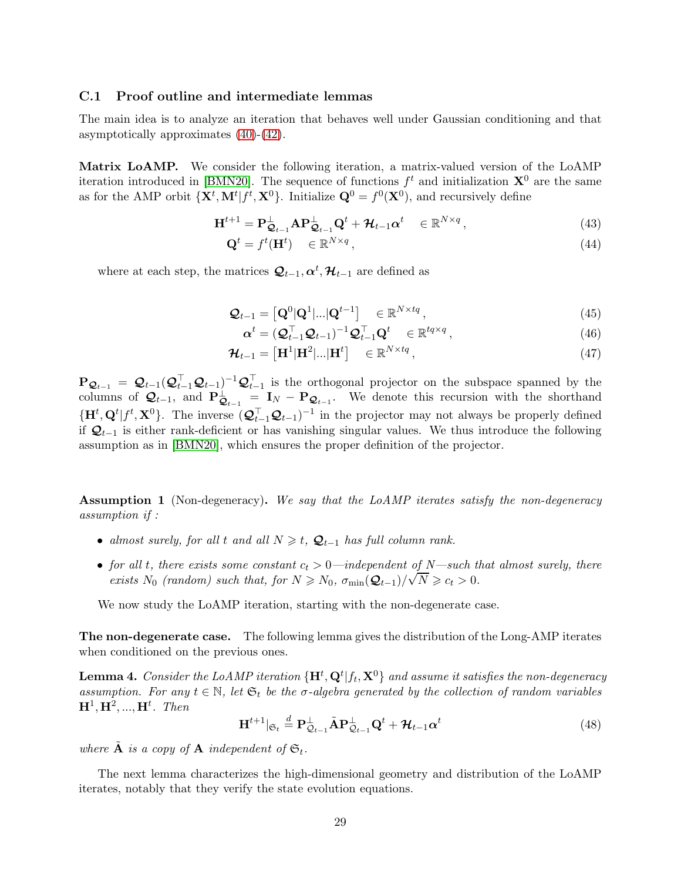### C.1 Proof outline and intermediate lemmas

The main idea is to analyze an iteration that behaves well under Gaussian conditioning and that asymptotically approximates (40)-(42).

**Matrix LoAMP.** We consider the following iteration, a matrix-valued version of the LoAMP iteration introduced in [BMN20]. The sequence of functions $f^t$ and initialization $\mathbf{X}^0$ are the same as for the AMP orbit $\{\mathbf{X}^t, \mathbf{M}^t | f^t, \mathbf{X}^0\}$. Initialize $\mathbf{Q}^0 = f^0(\mathbf{X}^0)$, and recursively define

$$\mathbf{H}^{t+1} = \mathbf{P}^{\perp}_{\mathcal{Q}_{t-1}} \mathbf{A} \mathbf{P}^{\perp}_{\mathcal{Q}_{t-1}} \mathbf{Q}^t + \mathcal{H}_{t-1} \boldsymbol{\alpha}^t \quad \in \mathbb{R}^{N \times q}\,, \tag{43}$$

$$\mathbf{Q}^t = f^t(\mathbf{H}^t) \quad \in \mathbb{R}^{N \times q}\,, \tag{44}$$

where at each step, the matrices $\mathcal{Q}_{t-1}, \boldsymbol{\alpha}^t, \mathcal{H}_{t-1}$ are defined as

$$\mathcal{Q}_{t-1} = \left[\mathbf{Q}^0 | \mathbf{Q}^1 | ... | \mathbf{Q}^{t-1}\right] \quad \in \mathbb{R}^{N \times tq}\,, \tag{45}$$

$$\boldsymbol{\alpha}^t = (\mathcal{Q}_{t-1}^\top \mathcal{Q}_{t-1})^{-1} \mathcal{Q}_{t-1}^\top \mathbf{Q}^t \quad \in \mathbb{R}^{tq \times q}\,, \tag{46}$$

$$\mathcal{H}_{t-1} = \left[\mathbf{H}^1 | \mathbf{H}^2 | ... | \mathbf{H}^t\right] \quad \in \mathbb{R}^{N \times tq}\,, \tag{47}$$

$\mathbf{P}_{\mathcal{Q}_{t-1}} = \mathcal{Q}_{t-1}(\mathcal{Q}_{t-1}^\top \mathcal{Q}_{t-1})^{-1} \mathcal{Q}_{t-1}^\top$ is the orthogonal projector on the subspace spanned by the columns of $\mathcal{Q}_{t-1}$, and $\mathbf{P}^{\perp}_{\mathcal{Q}_{t-1}} = \mathbf{I}_N - \mathbf{P}_{\mathcal{Q}_{t-1}}$. We denote this recursion with the shorthand $\{\mathbf{H}^t, \mathbf{Q}^t | f^t, \mathbf{X}^0\}$. The inverse $(\mathcal{Q}_{t-1}^\top \mathcal{Q}_{t-1})^{-1}$ in the projector may not always be properly defined if $\mathcal{Q}_{t-1}$ is either rank-deficient or has vanishing singular values. We thus introduce the following assumption as in [BMN20], which ensures the proper definition of the projector.

**Assumption 1** (Non-degeneracy)**.** *We say that the LoAMP iterates satisfy the non-degeneracy assumption if :*

- *almost surely, for all $t$ and all $N \geqslant t$, $\mathcal{Q}_{t-1}$ has full column rank.*
- *for all $t$, there exists some constant $c_t > 0$—independent of $N$—such that almost surely, there exists $N_0$ (random) such that, for $N \geqslant N_0$, $\sigma_{\min}(\mathcal{Q}_{t-1})/\sqrt{N} \geqslant c_t > 0$.*

We now study the LoAMP iteration, starting with the non-degenerate case.

**The non-degenerate case.** The following lemma gives the distribution of the Long-AMP iterates when conditioned on the previous ones.

**Lemma 4.** *Consider the LoAMP iteration $\{\mathbf{H}^t, \mathbf{Q}^t | f_t, \mathbf{X}^0\}$ and assume it satisfies the non-degeneracy assumption. For any $t \in \mathbb{N}$, let $\mathfrak{S}_t$ be the $\sigma$-algebra generated by the collection of random variables $\mathbf{H}^1, \mathbf{H}^2, ..., \mathbf{H}^t$. Then*

$$\mathbf{H}^{t+1}|_{\mathfrak{S}_t} \stackrel{d}{=} \mathbf{P}^{\perp}_{\mathcal{Q}_{t-1}} \tilde{\mathbf{A}} \mathbf{P}^{\perp}_{\mathcal{Q}_{t-1}} \mathbf{Q}^t + \mathcal{H}_{t-1} \boldsymbol{\alpha}^t \tag{48}$$

*where $\tilde{\mathbf{A}}$ is a copy of $\mathbf{A}$ independent of $\mathfrak{S}_t$.*

The next lemma characterizes the high-dimensional geometry and distribution of the LoAMP iterates, notably that they verify the state evolution equations.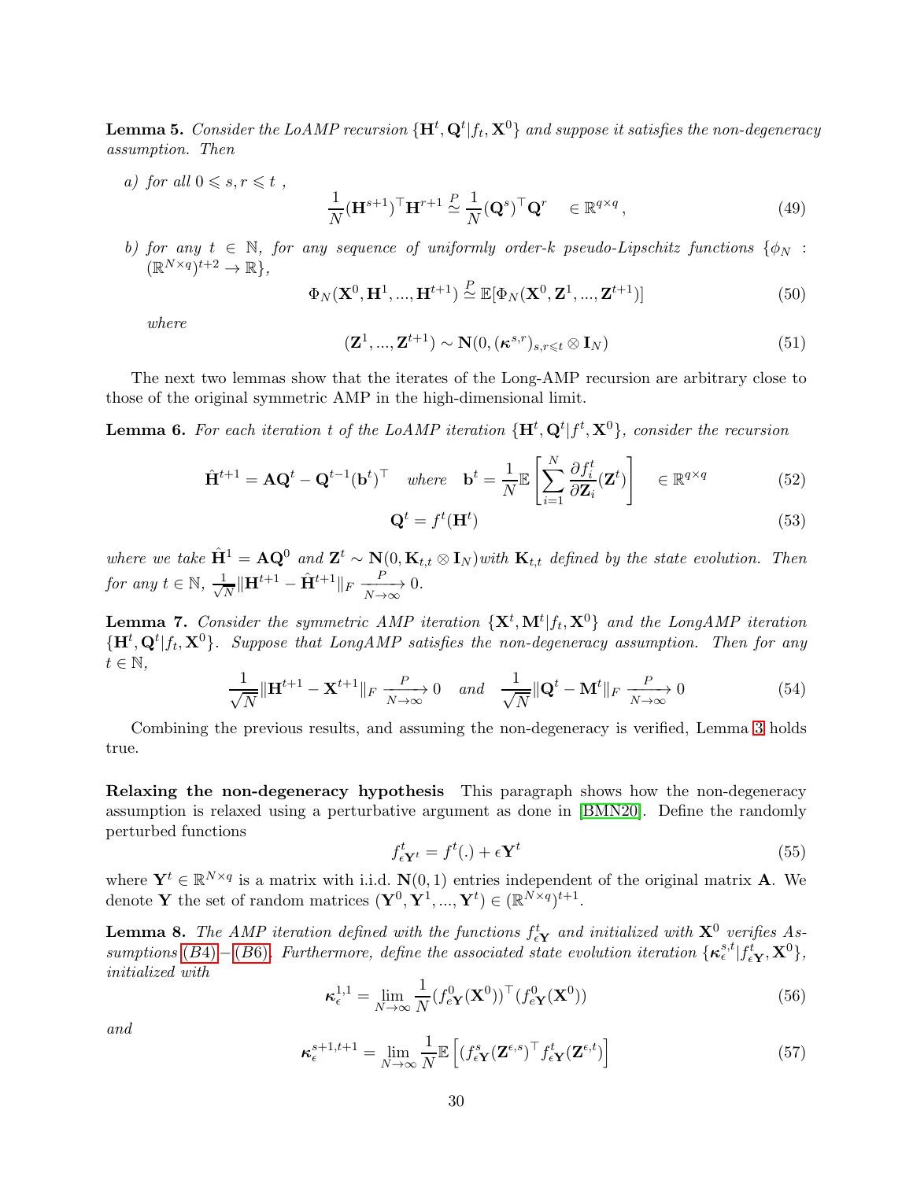**Lemma 5.** *Consider the LoAMP recursion $\{\mathbf{H}^t, \mathbf{Q}^t | f_t, \mathbf{X}^0\}$ and suppose it satisfies the non-degeneracy assumption. Then*

*a) for all $0 \leqslant s, r \leqslant t$ ,*

$$\frac{1}{N}(\mathbf{H}^{s+1})^\top \mathbf{H}^{r+1} \overset{P}{\simeq} \frac{1}{N}(\mathbf{Q}^s)^\top \mathbf{Q}^r \quad \in \mathbb{R}^{q\times q}, \tag{49}$$

*b) for any $t \in \mathbb{N}$, for any sequence of uniformly order-k pseudo-Lipschitz functions $\{\phi_N : (\mathbb{R}^{N\times q})^{t+2} \to \mathbb{R}\}$,*

$$\Phi_N(\mathbf{X}^0, \mathbf{H}^1, ..., \mathbf{H}^{t+1}) \overset{P}{\simeq} \mathbb{E}[\Phi_N(\mathbf{X}^0, \mathbf{Z}^1, ..., \mathbf{Z}^{t+1})] \tag{50}$$

*where*

$$(\mathbf{Z}^1, ..., \mathbf{Z}^{t+1}) \sim \mathbf{N}(0, (\boldsymbol{\kappa}^{s,r})_{s,r\leqslant t} \otimes \mathbf{I}_N) \tag{51}$$

The next two lemmas show that the iterates of the Long-AMP recursion are arbitrary close to those of the original symmetric AMP in the high-dimensional limit.

**Lemma 6.** *For each iteration t of the LoAMP iteration $\{\mathbf{H}^t, \mathbf{Q}^t | f^t, \mathbf{X}^0\}$, consider the recursion*

$$\hat{\mathbf{H}}^{t+1} = \mathbf{A}\mathbf{Q}^t - \mathbf{Q}^{t-1}(\mathbf{b}^t)^\top \quad \text{where} \quad \mathbf{b}^t = \frac{1}{N}\mathbb{E}\left[\sum_{i=1}^N \frac{\partial f_i^t}{\partial \mathbf{Z}_i}(\mathbf{Z}^t)\right] \quad \in \mathbb{R}^{q\times q} \tag{52}$$

$$\mathbf{Q}^t = f^t(\mathbf{H}^t) \tag{53}$$

*where we take $\hat{\mathbf{H}}^1 = \mathbf{A}\mathbf{Q}^0$ and $\mathbf{Z}^t \sim \mathbf{N}(0, \mathbf{K}_{t,t} \otimes \mathbf{I}_N)$with $\mathbf{K}_{t,t}$ defined by the state evolution. Then for any $t \in \mathbb{N}$, $\frac{1}{\sqrt{N}}\|\mathbf{H}^{t+1} - \hat{\mathbf{H}}^{t+1}\|_F \xrightarrow[N\to\infty]{P} 0$.*

**Lemma 7.** *Consider the symmetric AMP iteration $\{\mathbf{X}^t, \mathbf{M}^t | f_t, \mathbf{X}^0\}$ and the LongAMP iteration $\{\mathbf{H}^t, \mathbf{Q}^t | f_t, \mathbf{X}^0\}$. Suppose that LongAMP satisfies the non-degeneracy assumption. Then for any $t \in \mathbb{N}$,*

$$\frac{1}{\sqrt{N}}\|\mathbf{H}^{t+1} - \mathbf{X}^{t+1}\|_F \xrightarrow[N\to\infty]{P} 0 \quad \text{and} \quad \frac{1}{\sqrt{N}}\|\mathbf{Q}^t - \mathbf{M}^t\|_F \xrightarrow[N\to\infty]{P} 0 \tag{54}$$

Combining the previous results, and assuming the non-degeneracy is verified, Lemma 3 holds true.

**Relaxing the non-degeneracy hypothesis** This paragraph shows how the non-degeneracy assumption is relaxed using a perturbative argument as done in [BMN20]. Define the randomly perturbed functions

$$f^t_{\epsilon \mathbf{Y}^t} = f^t(.) + \epsilon \mathbf{Y}^t \tag{55}$$

where $\mathbf{Y}^t \in \mathbb{R}^{N\times q}$ is a matrix with i.i.d. $\mathbf{N}(0,1)$ entries independent of the original matrix $\mathbf{A}$. We denote $\mathbf{Y}$ the set of random matrices $(\mathbf{Y}^0, \mathbf{Y}^1, ..., \mathbf{Y}^t) \in (\mathbb{R}^{N\times q})^{t+1}$.

**Lemma 8.** *The AMP iteration defined with the functions $f^t_{\epsilon\mathbf{Y}}$ and initialized with $\mathbf{X}^0$ verifies Assumptions (B4)−(B6). Furthermore, define the associated state evolution iteration $\{\boldsymbol{\kappa}^{s,t}_\epsilon | f^t_{\epsilon\mathbf{Y}}, \mathbf{X}^0\}$, initialized with*

$$\boldsymbol{\kappa}^{1,1}_\epsilon = \lim_{N\to\infty} \frac{1}{N}(f^0_{\epsilon\mathbf{Y}}(\mathbf{X}^0))^\top (f^0_{\epsilon\mathbf{Y}}(\mathbf{X}^0)) \tag{56}$$

*and*

$$\boldsymbol{\kappa}^{s+1,t+1}_\epsilon = \lim_{N\to\infty} \frac{1}{N}\mathbb{E}\left[(f^s_{\epsilon\mathbf{Y}}(\mathbf{Z}^{\epsilon,s})^\top f^t_{\epsilon\mathbf{Y}}(\mathbf{Z}^{\epsilon,t})\right] \tag{57}$$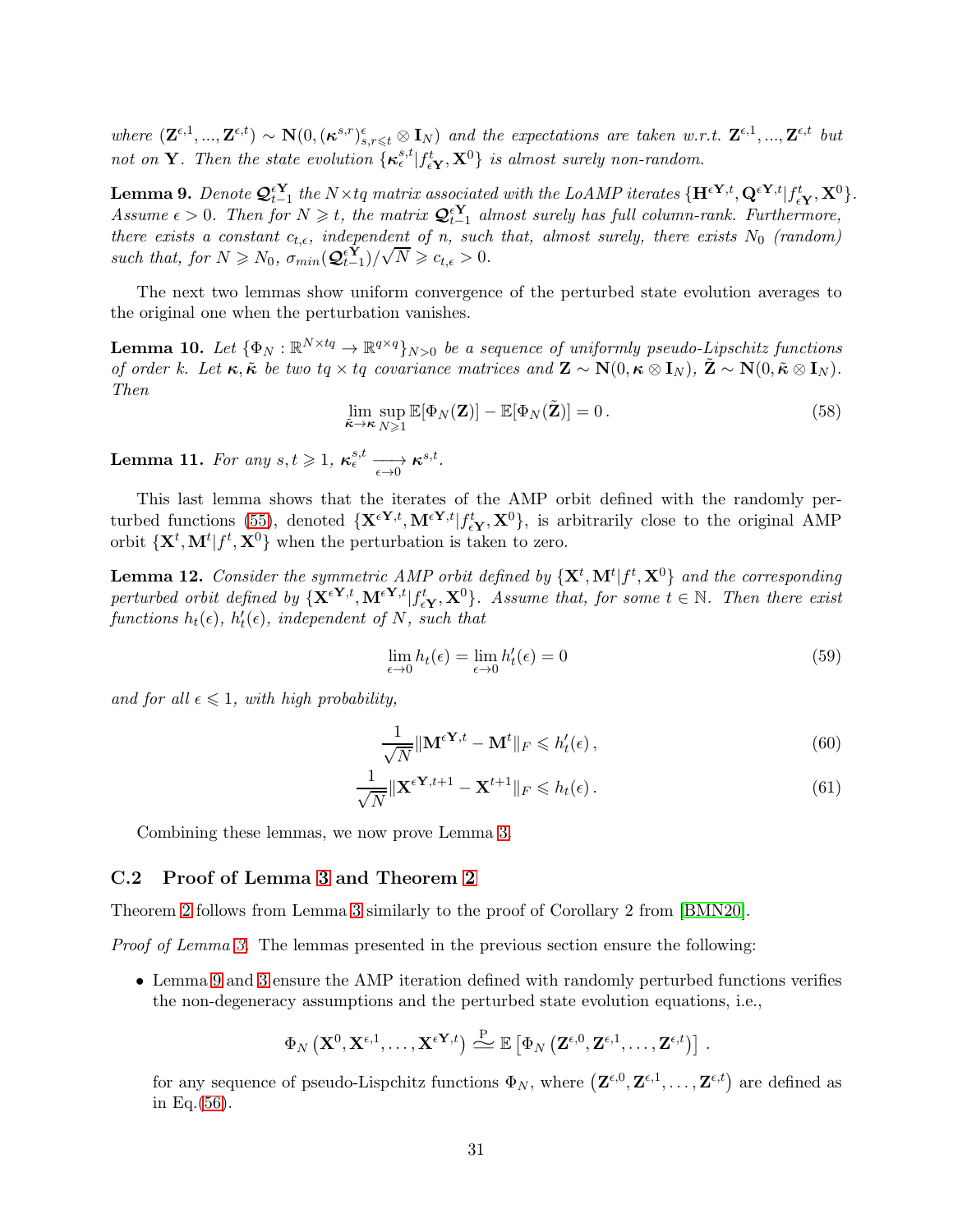*where* $(\mathbf{Z}^{\epsilon,1}, ..., \mathbf{Z}^{\epsilon,t}) \sim \mathbf{N}(0, (\boldsymbol{\kappa}^{s,r})^{\epsilon}_{s,r\leqslant t} \otimes \mathbf{I}_N)$ *and the expectations are taken w.r.t.* $\mathbf{Z}^{\epsilon,1}, ..., \mathbf{Z}^{\epsilon,t}$ *but not on* $\mathbf{Y}$*. Then the state evolution* $\{\boldsymbol{\kappa}_{\epsilon}^{s,t}|f^t_{\epsilon\mathbf{Y}}, \mathbf{X}^0\}$ *is almost surely non-random.*

**Lemma 9.** *Denote* $\mathcal{Q}^{\epsilon\mathbf{Y}}_{t-1}$ *the* $N\times tq$ *matrix associated with the LoAMP iterates* $\{\mathbf{H}^{\epsilon\mathbf{Y},t}, \mathbf{Q}^{\epsilon\mathbf{Y},t}|f^t_{\epsilon\mathbf{Y}}, \mathbf{X}^0\}$*. Assume* $\epsilon > 0$*. Then for* $N \geqslant t$*, the matrix* $\mathcal{Q}^{\epsilon\mathbf{Y}}_{t-1}$ *almost surely has full column-rank. Furthermore, there exists a constant* $c_{t,\epsilon}$*, independent of* $n$*, such that, almost surely, there exists* $N_0$ *(random) such that, for* $N \geqslant N_0$*,* $\sigma_{min}(\mathcal{Q}^{\epsilon\mathbf{Y}}_{t-1})/\sqrt{N} \geqslant c_{t,\epsilon} > 0$*.*

The next two lemmas show uniform convergence of the perturbed state evolution averages to the original one when the perturbation vanishes.

**Lemma 10.** *Let* $\{\Phi_N : \mathbb{R}^{N\times tq} \to \mathbb{R}^{q\times q}\}_{N>0}$ *be a sequence of uniformly pseudo-Lipschitz functions of order* $k$*. Let* $\boldsymbol{\kappa}, \tilde{\boldsymbol{\kappa}}$ *be two* $tq \times tq$ *covariance matrices and* $\mathbf{Z} \sim \mathbf{N}(0, \boldsymbol{\kappa} \otimes \mathbf{I}_N)$*,* $\tilde{\mathbf{Z}} \sim \mathbf{N}(0, \tilde{\boldsymbol{\kappa}} \otimes \mathbf{I}_N)$*. Then*

$$\lim_{\tilde{\boldsymbol{\kappa}}\to\boldsymbol{\kappa}} \sup_{N\geqslant 1} \mathbb{E}[\Phi_N(\mathbf{Z})] - \mathbb{E}[\Phi_N(\tilde{\mathbf{Z}})] = 0\,. \tag{58}$$

**Lemma 11.** *For any* $s, t \geqslant 1$*,* $\boldsymbol{\kappa}_{\epsilon}^{s,t} \xrightarrow[\epsilon\to 0]{} \boldsymbol{\kappa}^{s,t}$*.*

This last lemma shows that the iterates of the AMP orbit defined with the randomly perturbed functions (55), denoted $\{\mathbf{X}^{\epsilon\mathbf{Y},t}, \mathbf{M}^{\epsilon\mathbf{Y},t}|f^t_{\epsilon\mathbf{Y}}, \mathbf{X}^0\}$, is arbitrarily close to the original AMP orbit $\{\mathbf{X}^t, \mathbf{M}^t|f^t, \mathbf{X}^0\}$ when the perturbation is taken to zero.

**Lemma 12.** *Consider the symmetric AMP orbit defined by* $\{\mathbf{X}^t, \mathbf{M}^t|f^t, \mathbf{X}^0\}$ *and the corresponding perturbed orbit defined by* $\{\mathbf{X}^{\epsilon\mathbf{Y},t}, \mathbf{M}^{\epsilon\mathbf{Y},t}|f^t_{\epsilon\mathbf{Y}}, \mathbf{X}^0\}$*. Assume that, for some* $t \in \mathbb{N}$*. Then there exist functions* $h_t(\epsilon)$*,* $h'_t(\epsilon)$*, independent of* $N$*, such that*

$$\lim_{\epsilon\to 0} h_t(\epsilon) = \lim_{\epsilon\to 0} h'_t(\epsilon) = 0 \tag{59}$$

*and for all* $\epsilon \leqslant 1$*, with high probability,*

$$\frac{1}{\sqrt{N}}\|\mathbf{M}^{\epsilon\mathbf{Y},t} - \mathbf{M}^t\|_F \leqslant h'_t(\epsilon)\,, \tag{60}$$

$$\frac{1}{\sqrt{N}}\|\mathbf{X}^{\epsilon\mathbf{Y},t+1} - \mathbf{X}^{t+1}\|_F \leqslant h_t(\epsilon)\,. \tag{61}$$

Combining these lemmas, we now prove Lemma 3.

### C.2 Proof of Lemma 3 and Theorem 2

Theorem 2 follows from Lemma 3 similarly to the proof of Corollary 2 from [BMN20].

*Proof of Lemma 3.* The lemmas presented in the previous section ensure the following:

- Lemma 9 and 3 ensure the AMP iteration defined with randomly perturbed functions verifies the non-degeneracy assumptions and the perturbed state evolution equations, i.e.,

$$\Phi_N\left(\mathbf{X}^0, \mathbf{X}^{\epsilon,1}, \ldots, \mathbf{X}^{\epsilon\mathbf{Y},t}\right) \overset{\mathrm{P}}{\simeq} \mathbb{E}\left[\Phi_N\left(\mathbf{Z}^{\epsilon,0}, \mathbf{Z}^{\epsilon,1}, \ldots, \mathbf{Z}^{\epsilon,t}\right)\right]\,.$$

  for any sequence of pseudo-Lispchitz functions $\Phi_N$, where $\left(\mathbf{Z}^{\epsilon,0}, \mathbf{Z}^{\epsilon,1}, \ldots, \mathbf{Z}^{\epsilon,t}\right)$ are defined as in Eq.(56).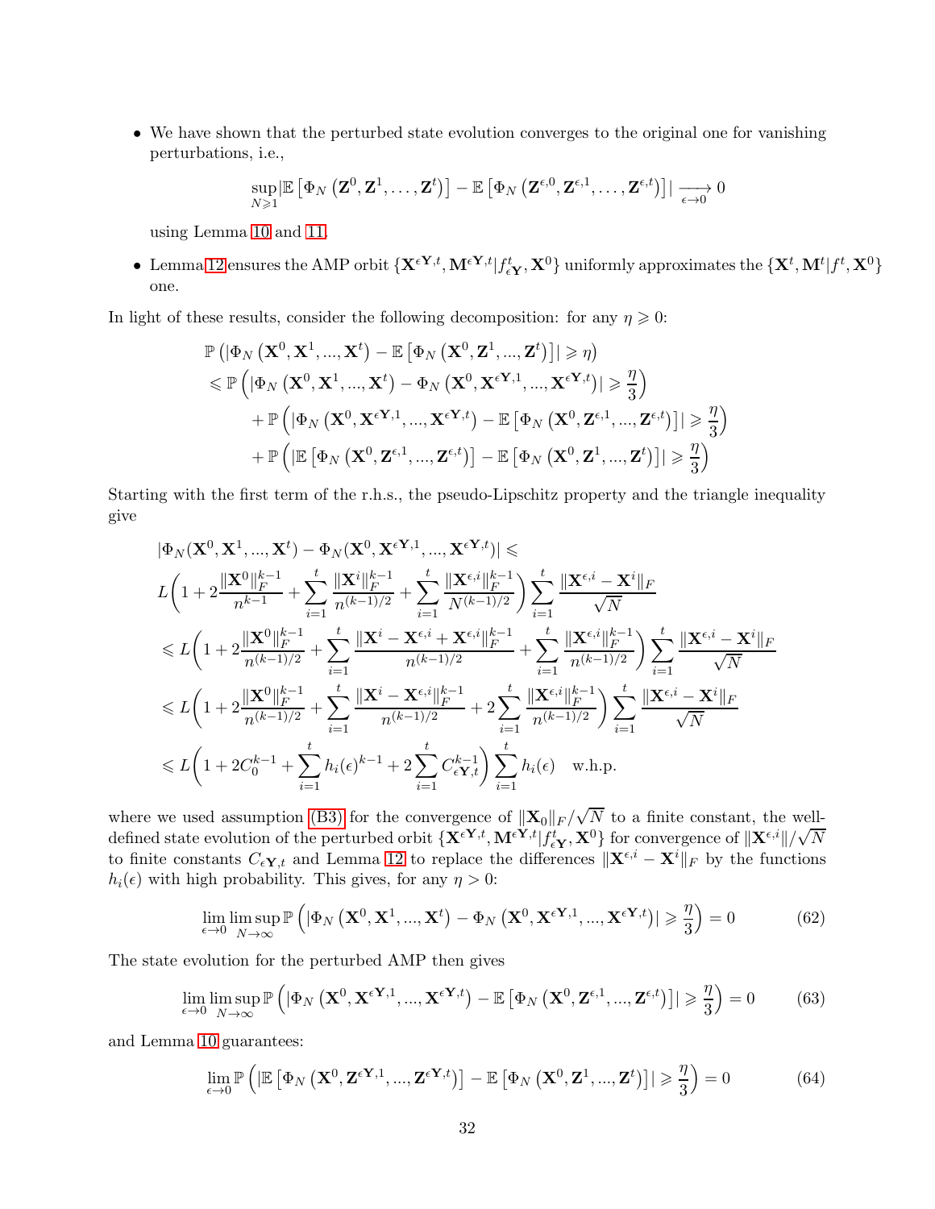- We have shown that the perturbed state evolution converges to the original one for vanishing perturbations, i.e.,

$$\sup_{N \geqslant 1} |\mathbb{E}\left[\Phi_N\left(\mathbf{Z}^0, \mathbf{Z}^1, \ldots, \mathbf{Z}^t\right)\right] - \mathbb{E}\left[\Phi_N\left(\mathbf{Z}^{\epsilon,0}, \mathbf{Z}^{\epsilon,1}, \ldots, \mathbf{Z}^{\epsilon,t}\right)\right]| \xrightarrow[\epsilon \to 0]{} 0$$

  using Lemma 10 and 11.

- Lemma 12 ensures the AMP orbit $\{\mathbf{X}^{\epsilon\mathbf{Y},t}, \mathbf{M}^{\epsilon\mathbf{Y},t} | f^t_{\epsilon\mathbf{Y}}, \mathbf{X}^0\}$ uniformly approximates the $\{\mathbf{X}^t, \mathbf{M}^t | f^t, \mathbf{X}^0\}$ one.

In light of these results, consider the following decomposition: for any $\eta \geqslant 0$:

$$\begin{aligned}
&\mathbb{P}\left(|\Phi_N\left(\mathbf{X}^0, \mathbf{X}^1, ..., \mathbf{X}^t\right) - \mathbb{E}\left[\Phi_N\left(\mathbf{X}^0, \mathbf{Z}^1, ..., \mathbf{Z}^t\right)\right]| \geqslant \eta\right) \\
&\leqslant \mathbb{P}\left(|\Phi_N\left(\mathbf{X}^0, \mathbf{X}^1, ..., \mathbf{X}^t\right) - \Phi_N\left(\mathbf{X}^0, \mathbf{X}^{\epsilon\mathbf{Y},1}, ..., \mathbf{X}^{\epsilon\mathbf{Y},t}\right)| \geqslant \frac{\eta}{3}\right) \\
&\quad + \mathbb{P}\left(|\Phi_N\left(\mathbf{X}^0, \mathbf{X}^{\epsilon\mathbf{Y},1}, ..., \mathbf{X}^{\epsilon\mathbf{Y},t}\right) - \mathbb{E}\left[\Phi_N\left(\mathbf{X}^0, \mathbf{Z}^{\epsilon,1}, ..., \mathbf{Z}^{\epsilon,t}\right)\right]| \geqslant \frac{\eta}{3}\right) \\
&\quad + \mathbb{P}\left(|\mathbb{E}\left[\Phi_N\left(\mathbf{X}^0, \mathbf{Z}^{\epsilon,1}, ..., \mathbf{Z}^{\epsilon,t}\right)\right] - \mathbb{E}\left[\Phi_N\left(\mathbf{X}^0, \mathbf{Z}^1, ..., \mathbf{Z}^t\right)\right]| \geqslant \frac{\eta}{3}\right)
\end{aligned}$$

Starting with the first term of the r.h.s., the pseudo-Lipschitz property and the triangle inequality give

$$\begin{aligned}
&|\Phi_N(\mathbf{X}^0, \mathbf{X}^1, ..., \mathbf{X}^t) - \Phi_N(\mathbf{X}^0, \mathbf{X}^{\epsilon\mathbf{Y},1}, ..., \mathbf{X}^{\epsilon\mathbf{Y},t})| \leqslant \\
&L\bigg(1 + 2\frac{\|\mathbf{X}^0\|_F^{k-1}}{n^{k-1}} + \sum_{i=1}^t \frac{\|\mathbf{X}^i\|_F^{k-1}}{n^{(k-1)/2}} + \sum_{i=1}^t \frac{\|\mathbf{X}^{\epsilon,i}\|_F^{k-1}}{N^{(k-1)/2}}\bigg) \sum_{i=1}^t \frac{\|\mathbf{X}^{\epsilon,i} - \mathbf{X}^i\|_F}{\sqrt{N}} \\
&\leqslant L\bigg(1 + 2\frac{\|\mathbf{X}^0\|_F^{k-1}}{n^{(k-1)/2}} + \sum_{i=1}^t \frac{\|\mathbf{X}^i - \mathbf{X}^{\epsilon,i} + \mathbf{X}^{\epsilon,i}\|_F^{k-1}}{n^{(k-1)/2}} + \sum_{i=1}^t \frac{\|\mathbf{X}^{\epsilon,i}\|_F^{k-1}}{n^{(k-1)/2}}\bigg) \sum_{i=1}^t \frac{\|\mathbf{X}^{\epsilon,i} - \mathbf{X}^i\|_F}{\sqrt{N}} \\
&\leqslant L\bigg(1 + 2\frac{\|\mathbf{X}^0\|_F^{k-1}}{n^{(k-1)/2}} + \sum_{i=1}^t \frac{\|\mathbf{X}^i - \mathbf{X}^{\epsilon,i}\|_F^{k-1}}{n^{(k-1)/2}} + 2\sum_{i=1}^t \frac{\|\mathbf{X}^{\epsilon,i}\|_F^{k-1}}{n^{(k-1)/2}}\bigg) \sum_{i=1}^t \frac{\|\mathbf{X}^{\epsilon,i} - \mathbf{X}^i\|_F}{\sqrt{N}} \\
&\leqslant L\bigg(1 + 2C_0^{k-1} + \sum_{i=1}^t h_i(\epsilon)^{k-1} + 2\sum_{i=1}^t C_{\epsilon\mathbf{Y},t}^{k-1}\bigg) \sum_{i=1}^t h_i(\epsilon) \quad \text{w.h.p.}
\end{aligned}$$

where we used assumption (B3) for the convergence of $\|\mathbf{X}_0\|_F/\sqrt{N}$ to a finite constant, the well-defined state evolution of the perturbed orbit $\{\mathbf{X}^{\epsilon\mathbf{Y},t}, \mathbf{M}^{\epsilon\mathbf{Y},t} | f^t_{\epsilon\mathbf{Y}}, \mathbf{X}^0\}$ for convergence of $\|\mathbf{X}^{\epsilon,i}\|/\sqrt{N}$ to finite constants $C_{\epsilon\mathbf{Y},t}$ and Lemma 12 to replace the differences $\|\mathbf{X}^{\epsilon,i} - \mathbf{X}^i\|_F$ by the functions $h_i(\epsilon)$ with high probability. This gives, for any $\eta > 0$:

$$\lim_{\epsilon \to 0} \limsup_{N \to \infty} \mathbb{P}\left(|\Phi_N\left(\mathbf{X}^0, \mathbf{X}^1, ..., \mathbf{X}^t\right) - \Phi_N\left(\mathbf{X}^0, \mathbf{X}^{\epsilon\mathbf{Y},1}, ..., \mathbf{X}^{\epsilon\mathbf{Y},t}\right)| \geqslant \frac{\eta}{3}\right) = 0 \tag{62}$$

The state evolution for the perturbed AMP then gives

$$\lim_{\epsilon \to 0} \limsup_{N \to \infty} \mathbb{P}\left(|\Phi_N\left(\mathbf{X}^0, \mathbf{X}^{\epsilon\mathbf{Y},1}, ..., \mathbf{X}^{\epsilon\mathbf{Y},t}\right) - \mathbb{E}\left[\Phi_N\left(\mathbf{X}^0, \mathbf{Z}^{\epsilon,1}, ..., \mathbf{Z}^{\epsilon,t}\right)\right]| \geqslant \frac{\eta}{3}\right) = 0 \tag{63}$$

and Lemma 10 guarantees:

$$\lim_{\epsilon \to 0} \mathbb{P}\left(|\mathbb{E}\left[\Phi_N\left(\mathbf{X}^0, \mathbf{Z}^{\epsilon\mathbf{Y},1}, ..., \mathbf{Z}^{\epsilon\mathbf{Y},t}\right)\right] - \mathbb{E}\left[\Phi_N\left(\mathbf{X}^0, \mathbf{Z}^1, ..., \mathbf{Z}^t\right)\right]| \geqslant \frac{\eta}{3}\right) = 0 \tag{64}$$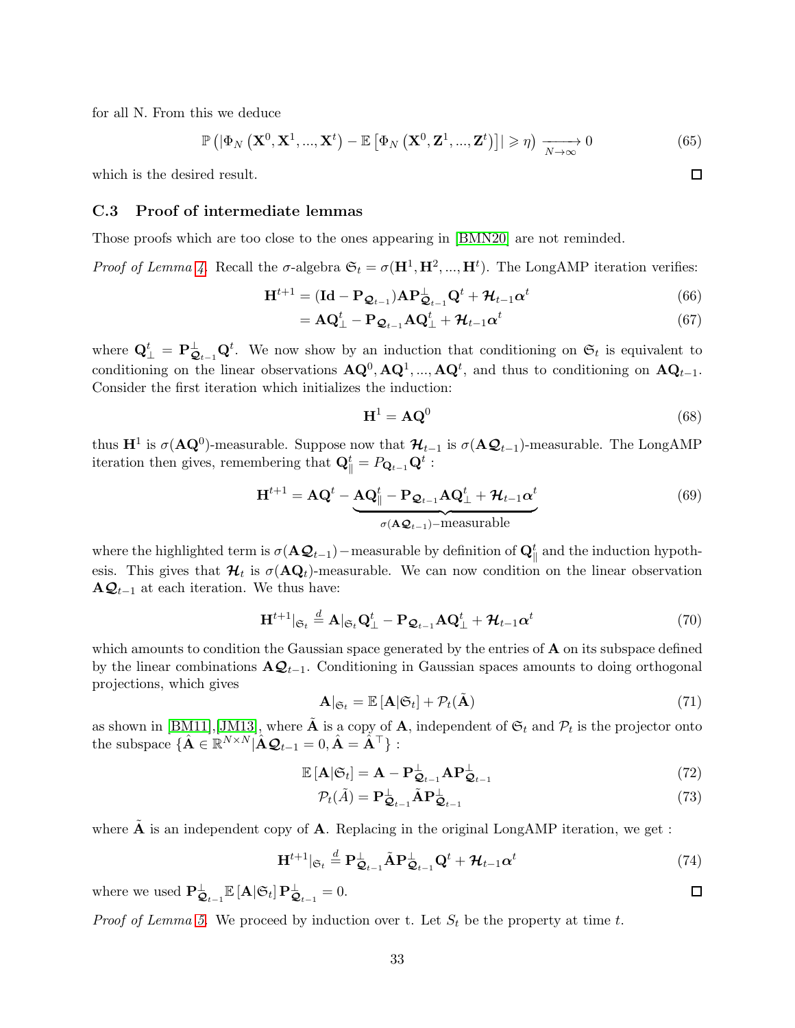for all N. From this we deduce

$$\mathbb{P}\left(\left|\Phi_N\left(\mathbf{X}^0, \mathbf{X}^1, ..., \mathbf{X}^t\right) - \mathbb{E}\left[\Phi_N\left(\mathbf{X}^0, \mathbf{Z}^1, ..., \mathbf{Z}^t\right)\right]\right| \geqslant \eta\right) \xrightarrow[N\to\infty]{} 0 \tag{65}$$

which is the desired result. ◻

### C.3 Proof of intermediate lemmas

Those proofs which are too close to the ones appearing in [BMN20] are not reminded.

*Proof of Lemma 4.* Recall the $\sigma$-algebra $\mathfrak{S}_t = \sigma(\mathbf{H}^1, \mathbf{H}^2, ..., \mathbf{H}^t)$. The LongAMP iteration verifies:

$$\mathbf{H}^{t+1} = (\mathbf{Id} - \mathbf{P}_{\boldsymbol{\mathcal{Q}}_{t-1}})\mathbf{A}\mathbf{P}^{\perp}_{\boldsymbol{\mathcal{Q}}_{t-1}}\mathbf{Q}^t + \boldsymbol{\mathcal{H}}_{t-1}\boldsymbol{\alpha}^t \tag{66}$$

$$= \mathbf{A}\mathbf{Q}^t_{\perp} - \mathbf{P}_{\boldsymbol{\mathcal{Q}}_{t-1}}\mathbf{A}\mathbf{Q}^t_{\perp} + \boldsymbol{\mathcal{H}}_{t-1}\boldsymbol{\alpha}^t \tag{67}$$

where $\mathbf{Q}^t_{\perp} = \mathbf{P}^{\perp}_{\boldsymbol{\mathcal{Q}}_{t-1}}\mathbf{Q}^t$. We now show by an induction that conditioning on $\mathfrak{S}_t$ is equivalent to conditioning on the linear observations $\mathbf{A}\mathbf{Q}^0, \mathbf{A}\mathbf{Q}^1, ..., \mathbf{A}\mathbf{Q}^t$, and thus to conditioning on $\mathbf{A}\mathbf{Q}_{t-1}$. Consider the first iteration which initializes the induction:

$$\mathbf{H}^1 = \mathbf{A}\mathbf{Q}^0 \tag{68}$$

thus $\mathbf{H}^1$ is $\sigma(\mathbf{A}\mathbf{Q}^0)$-measurable. Suppose now that $\boldsymbol{\mathcal{H}}_{t-1}$ is $\sigma(\mathbf{A}\boldsymbol{\mathcal{Q}}_{t-1})$-measurable. The LongAMP iteration then gives, remembering that $\mathbf{Q}^t_{\parallel} = P_{\mathbf{Q}_{t-1}}\mathbf{Q}^t$ :

$$\mathbf{H}^{t+1} = \mathbf{A}\mathbf{Q}^t - \underbrace{\mathbf{A}\mathbf{Q}^t_{\parallel} - \mathbf{P}_{\boldsymbol{\mathcal{Q}}_{t-1}}\mathbf{A}\mathbf{Q}^t_{\perp} + \boldsymbol{\mathcal{H}}_{t-1}\boldsymbol{\alpha}^t}_{\sigma(\mathbf{A}\boldsymbol{\mathcal{Q}}_{t-1})-\text{measurable}} \tag{69}$$

where the highlighted term is $\sigma(\mathbf{A}\boldsymbol{\mathcal{Q}}_{t-1})-$measurable by definition of $\mathbf{Q}^t_{\parallel}$ and the induction hypothesis. This gives that $\boldsymbol{\mathcal{H}}_t$ is $\sigma(\mathbf{A}\mathbf{Q}_t)$-measurable. We can now condition on the linear observation $\mathbf{A}\boldsymbol{\mathcal{Q}}_{t-1}$ at each iteration. We thus have:

$$\mathbf{H}^{t+1}|_{\mathfrak{S}_t} \stackrel{d}{=} \mathbf{A}|_{\mathfrak{S}_t}\mathbf{Q}^t_{\perp} - \mathbf{P}_{\boldsymbol{\mathcal{Q}}_{t-1}}\mathbf{A}\mathbf{Q}^t_{\perp} + \boldsymbol{\mathcal{H}}_{t-1}\boldsymbol{\alpha}^t \tag{70}$$

which amounts to condition the Gaussian space generated by the entries of $\mathbf{A}$ on its subspace defined by the linear combinations $\mathbf{A}\boldsymbol{\mathcal{Q}}_{t-1}$. Conditioning in Gaussian spaces amounts to doing orthogonal projections, which gives

$$\mathbf{A}|_{\mathfrak{S}_t} = \mathbb{E}\left[\mathbf{A}|\mathfrak{S}_t\right] + \mathcal{P}_t(\tilde{\mathbf{A}}) \tag{71}$$

as shown in [BM11],[JM13], where $\tilde{\mathbf{A}}$ is a copy of $\mathbf{A}$, independent of $\mathfrak{S}_t$ and $\mathcal{P}_t$ is the projector onto the subspace $\{\hat{\mathbf{A}} \in \mathbb{R}^{N\times N} | \hat{\mathbf{A}}\boldsymbol{\mathcal{Q}}_{t-1} = 0, \hat{\mathbf{A}} = \hat{\mathbf{A}}^{\top}\}$ :

$$\mathbb{E}\left[\mathbf{A}|\mathfrak{S}_t\right] = \mathbf{A} - \mathbf{P}^{\perp}_{\boldsymbol{\mathcal{Q}}_{t-1}}\mathbf{A}\mathbf{P}^{\perp}_{\boldsymbol{\mathcal{Q}}_{t-1}} \tag{72}$$

$$\mathcal{P}_t(\tilde{A}) = \mathbf{P}^{\perp}_{\boldsymbol{\mathcal{Q}}_{t-1}}\tilde{\mathbf{A}}\mathbf{P}^{\perp}_{\boldsymbol{\mathcal{Q}}_{t-1}} \tag{73}$$

where $\tilde{\mathbf{A}}$ is an independent copy of $\mathbf{A}$. Replacing in the original LongAMP iteration, we get :

$$\mathbf{H}^{t+1}|_{\mathfrak{S}_t} \stackrel{d}{=} \mathbf{P}^{\perp}_{\boldsymbol{\mathcal{Q}}_{t-1}}\tilde{\mathbf{A}}\mathbf{P}^{\perp}_{\boldsymbol{\mathcal{Q}}_{t-1}}\mathbf{Q}^t + \boldsymbol{\mathcal{H}}_{t-1}\boldsymbol{\alpha}^t \tag{74}$$

where we used $\mathbf{P}^{\perp}_{\boldsymbol{\mathcal{Q}}_{t-1}}\mathbb{E}\left[\mathbf{A}|\mathfrak{S}_t\right]\mathbf{P}^{\perp}_{\boldsymbol{\mathcal{Q}}_{t-1}} = 0$. ◻

*Proof of Lemma 5.* We proceed by induction over t. Let $S_t$ be the property at time $t$.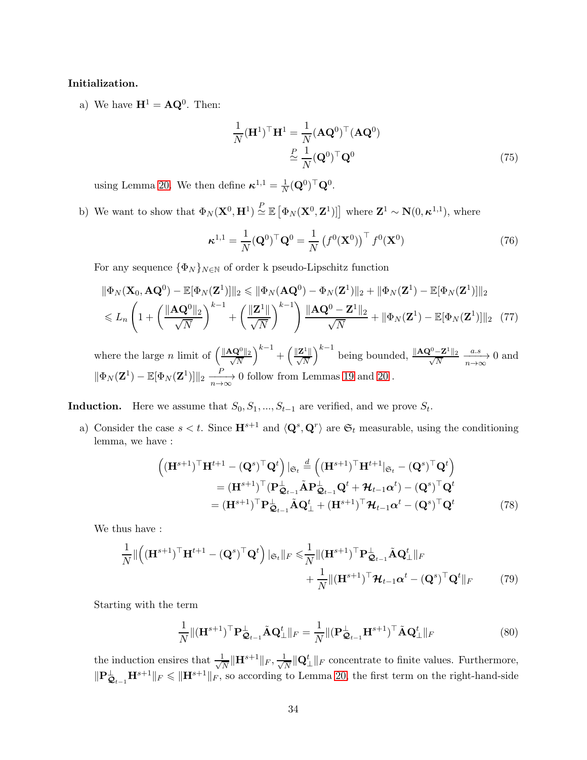**Initialization.**

a) We have $\mathbf{H}^1 = \mathbf{A}\mathbf{Q}^0$. Then:

$$\frac{1}{N}(\mathbf{H}^1)^\top \mathbf{H}^1 = \frac{1}{N}(\mathbf{A}\mathbf{Q}^0)^\top(\mathbf{A}\mathbf{Q}^0) \\ \overset{P}{\simeq} \frac{1}{N}(\mathbf{Q}^0)^\top \mathbf{Q}^0 \tag{75}$$

using Lemma 20. We then define $\boldsymbol{\kappa}^{1,1} = \frac{1}{N}(\mathbf{Q}^0)^\top \mathbf{Q}^0$.

b) We want to show that $\Phi_N(\mathbf{X}^0, \mathbf{H}^1) \overset{P}{\simeq} \mathbb{E}\left[\Phi_N(\mathbf{X}^0, \mathbf{Z}^1)\right]$ where $\mathbf{Z}^1 \sim \mathbf{N}(0, \boldsymbol{\kappa}^{1,1})$, where

$$\boldsymbol{\kappa}^{1,1} = \frac{1}{N}(\mathbf{Q}^0)^\top \mathbf{Q}^0 = \frac{1}{N}\left(f^0(\mathbf{X}^0)\right)^\top f^0(\mathbf{X}^0) \tag{76}$$

For any sequence $\{\Phi_N\}_{N\in\mathbb{N}}$ of order k pseudo-Lipschitz function

$$\|\Phi_N(\mathbf{X}_0, \mathbf{A}\mathbf{Q}^0) - \mathbb{E}[\Phi_N(\mathbf{Z}^1)]\|_2 \leqslant \|\Phi_N(\mathbf{A}\mathbf{Q}^0) - \Phi_N(\mathbf{Z}^1)\|_2 + \|\Phi_N(\mathbf{Z}^1) - \mathbb{E}[\Phi_N(\mathbf{Z}^1)]\|_2 \\ \leqslant L_n\left(1 + \left(\frac{\|\mathbf{A}\mathbf{Q}^0\|_2}{\sqrt{N}}\right)^{k-1} + \left(\frac{\|\mathbf{Z}^1\|}{\sqrt{N}}\right)^{k-1}\right)\frac{\|\mathbf{A}\mathbf{Q}^0 - \mathbf{Z}^1\|_2}{\sqrt{N}} + \|\Phi_N(\mathbf{Z}^1) - \mathbb{E}[\Phi_N(\mathbf{Z}^1)]\|_2 \tag{77}$$

where the large $n$ limit of $\left(\frac{\|\mathbf{A}\mathbf{Q}^0\|_2}{\sqrt{N}}\right)^{k-1} + \left(\frac{\|\mathbf{Z}^1\|}{\sqrt{N}}\right)^{k-1}$ being bounded, $\frac{\|\mathbf{A}\mathbf{Q}^0 - \mathbf{Z}^1\|_2}{\sqrt{N}} \xrightarrow[n\to\infty]{a.s} 0$ and $\|\Phi_N(\mathbf{Z}^1) - \mathbb{E}[\Phi_N(\mathbf{Z}^1)]\|_2 \xrightarrow[n\to\infty]{P} 0$ follow from Lemmas 19 and 20.

**Induction.** Here we assume that $S_0, S_1, ..., S_{t-1}$ are verified, and we prove $S_t$.

a) Consider the case $s < t$. Since $\mathbf{H}^{s+1}$ and $\langle \mathbf{Q}^s, \mathbf{Q}^r\rangle$ are $\mathfrak{S}_t$ measurable, using the conditioning lemma, we have :

$$\left((\mathbf{H}^{s+1})^\top \mathbf{H}^{t+1} - (\mathbf{Q}^s)^\top \mathbf{Q}^t\right)|_{\mathfrak{S}_t} \overset{d}{=} \left((\mathbf{H}^{s+1})^\top \mathbf{H}^{t+1}|_{\mathfrak{S}_t} - (\mathbf{Q}^s)^\top \mathbf{Q}^t\right) \\ = (\mathbf{H}^{s+1})^\top(\mathbf{P}^\perp_{\mathcal{Q}_{t-1}}\tilde{\mathbf{A}}\mathbf{P}^\perp_{\mathcal{Q}_{t-1}}\mathbf{Q}^t + \boldsymbol{\mathcal{H}}_{t-1}\boldsymbol{\alpha}^t) - (\mathbf{Q}^s)^\top \mathbf{Q}^t \\ = (\mathbf{H}^{s+1})^\top \mathbf{P}^\perp_{\mathcal{Q}_{t-1}}\tilde{\mathbf{A}}\mathbf{Q}^t_\perp + (\mathbf{H}^{s+1})^\top \boldsymbol{\mathcal{H}}_{t-1}\boldsymbol{\alpha}^t - (\mathbf{Q}^s)^\top \mathbf{Q}^t \tag{78}$$

We thus have :

$$\frac{1}{N}\|\left((\mathbf{H}^{s+1})^\top \mathbf{H}^{t+1} - (\mathbf{Q}^s)^\top \mathbf{Q}^t\right)|_{\mathfrak{S}_t}\|_F \leqslant \frac{1}{N}\|(\mathbf{H}^{s+1})^\top \mathbf{P}^\perp_{\mathcal{Q}_{t-1}}\tilde{\mathbf{A}}\mathbf{Q}^t_\perp\|_F \\ + \frac{1}{N}\|(\mathbf{H}^{s+1})^\top \boldsymbol{\mathcal{H}}_{t-1}\boldsymbol{\alpha}^t - (\mathbf{Q}^s)^\top \mathbf{Q}^t\|_F \tag{79}$$

Starting with the term

$$\frac{1}{N}\|(\mathbf{H}^{s+1})^\top \mathbf{P}^\perp_{\mathcal{Q}_{t-1}}\tilde{\mathbf{A}}\mathbf{Q}^t_\perp\|_F = \frac{1}{N}\|(\mathbf{P}^\perp_{\mathcal{Q}_{t-1}}\mathbf{H}^{s+1})^\top \tilde{\mathbf{A}}\mathbf{Q}^t_\perp\|_F \tag{80}$$

the induction ensires that $\frac{1}{\sqrt{N}}\|\mathbf{H}^{s+1}\|_F, \frac{1}{\sqrt{N}}\|\mathbf{Q}^t_\perp\|_F$ concentrate to finite values. Furthermore, $\|\mathbf{P}^\perp_{\mathcal{Q}_{t-1}}\mathbf{H}^{s+1}\|_F \leqslant \|\mathbf{H}^{s+1}\|_F$, so according to Lemma 20, the first term on the right-hand-side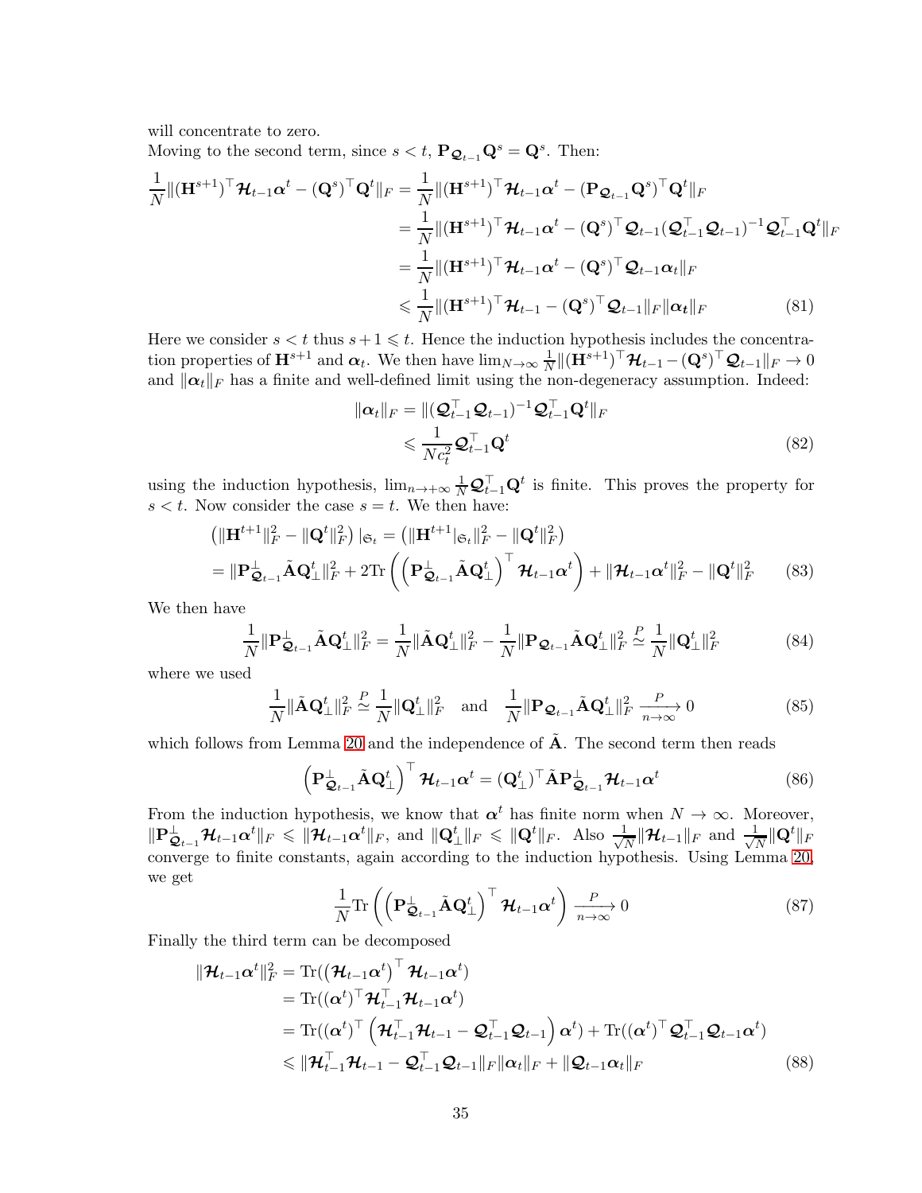will concentrate to zero.
Moving to the second term, since $s < t$, $\mathbf{P}_{\boldsymbol{\mathcal{Q}}_{t-1}}\mathbf{Q}^s = \mathbf{Q}^s$. Then:

$$
\begin{aligned}
\frac{1}{N}\|(\mathbf{H}^{s+1})^\top \boldsymbol{\mathcal{H}}_{t-1}\boldsymbol{\alpha}^t - (\mathbf{Q}^s)^\top \mathbf{Q}^t\|_F &= \frac{1}{N}\|(\mathbf{H}^{s+1})^\top \boldsymbol{\mathcal{H}}_{t-1}\boldsymbol{\alpha}^t - (\mathbf{P}_{\boldsymbol{\mathcal{Q}}_{t-1}}\mathbf{Q}^s)^\top \mathbf{Q}^t\|_F \\
&= \frac{1}{N}\|(\mathbf{H}^{s+1})^\top \boldsymbol{\mathcal{H}}_{t-1}\boldsymbol{\alpha}^t - (\mathbf{Q}^s)^\top \boldsymbol{\mathcal{Q}}_{t-1}(\boldsymbol{\mathcal{Q}}_{t-1}^\top \boldsymbol{\mathcal{Q}}_{t-1})^{-1}\boldsymbol{\mathcal{Q}}_{t-1}^\top \mathbf{Q}^t\|_F \\
&= \frac{1}{N}\|(\mathbf{H}^{s+1})^\top \boldsymbol{\mathcal{H}}_{t-1}\boldsymbol{\alpha}^t - (\mathbf{Q}^s)^\top \boldsymbol{\mathcal{Q}}_{t-1}\boldsymbol{\alpha}_t\|_F \\
&\leqslant \frac{1}{N}\|(\mathbf{H}^{s+1})^\top \boldsymbol{\mathcal{H}}_{t-1} - (\mathbf{Q}^s)^\top \boldsymbol{\mathcal{Q}}_{t-1}\|_F\|\boldsymbol{\alpha_t}\|_F
\end{aligned} \tag{81}
$$

Here we consider $s < t$ thus $s+1 \leqslant t$. Hence the induction hypothesis includes the concentration properties of $\mathbf{H}^{s+1}$ and $\boldsymbol{\alpha}_t$. We then have $\lim_{N\to\infty}\frac{1}{N}\|(\mathbf{H}^{s+1})^\top \boldsymbol{\mathcal{H}}_{t-1} - (\mathbf{Q}^s)^\top \boldsymbol{\mathcal{Q}}_{t-1}\|_F \to 0$ and $\|\boldsymbol{\alpha}_t\|_F$ has a finite and well-defined limit using the non-degeneracy assumption. Indeed:

$$
\begin{aligned}
\|\boldsymbol{\alpha}_t\|_F &= \|(\boldsymbol{\mathcal{Q}}_{t-1}^\top \boldsymbol{\mathcal{Q}}_{t-1})^{-1}\boldsymbol{\mathcal{Q}}_{t-1}^\top \mathbf{Q}^t\|_F \\
&\leqslant \frac{1}{Nc_t^2}\boldsymbol{\mathcal{Q}}_{t-1}^\top \mathbf{Q}^t
\end{aligned} \tag{82}
$$

using the induction hypothesis, $\lim_{n\to+\infty}\frac{1}{N}\boldsymbol{\mathcal{Q}}_{t-1}^\top \mathbf{Q}^t$ is finite. This proves the property for $s < t$. Now consider the case $s = t$. We then have:

$$
\begin{aligned}
&\left(\|\mathbf{H}^{t+1}\|_F^2 - \|\mathbf{Q}^t\|_F^2\right)|_{\mathfrak{S}_t} = \left(\|\mathbf{H}^{t+1}|_{\mathfrak{S}_t}\|_F^2 - \|\mathbf{Q}^t\|_F^2\right) \\
&= \|\mathbf{P}^\perp_{\boldsymbol{\mathcal{Q}}_{t-1}}\tilde{\mathbf{A}}\mathbf{Q}^t_\perp\|_F^2 + 2\mathrm{Tr}\left(\left(\mathbf{P}^\perp_{\boldsymbol{\mathcal{Q}}_{t-1}}\tilde{\mathbf{A}}\mathbf{Q}^t_\perp\right)^\top \boldsymbol{\mathcal{H}}_{t-1}\boldsymbol{\alpha}^t\right) + \|\boldsymbol{\mathcal{H}}_{t-1}\boldsymbol{\alpha}^t\|_F^2 - \|\mathbf{Q}^t\|_F^2
\end{aligned} \tag{83}
$$

We then have

$$
\frac{1}{N}\|\mathbf{P}^\perp_{\boldsymbol{\mathcal{Q}}_{t-1}}\tilde{\mathbf{A}}\mathbf{Q}^t_\perp\|_F^2 = \frac{1}{N}\|\tilde{\mathbf{A}}\mathbf{Q}^t_\perp\|_F^2 - \frac{1}{N}\|\mathbf{P}_{\boldsymbol{\mathcal{Q}}_{t-1}}\tilde{\mathbf{A}}\mathbf{Q}^t_\perp\|_F^2 \overset{P}{\simeq} \frac{1}{N}\|\mathbf{Q}^t_\perp\|_F^2 \tag{84}
$$

where we used

$$
\frac{1}{N}\|\tilde{\mathbf{A}}\mathbf{Q}^t_\perp\|_F^2 \overset{P}{\simeq} \frac{1}{N}\|\mathbf{Q}^t_\perp\|_F^2 \quad \text{and} \quad \frac{1}{N}\|\mathbf{P}_{\boldsymbol{\mathcal{Q}}_{t-1}}\tilde{\mathbf{A}}\mathbf{Q}^t_\perp\|_F^2 \xrightarrow[n\to\infty]{P} 0 \tag{85}
$$

which follows from Lemma 20 and the independence of $\tilde{\mathbf{A}}$. The second term then reads

$$
\left(\mathbf{P}^\perp_{\boldsymbol{\mathcal{Q}}_{t-1}}\tilde{\mathbf{A}}\mathbf{Q}^t_\perp\right)^\top \boldsymbol{\mathcal{H}}_{t-1}\boldsymbol{\alpha}^t = (\mathbf{Q}^t_\perp)^\top \tilde{\mathbf{A}}\mathbf{P}^\perp_{\boldsymbol{\mathcal{Q}}_{t-1}}\boldsymbol{\mathcal{H}}_{t-1}\boldsymbol{\alpha}^t \tag{86}
$$

From the induction hypothesis, we know that $\boldsymbol{\alpha}^t$ has finite norm when $N \to \infty$. Moreover, $\|\mathbf{P}^\perp_{\boldsymbol{\mathcal{Q}}_{t-1}}\boldsymbol{\mathcal{H}}_{t-1}\boldsymbol{\alpha}^t\|_F \leqslant \|\boldsymbol{\mathcal{H}}_{t-1}\boldsymbol{\alpha}^t\|_F$, and $\|\mathbf{Q}^t_\perp\|_F \leqslant \|\mathbf{Q}^t\|_F$. Also $\frac{1}{\sqrt{N}}\|\boldsymbol{\mathcal{H}}_{t-1}\|_F$ and $\frac{1}{\sqrt{N}}\|\mathbf{Q}^t\|_F$ converge to finite constants, again according to the induction hypothesis. Using Lemma 20, we get

$$
\frac{1}{N}\mathrm{Tr}\left(\left(\mathbf{P}^\perp_{\boldsymbol{\mathcal{Q}}_{t-1}}\tilde{\mathbf{A}}\mathbf{Q}^t_\perp\right)^\top \boldsymbol{\mathcal{H}}_{t-1}\boldsymbol{\alpha}^t\right) \xrightarrow[n\to\infty]{P} 0 \tag{87}
$$

Finally the third term can be decomposed

$$
\begin{aligned}
\|\boldsymbol{\mathcal{H}}_{t-1}\boldsymbol{\alpha}^t\|_F^2 &= \mathrm{Tr}(\left(\boldsymbol{\mathcal{H}}_{t-1}\boldsymbol{\alpha}^t\right)^\top \boldsymbol{\mathcal{H}}_{t-1}\boldsymbol{\alpha}^t) \\
&= \mathrm{Tr}((\boldsymbol{\alpha}^t)^\top \boldsymbol{\mathcal{H}}_{t-1}^\top \boldsymbol{\mathcal{H}}_{t-1}\boldsymbol{\alpha}^t) \\
&= \mathrm{Tr}((\boldsymbol{\alpha}^t)^\top \left(\boldsymbol{\mathcal{H}}_{t-1}^\top \boldsymbol{\mathcal{H}}_{t-1} - \boldsymbol{\mathcal{Q}}_{t-1}^\top \boldsymbol{\mathcal{Q}}_{t-1}\right)\boldsymbol{\alpha}^t) + \mathrm{Tr}((\boldsymbol{\alpha}^t)^\top \boldsymbol{\mathcal{Q}}_{t-1}^\top \boldsymbol{\mathcal{Q}}_{t-1}\boldsymbol{\alpha}^t) \\
&\leqslant \|\boldsymbol{\mathcal{H}}_{t-1}^\top \boldsymbol{\mathcal{H}}_{t-1} - \boldsymbol{\mathcal{Q}}_{t-1}^\top \boldsymbol{\mathcal{Q}}_{t-1}\|_F\|\boldsymbol{\alpha}_t\|_F + \|\boldsymbol{\mathcal{Q}}_{t-1}\boldsymbol{\alpha}_t\|_F
\end{aligned} \tag{88}
$$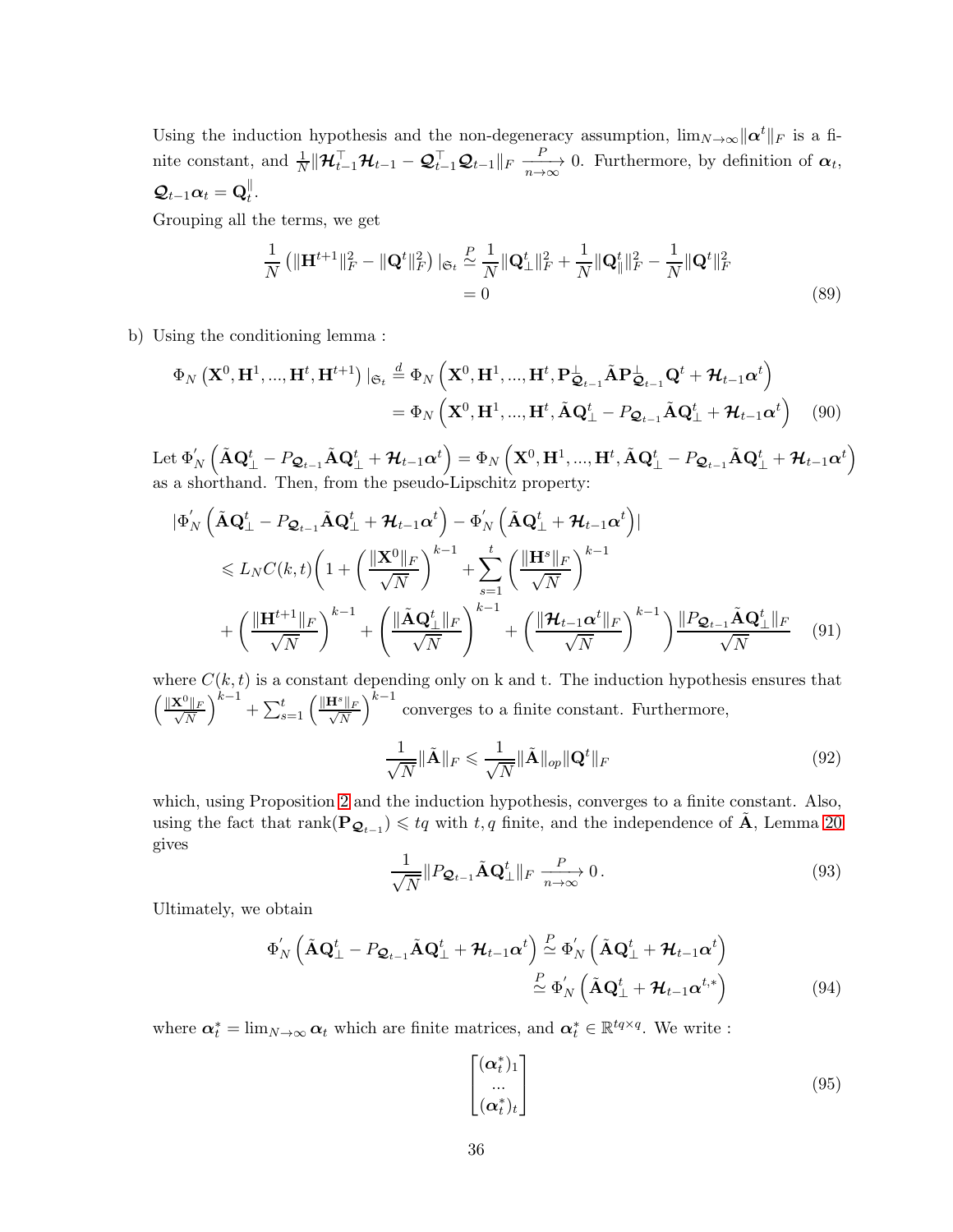Using the induction hypothesis and the non-degeneracy assumption, $\lim_{N\to\infty}\|\boldsymbol{\alpha}^t\|_F$ is a finite constant, and $\frac{1}{N}\|\boldsymbol{\mathcal{H}}_{t-1}^\top \boldsymbol{\mathcal{H}}_{t-1} - \boldsymbol{\mathcal{Q}}_{t-1}^\top \boldsymbol{\mathcal{Q}}_{t-1}\|_F \xrightarrow[n\to\infty]{P} 0$. Furthermore, by definition of $\boldsymbol{\alpha}_t$, $\boldsymbol{\mathcal{Q}}_{t-1}\boldsymbol{\alpha}_t = \mathbf{Q}_t^{\|}$.

Grouping all the terms, we get

$$
\begin{aligned}
\frac{1}{N}\left(\|\mathbf{H}^{t+1}\|_F^2 - \|\mathbf{Q}^t\|_F^2\right)|_{\mathfrak{S}_t} &\overset{P}{\simeq} \frac{1}{N}\|\mathbf{Q}_\perp^t\|_F^2 + \frac{1}{N}\|\mathbf{Q}_\|^t\|_F^2 - \frac{1}{N}\|\mathbf{Q}^t\|_F^2 \\
&= 0
\end{aligned} \tag{89}
$$

b) Using the conditioning lemma :

$$
\begin{aligned}
\Phi_N\left(\mathbf{X}^0, \mathbf{H}^1, ..., \mathbf{H}^t, \mathbf{H}^{t+1}\right)|_{\mathfrak{S}_t} &\overset{d}{=} \Phi_N\left(\mathbf{X}^0, \mathbf{H}^1, ..., \mathbf{H}^t, \mathbf{P}_{\boldsymbol{\mathcal{Q}}_{t-1}}^\perp \tilde{\mathbf{A}} \mathbf{P}_{\boldsymbol{\mathcal{Q}}_{t-1}}^\perp \mathbf{Q}^t + \boldsymbol{\mathcal{H}}_{t-1}\boldsymbol{\alpha}^t\right) \\
&= \Phi_N\left(\mathbf{X}^0, \mathbf{H}^1, ..., \mathbf{H}^t, \tilde{\mathbf{A}}\mathbf{Q}_\perp^t - P_{\boldsymbol{\mathcal{Q}}_{t-1}}\tilde{\mathbf{A}}\mathbf{Q}_\perp^t + \boldsymbol{\mathcal{H}}_{t-1}\boldsymbol{\alpha}^t\right)
\end{aligned} \tag{90}
$$

Let $\Phi_N^{'}\left(\tilde{\mathbf{A}}\mathbf{Q}_\perp^t - P_{\boldsymbol{\mathcal{Q}}_{t-1}}\tilde{\mathbf{A}}\mathbf{Q}_\perp^t + \boldsymbol{\mathcal{H}}_{t-1}\boldsymbol{\alpha}^t\right) = \Phi_N\left(\mathbf{X}^0, \mathbf{H}^1, ..., \mathbf{H}^t, \tilde{\mathbf{A}}\mathbf{Q}_\perp^t - P_{\boldsymbol{\mathcal{Q}}_{t-1}}\tilde{\mathbf{A}}\mathbf{Q}_\perp^t + \boldsymbol{\mathcal{H}}_{t-1}\boldsymbol{\alpha}^t\right)$ as a shorthand. Then, from the pseudo-Lipschitz property:

$$
\begin{aligned}
&|\Phi_N^{'}\left(\tilde{\mathbf{A}}\mathbf{Q}_\perp^t - P_{\boldsymbol{\mathcal{Q}}_{t-1}}\tilde{\mathbf{A}}\mathbf{Q}_\perp^t + \boldsymbol{\mathcal{H}}_{t-1}\boldsymbol{\alpha}^t\right) - \Phi_N^{'}\left(\tilde{\mathbf{A}}\mathbf{Q}_\perp^t + \boldsymbol{\mathcal{H}}_{t-1}\boldsymbol{\alpha}^t\right)| \\
&\quad\leqslant L_N C(k,t)\Bigg(1 + \left(\frac{\|\mathbf{X}^0\|_F}{\sqrt{N}}\right)^{k-1} + \sum_{s=1}^t \left(\frac{\|\mathbf{H}^s\|_F}{\sqrt{N}}\right)^{k-1} \\
&\quad\quad + \left(\frac{\|\mathbf{H}^{t+1}\|_F}{\sqrt{N}}\right)^{k-1} + \left(\frac{\|\tilde{\mathbf{A}}\mathbf{Q}_\perp^t\|_F}{\sqrt{N}}\right)^{k-1} + \left(\frac{\|\boldsymbol{\mathcal{H}}_{t-1}\boldsymbol{\alpha}^t\|_F}{\sqrt{N}}\right)^{k-1}\Bigg)\frac{\|P_{\boldsymbol{\mathcal{Q}}_{t-1}}\tilde{\mathbf{A}}\mathbf{Q}_\perp^t\|_F}{\sqrt{N}}
\end{aligned} \tag{91}
$$

where $C(k,t)$ is a constant depending only on k and t. The induction hypothesis ensures that $\left(\frac{\|\mathbf{X}^0\|_F}{\sqrt{N}}\right)^{k-1} + \sum_{s=1}^t \left(\frac{\|\mathbf{H}^s\|_F}{\sqrt{N}}\right)^{k-1}$ converges to a finite constant. Furthermore,

$$
\frac{1}{\sqrt{N}}\|\tilde{\mathbf{A}}\|_F \leqslant \frac{1}{\sqrt{N}}\|\tilde{\mathbf{A}}\|_{op}\|\mathbf{Q}^t\|_F \tag{92}
$$

which, using Proposition 2 and the induction hypothesis, converges to a finite constant. Also, using the fact that $\text{rank}(\mathbf{P}_{\boldsymbol{\mathcal{Q}}_{t-1}}) \leqslant tq$ with $t, q$ finite, and the independence of $\tilde{\mathbf{A}}$, Lemma 20 gives

$$
\frac{1}{\sqrt{N}}\|P_{\boldsymbol{\mathcal{Q}}_{t-1}}\tilde{\mathbf{A}}\mathbf{Q}_\perp^t\|_F \xrightarrow[n\to\infty]{P} 0\,. \tag{93}
$$

Ultimately, we obtain

$$
\begin{aligned}
\Phi_N^{'}\left(\tilde{\mathbf{A}}\mathbf{Q}_\perp^t - P_{\boldsymbol{\mathcal{Q}}_{t-1}}\tilde{\mathbf{A}}\mathbf{Q}_\perp^t + \boldsymbol{\mathcal{H}}_{t-1}\boldsymbol{\alpha}^t\right) &\overset{P}{\simeq} \Phi_N^{'}\left(\tilde{\mathbf{A}}\mathbf{Q}_\perp^t + \boldsymbol{\mathcal{H}}_{t-1}\boldsymbol{\alpha}^t\right) \\
&\overset{P}{\simeq} \Phi_N^{'}\left(\tilde{\mathbf{A}}\mathbf{Q}_\perp^t + \boldsymbol{\mathcal{H}}_{t-1}\boldsymbol{\alpha}^{t,*}\right)
\end{aligned} \tag{94}
$$

where $\boldsymbol{\alpha}_t^* = \lim_{N\to\infty}\boldsymbol{\alpha}_t$ which are finite matrices, and $\boldsymbol{\alpha}_t^* \in \mathbb{R}^{tq\times q}$. We write :

$$
\begin{bmatrix} (\boldsymbol{\alpha}_t^*)_1 \\ ... \\ (\boldsymbol{\alpha}_t^*)_t \end{bmatrix} \tag{95}
$$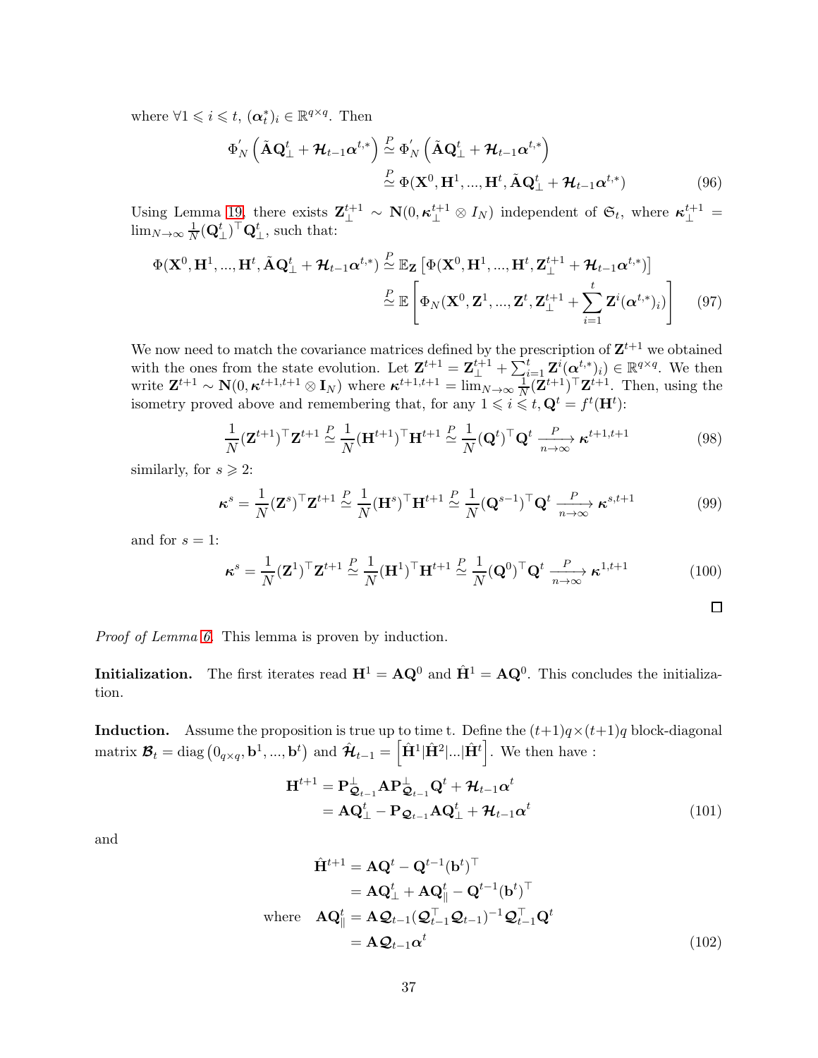where $\forall 1 \leqslant i \leqslant t$, $(\boldsymbol{\alpha}_t^*)_i \in \mathbb{R}^{q\times q}$. Then

$$
\begin{aligned}
\Phi_N^{'}\left(\tilde{\mathbf{A}}\mathbf{Q}_\perp^t + \boldsymbol{\mathcal{H}}_{t-1}\boldsymbol{\alpha}^{t,*}\right) &\overset{P}{\simeq} \Phi_N^{'}\left(\tilde{\mathbf{A}}\mathbf{Q}_\perp^t + \boldsymbol{\mathcal{H}}_{t-1}\boldsymbol{\alpha}^{t,*}\right) \\
&\overset{P}{\simeq} \Phi(\mathbf{X}^0, \mathbf{H}^1, ..., \mathbf{H}^t, \tilde{\mathbf{A}}\mathbf{Q}_\perp^t + \boldsymbol{\mathcal{H}}_{t-1}\boldsymbol{\alpha}^{t,*})
\end{aligned} \tag{96}
$$

Using Lemma 19, there exists $\mathbf{Z}_\perp^{t+1} \sim \mathbf{N}(0, \boldsymbol{\kappa}_\perp^{t+1} \otimes I_N)$ independent of $\mathfrak{S}_t$, where $\boldsymbol{\kappa}_\perp^{t+1} = \lim_{N\to\infty}\frac{1}{N}(\mathbf{Q}_\perp^t)^\top \mathbf{Q}_\perp^t$, such that:

$$
\begin{aligned}
\Phi(\mathbf{X}^0, \mathbf{H}^1, ..., \mathbf{H}^t, \tilde{\mathbf{A}}\mathbf{Q}_\perp^t + \boldsymbol{\mathcal{H}}_{t-1}\boldsymbol{\alpha}^{t,*}) &\overset{P}{\simeq} \mathbb{E}_{\mathbf{Z}}\left[\Phi(\mathbf{X}^0, \mathbf{H}^1, ..., \mathbf{H}^t, \mathbf{Z}_\perp^{t+1} + \boldsymbol{\mathcal{H}}_{t-1}\boldsymbol{\alpha}^{t,*})\right] \\
&\overset{P}{\simeq} \mathbb{E}\left[\Phi_N(\mathbf{X}^0, \mathbf{Z}^1, ..., \mathbf{Z}^t, \mathbf{Z}_\perp^{t+1} + \sum_{i=1}^t \mathbf{Z}^i(\boldsymbol{\alpha}^{t,*})_i)\right]
\end{aligned} \tag{97}
$$

We now need to match the covariance matrices defined by the prescription of $\mathbf{Z}^{t+1}$ we obtained with the ones from the state evolution. Let $\mathbf{Z}^{t+1} = \mathbf{Z}_\perp^{t+1} + \sum_{i=1}^t \mathbf{Z}^i(\boldsymbol{\alpha}^{t,*})_i) \in \mathbb{R}^{q\times q}$. We then write $\mathbf{Z}^{t+1} \sim \mathbf{N}(0, \boldsymbol{\kappa}^{t+1,t+1} \otimes \mathbf{I}_N)$ where $\boldsymbol{\kappa}^{t+1,t+1} = \lim_{N\to\infty}\frac{1}{N}(\mathbf{Z}^{t+1})^\top \mathbf{Z}^{t+1}$. Then, using the isometry proved above and remembering that, for any $1 \leqslant i \leqslant t, \mathbf{Q}^t = f^t(\mathbf{H}^t)$:

$$
\frac{1}{N}(\mathbf{Z}^{t+1})^\top \mathbf{Z}^{t+1} \overset{P}{\simeq} \frac{1}{N}(\mathbf{H}^{t+1})^\top \mathbf{H}^{t+1} \overset{P}{\simeq} \frac{1}{N}(\mathbf{Q}^t)^\top \mathbf{Q}^t \xrightarrow[n\to\infty]{P} \boldsymbol{\kappa}^{t+1,t+1} \tag{98}
$$

similarly, for $s \geqslant 2$:

$$
\boldsymbol{\kappa}^s = \frac{1}{N}(\mathbf{Z}^s)^\top \mathbf{Z}^{t+1} \overset{P}{\simeq} \frac{1}{N}(\mathbf{H}^s)^\top \mathbf{H}^{t+1} \overset{P}{\simeq} \frac{1}{N}(\mathbf{Q}^{s-1})^\top \mathbf{Q}^t \xrightarrow[n\to\infty]{P} \boldsymbol{\kappa}^{s,t+1} \tag{99}
$$

and for $s = 1$:

$$
\boldsymbol{\kappa}^s = \frac{1}{N}(\mathbf{Z}^1)^\top \mathbf{Z}^{t+1} \overset{P}{\simeq} \frac{1}{N}(\mathbf{H}^1)^\top \mathbf{H}^{t+1} \overset{P}{\simeq} \frac{1}{N}(\mathbf{Q}^0)^\top \mathbf{Q}^t \xrightarrow[n\to\infty]{P} \boldsymbol{\kappa}^{1,t+1} \tag{100}
$$

□

*Proof of Lemma 6.* This lemma is proven by induction.

**Initialization.** The first iterates read $\mathbf{H}^1 = \mathbf{A}\mathbf{Q}^0$ and $\hat{\mathbf{H}}^1 = \mathbf{A}\mathbf{Q}^0$. This concludes the initialization.

**Induction.** Assume the proposition is true up to time t. Define the $(t+1)q\times(t+1)q$ block-diagonal matrix $\boldsymbol{\mathcal{B}}_t = \mathrm{diag}\left(0_{q\times q}, \mathbf{b}^1, ..., \mathbf{b}^t\right)$ and $\hat{\boldsymbol{\mathcal{H}}}_{t-1} = \left[\hat{\mathbf{H}}^1|\hat{\mathbf{H}}^2|...|\hat{\mathbf{H}}^t\right]$. We then have :

$$
\begin{aligned}
\mathbf{H}^{t+1} &= \mathbf{P}_{\boldsymbol{\mathcal{Q}}_{t-1}}^\perp \mathbf{A}\mathbf{P}_{\boldsymbol{\mathcal{Q}}_{t-1}}^\perp \mathbf{Q}^t + \boldsymbol{\mathcal{H}}_{t-1}\boldsymbol{\alpha}^t \\
&= \mathbf{A}\mathbf{Q}_\perp^t - \mathbf{P}_{\boldsymbol{\mathcal{Q}}_{t-1}}\mathbf{A}\mathbf{Q}_\perp^t + \boldsymbol{\mathcal{H}}_{t-1}\boldsymbol{\alpha}^t
\end{aligned} \tag{101}
$$

and

$$
\begin{aligned}
\hat{\mathbf{H}}^{t+1} &= \mathbf{A}\mathbf{Q}^t - \mathbf{Q}^{t-1}(\mathbf{b}^t)^\top \\
&= \mathbf{A}\mathbf{Q}_\perp^t + \mathbf{A}\mathbf{Q}_\parallel^t - \mathbf{Q}^{t-1}(\mathbf{b}^t)^\top \\
\text{where} \quad \mathbf{A}\mathbf{Q}_\parallel^t &= \mathbf{A}\boldsymbol{\mathcal{Q}}_{t-1}(\boldsymbol{\mathcal{Q}}_{t-1}^\top\boldsymbol{\mathcal{Q}}_{t-1})^{-1}\boldsymbol{\mathcal{Q}}_{t-1}^\top\mathbf{Q}^t \\
&= \mathbf{A}\boldsymbol{\mathcal{Q}}_{t-1}\boldsymbol{\alpha}^t
\end{aligned} \tag{102}
$$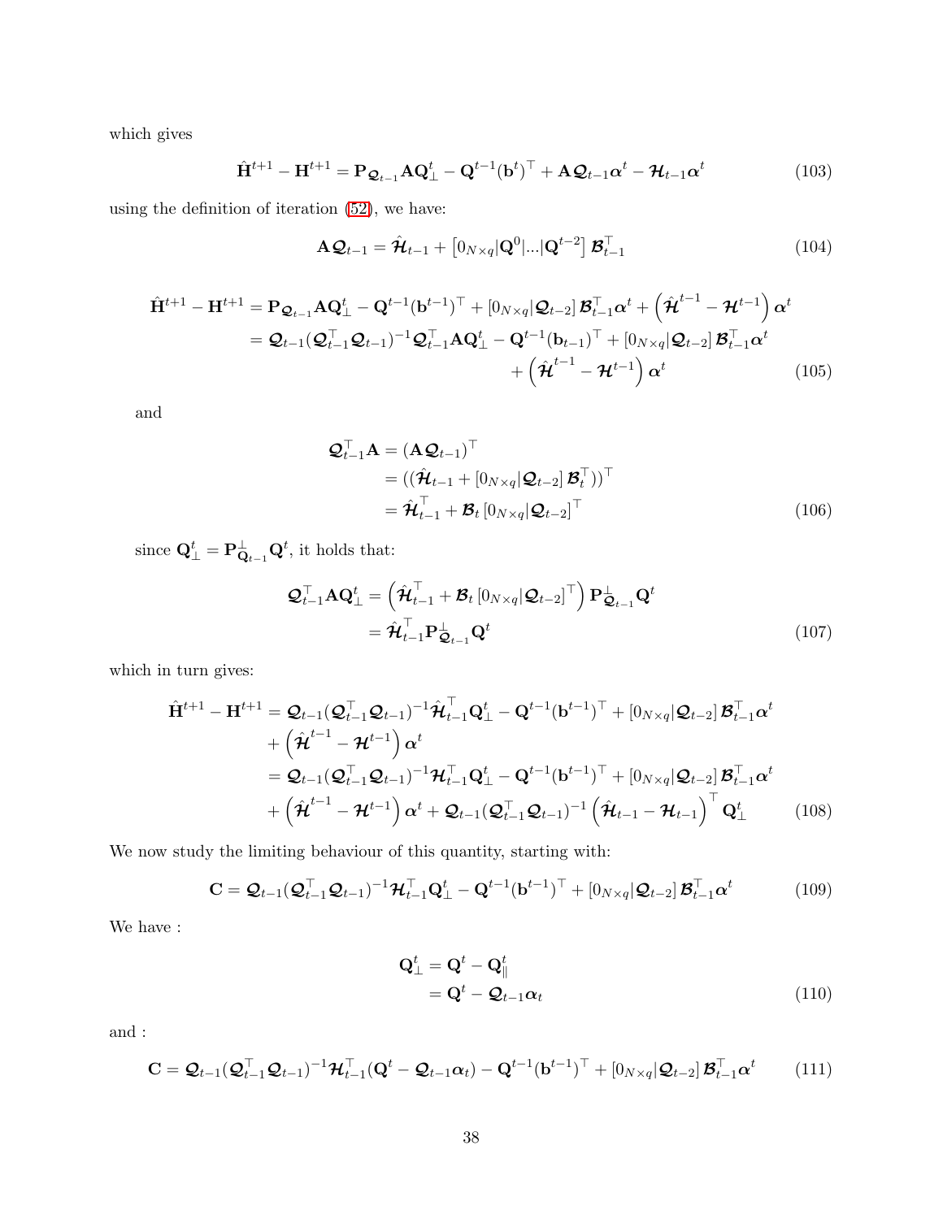which gives

$$\hat{\mathbf{H}}^{t+1} - \mathbf{H}^{t+1} = \mathbf{P}_{\boldsymbol{\mathcal{Q}}_{t-1}} \mathbf{A} \mathbf{Q}_{\perp}^{t} - \mathbf{Q}^{t-1}(\mathbf{b}^{t})^{\top} + \mathbf{A}\boldsymbol{\mathcal{Q}}_{t-1}\boldsymbol{\alpha}^{t} - \boldsymbol{\mathcal{H}}_{t-1}\boldsymbol{\alpha}^{t} \tag{103}$$

using the definition of iteration (52), we have:

$$\mathbf{A}\boldsymbol{\mathcal{Q}}_{t-1} = \hat{\boldsymbol{\mathcal{H}}}_{t-1} + \left[0_{N\times q}|\mathbf{Q}^{0}|...|\mathbf{Q}^{t-2}\right]\boldsymbol{\mathcal{B}}_{t-1}^{\top} \tag{104}$$

$$\begin{aligned}
\hat{\mathbf{H}}^{t+1} - \mathbf{H}^{t+1} &= \mathbf{P}_{\boldsymbol{\mathcal{Q}}_{t-1}} \mathbf{A} \mathbf{Q}_{\perp}^{t} - \mathbf{Q}^{t-1}(\mathbf{b}^{t-1})^{\top} + \left[0_{N\times q}|\boldsymbol{\mathcal{Q}}_{t-2}\right]\boldsymbol{\mathcal{B}}_{t-1}^{\top}\boldsymbol{\alpha}^{t} + \left(\hat{\boldsymbol{\mathcal{H}}}^{t-1} - \boldsymbol{\mathcal{H}}^{t-1}\right)\boldsymbol{\alpha}^{t} \\
&= \boldsymbol{\mathcal{Q}}_{t-1}(\boldsymbol{\mathcal{Q}}_{t-1}^{\top}\boldsymbol{\mathcal{Q}}_{t-1})^{-1}\boldsymbol{\mathcal{Q}}_{t-1}^{\top}\mathbf{A}\mathbf{Q}_{\perp}^{t} - \mathbf{Q}^{t-1}(\mathbf{b}_{t-1})^{\top} + \left[0_{N\times q}|\boldsymbol{\mathcal{Q}}_{t-2}\right]\boldsymbol{\mathcal{B}}_{t-1}^{\top}\boldsymbol{\alpha}^{t} \\
&\qquad + \left(\hat{\boldsymbol{\mathcal{H}}}^{t-1} - \boldsymbol{\mathcal{H}}^{t-1}\right)\boldsymbol{\alpha}^{t}
\end{aligned} \tag{105}$$

and

$$\begin{aligned}
\boldsymbol{\mathcal{Q}}_{t-1}^{\top}\mathbf{A} &= (\mathbf{A}\boldsymbol{\mathcal{Q}}_{t-1})^{\top} \\
&= ((\hat{\boldsymbol{\mathcal{H}}}_{t-1} + \left[0_{N\times q}|\boldsymbol{\mathcal{Q}}_{t-2}\right]\boldsymbol{\mathcal{B}}_{t}^{\top}))^{\top} \\
&= \hat{\boldsymbol{\mathcal{H}}}_{t-1}^{\top} + \boldsymbol{\mathcal{B}}_{t}\left[0_{N\times q}|\boldsymbol{\mathcal{Q}}_{t-2}\right]^{\top}
\end{aligned} \tag{106}$$

since $\mathbf{Q}_{\perp}^{t} = \mathbf{P}_{\mathbf{Q}_{t-1}}^{\perp}\mathbf{Q}^{t}$, it holds that:

$$\begin{aligned}
\boldsymbol{\mathcal{Q}}_{t-1}^{\top}\mathbf{A}\mathbf{Q}_{\perp}^{t} &= \left(\hat{\boldsymbol{\mathcal{H}}}_{t-1}^{\top} + \boldsymbol{\mathcal{B}}_{t}\left[0_{N\times q}|\boldsymbol{\mathcal{Q}}_{t-2}\right]^{\top}\right)\mathbf{P}_{\boldsymbol{\mathcal{Q}}_{t-1}}^{\perp}\mathbf{Q}^{t} \\
&= \hat{\boldsymbol{\mathcal{H}}}_{t-1}^{\top}\mathbf{P}_{\boldsymbol{\mathcal{Q}}_{t-1}}^{\perp}\mathbf{Q}^{t}
\end{aligned} \tag{107}$$

which in turn gives:

$$\begin{aligned}
\hat{\mathbf{H}}^{t+1} - \mathbf{H}^{t+1} &= \boldsymbol{\mathcal{Q}}_{t-1}(\boldsymbol{\mathcal{Q}}_{t-1}^{\top}\boldsymbol{\mathcal{Q}}_{t-1})^{-1}\hat{\boldsymbol{\mathcal{H}}}_{t-1}^{\top}\mathbf{Q}_{\perp}^{t} - \mathbf{Q}^{t-1}(\mathbf{b}^{t-1})^{\top} + \left[0_{N\times q}|\boldsymbol{\mathcal{Q}}_{t-2}\right]\boldsymbol{\mathcal{B}}_{t-1}^{\top}\boldsymbol{\alpha}^{t} \\
&\quad + \left(\hat{\boldsymbol{\mathcal{H}}}^{t-1} - \boldsymbol{\mathcal{H}}^{t-1}\right)\boldsymbol{\alpha}^{t} \\
&= \boldsymbol{\mathcal{Q}}_{t-1}(\boldsymbol{\mathcal{Q}}_{t-1}^{\top}\boldsymbol{\mathcal{Q}}_{t-1})^{-1}\boldsymbol{\mathcal{H}}_{t-1}^{\top}\mathbf{Q}_{\perp}^{t} - \mathbf{Q}^{t-1}(\mathbf{b}^{t-1})^{\top} + \left[0_{N\times q}|\boldsymbol{\mathcal{Q}}_{t-2}\right]\boldsymbol{\mathcal{B}}_{t-1}^{\top}\boldsymbol{\alpha}^{t} \\
&\quad + \left(\hat{\boldsymbol{\mathcal{H}}}^{t-1} - \boldsymbol{\mathcal{H}}^{t-1}\right)\boldsymbol{\alpha}^{t} + \boldsymbol{\mathcal{Q}}_{t-1}(\boldsymbol{\mathcal{Q}}_{t-1}^{\top}\boldsymbol{\mathcal{Q}}_{t-1})^{-1}\left(\hat{\boldsymbol{\mathcal{H}}}_{t-1} - \boldsymbol{\mathcal{H}}_{t-1}\right)^{\top}\mathbf{Q}_{\perp}^{t}
\end{aligned} \tag{108}$$

We now study the limiting behaviour of this quantity, starting with:

$$\mathbf{C} = \boldsymbol{\mathcal{Q}}_{t-1}(\boldsymbol{\mathcal{Q}}_{t-1}^{\top}\boldsymbol{\mathcal{Q}}_{t-1})^{-1}\boldsymbol{\mathcal{H}}_{t-1}^{\top}\mathbf{Q}_{\perp}^{t} - \mathbf{Q}^{t-1}(\mathbf{b}^{t-1})^{\top} + \left[0_{N\times q}|\boldsymbol{\mathcal{Q}}_{t-2}\right]\boldsymbol{\mathcal{B}}_{t-1}^{\top}\boldsymbol{\alpha}^{t} \tag{109}$$

We have :

$$\begin{aligned}
\mathbf{Q}_{\perp}^{t} &= \mathbf{Q}^{t} - \mathbf{Q}_{\parallel}^{t} \\
&= \mathbf{Q}^{t} - \boldsymbol{\mathcal{Q}}_{t-1}\boldsymbol{\alpha}_{t}
\end{aligned} \tag{110}$$

and :

$$\mathbf{C} = \boldsymbol{\mathcal{Q}}_{t-1}(\boldsymbol{\mathcal{Q}}_{t-1}^{\top}\boldsymbol{\mathcal{Q}}_{t-1})^{-1}\boldsymbol{\mathcal{H}}_{t-1}^{\top}(\mathbf{Q}^{t} - \boldsymbol{\mathcal{Q}}_{t-1}\boldsymbol{\alpha}_{t}) - \mathbf{Q}^{t-1}(\mathbf{b}^{t-1})^{\top} + \left[0_{N\times q}|\boldsymbol{\mathcal{Q}}_{t-2}\right]\boldsymbol{\mathcal{B}}_{t-1}^{\top}\boldsymbol{\alpha}^{t} \tag{111}$$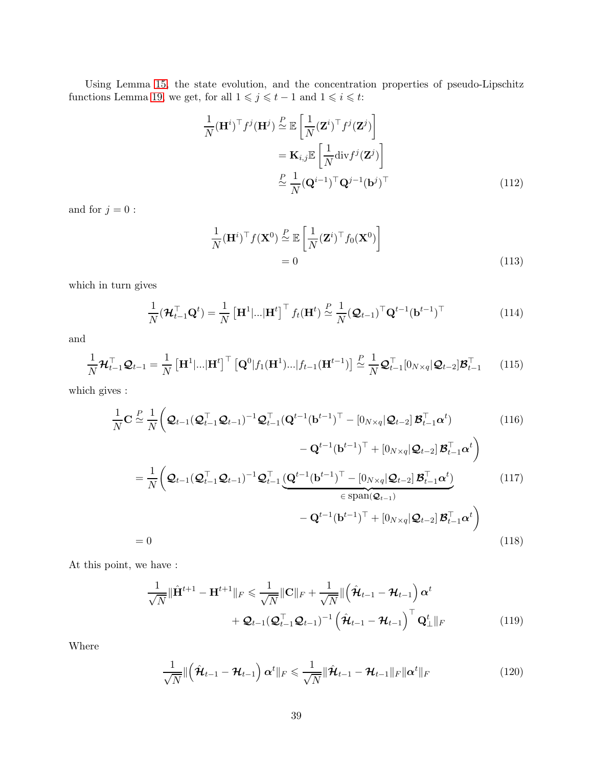Using Lemma 15, the state evolution, and the concentration properties of pseudo-Lipschitz functions Lemma 19, we get, for all $1 \leqslant j \leqslant t-1$ and $1 \leqslant i \leqslant t$:

$$
\begin{aligned}
\frac{1}{N}(\mathbf{H}^i)^\top f^j(\mathbf{H}^j) &\overset{P}{\simeq} \mathbb{E}\left[\frac{1}{N}(\mathbf{Z}^i)^\top f^j(\mathbf{Z}^j)\right] \\
&= \mathbf{K}_{i,j}\mathbb{E}\left[\frac{1}{N}\text{div} f^j(\mathbf{Z}^j)\right] \\
&\overset{P}{\simeq} \frac{1}{N}(\mathbf{Q}^{i-1})^\top \mathbf{Q}^{j-1}(\mathbf{b}^j)^\top
\end{aligned} \tag{112}
$$

and for $j = 0$ :

$$
\begin{aligned}
\frac{1}{N}(\mathbf{H}^i)^\top f(\mathbf{X}^0) &\overset{P}{\simeq} \mathbb{E}\left[\frac{1}{N}(\mathbf{Z}^i)^\top f_0(\mathbf{X}^0)\right] \\
&= 0
\end{aligned} \tag{113}
$$

which in turn gives

$$
\frac{1}{N}(\boldsymbol{\mathcal{H}}_{t-1}^\top \mathbf{Q}^t) = \frac{1}{N}\left[\mathbf{H}^1|...|\mathbf{H}^t\right]^\top f_t(\mathbf{H}^t) \overset{P}{\simeq} \frac{1}{N}(\boldsymbol{\mathcal{Q}}_{t-1})^\top \mathbf{Q}^{t-1}(\mathbf{b}^{t-1})^\top \tag{114}
$$

and

$$
\frac{1}{N}\boldsymbol{\mathcal{H}}_{t-1}^\top \boldsymbol{\mathcal{Q}}_{t-1} = \frac{1}{N}\left[\mathbf{H}^1|...|\mathbf{H}^t\right]^\top \left[\mathbf{Q}^0|f_1(\mathbf{H}^1)...|f_{t-1}(\mathbf{H}^{t-1})\right] \overset{P}{\simeq} \frac{1}{N}\boldsymbol{\mathcal{Q}}_{t-1}^\top [0_{N\times q}|\boldsymbol{\mathcal{Q}}_{t-2}]\boldsymbol{\mathcal{B}}_{t-1}^\top \tag{115}
$$

which gives :

$$
\begin{aligned}
\frac{1}{N}\mathbf{C} &\overset{P}{\simeq} \frac{1}{N}\bigg(\boldsymbol{\mathcal{Q}}_{t-1}(\boldsymbol{\mathcal{Q}}_{t-1}^\top\boldsymbol{\mathcal{Q}}_{t-1})^{-1}\boldsymbol{\mathcal{Q}}_{t-1}^\top(\mathbf{Q}^{t-1}(\mathbf{b}^{t-1})^\top - [0_{N\times q}|\boldsymbol{\mathcal{Q}}_{t-2}]\,\boldsymbol{\mathcal{B}}_{t-1}^\top\boldsymbol{\alpha}^t) \qquad (116) \\
&\qquad\qquad - \mathbf{Q}^{t-1}(\mathbf{b}^{t-1})^\top + [0_{N\times q}|\boldsymbol{\mathcal{Q}}_{t-2}]\,\boldsymbol{\mathcal{B}}_{t-1}^\top\boldsymbol{\alpha}^t\bigg) \\
&= \frac{1}{N}\bigg(\boldsymbol{\mathcal{Q}}_{t-1}(\boldsymbol{\mathcal{Q}}_{t-1}^\top\boldsymbol{\mathcal{Q}}_{t-1})^{-1}\boldsymbol{\mathcal{Q}}_{t-1}^\top\underbrace{(\mathbf{Q}^{t-1}(\mathbf{b}^{t-1})^\top - [0_{N\times q}|\boldsymbol{\mathcal{Q}}_{t-2}]\,\boldsymbol{\mathcal{B}}_{t-1}^\top\boldsymbol{\alpha}^t)}_{\in\,\text{span}(\boldsymbol{\mathcal{Q}}_{t-1})} \qquad (117) \\
&\qquad\qquad - \mathbf{Q}^{t-1}(\mathbf{b}^{t-1})^\top + [0_{N\times q}|\boldsymbol{\mathcal{Q}}_{t-2}]\,\boldsymbol{\mathcal{B}}_{t-1}^\top\boldsymbol{\alpha}^t\bigg) \\
&= 0 \qquad (118)
\end{aligned}
$$

At this point, we have :

$$
\begin{aligned}
\frac{1}{\sqrt{N}}\|\hat{\mathbf{H}}^{t+1} - \mathbf{H}^{t+1}\|_F \leqslant \frac{1}{\sqrt{N}}\|\mathbf{C}\|_F + \frac{1}{\sqrt{N}}\Big\|\Big(\hat{\boldsymbol{\mathcal{H}}}_{t-1} - \boldsymbol{\mathcal{H}}_{t-1}\Big)\,\boldsymbol{\alpha}^t \\
+ \boldsymbol{\mathcal{Q}}_{t-1}(\boldsymbol{\mathcal{Q}}_{t-1}^\top\boldsymbol{\mathcal{Q}}_{t-1})^{-1}\Big(\hat{\boldsymbol{\mathcal{H}}}_{t-1} - \boldsymbol{\mathcal{H}}_{t-1}\Big)^\top \mathbf{Q}_\perp^t\Big\|_F
\end{aligned} \tag{119}
$$

Where

$$
\frac{1}{\sqrt{N}}\Big\|\Big(\hat{\boldsymbol{\mathcal{H}}}_{t-1} - \boldsymbol{\mathcal{H}}_{t-1}\Big)\,\boldsymbol{\alpha}^t\Big\|_F \leqslant \frac{1}{\sqrt{N}}\|\hat{\boldsymbol{\mathcal{H}}}_{t-1} - \boldsymbol{\mathcal{H}}_{t-1}\|_F\|\boldsymbol{\alpha}^t\|_F \tag{120}
$$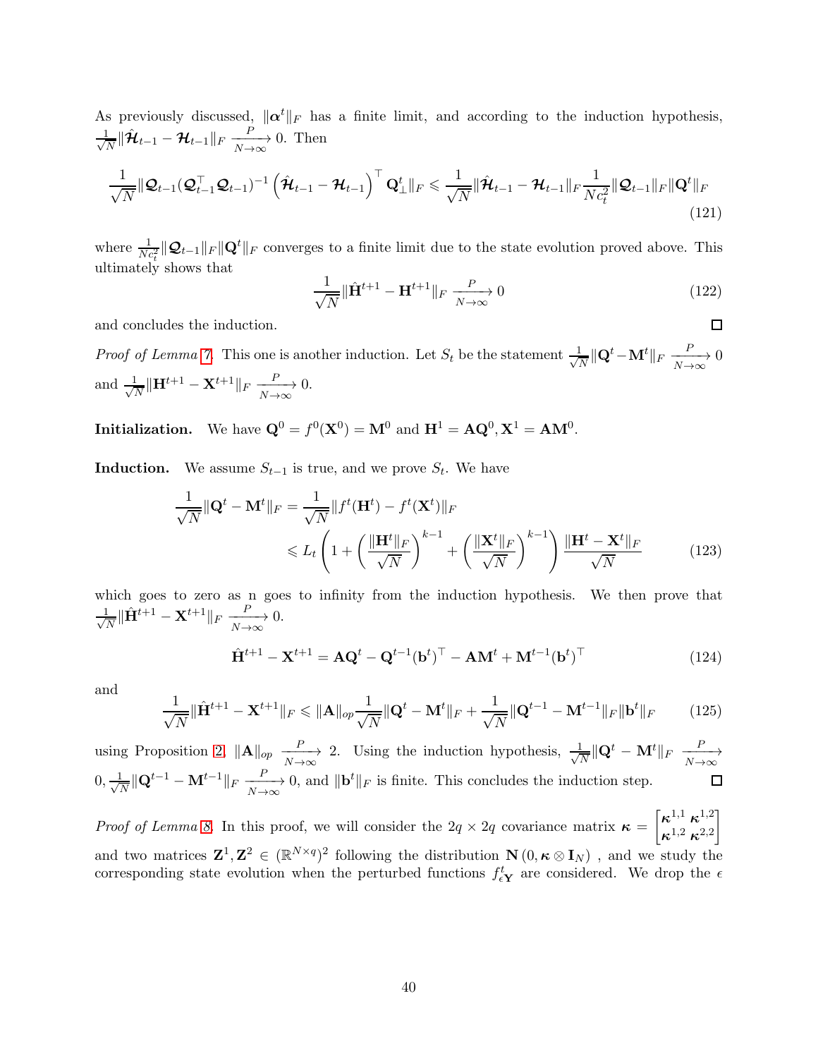As previously discussed, $\|\boldsymbol{\alpha}^t\|_F$ has a finite limit, and according to the induction hypothesis, $\frac{1}{\sqrt{N}}\|\hat{\boldsymbol{\mathcal{H}}}_{t-1} - \boldsymbol{\mathcal{H}}_{t-1}\|_F \xrightarrow[N\to\infty]{P} 0$. Then

$$\frac{1}{\sqrt{N}}\|\boldsymbol{\mathcal{Q}}_{t-1}(\boldsymbol{\mathcal{Q}}_{t-1}^\top \boldsymbol{\mathcal{Q}}_{t-1})^{-1}\left(\hat{\boldsymbol{\mathcal{H}}}_{t-1} - \boldsymbol{\mathcal{H}}_{t-1}\right)^\top \mathbf{Q}_\perp^t\|_F \leqslant \frac{1}{\sqrt{N}}\|\hat{\boldsymbol{\mathcal{H}}}_{t-1} - \boldsymbol{\mathcal{H}}_{t-1}\|_F \frac{1}{Nc_t^2}\|\boldsymbol{\mathcal{Q}}_{t-1}\|_F\|\mathbf{Q}^t\|_F \tag{121}$$

where $\frac{1}{Nc_t^2}\|\boldsymbol{\mathcal{Q}}_{t-1}\|_F\|\mathbf{Q}^t\|_F$ converges to a finite limit due to the state evolution proved above. This ultimately shows that

$$\frac{1}{\sqrt{N}}\|\hat{\mathbf{H}}^{t+1} - \mathbf{H}^{t+1}\|_F \xrightarrow[N\to\infty]{P} 0 \tag{122}$$

and concludes the induction. ◻

*Proof of Lemma 7.* This one is another induction. Let $S_t$ be the statement $\frac{1}{\sqrt{N}}\|\mathbf{Q}^t - \mathbf{M}^t\|_F \xrightarrow[N\to\infty]{P} 0$ and $\frac{1}{\sqrt{N}}\|\mathbf{H}^{t+1} - \mathbf{X}^{t+1}\|_F \xrightarrow[N\to\infty]{P} 0$.

**Initialization.** We have $\mathbf{Q}^0 = f^0(\mathbf{X}^0) = \mathbf{M}^0$ and $\mathbf{H}^1 = \mathbf{A}\mathbf{Q}^0, \mathbf{X}^1 = \mathbf{A}\mathbf{M}^0$.

**Induction.** We assume $S_{t-1}$ is true, and we prove $S_t$. We have

$$\begin{aligned}\frac{1}{\sqrt{N}}\|\mathbf{Q}^t - \mathbf{M}^t\|_F &= \frac{1}{\sqrt{N}}\|f^t(\mathbf{H}^t) - f^t(\mathbf{X}^t)\|_F \\ &\leqslant L_t\left(1 + \left(\frac{\|\mathbf{H}^t\|_F}{\sqrt{N}}\right)^{k-1} + \left(\frac{\|\mathbf{X}^t\|_F}{\sqrt{N}}\right)^{k-1}\right)\frac{\|\mathbf{H}^t - \mathbf{X}^t\|_F}{\sqrt{N}}\end{aligned} \tag{123}$$

which goes to zero as n goes to infinity from the induction hypothesis. We then prove that $\frac{1}{\sqrt{N}}\|\hat{\mathbf{H}}^{t+1} - \mathbf{X}^{t+1}\|_F \xrightarrow[N\to\infty]{P} 0$.

$$\hat{\mathbf{H}}^{t+1} - \mathbf{X}^{t+1} = \mathbf{A}\mathbf{Q}^t - \mathbf{Q}^{t-1}(\mathbf{b}^t)^\top - \mathbf{A}\mathbf{M}^t + \mathbf{M}^{t-1}(\mathbf{b}^t)^\top \tag{124}$$

and

$$\frac{1}{\sqrt{N}}\|\hat{\mathbf{H}}^{t+1} - \mathbf{X}^{t+1}\|_F \leqslant \|\mathbf{A}\|_{op}\frac{1}{\sqrt{N}}\|\mathbf{Q}^t - \mathbf{M}^t\|_F + \frac{1}{\sqrt{N}}\|\mathbf{Q}^{t-1} - \mathbf{M}^{t-1}\|_F\|\mathbf{b}^t\|_F \tag{125}$$

using Proposition 2, $\|\mathbf{A}\|_{op} \xrightarrow[N\to\infty]{P} 2$. Using the induction hypothesis, $\frac{1}{\sqrt{N}}\|\mathbf{Q}^t - \mathbf{M}^t\|_F \xrightarrow[N\to\infty]{P} 0, \frac{1}{\sqrt{N}}\|\mathbf{Q}^{t-1} - \mathbf{M}^{t-1}\|_F \xrightarrow[N\to\infty]{P} 0$, and $\|\mathbf{b}^t\|_F$ is finite. This concludes the induction step. ◻

*Proof of Lemma 8.* In this proof, we will consider the $2q \times 2q$ covariance matrix $\boldsymbol{\kappa} = \begin{bmatrix}\boldsymbol{\kappa}^{1,1} & \boldsymbol{\kappa}^{1,2} \\ \boldsymbol{\kappa}^{1,2} & \boldsymbol{\kappa}^{2,2}\end{bmatrix}$ and two matrices $\mathbf{Z}^1, \mathbf{Z}^2 \in (\mathbb{R}^{N\times q})^2$ following the distribution $\mathbf{N}\left(0, \boldsymbol{\kappa} \otimes \mathbf{I}_N\right)$ , and we study the corresponding state evolution when the perturbed functions $f^t_{\epsilon\mathbf{Y}}$ are considered. We drop the $\epsilon$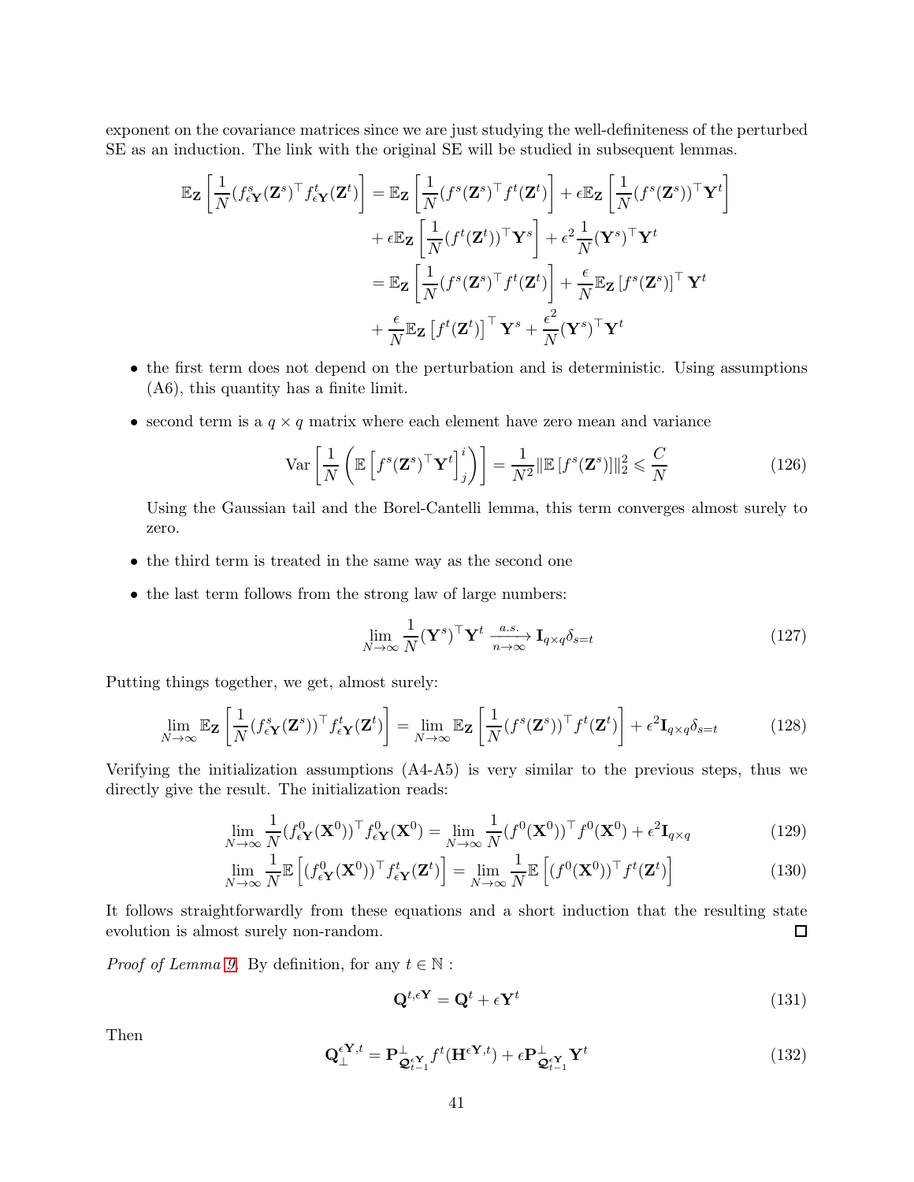exponent on the covariance matrices since we are just studying the well-definiteness of the perturbed SE as an induction. The link with the original SE will be studied in subsequent lemmas.

$$
\begin{aligned}
\mathbb{E}_{\mathbf{Z}}\left[\frac{1}{N}(f^s_{\epsilon\mathbf{Y}}(\mathbf{Z}^s)^\top f^t_{\epsilon\mathbf{Y}}(\mathbf{Z}^t)\right] &= \mathbb{E}_{\mathbf{Z}}\left[\frac{1}{N}(f^s(\mathbf{Z}^s)^\top f^t(\mathbf{Z}^t)\right] + \epsilon\mathbb{E}_{\mathbf{Z}}\left[\frac{1}{N}(f^s(\mathbf{Z}^s))^\top \mathbf{Y}^t\right] \\
&+ \epsilon\mathbb{E}_{\mathbf{Z}}\left[\frac{1}{N}(f^t(\mathbf{Z}^t))^\top \mathbf{Y}^s\right] + \epsilon^2\frac{1}{N}(\mathbf{Y}^s)^\top\mathbf{Y}^t \\
&= \mathbb{E}_{\mathbf{Z}}\left[\frac{1}{N}(f^s(\mathbf{Z}^s)^\top f^t(\mathbf{Z}^t)\right] + \frac{\epsilon}{N}\mathbb{E}_{\mathbf{Z}}\left[f^s(\mathbf{Z}^s)\right]^\top\mathbf{Y}^t \\
&+ \frac{\epsilon}{N}\mathbb{E}_{\mathbf{Z}}\left[f^t(\mathbf{Z}^t)\right]^\top\mathbf{Y}^s + \frac{\epsilon^2}{N}(\mathbf{Y}^s)^\top\mathbf{Y}^t
\end{aligned}
$$

- the first term does not depend on the perturbation and is deterministic. Using assumptions (A6), this quantity has a finite limit.
- second term is a $q \times q$ matrix where each element have zero mean and variance

$$
\mathrm{Var}\left[\frac{1}{N}\left(\mathbb{E}\left[f^s(\mathbf{Z}^s)^\top\mathbf{Y}^t\right]^i_j\right)\right] = \frac{1}{N^2}\|\mathbb{E}\left[f^s(\mathbf{Z}^s)\right]\|_2^2 \leqslant \frac{C}{N} \tag{126}
$$

  Using the Gaussian tail and the Borel-Cantelli lemma, this term converges almost surely to zero.
- the third term is treated in the same way as the second one
- the last term follows from the strong law of large numbers:

$$
\lim_{N\to\infty}\frac{1}{N}(\mathbf{Y}^s)^\top\mathbf{Y}^t \xrightarrow[n\to\infty]{a.s.} \mathbf{I}_{q\times q}\delta_{s=t} \tag{127}
$$

Putting things together, we get, almost surely:

$$
\lim_{N\to\infty}\mathbb{E}_{\mathbf{Z}}\left[\frac{1}{N}(f^s_{\epsilon\mathbf{Y}}(\mathbf{Z}^s))^\top f^t_{\epsilon\mathbf{Y}}(\mathbf{Z}^t)\right] = \lim_{N\to\infty}\mathbb{E}_{\mathbf{Z}}\left[\frac{1}{N}(f^s(\mathbf{Z}^s))^\top f^t(\mathbf{Z}^t)\right] + \epsilon^2\mathbf{I}_{q\times q}\delta_{s=t} \tag{128}
$$

Verifying the initialization assumptions (A4-A5) is very similar to the previous steps, thus we directly give the result. The initialization reads:

$$
\lim_{N\to\infty}\frac{1}{N}(f^0_{\epsilon\mathbf{Y}}(\mathbf{X}^0))^\top f^0_{\epsilon\mathbf{Y}}(\mathbf{X}^0) = \lim_{N\to\infty}\frac{1}{N}(f^0(\mathbf{X}^0))^\top f^0(\mathbf{X}^0) + \epsilon^2\mathbf{I}_{q\times q} \tag{129}
$$

$$
\lim_{N\to\infty}\frac{1}{N}\mathbb{E}\left[(f^0_{\epsilon\mathbf{Y}}(\mathbf{X}^0))^\top f^t_{\epsilon\mathbf{Y}}(\mathbf{Z}^t)\right] = \lim_{N\to\infty}\frac{1}{N}\mathbb{E}\left[(f^0(\mathbf{X}^0))^\top f^t(\mathbf{Z}^t)\right] \tag{130}
$$

It follows straightforwardly from these equations and a short induction that the resulting state evolution is almost surely non-random. □

*Proof of Lemma 9.* By definition, for any $t \in \mathbb{N}$ :

$$
\mathbf{Q}^{t,\epsilon\mathbf{Y}} = \mathbf{Q}^t + \epsilon\mathbf{Y}^t \tag{131}
$$

Then

$$
\mathbf{Q}^{\epsilon\mathbf{Y},t}_{\perp} = \mathbf{P}^{\perp}_{\mathfrak{Q}^{\epsilon\mathbf{Y}}_{t-1}}f^t(\mathbf{H}^{\epsilon\mathbf{Y},t}) + \epsilon\mathbf{P}^{\perp}_{\mathfrak{Q}^{\epsilon\mathbf{Y}}_{t-1}}\mathbf{Y}^t \tag{132}
$$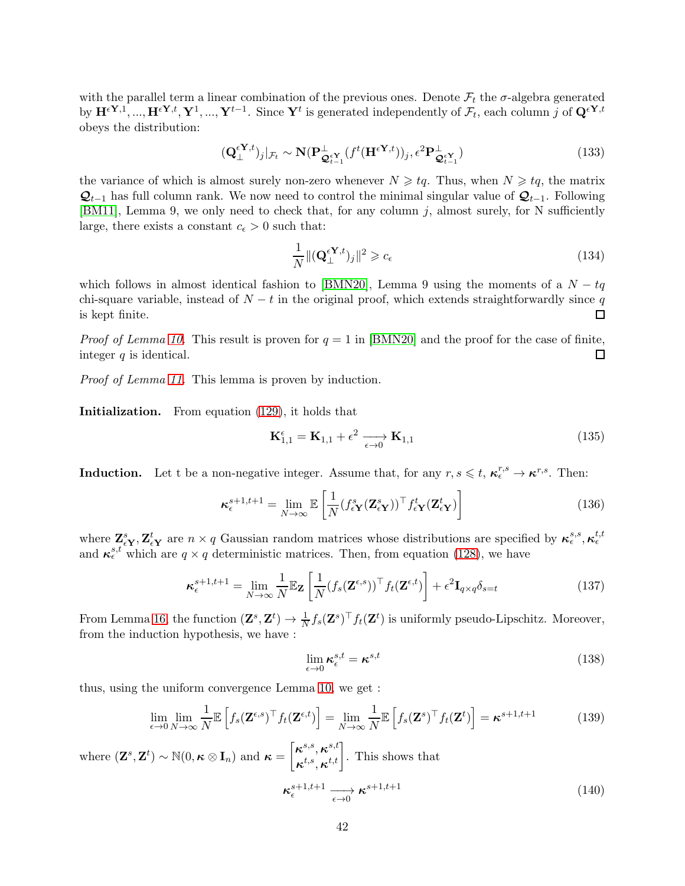with the parallel term a linear combination of the previous ones. Denote $\mathcal{F}_t$ the $\sigma$-algebra generated by $\mathbf{H}^{\epsilon\mathbf{Y},1}, ..., \mathbf{H}^{\epsilon\mathbf{Y},t}, \mathbf{Y}^1, ..., \mathbf{Y}^{t-1}$. Since $\mathbf{Y}^t$ is generated independently of $\mathcal{F}_t$, each column $j$ of $\mathbf{Q}^{\epsilon\mathbf{Y},t}$ obeys the distribution:

$$(\mathbf{Q}_\perp^{\epsilon\mathbf{Y},t})_j|_{\mathcal{F}_t} \sim \mathbf{N}(\mathbf{P}^\perp_{\mathcal{Q}^{\epsilon\mathbf{Y}}_{t-1}}(f^t(\mathbf{H}^{\epsilon\mathbf{Y},t}))_j, \epsilon^2 \mathbf{P}^\perp_{\mathcal{Q}^{\epsilon\mathbf{Y}}_{t-1}}) \tag{133}$$

the variance of which is almost surely non-zero whenever $N \geqslant tq$. Thus, when $N \geqslant tq$, the matrix $\mathcal{Q}_{t-1}$ has full column rank. We now need to control the minimal singular value of $\mathcal{Q}_{t-1}$. Following [BM11], Lemma 9, we only need to check that, for any column $j$, almost surely, for N sufficiently large, there exists a constant $c_\epsilon > 0$ such that:

$$\frac{1}{N}\|(\mathbf{Q}_\perp^{\epsilon\mathbf{Y},t})_j\|^2 \geqslant c_\epsilon \tag{134}$$

which follows in almost identical fashion to [BMN20], Lemma 9 using the moments of a $N - tq$ chi-square variable, instead of $N - t$ in the original proof, which extends straightforwardly since $q$ is kept finite. □

*Proof of Lemma 10.* This result is proven for $q = 1$ in [BMN20] and the proof for the case of finite, integer $q$ is identical. □

*Proof of Lemma 11.* This lemma is proven by induction.

**Initialization.** From equation (129), it holds that

$$\mathbf{K}^\epsilon_{1,1} = \mathbf{K}_{1,1} + \epsilon^2 \xrightarrow[\epsilon \to 0]{} \mathbf{K}_{1,1} \tag{135}$$

**Induction.** Let t be a non-negative integer. Assume that, for any $r, s \leqslant t$, $\boldsymbol{\kappa}_\epsilon^{r,s} \to \boldsymbol{\kappa}^{r,s}$. Then:

$$\boldsymbol{\kappa}_\epsilon^{s+1,t+1} = \lim_{N\to\infty} \mathbb{E}\left[\frac{1}{N}(f^s_{\epsilon\mathbf{Y}}(\mathbf{Z}^s_{\epsilon\mathbf{Y}}))^\top f^t_{\epsilon\mathbf{Y}}(\mathbf{Z}^t_{\epsilon\mathbf{Y}})\right] \tag{136}$$

where $\mathbf{Z}^s_{\epsilon\mathbf{Y}}, \mathbf{Z}^t_{\epsilon\mathbf{Y}}$ are $n \times q$ Gaussian random matrices whose distributions are specified by $\boldsymbol{\kappa}_\epsilon^{s,s}, \boldsymbol{\kappa}_\epsilon^{t,t}$ and $\boldsymbol{\kappa}_\epsilon^{s,t}$ which are $q \times q$ deterministic matrices. Then, from equation (128), we have

$$\boldsymbol{\kappa}_\epsilon^{s+1,t+1} = \lim_{N\to\infty} \frac{1}{N}\mathbb{E}_{\mathbf{Z}}\left[\frac{1}{N}(f_s(\mathbf{Z}^{\epsilon,s}))^\top f_t(\mathbf{Z}^{\epsilon,t})\right] + \epsilon^2 \mathbf{I}_{q\times q}\delta_{s=t} \tag{137}$$

From Lemma 16, the function $(\mathbf{Z}^s, \mathbf{Z}^t) \to \frac{1}{N} f_s(\mathbf{Z}^s)^\top f_t(\mathbf{Z}^t)$ is uniformly pseudo-Lipschitz. Moreover, from the induction hypothesis, we have :

$$\lim_{\epsilon\to 0} \boldsymbol{\kappa}_\epsilon^{s,t} = \boldsymbol{\kappa}^{s,t} \tag{138}$$

thus, using the uniform convergence Lemma 10, we get :

$$\lim_{\epsilon\to 0}\lim_{N\to\infty} \frac{1}{N}\mathbb{E}\left[f_s(\mathbf{Z}^{\epsilon,s})^\top f_t(\mathbf{Z}^{\epsilon,t})\right] = \lim_{N\to\infty} \frac{1}{N}\mathbb{E}\left[f_s(\mathbf{Z}^s)^\top f_t(\mathbf{Z}^t)\right] = \boldsymbol{\kappa}^{s+1,t+1} \tag{139}$$

where $(\mathbf{Z}^s, \mathbf{Z}^t) \sim \mathbb{N}(0, \boldsymbol{\kappa} \otimes \mathbf{I}_n)$ and $\boldsymbol{\kappa} = \begin{bmatrix} \boldsymbol{\kappa}^{s,s}, \boldsymbol{\kappa}^{s,t} \\ \boldsymbol{\kappa}^{t,s}, \boldsymbol{\kappa}^{t,t} \end{bmatrix}$. This shows that

$$\boldsymbol{\kappa}_\epsilon^{s+1,t+1} \xrightarrow[\epsilon\to 0]{} \boldsymbol{\kappa}^{s+1,t+1} \tag{140}$$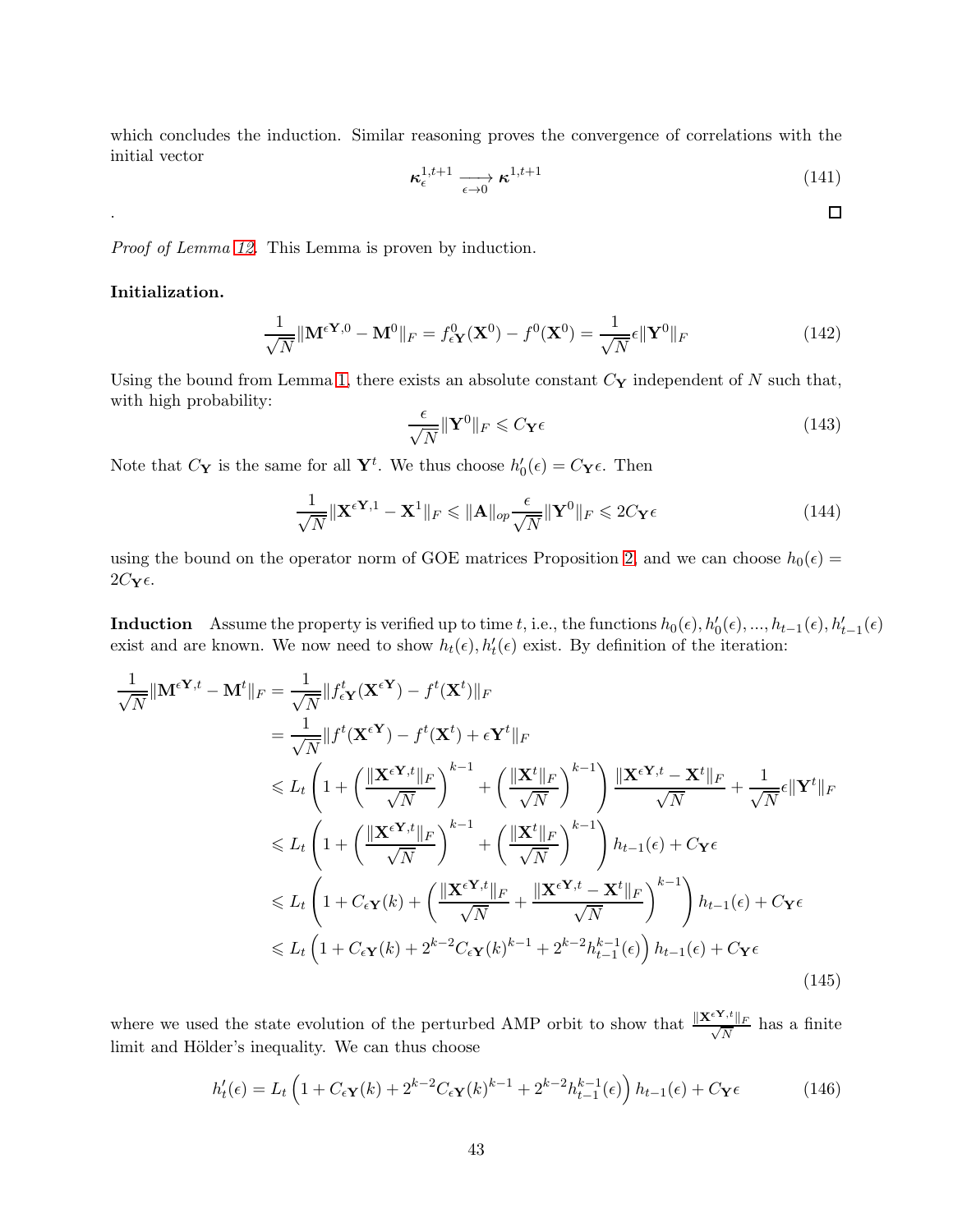which concludes the induction. Similar reasoning proves the convergence of correlations with the initial vector

$$\boldsymbol{\kappa}_{\epsilon}^{1,t+1} \xrightarrow[\epsilon\to 0]{} \boldsymbol{\kappa}^{1,t+1} \tag{141}$$

. ☐

*Proof of Lemma 12.* This Lemma is proven by induction.

**Initialization.**

$$\frac{1}{\sqrt{N}}\|\mathbf{M}^{\epsilon\mathbf{Y},0} - \mathbf{M}^0\|_F = f^0_{\epsilon\mathbf{Y}}(\mathbf{X}^0) - f^0(\mathbf{X}^0) = \frac{1}{\sqrt{N}}\epsilon\|\mathbf{Y}^0\|_F \tag{142}$$

Using the bound from Lemma 1, there exists an absolute constant $C_{\mathbf{Y}}$ independent of $N$ such that, with high probability:

$$\frac{\epsilon}{\sqrt{N}}\|\mathbf{Y}^0\|_F \leqslant C_{\mathbf{Y}}\epsilon \tag{143}$$

Note that $C_{\mathbf{Y}}$ is the same for all $\mathbf{Y}^t$. We thus choose $h'_0(\epsilon) = C_{\mathbf{Y}}\epsilon$. Then

$$\frac{1}{\sqrt{N}}\|\mathbf{X}^{\epsilon\mathbf{Y},1} - \mathbf{X}^1\|_F \leqslant \|\mathbf{A}\|_{op}\frac{\epsilon}{\sqrt{N}}\|\mathbf{Y}^0\|_F \leqslant 2C_{\mathbf{Y}}\epsilon \tag{144}$$

using the bound on the operator norm of GOE matrices Proposition 2, and we can choose $h_0(\epsilon) = 2C_{\mathbf{Y}}\epsilon$.

**Induction** Assume the property is verified up to time $t$, i.e., the functions $h_0(\epsilon), h'_0(\epsilon), ..., h_{t-1}(\epsilon), h'_{t-1}(\epsilon)$ exist and are known. We now need to show $h_t(\epsilon), h'_t(\epsilon)$ exist. By definition of the iteration:

$$\begin{aligned}
\frac{1}{\sqrt{N}}\|\mathbf{M}^{\epsilon\mathbf{Y},t} - \mathbf{M}^t\|_F &= \frac{1}{\sqrt{N}}\|f^t_{\epsilon\mathbf{Y}}(\mathbf{X}^{\epsilon\mathbf{Y}}) - f^t(\mathbf{X}^t)\|_F \\
&= \frac{1}{\sqrt{N}}\|f^t(\mathbf{X}^{\epsilon\mathbf{Y}}) - f^t(\mathbf{X}^t) + \epsilon\mathbf{Y}^t\|_F \\
&\leqslant L_t\left(1 + \left(\frac{\|\mathbf{X}^{\epsilon\mathbf{Y},t}\|_F}{\sqrt{N}}\right)^{k-1} + \left(\frac{\|\mathbf{X}^t\|_F}{\sqrt{N}}\right)^{k-1}\right)\frac{\|\mathbf{X}^{\epsilon\mathbf{Y},t} - \mathbf{X}^t\|_F}{\sqrt{N}} + \frac{1}{\sqrt{N}}\epsilon\|\mathbf{Y}^t\|_F \\
&\leqslant L_t\left(1 + \left(\frac{\|\mathbf{X}^{\epsilon\mathbf{Y},t}\|_F}{\sqrt{N}}\right)^{k-1} + \left(\frac{\|\mathbf{X}^t\|_F}{\sqrt{N}}\right)^{k-1}\right)h_{t-1}(\epsilon) + C_{\mathbf{Y}}\epsilon \\
&\leqslant L_t\left(1 + C_{\epsilon\mathbf{Y}}(k) + \left(\frac{\|\mathbf{X}^{\epsilon\mathbf{Y},t}\|_F}{\sqrt{N}} + \frac{\|\mathbf{X}^{\epsilon\mathbf{Y},t} - \mathbf{X}^t\|_F}{\sqrt{N}}\right)^{k-1}\right)h_{t-1}(\epsilon) + C_{\mathbf{Y}}\epsilon \\
&\leqslant L_t\left(1 + C_{\epsilon\mathbf{Y}}(k) + 2^{k-2}C_{\epsilon\mathbf{Y}}(k)^{k-1} + 2^{k-2}h_{t-1}^{k-1}(\epsilon)\right)h_{t-1}(\epsilon) + C_{\mathbf{Y}}\epsilon
\end{aligned} \tag{145}$$

where we used the state evolution of the perturbed AMP orbit to show that $\frac{\|\mathbf{X}^{\epsilon\mathbf{Y},t}\|_F}{\sqrt{N}}$ has a finite limit and Hölder's inequality. We can thus choose

$$h'_t(\epsilon) = L_t\left(1 + C_{\epsilon\mathbf{Y}}(k) + 2^{k-2}C_{\epsilon\mathbf{Y}}(k)^{k-1} + 2^{k-2}h_{t-1}^{k-1}(\epsilon)\right)h_{t-1}(\epsilon) + C_{\mathbf{Y}}\epsilon \tag{146}$$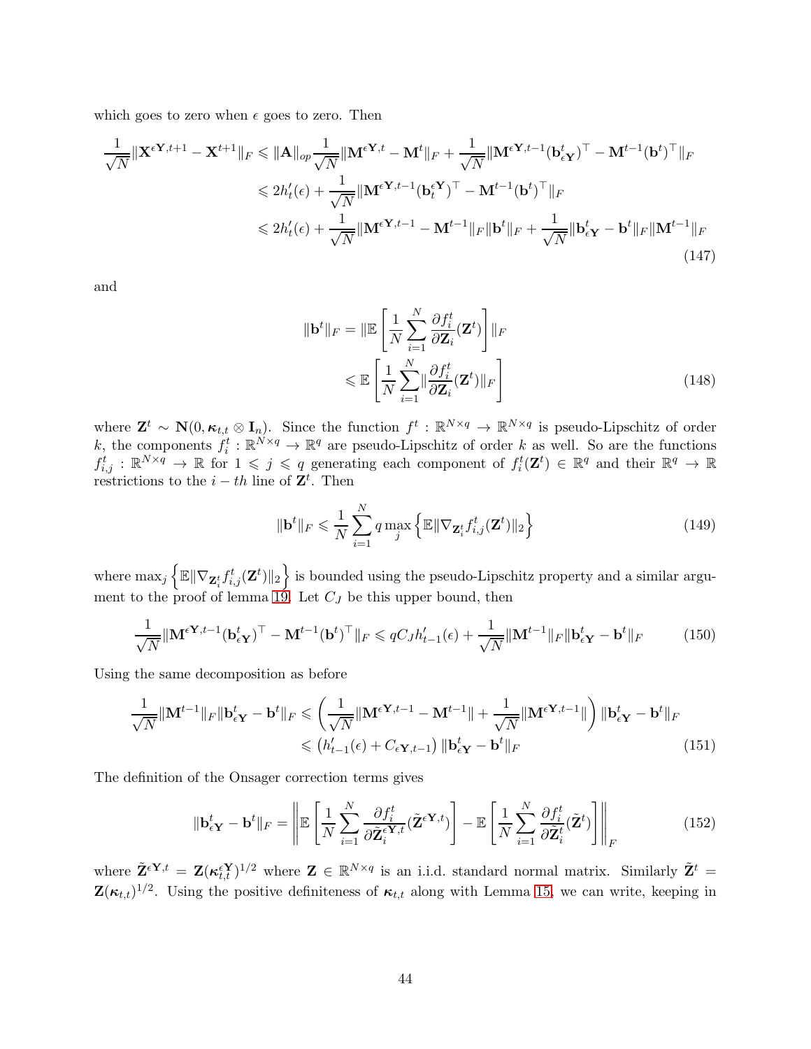which goes to zero when $\epsilon$ goes to zero. Then

$$
\begin{aligned}
\frac{1}{\sqrt{N}}\|\mathbf{X}^{\epsilon\mathbf{Y},t+1} - \mathbf{X}^{t+1}\|_F &\leqslant \|\mathbf{A}\|_{op}\frac{1}{\sqrt{N}}\|\mathbf{M}^{\epsilon\mathbf{Y},t} - \mathbf{M}^{t}\|_F + \frac{1}{\sqrt{N}}\|\mathbf{M}^{\epsilon\mathbf{Y},t-1}(\mathbf{b}^t_{\epsilon\mathbf{Y}})^\top - \mathbf{M}^{t-1}(\mathbf{b}^t)^\top\|_F \\
&\leqslant 2h'_t(\epsilon) + \frac{1}{\sqrt{N}}\|\mathbf{M}^{\epsilon\mathbf{Y},t-1}(\mathbf{b}^{\epsilon\mathbf{Y}}_t)^\top - \mathbf{M}^{t-1}(\mathbf{b}^t)^\top\|_F \\
&\leqslant 2h'_t(\epsilon) + \frac{1}{\sqrt{N}}\|\mathbf{M}^{\epsilon\mathbf{Y},t-1} - \mathbf{M}^{t-1}\|_F\|\mathbf{b}^t\|_F + \frac{1}{\sqrt{N}}\|\mathbf{b}^t_{\epsilon\mathbf{Y}} - \mathbf{b}^t\|_F\|\mathbf{M}^{t-1}\|_F
\end{aligned} \tag{147}
$$

and

$$
\begin{aligned}
\|\mathbf{b}^t\|_F &= \|\mathbb{E}\left[\frac{1}{N}\sum_{i=1}^N \frac{\partial f_i^t}{\partial \mathbf{Z}_i}(\mathbf{Z}^t)\right]\|_F \\
&\leqslant \mathbb{E}\left[\frac{1}{N}\sum_{i=1}^N \|\frac{\partial f_i^t}{\partial \mathbf{Z}_i}(\mathbf{Z}^t)\|_F\right]
\end{aligned} \tag{148}
$$

where $\mathbf{Z}^t \sim \mathbf{N}(0, \boldsymbol{\kappa}_{t,t} \otimes \mathbf{I}_n)$. Since the function $f^t : \mathbb{R}^{N\times q} \to \mathbb{R}^{N\times q}$ is pseudo-Lipschitz of order $k$, the components $f_i^t : \mathbb{R}^{N\times q} \to \mathbb{R}^q$ are pseudo-Lipschitz of order $k$ as well. So are the functions $f^t_{i,j} : \mathbb{R}^{N\times q} \to \mathbb{R}$ for $1 \leqslant j \leqslant q$ generating each component of $f_i^t(\mathbf{Z}^t) \in \mathbb{R}^q$ and their $\mathbb{R}^q \to \mathbb{R}$ restrictions to the $i-th$ line of $\mathbf{Z}^t$. Then

$$
\|\mathbf{b}^t\|_F \leqslant \frac{1}{N}\sum_{i=1}^N q \max_j \left\{\mathbb{E}\|\nabla_{\mathbf{Z}_i^t} f^t_{i,j}(\mathbf{Z}^t)\|_2\right\} \tag{149}
$$

where $\max_j \left\{\mathbb{E}\|\nabla_{\mathbf{Z}_i^t} f^t_{i,j}(\mathbf{Z}^t)\|_2\right\}$ is bounded using the pseudo-Lipschitz property and a similar argument to the proof of lemma 19. Let $C_J$ be this upper bound, then

$$
\frac{1}{\sqrt{N}}\|\mathbf{M}^{\epsilon\mathbf{Y},t-1}(\mathbf{b}^t_{\epsilon\mathbf{Y}})^\top - \mathbf{M}^{t-1}(\mathbf{b}^t)^\top\|_F \leqslant qC_J h'_{t-1}(\epsilon) + \frac{1}{\sqrt{N}}\|\mathbf{M}^{t-1}\|_F\|\mathbf{b}^t_{\epsilon\mathbf{Y}} - \mathbf{b}^t\|_F \tag{150}
$$

Using the same decomposition as before

$$
\begin{aligned}
\frac{1}{\sqrt{N}}\|\mathbf{M}^{t-1}\|_F\|\mathbf{b}^t_{\epsilon\mathbf{Y}} - \mathbf{b}^t\|_F &\leqslant \left(\frac{1}{\sqrt{N}}\|\mathbf{M}^{\epsilon\mathbf{Y},t-1} - \mathbf{M}^{t-1}\| + \frac{1}{\sqrt{N}}\|\mathbf{M}^{\epsilon\mathbf{Y},t-1}\|\right)\|\mathbf{b}^t_{\epsilon\mathbf{Y}} - \mathbf{b}^t\|_F \\
&\leqslant \left(h'_{t-1}(\epsilon) + C_{\epsilon\mathbf{Y},t-1}\right)\|\mathbf{b}^t_{\epsilon\mathbf{Y}} - \mathbf{b}^t\|_F
\end{aligned} \tag{151}
$$

The definition of the Onsager correction terms gives

$$
\|\mathbf{b}^t_{\epsilon\mathbf{Y}} - \mathbf{b}^t\|_F = \left\|\mathbb{E}\left[\frac{1}{N}\sum_{i=1}^N \frac{\partial f_i^t}{\partial \tilde{\mathbf{Z}}_i^{\epsilon\mathbf{Y},t}}(\tilde{\mathbf{Z}}^{\epsilon\mathbf{Y},t})\right] - \mathbb{E}\left[\frac{1}{N}\sum_{i=1}^N \frac{\partial f_i^t}{\partial \tilde{\mathbf{Z}}_i^t}(\tilde{\mathbf{Z}}^t)\right]\right\|_F \tag{152}
$$

where $\tilde{\mathbf{Z}}^{\epsilon\mathbf{Y},t} = \mathbf{Z}(\boldsymbol{\kappa}^{\epsilon\mathbf{Y}}_{t,t})^{1/2}$ where $\mathbf{Z} \in \mathbb{R}^{N\times q}$ is an i.i.d. standard normal matrix. Similarly $\tilde{\mathbf{Z}}^t = \mathbf{Z}(\boldsymbol{\kappa}_{t,t})^{1/2}$. Using the positive definiteness of $\boldsymbol{\kappa}_{t,t}$ along with Lemma 15, we can write, keeping in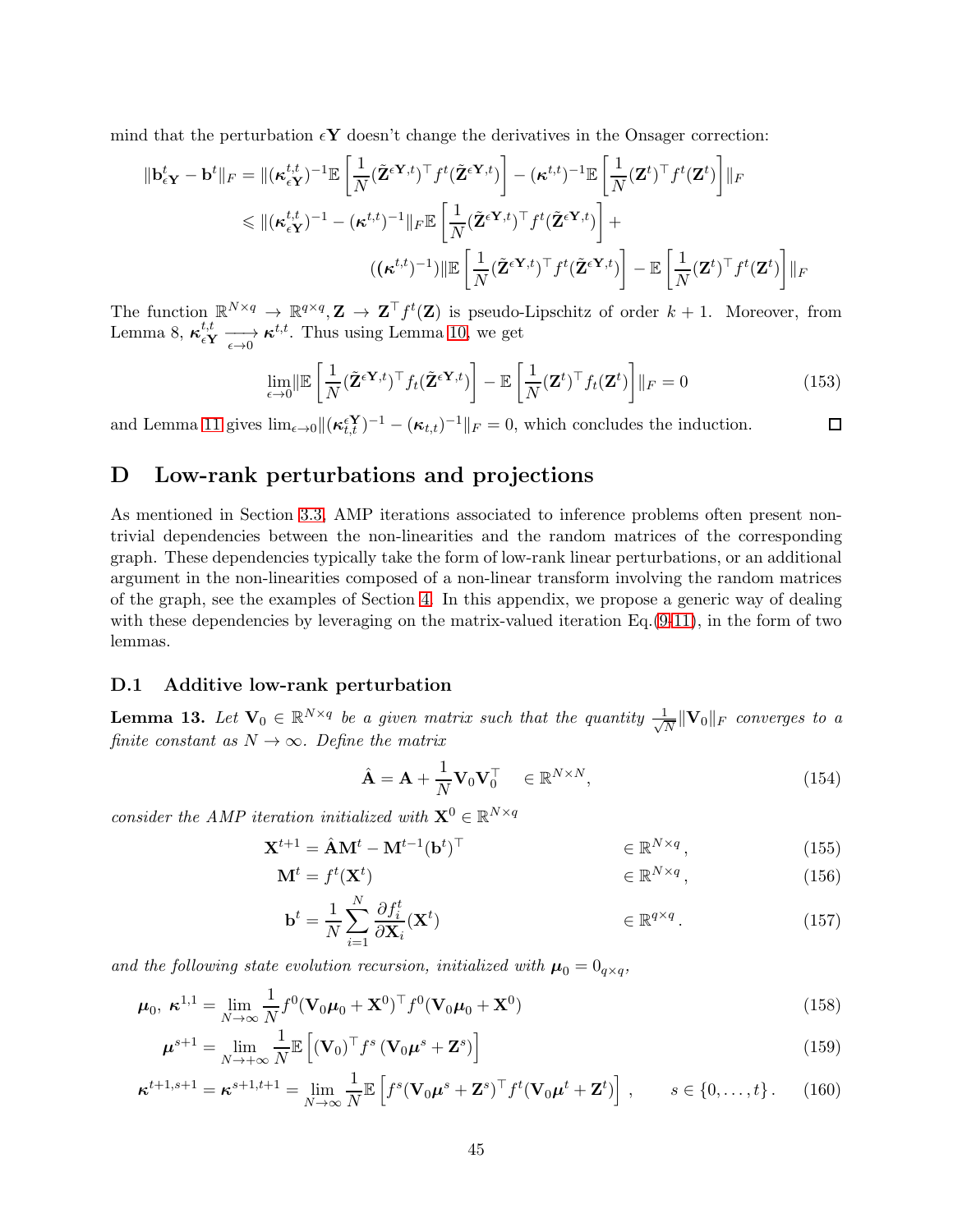mind that the perturbation $\epsilon \mathbf{Y}$ doesn't change the derivatives in the Onsager correction:

$$
\begin{aligned}
\|\mathbf{b}^t_{\epsilon \mathbf{Y}} - \mathbf{b}^t\|_F &= \|(\boldsymbol{\kappa}^{t,t}_{\epsilon \mathbf{Y}})^{-1}\mathbb{E}\left[\frac{1}{N}(\tilde{\mathbf{Z}}^{\epsilon \mathbf{Y},t})^\top f^t(\tilde{\mathbf{Z}}^{\epsilon \mathbf{Y},t})\right] - (\boldsymbol{\kappa}^{t,t})^{-1}\mathbb{E}\left[\frac{1}{N}(\mathbf{Z}^t)^\top f^t(\mathbf{Z}^t)\right]\|_F \\
&\leqslant \|(\boldsymbol{\kappa}^{t,t}_{\epsilon \mathbf{Y}})^{-1} - (\boldsymbol{\kappa}^{t,t})^{-1}\|_F \mathbb{E}\left[\frac{1}{N}(\tilde{\mathbf{Z}}^{\epsilon \mathbf{Y},t})^\top f^t(\tilde{\mathbf{Z}}^{\epsilon \mathbf{Y},t})\right] + \\
&\qquad ((\boldsymbol{\kappa}^{t,t})^{-1})\|\mathbb{E}\left[\frac{1}{N}(\tilde{\mathbf{Z}}^{\epsilon \mathbf{Y},t})^\top f^t(\tilde{\mathbf{Z}}^{\epsilon \mathbf{Y},t})\right] - \mathbb{E}\left[\frac{1}{N}(\mathbf{Z}^t)^\top f^t(\mathbf{Z}^t)\right]\|_F
\end{aligned}
$$

The function $\mathbb{R}^{N\times q} \to \mathbb{R}^{q \times q}, \mathbf{Z} \to \mathbf{Z}^\top f^t(\mathbf{Z})$ is pseudo-Lipschitz of order $k+1$. Moreover, from Lemma 8, $\boldsymbol{\kappa}^{t,t}_{\epsilon \mathbf{Y}} \underset{\epsilon \to 0}{\longrightarrow} \boldsymbol{\kappa}^{t,t}$. Thus using Lemma 10, we get

$$
\lim_{\epsilon \to 0}\|\mathbb{E}\left[\frac{1}{N}(\tilde{\mathbf{Z}}^{\epsilon \mathbf{Y},t})^\top f_t(\tilde{\mathbf{Z}}^{\epsilon \mathbf{Y},t})\right] - \mathbb{E}\left[\frac{1}{N}(\mathbf{Z}^t)^\top f_t(\mathbf{Z}^t)\right]\|_F = 0 \tag{153}
$$

and Lemma 11 gives $\lim_{\epsilon\to 0}\|(\boldsymbol{\kappa}^{\epsilon \mathbf{Y}}_{t,t})^{-1} - (\boldsymbol{\kappa}_{t,t})^{-1}\|_F = 0$, which concludes the induction. □

# D Low-rank perturbations and projections

As mentioned in Section 3.3, AMP iterations associated to inference problems often present non-trivial dependencies between the non-linearities and the random matrices of the corresponding graph. These dependencies typically take the form of low-rank linear perturbations, or an additional argument in the non-linearities composed of a non-linear transform involving the random matrices of the graph, see the examples of Section 4. In this appendix, we propose a generic way of dealing with these dependencies by leveraging on the matrix-valued iteration Eq.(9-11), in the form of two lemmas.

## D.1 Additive low-rank perturbation

**Lemma 13.** *Let $\mathbf{V}_0 \in \mathbb{R}^{N\times q}$ be a given matrix such that the quantity $\frac{1}{\sqrt{N}}\|\mathbf{V}_0\|_F$ converges to a finite constant as $N \to \infty$. Define the matrix*

$$
\hat{\mathbf{A}} = \mathbf{A} + \frac{1}{N}\mathbf{V}_0\mathbf{V}_0^\top \quad \in \mathbb{R}^{N\times N}, \tag{154}
$$

*consider the AMP iteration initialized with $\mathbf{X}^0 \in \mathbb{R}^{N\times q}$*

$$
\mathbf{X}^{t+1} = \hat{\mathbf{A}}\mathbf{M}^t - \mathbf{M}^{t-1}(\mathbf{b}^t)^\top \qquad \in \mathbb{R}^{N\times q}, \tag{155}
$$

$$
\mathbf{M}^t = f^t(\mathbf{X}^t) \qquad \in \mathbb{R}^{N\times q}, \tag{156}
$$

$$
\mathbf{b}^t = \frac{1}{N}\sum_{i=1}^N \frac{\partial f^t_i}{\partial \mathbf{X}_i}(\mathbf{X}^t) \qquad \in \mathbb{R}^{q\times q}. \tag{157}
$$

*and the following state evolution recursion, initialized with $\boldsymbol{\mu}_0 = 0_{q\times q}$,*

$$
\boldsymbol{\mu}_0,\ \boldsymbol{\kappa}^{1,1} = \lim_{N\to\infty}\frac{1}{N}f^0(\mathbf{V}_0\boldsymbol{\mu}_0 + \mathbf{X}^0)^\top f^0(\mathbf{V}_0\boldsymbol{\mu}_0 + \mathbf{X}^0) \tag{158}
$$

$$
\boldsymbol{\mu}^{s+1} = \lim_{N\to+\infty}\frac{1}{N}\mathbb{E}\left[(\mathbf{V}_0)^\top f^s\left(\mathbf{V}_0\boldsymbol{\mu}^s + \mathbf{Z}^s\right)\right] \tag{159}
$$

$$
\boldsymbol{\kappa}^{t+1,s+1} = \boldsymbol{\kappa}^{s+1,t+1} = \lim_{N\to\infty}\frac{1}{N}\mathbb{E}\left[f^s(\mathbf{V}_0\boldsymbol{\mu}^s + \mathbf{Z}^s)^\top f^t(\mathbf{V}_0\boldsymbol{\mu}^t + \mathbf{Z}^t)\right], \qquad s \in \{0,\dots,t\}. \tag{160}
$$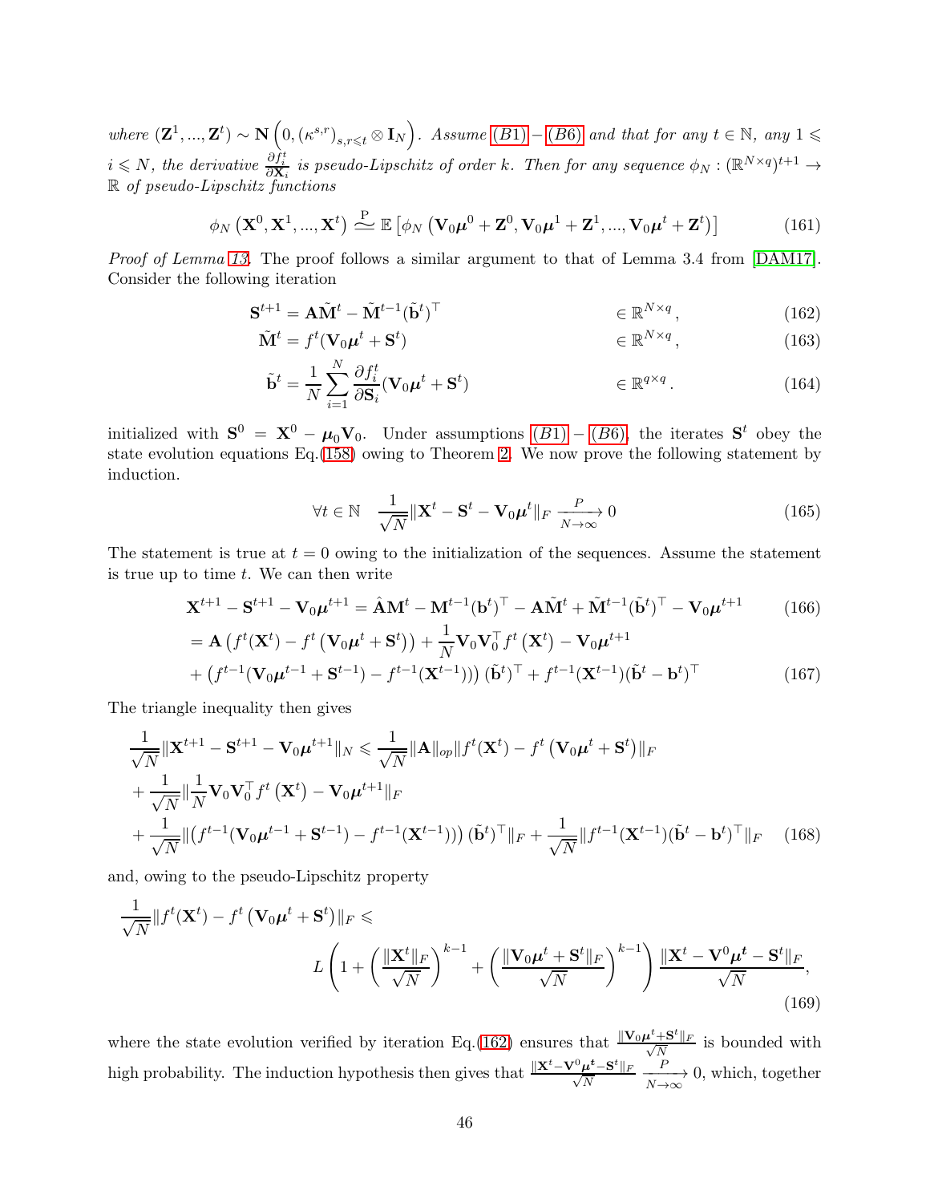where $(\mathbf{Z}^1, ..., \mathbf{Z}^t) \sim \mathbf{N}\left(0, (\kappa^{s,r})_{s,r\leqslant t} \otimes \mathbf{I}_N\right)$. *Assume (B1) − (B6) and that for any* $t \in \mathbb{N}$*, any* $1 \leqslant i \leqslant N$*, the derivative* $\frac{\partial f_i^t}{\partial \mathbf{X}_i}$ *is pseudo-Lipschitz of order* $k$*. Then for any sequence* $\phi_N : (\mathbb{R}^{N\times q})^{t+1} \to \mathbb{R}$ *of pseudo-Lipschitz functions*

$$
\phi_N\left(\mathbf{X}^0, \mathbf{X}^1, ..., \mathbf{X}^t\right) \overset{\mathrm{P}}{\simeq} \mathbb{E}\left[\phi_N\left(\mathbf{V}_0\boldsymbol{\mu}^0 + \mathbf{Z}^0, \mathbf{V}_0\boldsymbol{\mu}^1 + \mathbf{Z}^1, ..., \mathbf{V}_0\boldsymbol{\mu}^t + \mathbf{Z}^t\right)\right] \tag{161}
$$

*Proof of Lemma 13.* The proof follows a similar argument to that of Lemma 3.4 from [DAM17]. Consider the following iteration

$$
\mathbf{S}^{t+1} = \mathbf{A}\tilde{\mathbf{M}}^t - \tilde{\mathbf{M}}^{t-1}(\tilde{\mathbf{b}}^t)^\top \qquad \in \mathbb{R}^{N\times q}, \tag{162}
$$

$$
\tilde{\mathbf{M}}^t = f^t(\mathbf{V}_0\boldsymbol{\mu}^t + \mathbf{S}^t) \qquad \in \mathbb{R}^{N\times q}, \tag{163}
$$

$$
\tilde{\mathbf{b}}^t = \frac{1}{N}\sum_{i=1}^N \frac{\partial f_i^t}{\partial \mathbf{S}_i}(\mathbf{V}_0\boldsymbol{\mu}^t + \mathbf{S}^t) \qquad \in \mathbb{R}^{q\times q}. \tag{164}
$$

initialized with $\mathbf{S}^0 = \mathbf{X}^0 - \boldsymbol{\mu}_0\mathbf{V}_0$. Under assumptions (B1) − (B6), the iterates $\mathbf{S}^t$ obey the state evolution equations Eq.(158) owing to Theorem 2. We now prove the following statement by induction.

$$
\forall t \in \mathbb{N} \quad \frac{1}{\sqrt{N}}\|\mathbf{X}^t - \mathbf{S}^t - \mathbf{V}_0\boldsymbol{\mu}^t\|_F \xrightarrow[N\to\infty]{P} 0 \tag{165}
$$

The statement is true at $t = 0$ owing to the initialization of the sequences. Assume the statement is true up to time $t$. We can then write

$$
\mathbf{X}^{t+1} - \mathbf{S}^{t+1} - \mathbf{V}_0\boldsymbol{\mu}^{t+1} = \hat{\mathbf{A}}\mathbf{M}^t - \mathbf{M}^{t-1}(\mathbf{b}^t)^\top - \mathbf{A}\tilde{\mathbf{M}}^t + \tilde{\mathbf{M}}^{t-1}(\tilde{\mathbf{b}}^t)^\top - \mathbf{V}_0\boldsymbol{\mu}^{t+1} \tag{166}
$$

$$
\begin{aligned}
&= \mathbf{A}\left(f^t(\mathbf{X}^t) - f^t\left(\mathbf{V}_0\boldsymbol{\mu}^t + \mathbf{S}^t\right)\right) + \frac{1}{N}\mathbf{V}_0\mathbf{V}_0^\top f^t\left(\mathbf{X}^t\right) - \mathbf{V}_0\boldsymbol{\mu}^{t+1} \\
&+ \left(f^{t-1}(\mathbf{V}_0\boldsymbol{\mu}^{t-1} + \mathbf{S}^{t-1}) - f^{t-1}(\mathbf{X}^{t-1})\right)(\tilde{\mathbf{b}}^t)^\top + f^{t-1}(\mathbf{X}^{t-1})(\tilde{\mathbf{b}}^t - \mathbf{b}^t)^\top
\end{aligned} \tag{167}
$$

The triangle inequality then gives

$$
\begin{aligned}
\frac{1}{\sqrt{N}}\|\mathbf{X}^{t+1} - \mathbf{S}^{t+1} - \mathbf{V}_0\boldsymbol{\mu}^{t+1}\|_N &\leqslant \frac{1}{\sqrt{N}}\|\mathbf{A}\|_{op}\|f^t(\mathbf{X}^t) - f^t\left(\mathbf{V}_0\boldsymbol{\mu}^t + \mathbf{S}^t\right)\|_F \\
&+ \frac{1}{\sqrt{N}}\|\frac{1}{N}\mathbf{V}_0\mathbf{V}_0^\top f^t\left(\mathbf{X}^t\right) - \mathbf{V}_0\boldsymbol{\mu}^{t+1}\|_F \\
&+ \frac{1}{\sqrt{N}}\|\left(f^{t-1}(\mathbf{V}_0\boldsymbol{\mu}^{t-1} + \mathbf{S}^{t-1}) - f^{t-1}(\mathbf{X}^{t-1})\right)(\tilde{\mathbf{b}}^t)^\top\|_F + \frac{1}{\sqrt{N}}\|f^{t-1}(\mathbf{X}^{t-1})(\tilde{\mathbf{b}}^t - \mathbf{b}^t)^\top\|_F
\end{aligned} \tag{168}
$$

and, owing to the pseudo-Lipschitz property

$$
\begin{aligned}
&\frac{1}{\sqrt{N}}\|f^t(\mathbf{X}^t) - f^t\left(\mathbf{V}_0\boldsymbol{\mu}^t + \mathbf{S}^t\right)\|_F \leqslant \\
&\qquad L\left(1 + \left(\frac{\|\mathbf{X}^t\|_F}{\sqrt{N}}\right)^{k-1} + \left(\frac{\|\mathbf{V}_0\boldsymbol{\mu}^t + \mathbf{S}^t\|_F}{\sqrt{N}}\right)^{k-1}\right)\frac{\|\mathbf{X}^t - \mathbf{V}^0\boldsymbol{\mu}^t - \mathbf{S}^t\|_F}{\sqrt{N}},
\end{aligned} \tag{169}
$$

where the state evolution verified by iteration Eq.(162) ensures that $\frac{\|\mathbf{V}_0\boldsymbol{\mu}^t + \mathbf{S}^t\|_F}{\sqrt{N}}$ is bounded with high probability. The induction hypothesis then gives that $\frac{\|\mathbf{X}^t - \mathbf{V}^0\boldsymbol{\mu}^t - \mathbf{S}^t\|_F}{\sqrt{N}} \xrightarrow[N\to\infty]{P} 0$, which, together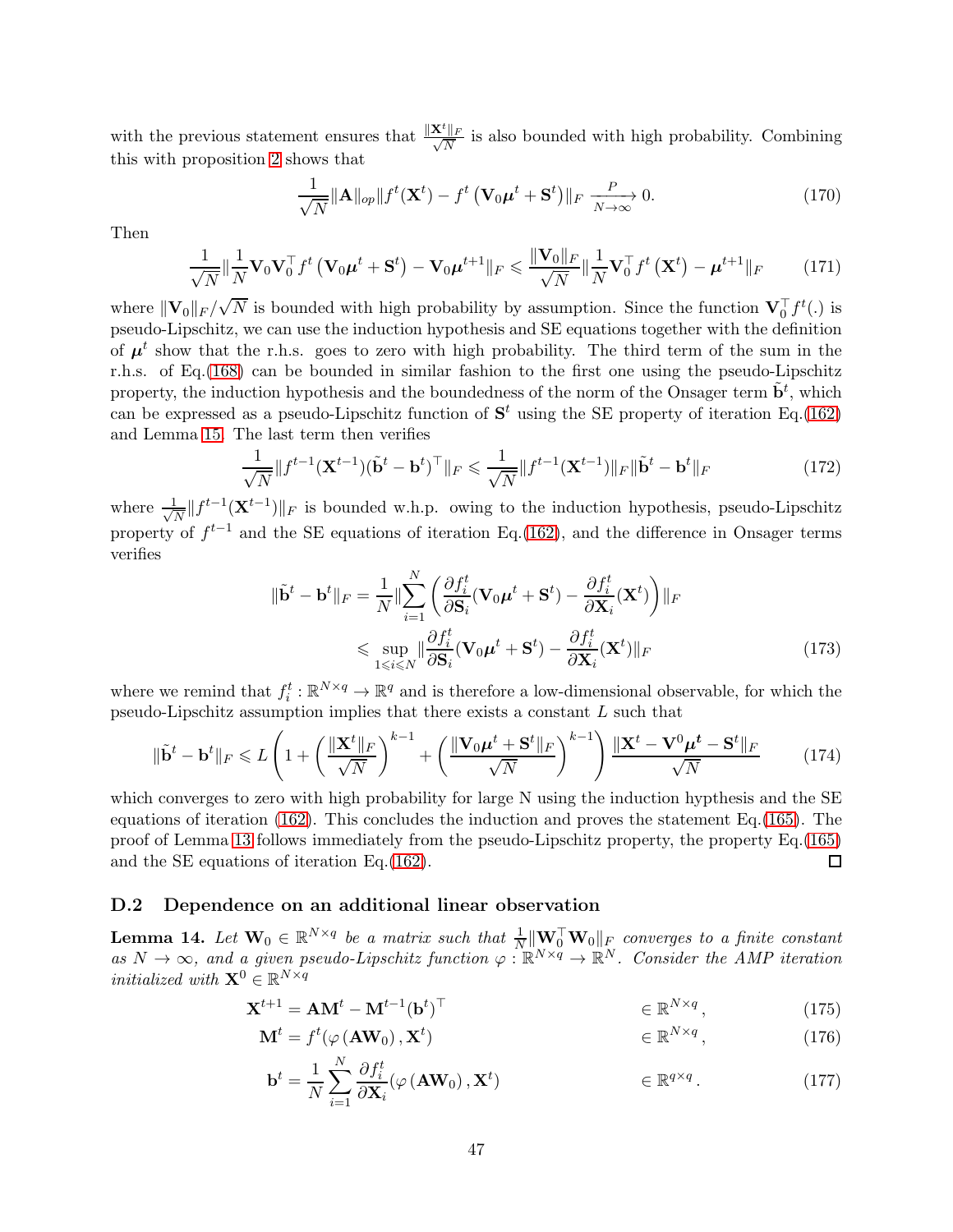with the previous statement ensures that $\frac{\|\mathbf{X}^t\|_F}{\sqrt{N}}$ is also bounded with high probability. Combining this with proposition 2 shows that

$$\frac{1}{\sqrt{N}}\|\mathbf{A}\|_{op}\|f^t(\mathbf{X}^t) - f^t\left(\mathbf{V}_0\boldsymbol{\mu}^t + \mathbf{S}^t\right)\|_F \xrightarrow[N\to\infty]{P} 0. \tag{170}$$

Then

$$\frac{1}{\sqrt{N}}\|\frac{1}{N}\mathbf{V}_0\mathbf{V}_0^\top f^t\left(\mathbf{V}_0\boldsymbol{\mu}^t + \mathbf{S}^t\right) - \mathbf{V}_0\boldsymbol{\mu}^{t+1}\|_F \leqslant \frac{\|\mathbf{V}_0\|_F}{\sqrt{N}}\|\frac{1}{N}\mathbf{V}_0^\top f^t\left(\mathbf{X}^t\right) - \boldsymbol{\mu}^{t+1}\|_F \tag{171}$$

where $\|\mathbf{V}_0\|_F/\sqrt{N}$ is bounded with high probability by assumption. Since the function $\mathbf{V}_0^\top f^t(.)$ is pseudo-Lipschitz, we can use the induction hypothesis and SE equations together with the definition of $\boldsymbol{\mu}^t$ show that the r.h.s. goes to zero with high probability. The third term of the sum in the r.h.s. of Eq.(168) can be bounded in similar fashion to the first one using the pseudo-Lipschitz property, the induction hypothesis and the boundedness of the norm of the Onsager term $\tilde{\mathbf{b}}^t$, which can be expressed as a pseudo-Lipschitz function of $\mathbf{S}^t$ using the SE property of iteration Eq.(162) and Lemma 15. The last term then verifies

$$\frac{1}{\sqrt{N}}\|f^{t-1}(\mathbf{X}^{t-1})(\tilde{\mathbf{b}}^t - \mathbf{b}^t)^\top\|_F \leqslant \frac{1}{\sqrt{N}}\|f^{t-1}(\mathbf{X}^{t-1})\|_F\|\tilde{\mathbf{b}}^t - \mathbf{b}^t\|_F \tag{172}$$

where $\frac{1}{\sqrt{N}}\|f^{t-1}(\mathbf{X}^{t-1})\|_F$ is bounded w.h.p. owing to the induction hypothesis, pseudo-Lipschitz property of $f^{t-1}$ and the SE equations of iteration Eq.(162), and the difference in Onsager terms verifies

$$\begin{aligned}
\|\tilde{\mathbf{b}}^t - \mathbf{b}^t\|_F &= \frac{1}{N}\|\sum_{i=1}^N\left(\frac{\partial f_i^t}{\partial \mathbf{S}_i}(\mathbf{V}_0\boldsymbol{\mu}^t + \mathbf{S}^t) - \frac{\partial f_i^t}{\partial \mathbf{X}_i}(\mathbf{X}^t)\right)\|_F \\
&\leqslant \sup_{1\leqslant i\leqslant N}\|\frac{\partial f_i^t}{\partial \mathbf{S}_i}(\mathbf{V}_0\boldsymbol{\mu}^t + \mathbf{S}^t) - \frac{\partial f_i^t}{\partial \mathbf{X}_i}(\mathbf{X}^t)\|_F
\end{aligned} \tag{173}$$

where we remind that $f_i^t : \mathbb{R}^{N\times q} \to \mathbb{R}^q$ and is therefore a low-dimensional observable, for which the pseudo-Lipschitz assumption implies that there exists a constant $L$ such that

$$\|\tilde{\mathbf{b}}^t - \mathbf{b}^t\|_F \leqslant L\left(1 + \left(\frac{\|\mathbf{X}^t\|_F}{\sqrt{N}}\right)^{k-1} + \left(\frac{\|\mathbf{V}_0\boldsymbol{\mu}^t + \mathbf{S}^t\|_F}{\sqrt{N}}\right)^{k-1}\right)\frac{\|\mathbf{X}^t - \mathbf{V}^0\boldsymbol{\mu}^t - \mathbf{S}^t\|_F}{\sqrt{N}} \tag{174}$$

which converges to zero with high probability for large N using the induction hypthesis and the SE equations of iteration (162). This concludes the induction and proves the statement Eq.(165). The proof of Lemma 13 follows immediately from the pseudo-Lipschitz property, the property Eq.(165) and the SE equations of iteration Eq.(162). ◻

### D.2 Dependence on an additional linear observation

**Lemma 14.** *Let $\mathbf{W}_0 \in \mathbb{R}^{N\times q}$ be a matrix such that $\frac{1}{N}\|\mathbf{W}_0^\top\mathbf{W}_0\|_F$ converges to a finite constant as $N \to \infty$, and a given pseudo-Lipschitz function $\varphi : \mathbb{R}^{N\times q} \to \mathbb{R}^N$. Consider the AMP iteration initialized with $\mathbf{X}^0 \in \mathbb{R}^{N\times q}$*

$$\mathbf{X}^{t+1} = \mathbf{A}\mathbf{M}^t - \mathbf{M}^{t-1}(\mathbf{b}^t)^\top \qquad \in \mathbb{R}^{N\times q}, \tag{175}$$

$$\mathbf{M}^t = f^t(\varphi(\mathbf{A}\mathbf{W}_0), \mathbf{X}^t) \qquad \in \mathbb{R}^{N\times q}, \tag{176}$$

$$\mathbf{b}^t = \frac{1}{N}\sum_{i=1}^N \frac{\partial f_i^t}{\partial \mathbf{X}_i}(\varphi(\mathbf{A}\mathbf{W}_0), \mathbf{X}^t) \qquad \in \mathbb{R}^{q\times q}. \tag{177}$$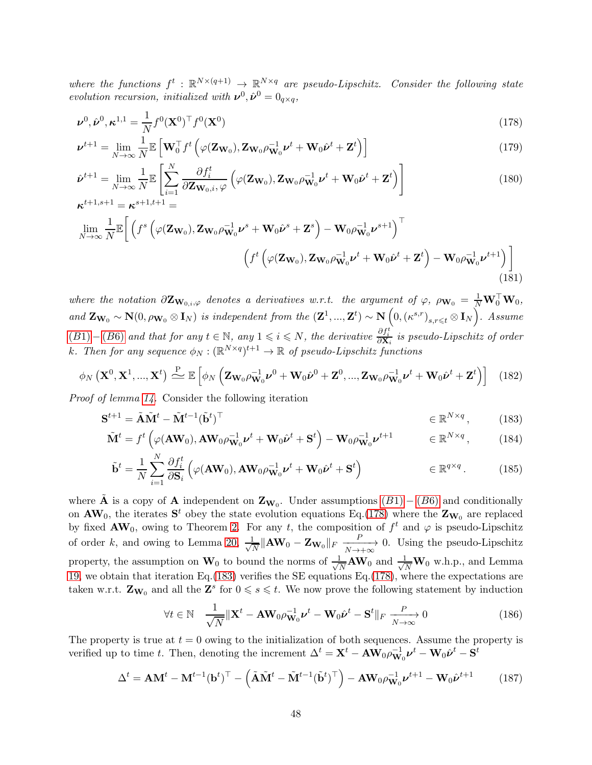*where the functions $f^t : \mathbb{R}^{N\times(q+1)} \to \mathbb{R}^{N\times q}$ are pseudo-Lipschitz. Consider the following state evolution recursion, initialized with $\boldsymbol{\nu}^0, \hat{\boldsymbol{\nu}}^0 = 0_{q\times q}$,*

$$\boldsymbol{\nu}^0, \hat{\boldsymbol{\nu}}^0, \boldsymbol{\kappa}^{1,1} = \frac{1}{N} f^0(\mathbf{X}^0)^\top f^0(\mathbf{X}^0) \tag{178}$$

$$\boldsymbol{\nu}^{t+1} = \lim_{N\to\infty} \frac{1}{N}\mathbb{E}\left[\mathbf{W}_0^\top f^t\left(\varphi(\mathbf{Z}_{\mathbf{W}_0}), \mathbf{Z}_{\mathbf{W}_0}\rho_{\mathbf{W}_0}^{-1}\boldsymbol{\nu}^t + \mathbf{W}_0\hat{\boldsymbol{\nu}}^t + \mathbf{Z}^t\right)\right] \tag{179}$$

$$\hat{\boldsymbol{\nu}}^{t+1} = \lim_{N\to\infty} \frac{1}{N}\mathbb{E}\left[\sum_{i=1}^N \frac{\partial f_i^t}{\partial \mathbf{Z}_{\mathbf{W}_0,i},\varphi}\left(\varphi(\mathbf{Z}_{\mathbf{W}_0}), \mathbf{Z}_{\mathbf{W}_0}\rho_{\mathbf{W}_0}^{-1}\boldsymbol{\nu}^t + \mathbf{W}_0\hat{\boldsymbol{\nu}}^t + \mathbf{Z}^t\right)\right] \tag{180}$$

$$\begin{aligned}
&\boldsymbol{\kappa}^{t+1,s+1} = \boldsymbol{\kappa}^{s+1,t+1} = \\
&\lim_{N\to\infty} \frac{1}{N}\mathbb{E}\Bigg[\left(f^s\left(\varphi(\mathbf{Z}_{\mathbf{W}_0}), \mathbf{Z}_{\mathbf{W}_0}\rho_{\mathbf{W}_0}^{-1}\boldsymbol{\nu}^s + \mathbf{W}_0\hat{\boldsymbol{\nu}}^s + \mathbf{Z}^s\right) - \mathbf{W}_0\rho_{\mathbf{W}_0}^{-1}\boldsymbol{\nu}^{s+1}\right)^\top \\
&\qquad\qquad \left(f^t\left(\varphi(\mathbf{Z}_{\mathbf{W}_0}), \mathbf{Z}_{\mathbf{W}_0}\rho_{\mathbf{W}_0}^{-1}\boldsymbol{\nu}^t + \mathbf{W}_0\hat{\boldsymbol{\nu}}^t + \mathbf{Z}^t\right) - \mathbf{W}_0\rho_{\mathbf{W}_0}^{-1}\boldsymbol{\nu}^{t+1}\right)\Bigg]
\end{aligned} \tag{181}$$

*where the notation $\partial \mathbf{Z}_{\mathbf{W}_{0,i},\varphi}$ denotes a derivatives w.r.t. the argument of $\varphi$, $\rho_{\mathbf{W}_0} = \frac{1}{N}\mathbf{W}_0^\top \mathbf{W}_0$, and $\mathbf{Z}_{\mathbf{W}_0} \sim \mathbf{N}(0, \rho_{\mathbf{W}_0} \otimes \mathbf{I}_N)$ is independent from the $(\mathbf{Z}^1, ..., \mathbf{Z}^t) \sim \mathbf{N}\left(0, (\kappa^{s,r})_{s,r\leqslant t} \otimes \mathbf{I}_N\right)$. Assume (B1)−(B6) and that for any $t \in \mathbb{N}$, any $1 \leqslant i \leqslant N$, the derivative $\frac{\partial f_i^t}{\partial \mathbf{X}_i}$ is pseudo-Lipschitz of order $k$. Then for any sequence $\phi_N : (\mathbb{R}^{N\times q})^{t+1} \to \mathbb{R}$ of pseudo-Lipschitz functions*

$$\phi_N\left(\mathbf{X}^0, \mathbf{X}^1, ..., \mathbf{X}^t\right) \overset{\mathrm{P}}{\simeq} \mathbb{E}\left[\phi_N\left(\mathbf{Z}_{\mathbf{W}_0}\rho_{\mathbf{W}_0}^{-1}\boldsymbol{\nu}^0 + \mathbf{W}_0\hat{\boldsymbol{\nu}}^0 + \mathbf{Z}^0, ..., \mathbf{Z}_{\mathbf{W}_0}\rho_{\mathbf{W}_0}^{-1}\boldsymbol{\nu}^t + \mathbf{W}_0\hat{\boldsymbol{\nu}}^t + \mathbf{Z}^t\right)\right] \tag{182}$$

*Proof of lemma 14.* Consider the following iteration

$$\mathbf{S}^{t+1} = \tilde{\mathbf{A}}\tilde{\mathbf{M}}^t - \tilde{\mathbf{M}}^{t-1}(\tilde{\mathbf{b}}^t)^\top \qquad \in \mathbb{R}^{N\times q}, \tag{183}$$

$$\tilde{\mathbf{M}}^t = f^t\left(\varphi(\mathbf{A}\mathbf{W}_0), \mathbf{A}\mathbf{W}_0\rho_{\mathbf{W}_0}^{-1}\boldsymbol{\nu}^t + \mathbf{W}_0\hat{\boldsymbol{\nu}}^t + \mathbf{S}^t\right) - \mathbf{W}_0\rho_{\mathbf{W}_0}^{-1}\boldsymbol{\nu}^{t+1} \qquad \in \mathbb{R}^{N\times q}, \tag{184}$$

$$\tilde{\mathbf{b}}^t = \frac{1}{N}\sum_{i=1}^N \frac{\partial f_i^t}{\partial \mathbf{S}_i}\left(\varphi(\mathbf{A}\mathbf{W}_0), \mathbf{A}\mathbf{W}_0\rho_{\mathbf{W}_0}^{-1}\boldsymbol{\nu}^t + \mathbf{W}_0\hat{\boldsymbol{\nu}}^t + \mathbf{S}^t\right) \qquad \in \mathbb{R}^{q\times q}. \tag{185}$$

where $\tilde{\mathbf{A}}$ is a copy of $\mathbf{A}$ independent on $\mathbf{Z}_{\mathbf{W}_0}$. Under assumptions (B1) − (B6) and conditionally on $\mathbf{A}\mathbf{W}_0$, the iterates $\mathbf{S}^t$ obey the state evolution equations Eq.(178) where the $\mathbf{Z}_{\mathbf{W}_0}$ are replaced by fixed $\mathbf{A}\mathbf{W}_0$, owing to Theorem 2. For any $t$, the composition of $f^t$ and $\varphi$ is pseudo-Lipschitz of order $k$, and owing to Lemma 20, $\frac{1}{\sqrt{N}}\|\mathbf{A}\mathbf{W}_0 - \mathbf{Z}_{\mathbf{W}_0}\|_F \xrightarrow[N\to+\infty]{P} 0$. Using the pseudo-Lipschitz property, the assumption on $\mathbf{W}_0$ to bound the norms of $\frac{1}{\sqrt{N}}\mathbf{A}\mathbf{W}_0$ and $\frac{1}{\sqrt{N}}\mathbf{W}_0$ w.h.p., and Lemma 19, we obtain that iteration Eq.(183) verifies the SE equations Eq.(178), where the expectations are taken w.r.t. $\mathbf{Z}_{\mathbf{W}_0}$ and all the $\mathbf{Z}^s$ for $0 \leqslant s \leqslant t$. We now prove the following statement by induction

$$\forall t \in \mathbb{N} \quad \frac{1}{\sqrt{N}}\|\mathbf{X}^t - \mathbf{A}\mathbf{W}_0\rho_{\mathbf{W}_0}^{-1}\boldsymbol{\nu}^t - \mathbf{W}_0\hat{\boldsymbol{\nu}}^t - \mathbf{S}^t\|_F \xrightarrow[N\to\infty]{P} 0 \tag{186}$$

The property is true at $t = 0$ owing to the initialization of both sequences. Assume the property is verified up to time $t$. Then, denoting the increment $\Delta^t = \mathbf{X}^t - \mathbf{A}\mathbf{W}_0\rho_{\mathbf{W}_0}^{-1}\boldsymbol{\nu}^t - \mathbf{W}_0\hat{\boldsymbol{\nu}}^t - \mathbf{S}^t$

$$\Delta^t = \mathbf{A}\mathbf{M}^t - \mathbf{M}^{t-1}(\mathbf{b}^t)^\top - \left(\tilde{\mathbf{A}}\tilde{\mathbf{M}}^t - \tilde{\mathbf{M}}^{t-1}(\tilde{\mathbf{b}}^t)^\top\right) - \mathbf{A}\mathbf{W}_0\rho_{\mathbf{W}_0}^{-1}\boldsymbol{\nu}^{t+1} - \mathbf{W}_0\hat{\boldsymbol{\nu}}^{t+1} \tag{187}$$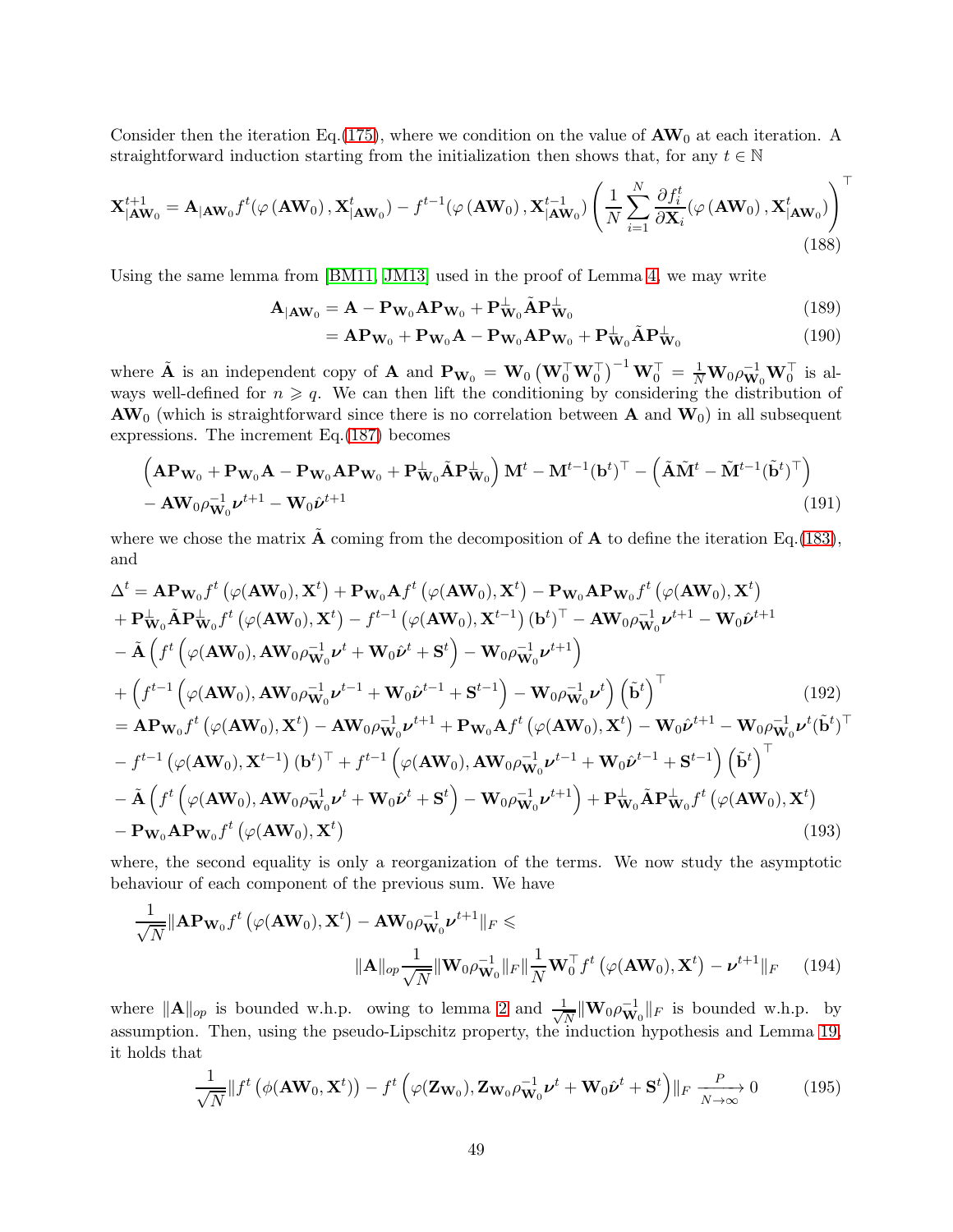Consider then the iteration Eq.(175), where we condition on the value of $\mathbf{AW}_0$ at each iteration. A straightforward induction starting from the initialization then shows that, for any $t \in \mathbb{N}$

$$
\mathbf{X}^{t+1}_{|\mathbf{AW}_0} = \mathbf{A}_{|\mathbf{AW}_0} f^t(\varphi(\mathbf{AW}_0), \mathbf{X}^t_{|\mathbf{AW}_0}) - f^{t-1}(\varphi(\mathbf{AW}_0), \mathbf{X}^{t-1}_{|\mathbf{AW}_0}) \left( \frac{1}{N} \sum_{i=1}^{N} \frac{\partial f^t_i}{\partial \mathbf{X}_i}(\varphi(\mathbf{AW}_0), \mathbf{X}^t_{|\mathbf{AW}_0}) \right)^\top \tag{188}
$$

Using the same lemma from [BM11, JM13] used in the proof of Lemma 4, we may write

$$
\begin{aligned}
\mathbf{A}_{|\mathbf{AW}_0} &= \mathbf{A} - \mathbf{P}_{\mathbf{W}_0}\mathbf{A}\mathbf{P}_{\mathbf{W}_0} + \mathbf{P}^\perp_{\mathbf{W}_0}\tilde{\mathbf{A}}\mathbf{P}^\perp_{\mathbf{W}_0} &(189)\\
&= \mathbf{A}\mathbf{P}_{\mathbf{W}_0} + \mathbf{P}_{\mathbf{W}_0}\mathbf{A} - \mathbf{P}_{\mathbf{W}_0}\mathbf{A}\mathbf{P}_{\mathbf{W}_0} + \mathbf{P}^\perp_{\mathbf{W}_0}\tilde{\mathbf{A}}\mathbf{P}^\perp_{\mathbf{W}_0} &(190)
\end{aligned}
$$

where $\tilde{\mathbf{A}}$ is an independent copy of $\mathbf{A}$ and $\mathbf{P}_{\mathbf{W}_0} = \mathbf{W}_0\left(\mathbf{W}_0^\top\mathbf{W}_0^\top\right)^{-1}\mathbf{W}_0^\top = \frac{1}{N}\mathbf{W}_0\rho^{-1}_{\mathbf{W}_0}\mathbf{W}_0^\top$ is always well-defined for $n \geqslant q$. We can then lift the conditioning by considering the distribution of $\mathbf{AW}_0$ (which is straightforward since there is no correlation between $\mathbf{A}$ and $\mathbf{W}_0$) in all subsequent expressions. The increment Eq.(187) becomes

$$
\begin{aligned}
&\left(\mathbf{A}\mathbf{P}_{\mathbf{W}_0} + \mathbf{P}_{\mathbf{W}_0}\mathbf{A} - \mathbf{P}_{\mathbf{W}_0}\mathbf{A}\mathbf{P}_{\mathbf{W}_0} + \mathbf{P}^\perp_{\mathbf{W}_0}\tilde{\mathbf{A}}\mathbf{P}^\perp_{\mathbf{W}_0}\right)\mathbf{M}^t - \mathbf{M}^{t-1}(\mathbf{b}^t)^\top - \left(\tilde{\mathbf{A}}\tilde{\mathbf{M}}^t - \tilde{\mathbf{M}}^{t-1}(\tilde{\mathbf{b}}^t)^\top\right)\\
&- \mathbf{AW}_0\rho^{-1}_{\mathbf{W}_0}\boldsymbol{\nu}^{t+1} - \mathbf{W}_0\hat{\boldsymbol{\nu}}^{t+1} \qquad (191)
\end{aligned}
$$

where we chose the matrix $\tilde{\mathbf{A}}$ coming from the decomposition of $\mathbf{A}$ to define the iteration Eq.(183), and

$$
\begin{aligned}
\Delta^t &= \mathbf{A}\mathbf{P}_{\mathbf{W}_0} f^t\left(\varphi(\mathbf{AW}_0), \mathbf{X}^t\right) + \mathbf{P}_{\mathbf{W}_0}\mathbf{A} f^t\left(\varphi(\mathbf{AW}_0), \mathbf{X}^t\right) - \mathbf{P}_{\mathbf{W}_0}\mathbf{A}\mathbf{P}_{\mathbf{W}_0} f^t\left(\varphi(\mathbf{AW}_0), \mathbf{X}^t\right)\\
&+ \mathbf{P}^\perp_{\mathbf{W}_0}\tilde{\mathbf{A}}\mathbf{P}^\perp_{\mathbf{W}_0} f^t\left(\varphi(\mathbf{AW}_0), \mathbf{X}^t\right) - f^{t-1}\left(\varphi(\mathbf{AW}_0), \mathbf{X}^{t-1}\right)(\mathbf{b}^t)^\top - \mathbf{AW}_0\rho^{-1}_{\mathbf{W}_0}\boldsymbol{\nu}^{t+1} - \mathbf{W}_0\hat{\boldsymbol{\nu}}^{t+1}\\
&- \tilde{\mathbf{A}}\left(f^t\left(\varphi(\mathbf{AW}_0), \mathbf{AW}_0\rho^{-1}_{\mathbf{W}_0}\boldsymbol{\nu}^t + \mathbf{W}_0\hat{\boldsymbol{\nu}}^t + \mathbf{S}^t\right) - \mathbf{W}_0\rho^{-1}_{\mathbf{W}_0}\boldsymbol{\nu}^{t+1}\right)\\
&+ \left(f^{t-1}\left(\varphi(\mathbf{AW}_0), \mathbf{AW}_0\rho^{-1}_{\mathbf{W}_0}\boldsymbol{\nu}^{t-1} + \mathbf{W}_0\hat{\boldsymbol{\nu}}^{t-1} + \mathbf{S}^{t-1}\right) - \mathbf{W}_0\rho^{-1}_{\mathbf{W}_0}\boldsymbol{\nu}^t\right)\left(\tilde{\mathbf{b}}^t\right)^\top \qquad (192)\\
&= \mathbf{A}\mathbf{P}_{\mathbf{W}_0} f^t\left(\varphi(\mathbf{AW}_0), \mathbf{X}^t\right) - \mathbf{AW}_0\rho^{-1}_{\mathbf{W}_0}\boldsymbol{\nu}^{t+1} + \mathbf{P}_{\mathbf{W}_0}\mathbf{A} f^t\left(\varphi(\mathbf{AW}_0), \mathbf{X}^t\right) - \mathbf{W}_0\hat{\boldsymbol{\nu}}^{t+1} - \mathbf{W}_0\rho^{-1}_{\mathbf{W}_0}\boldsymbol{\nu}^t(\tilde{\mathbf{b}}^t)^\top\\
&- f^{t-1}\left(\varphi(\mathbf{AW}_0), \mathbf{X}^{t-1}\right)(\mathbf{b}^t)^\top + f^{t-1}\left(\varphi(\mathbf{AW}_0), \mathbf{AW}_0\rho^{-1}_{\mathbf{W}_0}\boldsymbol{\nu}^{t-1} + \mathbf{W}_0\hat{\boldsymbol{\nu}}^{t-1} + \mathbf{S}^{t-1}\right)\left(\tilde{\mathbf{b}}^t\right)^\top\\
&- \tilde{\mathbf{A}}\left(f^t\left(\varphi(\mathbf{AW}_0), \mathbf{AW}_0\rho^{-1}_{\mathbf{W}_0}\boldsymbol{\nu}^t + \mathbf{W}_0\hat{\boldsymbol{\nu}}^t + \mathbf{S}^t\right) - \mathbf{W}_0\rho^{-1}_{\mathbf{W}_0}\boldsymbol{\nu}^{t+1}\right) + \mathbf{P}^\perp_{\mathbf{W}_0}\tilde{\mathbf{A}}\mathbf{P}^\perp_{\mathbf{W}_0} f^t\left(\varphi(\mathbf{AW}_0), \mathbf{X}^t\right)\\
&- \mathbf{P}_{\mathbf{W}_0}\mathbf{A}\mathbf{P}_{\mathbf{W}_0} f^t\left(\varphi(\mathbf{AW}_0), \mathbf{X}^t\right) \qquad (193)
\end{aligned}
$$

where, the second equality is only a reorganization of the terms. We now study the asymptotic behaviour of each component of the previous sum. We have

$$
\begin{aligned}
\frac{1}{\sqrt{N}}\|\mathbf{A}\mathbf{P}_{\mathbf{W}_0} f^t\left(\varphi(\mathbf{AW}_0), \mathbf{X}^t\right) - \mathbf{AW}_0\rho^{-1}_{\mathbf{W}_0}\boldsymbol{\nu}^{t+1}\|_F \leqslant&\\
\|\mathbf{A}\|_{op}\frac{1}{\sqrt{N}}\|\mathbf{W}_0\rho^{-1}_{\mathbf{W}_0}\|_F \|\frac{1}{N}\mathbf{W}_0^\top f^t\left(\varphi(\mathbf{AW}_0), \mathbf{X}^t\right) - \boldsymbol{\nu}^{t+1}\|_F& \qquad (194)
\end{aligned}
$$

where $\|\mathbf{A}\|_{op}$ is bounded w.h.p. owing to lemma 2 and $\frac{1}{\sqrt{N}}\|\mathbf{W}_0\rho^{-1}_{\mathbf{W}_0}\|_F$ is bounded w.h.p. by assumption. Then, using the pseudo-Lipschitz property, the induction hypothesis and Lemma 19, it holds that

$$
\frac{1}{\sqrt{N}}\|f^t\left(\phi(\mathbf{AW}_0, \mathbf{X}^t)\right) - f^t\left(\varphi(\mathbf{Z}_{\mathbf{W}_0}), \mathbf{Z}_{\mathbf{W}_0}\rho^{-1}_{\mathbf{W}_0}\boldsymbol{\nu}^t + \mathbf{W}_0\hat{\boldsymbol{\nu}}^t + \mathbf{S}^t\right)\|_F \xrightarrow[N\to\infty]{P} 0 \tag{195}
$$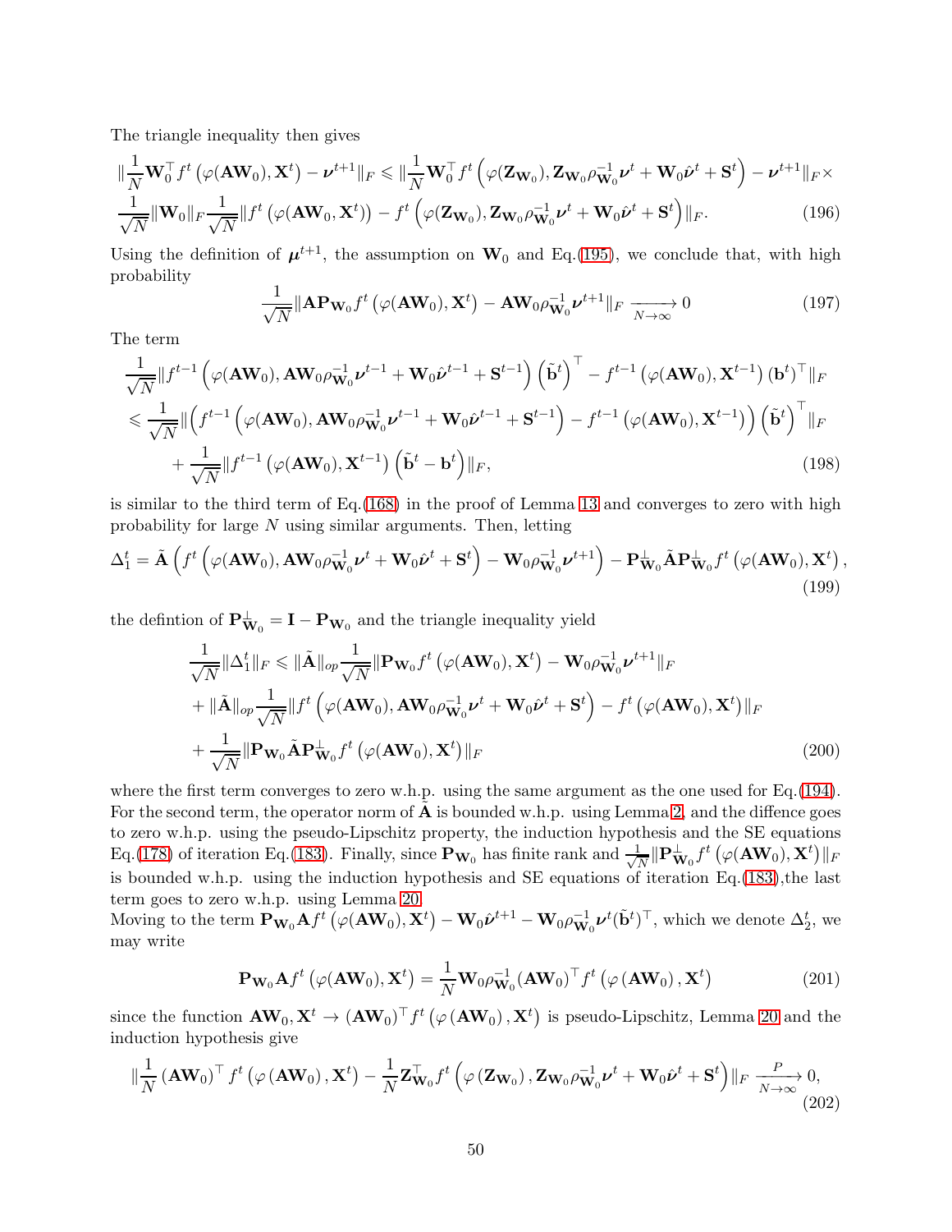The triangle inequality then gives

$$\|\frac{1}{N}\mathbf{W}_0^\top f^t\left(\varphi(\mathbf{A}\mathbf{W}_0),\mathbf{X}^t\right)-\boldsymbol{\nu}^{t+1}\|_F \leqslant \|\frac{1}{N}\mathbf{W}_0^\top f^t\left(\varphi(\mathbf{Z}_{\mathbf{W}_0}),\mathbf{Z}_{\mathbf{W}_0}\rho_{\mathbf{W}_0}^{-1}\boldsymbol{\nu}^t+\mathbf{W}_0\hat{\boldsymbol{\nu}}^t+\mathbf{S}^t\right)-\boldsymbol{\nu}^{t+1}\|_F \times$$
$$\frac{1}{\sqrt{N}}\|\mathbf{W}_0\|_F\frac{1}{\sqrt{N}}\|f^t\left(\varphi(\mathbf{A}\mathbf{W}_0,\mathbf{X}^t)\right)-f^t\left(\varphi(\mathbf{Z}_{\mathbf{W}_0}),\mathbf{Z}_{\mathbf{W}_0}\rho_{\mathbf{W}_0}^{-1}\boldsymbol{\nu}^t+\mathbf{W}_0\hat{\boldsymbol{\nu}}^t+\mathbf{S}^t\right)\|_F. \tag{196}$$

Using the definition of $\boldsymbol{\mu}^{t+1}$, the assumption on $\mathbf{W}_0$ and Eq.(195), we conclude that, with high probability

$$\frac{1}{\sqrt{N}}\|\mathbf{A}\mathbf{P}_{\mathbf{W}_0}f^t\left(\varphi(\mathbf{A}\mathbf{W}_0),\mathbf{X}^t\right)-\mathbf{A}\mathbf{W}_0\rho_{\mathbf{W}_0}^{-1}\boldsymbol{\nu}^{t+1}\|_F \xrightarrow[N\to\infty]{} 0 \tag{197}$$

The term

$$\frac{1}{\sqrt{N}}\|f^{t-1}\left(\varphi(\mathbf{A}\mathbf{W}_0),\mathbf{A}\mathbf{W}_0\rho_{\mathbf{W}_0}^{-1}\boldsymbol{\nu}^{t-1}+\mathbf{W}_0\hat{\boldsymbol{\nu}}^{t-1}+\mathbf{S}^{t-1}\right)\left(\tilde{\mathbf{b}}^t\right)^\top - f^{t-1}\left(\varphi(\mathbf{A}\mathbf{W}_0),\mathbf{X}^{t-1}\right)(\mathbf{b}^t)^\top\|_F$$
$$\leqslant \frac{1}{\sqrt{N}}\|\left(f^{t-1}\left(\varphi(\mathbf{A}\mathbf{W}_0),\mathbf{A}\mathbf{W}_0\rho_{\mathbf{W}_0}^{-1}\boldsymbol{\nu}^{t-1}+\mathbf{W}_0\hat{\boldsymbol{\nu}}^{t-1}+\mathbf{S}^{t-1}\right)-f^{t-1}\left(\varphi(\mathbf{A}\mathbf{W}_0),\mathbf{X}^{t-1}\right)\right)\left(\tilde{\mathbf{b}}^t\right)^\top\|_F$$
$$+\frac{1}{\sqrt{N}}\|f^{t-1}\left(\varphi(\mathbf{A}\mathbf{W}_0),\mathbf{X}^{t-1}\right)\left(\tilde{\mathbf{b}}^t-\mathbf{b}^t\right)\|_F, \tag{198}$$

is similar to the third term of Eq.(168) in the proof of Lemma 13 and converges to zero with high probability for large $N$ using similar arguments. Then, letting

$$\Delta_1^t = \tilde{\mathbf{A}}\left(f^t\left(\varphi(\mathbf{A}\mathbf{W}_0),\mathbf{A}\mathbf{W}_0\rho_{\mathbf{W}_0}^{-1}\boldsymbol{\nu}^t+\mathbf{W}_0\hat{\boldsymbol{\nu}}^t+\mathbf{S}^t\right)-\mathbf{W}_0\rho_{\mathbf{W}_0}^{-1}\boldsymbol{\nu}^{t+1}\right)-\mathbf{P}_{\mathbf{W}_0}^\perp\tilde{\mathbf{A}}\mathbf{P}_{\mathbf{W}_0}^\perp f^t\left(\varphi(\mathbf{A}\mathbf{W}_0),\mathbf{X}^t\right), \tag{199}$$

the defintion of $\mathbf{P}_{\mathbf{W}_0}^\perp = \mathbf{I}-\mathbf{P}_{\mathbf{W}_0}$ and the triangle inequality yield

$$\frac{1}{\sqrt{N}}\|\Delta_1^t\|_F \leqslant \|\tilde{\mathbf{A}}\|_{op}\frac{1}{\sqrt{N}}\|\mathbf{P}_{\mathbf{W}_0}f^t\left(\varphi(\mathbf{A}\mathbf{W}_0),\mathbf{X}^t\right)-\mathbf{W}_0\rho_{\mathbf{W}_0}^{-1}\boldsymbol{\nu}^{t+1}\|_F$$
$$+\|\tilde{\mathbf{A}}\|_{op}\frac{1}{\sqrt{N}}\|f^t\left(\varphi(\mathbf{A}\mathbf{W}_0),\mathbf{A}\mathbf{W}_0\rho_{\mathbf{W}_0}^{-1}\boldsymbol{\nu}^t+\mathbf{W}_0\hat{\boldsymbol{\nu}}^t+\mathbf{S}^t\right)-f^t\left(\varphi(\mathbf{A}\mathbf{W}_0),\mathbf{X}^t\right)\|_F$$
$$+\frac{1}{\sqrt{N}}\|\mathbf{P}_{\mathbf{W}_0}\tilde{\mathbf{A}}\mathbf{P}_{\mathbf{W}_0}^\perp f^t\left(\varphi(\mathbf{A}\mathbf{W}_0),\mathbf{X}^t\right)\|_F \tag{200}$$

where the first term converges to zero w.h.p. using the same argument as the one used for Eq.(194). For the second term, the operator norm of $\tilde{\mathbf{A}}$ is bounded w.h.p. using Lemma 2, and the diffence goes to zero w.h.p. using the pseudo-Lipschitz property, the induction hypothesis and the SE equations Eq.(178) of iteration Eq.(183). Finally, since $\mathbf{P}_{\mathbf{W}_0}$ has finite rank and $\frac{1}{\sqrt{N}}\|\mathbf{P}_{\mathbf{W}_0}^\perp f^t\left(\varphi(\mathbf{A}\mathbf{W}_0),\mathbf{X}^t\right)\|_F$ is bounded w.h.p. using the induction hypothesis and SE equations of iteration Eq.(183),the last term goes to zero w.h.p. using Lemma 20.
Moving to the term $\mathbf{P}_{\mathbf{W}_0}\mathbf{A}f^t\left(\varphi(\mathbf{A}\mathbf{W}_0),\mathbf{X}^t\right)-\mathbf{W}_0\hat{\boldsymbol{\nu}}^{t+1}-\mathbf{W}_0\rho_{\mathbf{W}_0}^{-1}\boldsymbol{\nu}^t(\tilde{\mathbf{b}}^t)^\top$, which we denote $\Delta_2^t$, we may write

$$\mathbf{P}_{\mathbf{W}_0}\mathbf{A}f^t\left(\varphi(\mathbf{A}\mathbf{W}_0),\mathbf{X}^t\right)=\frac{1}{N}\mathbf{W}_0\rho_{\mathbf{W}_0}^{-1}(\mathbf{A}\mathbf{W}_0)^\top f^t\left(\varphi\left(\mathbf{A}\mathbf{W}_0\right),\mathbf{X}^t\right) \tag{201}$$

since the function $\mathbf{A}\mathbf{W}_0,\mathbf{X}^t \to (\mathbf{A}\mathbf{W}_0)^\top f^t\left(\varphi\left(\mathbf{A}\mathbf{W}_0\right),\mathbf{X}^t\right)$ is pseudo-Lipschitz, Lemma 20 and the induction hypothesis give

$$\|\frac{1}{N}\left(\mathbf{A}\mathbf{W}_0\right)^\top f^t\left(\varphi\left(\mathbf{A}\mathbf{W}_0\right),\mathbf{X}^t\right)-\frac{1}{N}\mathbf{Z}_{\mathbf{W}_0}^\top f^t\left(\varphi\left(\mathbf{Z}_{\mathbf{W}_0}\right),\mathbf{Z}_{\mathbf{W}_0}\rho_{\mathbf{W}_0}^{-1}\boldsymbol{\nu}^t+\mathbf{W}_0\hat{\boldsymbol{\nu}}^t+\mathbf{S}^t\right)\|_F \xrightarrow[N\to\infty]{P} 0, \tag{202}$$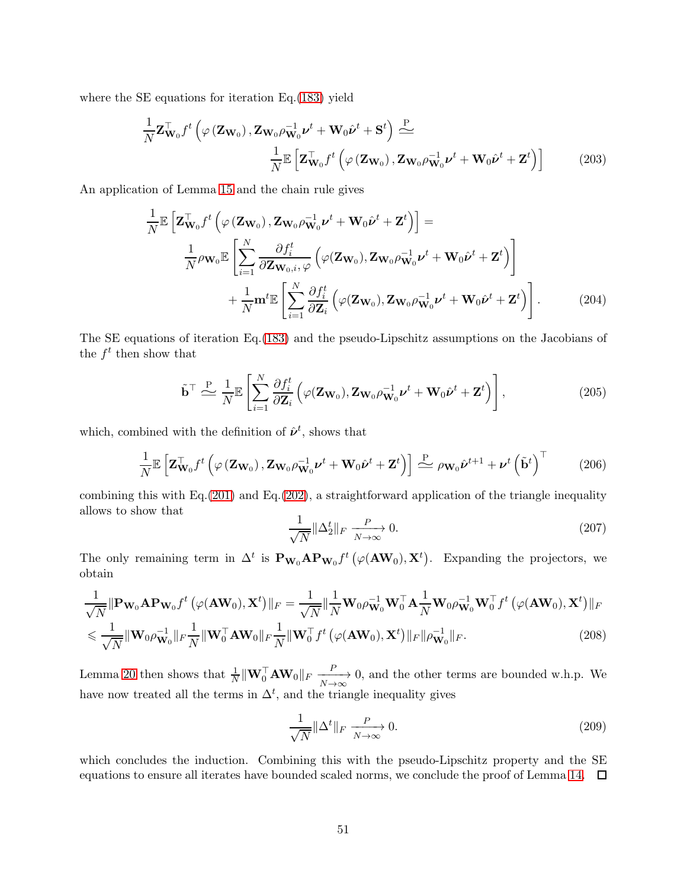where the SE equations for iteration Eq.(183) yield

$$\frac{1}{N}\mathbf{Z}_{\mathbf{W}_0}^\top f^t\left(\varphi\left(\mathbf{Z}_{\mathbf{W}_0}\right), \mathbf{Z}_{\mathbf{W}_0}\rho_{\mathbf{W}_0}^{-1}\boldsymbol{\nu}^t + \mathbf{W}_0\hat{\boldsymbol{\nu}}^t + \mathbf{S}^t\right) \overset{\mathrm{P}}{\simeq} \frac{1}{N}\mathbb{E}\left[\mathbf{Z}_{\mathbf{W}_0}^\top f^t\left(\varphi\left(\mathbf{Z}_{\mathbf{W}_0}\right), \mathbf{Z}_{\mathbf{W}_0}\rho_{\mathbf{W}_0}^{-1}\boldsymbol{\nu}^t + \mathbf{W}_0\hat{\boldsymbol{\nu}}^t + \mathbf{Z}^t\right)\right] \tag{203}$$

An application of Lemma 15 and the chain rule gives

$$\begin{aligned}\frac{1}{N}\mathbb{E}\left[\mathbf{Z}_{\mathbf{W}_0}^\top f^t\left(\varphi\left(\mathbf{Z}_{\mathbf{W}_0}\right), \mathbf{Z}_{\mathbf{W}_0}\rho_{\mathbf{W}_0}^{-1}\boldsymbol{\nu}^t + \mathbf{W}_0\hat{\boldsymbol{\nu}}^t + \mathbf{Z}^t\right)\right] = \\ \frac{1}{N}\rho_{\mathbf{W}_0}\mathbb{E}\left[\sum_{i=1}^N \frac{\partial f_i^t}{\partial \mathbf{Z}_{\mathbf{W}_0,i},\varphi}\left(\varphi(\mathbf{Z}_{\mathbf{W}_0}), \mathbf{Z}_{\mathbf{W}_0}\rho_{\mathbf{W}_0}^{-1}\boldsymbol{\nu}^t + \mathbf{W}_0\hat{\boldsymbol{\nu}}^t + \mathbf{Z}^t\right)\right] \\ + \frac{1}{N}\mathbf{m}^t\mathbb{E}\left[\sum_{i=1}^N \frac{\partial f_i^t}{\partial \mathbf{Z}_i}\left(\varphi(\mathbf{Z}_{\mathbf{W}_0}), \mathbf{Z}_{\mathbf{W}_0}\rho_{\mathbf{W}_0}^{-1}\boldsymbol{\nu}^t + \mathbf{W}_0\hat{\boldsymbol{\nu}}^t + \mathbf{Z}^t\right)\right].\end{aligned} \tag{204}$$

The SE equations of iteration Eq.(183) and the pseudo-Lipschitz assumptions on the Jacobians of the $f^t$ then show that

$$\tilde{\mathbf{b}}^\top \overset{\mathrm{P}}{\simeq} \frac{1}{N}\mathbb{E}\left[\sum_{i=1}^N \frac{\partial f_i^t}{\partial \mathbf{Z}_i}\left(\varphi(\mathbf{Z}_{\mathbf{W}_0}), \mathbf{Z}_{\mathbf{W}_0}\rho_{\mathbf{W}_0}^{-1}\boldsymbol{\nu}^t + \mathbf{W}_0\hat{\boldsymbol{\nu}}^t + \mathbf{Z}^t\right)\right], \tag{205}$$

which, combined with the definition of $\hat{\boldsymbol{\nu}}^t$, shows that

$$\frac{1}{N}\mathbb{E}\left[\mathbf{Z}_{\mathbf{W}_0}^\top f^t\left(\varphi\left(\mathbf{Z}_{\mathbf{W}_0}\right), \mathbf{Z}_{\mathbf{W}_0}\rho_{\mathbf{W}_0}^{-1}\boldsymbol{\nu}^t + \mathbf{W}_0\hat{\boldsymbol{\nu}}^t + \mathbf{Z}^t\right)\right] \overset{\mathrm{P}}{\simeq} \rho_{\mathbf{W}_0}\hat{\boldsymbol{\nu}}^{t+1} + \boldsymbol{\nu}^t\left(\tilde{\mathbf{b}}^t\right)^\top \tag{206}$$

combining this with Eq.(201) and Eq.(202), a straightforward application of the triangle inequality allows to show that

$$\frac{1}{\sqrt{N}}\|\Delta_2^t\|_F \xrightarrow[N\to\infty]{P} 0. \tag{207}$$

The only remaining term in $\Delta^t$ is $\mathbf{P}_{\mathbf{W}_0}\mathbf{A}\mathbf{P}_{\mathbf{W}_0}f^t\left(\varphi(\mathbf{A}\mathbf{W}_0), \mathbf{X}^t\right)$. Expanding the projectors, we obtain

$$\begin{aligned}\frac{1}{\sqrt{N}}\|\mathbf{P}_{\mathbf{W}_0}\mathbf{A}\mathbf{P}_{\mathbf{W}_0}f^t\left(\varphi(\mathbf{A}\mathbf{W}_0), \mathbf{X}^t\right)\|_F &= \frac{1}{\sqrt{N}}\|\frac{1}{N}\mathbf{W}_0\rho_{\mathbf{W}_0}^{-1}\mathbf{W}_0^\top\mathbf{A}\frac{1}{N}\mathbf{W}_0\rho_{\mathbf{W}_0}^{-1}\mathbf{W}_0^\top f^t\left(\varphi(\mathbf{A}\mathbf{W}_0), \mathbf{X}^t\right)\|_F \\ &\leqslant \frac{1}{\sqrt{N}}\|\mathbf{W}_0\rho_{\mathbf{W}_0}^{-1}\|_F\frac{1}{N}\|\mathbf{W}_0^\top\mathbf{A}\mathbf{W}_0\|_F\frac{1}{N}\|\mathbf{W}_0^\top f^t\left(\varphi(\mathbf{A}\mathbf{W}_0), \mathbf{X}^t\right)\|_F\|\rho_{\mathbf{W}_0}^{-1}\|_F.\end{aligned} \tag{208}$$

Lemma 20 then shows that $\frac{1}{N}\|\mathbf{W}_0^\top\mathbf{A}\mathbf{W}_0\|_F \xrightarrow[N\to\infty]{P} 0$, and the other terms are bounded w.h.p. We have now treated all the terms in $\Delta^t$, and the triangle inequality gives

$$\frac{1}{\sqrt{N}}\|\Delta^t\|_F \xrightarrow[N\to\infty]{P} 0. \tag{209}$$

which concludes the induction. Combining this with the pseudo-Lipschitz property and the SE equations to ensure all iterates have bounded scaled norms, we conclude the proof of Lemma 14. ☐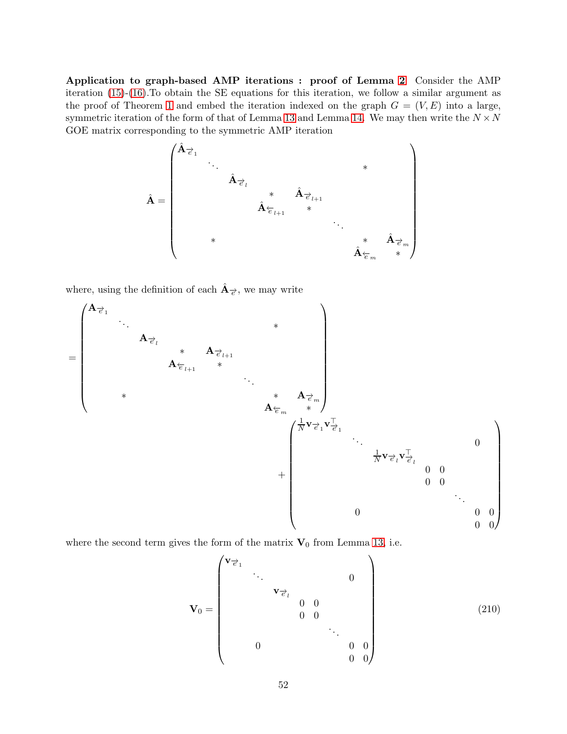**Application to graph-based AMP iterations : proof of Lemma 2** Consider the AMP iteration (15)-(16).To obtain the SE equations for this iteration, we follow a similar argument as the proof of Theorem 1 and embed the iteration indexed on the graph $G = (V, E)$ into a large, symmetric iteration of the form of that of Lemma 13 and Lemma 14. We may then write the $N \times N$ GOE matrix corresponding to the symmetric AMP iteration

$$
\hat{\mathbf{A}} = \begin{pmatrix}
\hat{\mathbf{A}}_{\overrightarrow{e}_1} & & & & & & & \\
& \ddots & & & & & * & \\
& & \hat{\mathbf{A}}_{\overrightarrow{e}_l} & & & & & \\
& & & * & \hat{\mathbf{A}}_{\overrightarrow{e}_{l+1}} & & & \\
& & & \hat{\mathbf{A}}_{\overleftarrow{e}_{l+1}} & * & & & \\
& & & & & \ddots & & \\
& * & & & & & * & \hat{\mathbf{A}}_{\overrightarrow{e}_m} \\
& & & & & & \hat{\mathbf{A}}_{\overleftarrow{e}_m} & *
\end{pmatrix}
$$

where, using the definition of each $\hat{\mathbf{A}}_{\overrightarrow{e}}$, we may write

$$
= \begin{pmatrix}
\mathbf{A}_{\overrightarrow{e}_1} & & & & & & & \\
& \ddots & & & & & * & \\
& & \mathbf{A}_{\overrightarrow{e}_l} & & & & & \\
& & & * & \mathbf{A}_{\overrightarrow{e}_{l+1}} & & & \\
& & & \mathbf{A}_{\overleftarrow{e}_{l+1}} & * & & & \\
& & & & & \ddots & & \\
& * & & & & & * & \mathbf{A}_{\overrightarrow{e}_m} \\
& & & & & & \mathbf{A}_{\overleftarrow{e}_m} & *
\end{pmatrix}
+ \begin{pmatrix}
\frac{1}{N}\mathbf{v}_{\overrightarrow{e}_1}\mathbf{v}_{\overrightarrow{e}_1}^\top & & & & & & & \\
& \ddots & & & & & 0 & \\
& & \frac{1}{N}\mathbf{v}_{\overrightarrow{e}_l}\mathbf{v}_{\overrightarrow{e}_l}^\top & & & & & \\
& & & 0 & 0 & & & \\
& & & 0 & 0 & & & \\
& & & & & \ddots & & \\
& 0 & & & & & 0 & 0 \\
& & & & & & 0 & 0
\end{pmatrix}
$$

where the second term gives the form of the matrix $\mathbf{V}_0$ from Lemma 13, i.e.

$$
\mathbf{V}_0 = \begin{pmatrix}
\mathbf{v}_{\overrightarrow{e}_1} & & & & & & & \\
& \ddots & & & & & 0 & \\
& & \mathbf{v}_{\overrightarrow{e}_l} & & & & & \\
& & & 0 & 0 & & & \\
& & & 0 & 0 & & & \\
& & & & & \ddots & & \\
& 0 & & & & & 0 & 0 \\
& & & & & & 0 & 0
\end{pmatrix} \tag{210}
$$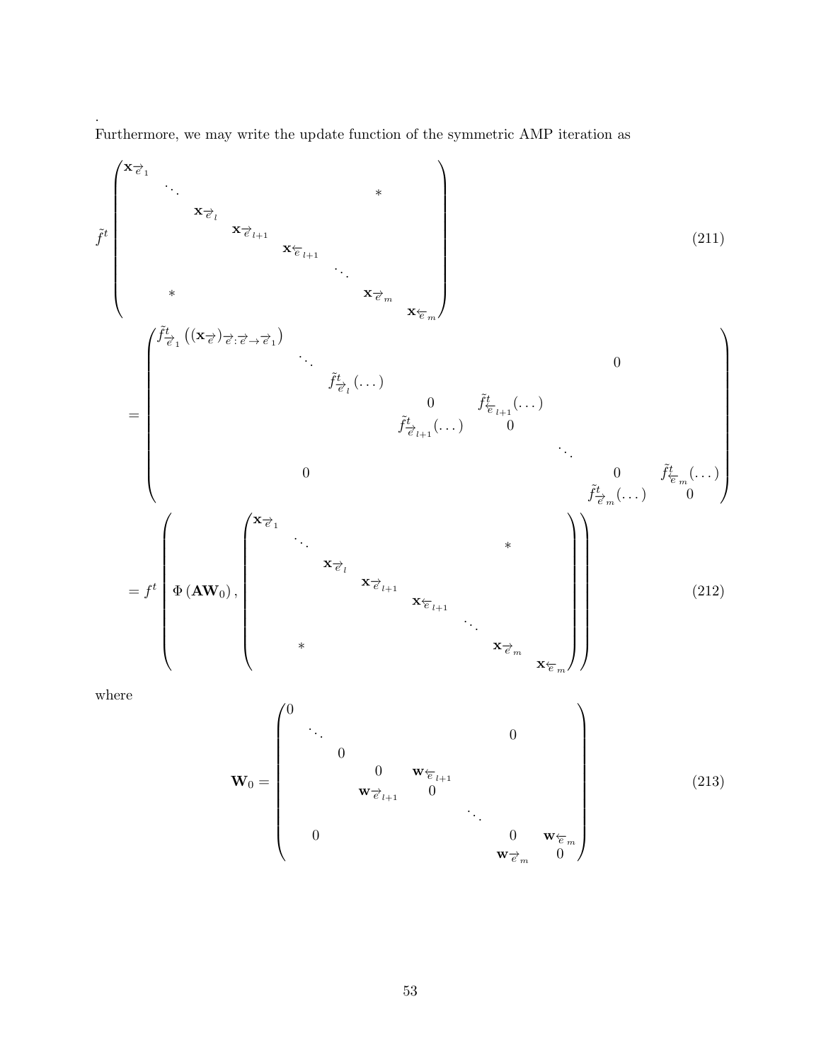.
Furthermore, we may write the update function of the symmetric AMP iteration as

$$
\tilde{f}^t \begin{pmatrix} \mathbf{x}_{\overrightarrow{e}_1} & & & & & & & \\ & \ddots & & & & * & & \\ & & \mathbf{x}_{\overrightarrow{e}_l} & & & & & \\ & & & \mathbf{x}_{\overrightarrow{e}_{l+1}} & & & & \\ & & & & \mathbf{x}_{\overleftarrow{e}_{l+1}} & & & \\ & & & & & \ddots & & \\ & * & & & & & \mathbf{x}_{\overrightarrow{e}_m} & \\ & & & & & & & \mathbf{x}_{\overleftarrow{e}_m} \end{pmatrix} \tag{211}
$$

$$
= \begin{pmatrix} \tilde{f}^t_{\overrightarrow{e}_1}\left((\mathbf{x}_{\overrightarrow{e}})_{\overrightarrow{e}:\overrightarrow{e}\to\overrightarrow{e}_1}\right) & & & & & & & \\ & \ddots & & & & & 0 & \\ & & \tilde{f}^t_{\overrightarrow{e}_l}(\dots) & & & & & \\ & & & 0 & \tilde{f}^t_{\overleftarrow{e}_{l+1}}(\dots) & & & \\ & & & \tilde{f}^t_{\overrightarrow{e}_{l+1}}(\dots) & 0 & & & \\ & & & & & \ddots & & \\ & 0 & & & & & 0 & \tilde{f}^t_{\overleftarrow{e}_m}(\dots) \\ & & & & & & \tilde{f}^t_{\overrightarrow{e}_m}(\dots) & 0 \end{pmatrix}
$$

$$
= f^t \left( \Phi\left(\mathbf{A}\mathbf{W}_0\right), \begin{pmatrix} \mathbf{x}_{\overrightarrow{e}_1} & & & & & & & \\ & \ddots & & & & * & & \\ & & \mathbf{x}_{\overrightarrow{e}_l} & & & & & \\ & & & \mathbf{x}_{\overrightarrow{e}_{l+1}} & & & & \\ & & & & \mathbf{x}_{\overleftarrow{e}_{l+1}} & & & \\ & & & & & \ddots & & \\ & * & & & & & \mathbf{x}_{\overrightarrow{e}_m} & \\ & & & & & & & \mathbf{x}_{\overleftarrow{e}_m} \end{pmatrix} \right) \tag{212}
$$

where

$$
\mathbf{W}_0 = \begin{pmatrix} 0 & & & & & & & \\ & \ddots & & & & 0 & & \\ & & 0 & & & & & \\ & & & 0 & \mathbf{w}_{\overleftarrow{e}_{l+1}} & & & \\ & & & \mathbf{w}_{\overrightarrow{e}_{l+1}} & 0 & & & \\ & & & & & \ddots & & \\ & 0 & & & & & 0 & \mathbf{w}_{\overleftarrow{e}_m} \\ & & & & & & \mathbf{w}_{\overrightarrow{e}_m} & 0 \end{pmatrix} \tag{213}
$$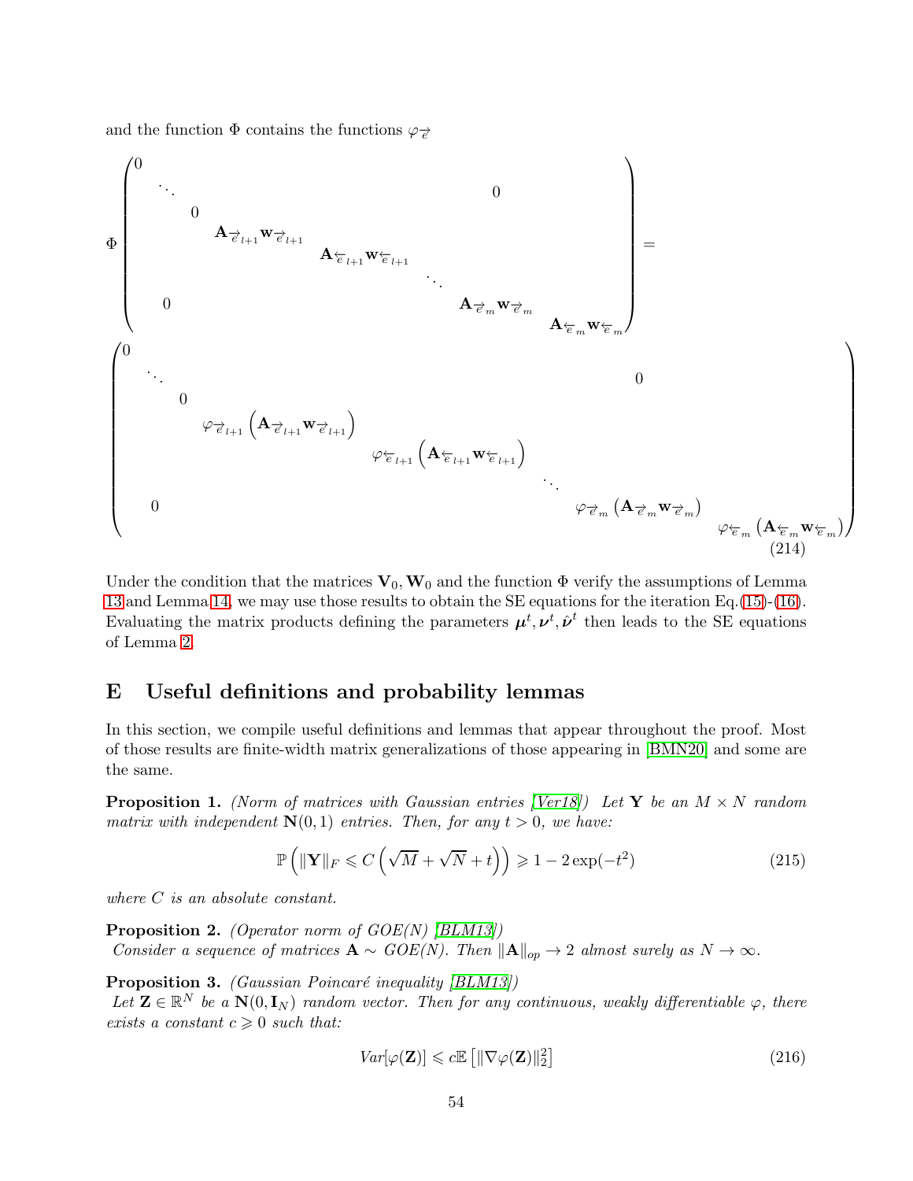and the function $\Phi$ contains the functions $\varphi_{\overrightarrow{e}}$

$$
\Phi\begin{pmatrix}
0 & & & & & & & \\
& \ddots & & & & & 0 & \\
& & 0 & & & & & \\
& & & \mathbf{A}_{\overrightarrow{e}_{l+1}}\mathbf{w}_{\overrightarrow{e}_{l+1}} & & & & \\
& & & & \mathbf{A}_{\overleftarrow{e}_{l+1}}\mathbf{w}_{\overleftarrow{e}_{l+1}} & & & \\
& & & & & \ddots & & \\
& 0 & & & & & \mathbf{A}_{\overrightarrow{e}_{m}}\mathbf{w}_{\overrightarrow{e}_{m}} & \\
& & & & & & & \mathbf{A}_{\overleftarrow{e}_{m}}\mathbf{w}_{\overleftarrow{e}_{m}}
\end{pmatrix} =
$$

$$
\begin{pmatrix}
0 & & & & & & & \\
& \ddots & & & & & 0 & \\
& & 0 & & & & & \\
& & & \varphi_{\overrightarrow{e}_{l+1}}\left(\mathbf{A}_{\overrightarrow{e}_{l+1}}\mathbf{w}_{\overrightarrow{e}_{l+1}}\right) & & & & \\
& & & & \varphi_{\overleftarrow{e}_{l+1}}\left(\mathbf{A}_{\overleftarrow{e}_{l+1}}\mathbf{w}_{\overleftarrow{e}_{l+1}}\right) & & & \\
& & & & & \ddots & & \\
& 0 & & & & & \varphi_{\overrightarrow{e}_{m}}\left(\mathbf{A}_{\overrightarrow{e}_{m}}\mathbf{w}_{\overrightarrow{e}_{m}}\right) & \\
& & & & & & & \varphi_{\overleftarrow{e}_{m}}\left(\mathbf{A}_{\overleftarrow{e}_{m}}\mathbf{w}_{\overleftarrow{e}_{m}}\right)
\end{pmatrix} \tag{214}
$$

Under the condition that the matrices $\mathbf{V}_0, \mathbf{W}_0$ and the function $\Phi$ verify the assumptions of Lemma 13 and Lemma 14, we may use those results to obtain the SE equations for the iteration Eq.(15)-(16). Evaluating the matrix products defining the parameters $\boldsymbol{\mu}^t, \boldsymbol{\nu}^t, \hat{\boldsymbol{\nu}}^t$ then leads to the SE equations of Lemma 2.

## E Useful definitions and probability lemmas

In this section, we compile useful definitions and lemmas that appear throughout the proof. Most of those results are finite-width matrix generalizations of those appearing in [BMN20] and some are the same.

**Proposition 1.** *(Norm of matrices with Gaussian entries [Ver18]) Let $\mathbf{Y}$ be an $M \times N$ random matrix with independent $\mathbf{N}(0,1)$ entries. Then, for any $t > 0$, we have:*

$$
\mathbb{P}\left(\|\mathbf{Y}\|_F \leqslant C\left(\sqrt{M} + \sqrt{N} + t\right)\right) \geqslant 1 - 2\exp(-t^2) \tag{215}
$$

*where $C$ is an absolute constant.*

**Proposition 2.** *(Operator norm of GOE(N) [BLM13]) Consider a sequence of matrices $\mathbf{A} \sim$ GOE(N). Then $\|\mathbf{A}\|_{op} \to 2$ almost surely as $N \to \infty$.*

**Proposition 3.** *(Gaussian Poincaré inequality [BLM13]) Let $\mathbf{Z} \in \mathbb{R}^N$ be a $\mathbf{N}(0, \mathbf{I}_N)$ random vector. Then for any continuous, weakly differentiable $\varphi$, there exists a constant $c \geqslant 0$ such that:*

$$
Var[\varphi(\mathbf{Z})] \leqslant c\mathbb{E}\left[\|\nabla\varphi(\mathbf{Z})\|_2^2\right] \tag{216}
$$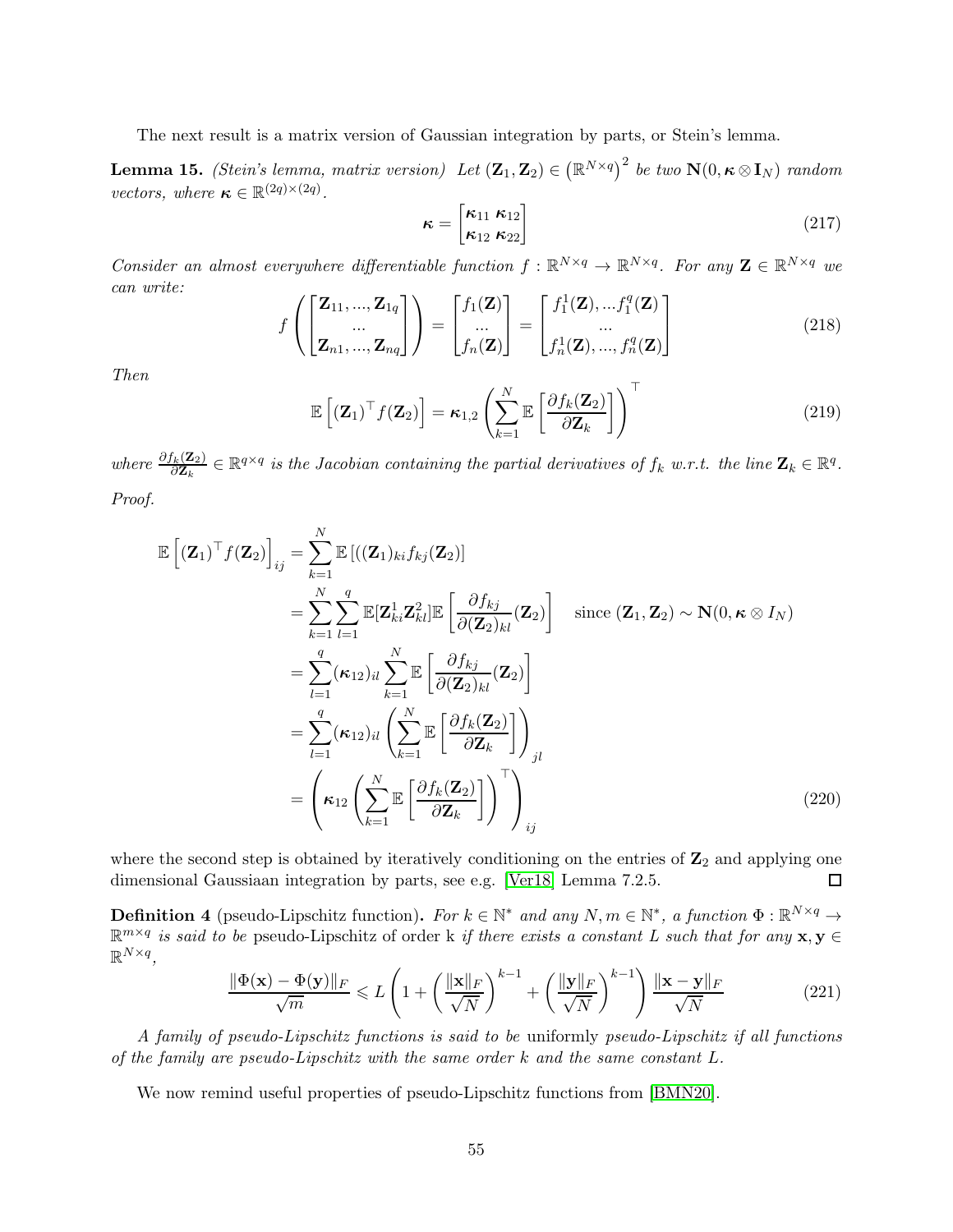The next result is a matrix version of Gaussian integration by parts, or Stein's lemma.

**Lemma 15.** *(Stein's lemma, matrix version) Let $(\mathbf{Z}_1, \mathbf{Z}_2) \in \left(\mathbb{R}^{N\times q}\right)^2$ be two $\mathbf{N}(0, \boldsymbol{\kappa} \otimes \mathbf{I}_N)$ random vectors, where $\boldsymbol{\kappa} \in \mathbb{R}^{(2q)\times(2q)}$.*

$$\boldsymbol{\kappa} = \begin{bmatrix} \boldsymbol{\kappa}_{11} \; \boldsymbol{\kappa}_{12} \\ \boldsymbol{\kappa}_{12} \; \boldsymbol{\kappa}_{22} \end{bmatrix} \tag{217}$$

*Consider an almost everywhere differentiable function $f : \mathbb{R}^{N\times q} \to \mathbb{R}^{N\times q}$. For any $\mathbf{Z} \in \mathbb{R}^{N\times q}$ we can write:*

$$f\left(\begin{bmatrix} \mathbf{Z}_{11}, ..., \mathbf{Z}_{1q} \\ ... \\ \mathbf{Z}_{n1}, ..., \mathbf{Z}_{nq} \end{bmatrix}\right) = \begin{bmatrix} f_1(\mathbf{Z}) \\ ... \\ f_n(\mathbf{Z}) \end{bmatrix} = \begin{bmatrix} f_1^1(\mathbf{Z}), ...f_1^q(\mathbf{Z}) \\ ... \\ f_n^1(\mathbf{Z}), ..., f_n^q(\mathbf{Z}) \end{bmatrix} \tag{218}$$

*Then*

$$\mathbb{E}\left[(\mathbf{Z}_1)^\top f(\mathbf{Z}_2)\right] = \boldsymbol{\kappa}_{1,2}\left(\sum_{k=1}^N \mathbb{E}\left[\frac{\partial f_k(\mathbf{Z}_2)}{\partial \mathbf{Z}_k}\right]\right)^\top \tag{219}$$

*where $\frac{\partial f_k(\mathbf{Z}_2)}{\partial \mathbf{Z}_k} \in \mathbb{R}^{q\times q}$ is the Jacobian containing the partial derivatives of $f_k$ w.r.t. the line $\mathbf{Z}_k \in \mathbb{R}^q$.*

*Proof.*

$$\begin{aligned}
\mathbb{E}\left[(\mathbf{Z}_1)^\top f(\mathbf{Z}_2)\right]_{ij} &= \sum_{k=1}^N \mathbb{E}\left[((\mathbf{Z}_1)_{ki} f_{kj}(\mathbf{Z}_2)\right] \\
&= \sum_{k=1}^N \sum_{l=1}^q \mathbb{E}[\mathbf{Z}^1_{ki}\mathbf{Z}^2_{kl}]\mathbb{E}\left[\frac{\partial f_{kj}}{\partial(\mathbf{Z}_2)_{kl}}(\mathbf{Z}_2)\right] \quad \text{since } (\mathbf{Z}_1, \mathbf{Z}_2) \sim \mathbf{N}(0, \boldsymbol{\kappa} \otimes I_N) \\
&= \sum_{l=1}^q (\boldsymbol{\kappa}_{12})_{il} \sum_{k=1}^N \mathbb{E}\left[\frac{\partial f_{kj}}{\partial(\mathbf{Z}_2)_{kl}}(\mathbf{Z}_2)\right] \\
&= \sum_{l=1}^q (\boldsymbol{\kappa}_{12})_{il}\left(\sum_{k=1}^N \mathbb{E}\left[\frac{\partial f_k(\mathbf{Z}_2)}{\partial \mathbf{Z}_k}\right]\right)_{jl} \\
&= \left(\boldsymbol{\kappa}_{12}\left(\sum_{k=1}^N \mathbb{E}\left[\frac{\partial f_k(\mathbf{Z}_2)}{\partial \mathbf{Z}_k}\right]\right)^\top\right)_{ij}
\end{aligned} \tag{220}$$

where the second step is obtained by iteratively conditioning on the entries of $\mathbf{Z}_2$ and applying one dimensional Gaussiaan integration by parts, see e.g. [Ver18] Lemma 7.2.5. ◻

**Definition 4** (pseudo-Lipschitz function). *For $k \in \mathbb{N}^*$ and any $N, m \in \mathbb{N}^*$, a function $\Phi : \mathbb{R}^{N\times q} \to \mathbb{R}^{m\times q}$ is said to be* pseudo-Lipschitz of order k *if there exists a constant $L$ such that for any $\mathbf{x}, \mathbf{y} \in \mathbb{R}^{N\times q}$,*

$$\frac{\|\Phi(\mathbf{x}) - \Phi(\mathbf{y})\|_F}{\sqrt{m}} \leqslant L\left(1 + \left(\frac{\|\mathbf{x}\|_F}{\sqrt{N}}\right)^{k-1} + \left(\frac{\|\mathbf{y}\|_F}{\sqrt{N}}\right)^{k-1}\right)\frac{\|\mathbf{x} - \mathbf{y}\|_F}{\sqrt{N}} \tag{221}$$

*A family of pseudo-Lipschitz functions is said to be* uniformly *pseudo-Lipschitz if all functions of the family are pseudo-Lipschitz with the same order $k$ and the same constant $L$.*

We now remind useful properties of pseudo-Lipschitz functions from [BMN20].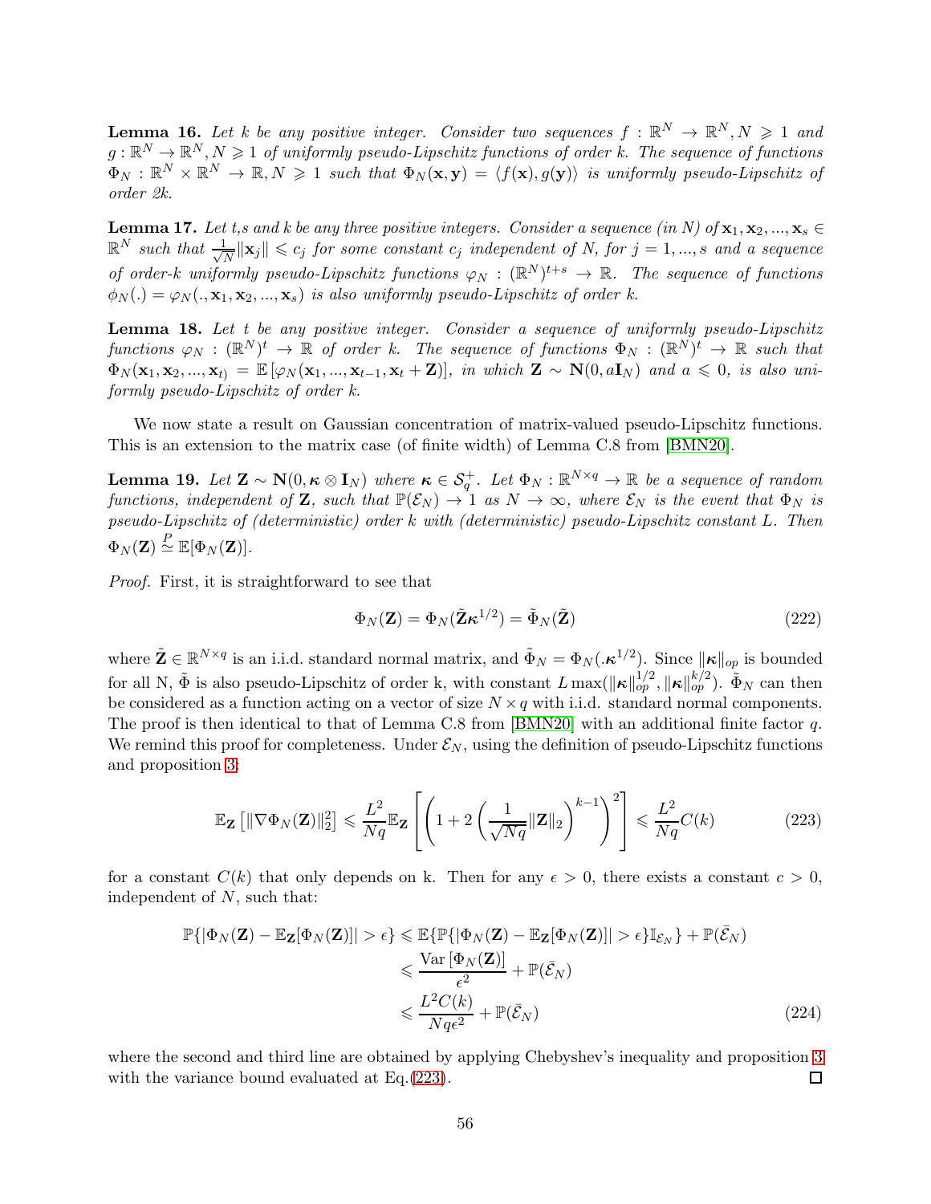**Lemma 16.** *Let $k$ be any positive integer. Consider two sequences $f : \mathbb{R}^N \to \mathbb{R}^N, N \geqslant 1$ and $g : \mathbb{R}^N \to \mathbb{R}^N, N \geqslant 1$ of uniformly pseudo-Lipschitz functions of order $k$. The sequence of functions $\Phi_N : \mathbb{R}^N \times \mathbb{R}^N \to \mathbb{R}, N \geqslant 1$ such that $\Phi_N(\mathbf{x}, \mathbf{y}) = \langle f(\mathbf{x}), g(\mathbf{y})\rangle$ is uniformly pseudo-Lipschitz of order $2k$.*

**Lemma 17.** *Let $t$,$s$ and $k$ be any three positive integers. Consider a sequence (in $N$) of $\mathbf{x}_1, \mathbf{x}_2, ..., \mathbf{x}_s \in \mathbb{R}^N$ such that $\frac{1}{\sqrt{N}}\|\mathbf{x}_j\| \leqslant c_j$ for some constant $c_j$ independent of $N$, for $j = 1, ..., s$ and a sequence of order-$k$ uniformly pseudo-Lipschitz functions $\varphi_N : (\mathbb{R}^N)^{t+s} \to \mathbb{R}$. The sequence of functions $\phi_N(.) = \varphi_N(., \mathbf{x}_1, \mathbf{x}_2, ..., \mathbf{x}_s)$ is also uniformly pseudo-Lipschitz of order $k$.*

**Lemma 18.** *Let $t$ be any positive integer. Consider a sequence of uniformly pseudo-Lipschitz functions $\varphi_N : (\mathbb{R}^N)^t \to \mathbb{R}$ of order $k$. The sequence of functions $\Phi_N : (\mathbb{R}^N)^t \to \mathbb{R}$ such that $\Phi_N(\mathbf{x}_1, \mathbf{x}_2, ..., \mathbf{x}_{t)} = \mathbb{E}\left[\varphi_N(\mathbf{x}_1, ..., \mathbf{x}_{t-1}, \mathbf{x}_t + \mathbf{Z})\right]$, in which $\mathbf{Z} \sim \mathbf{N}(0, a\mathbf{I}_N)$ and $a \leqslant 0$, is also uniformly pseudo-Lipschitz of order $k$.*

We now state a result on Gaussian concentration of matrix-valued pseudo-Lipschitz functions. This is an extension to the matrix case (of finite width) of Lemma C.8 from [BMN20].

**Lemma 19.** *Let $\mathbf{Z} \sim \mathbf{N}(0, \boldsymbol{\kappa} \otimes \mathbf{I}_N)$ where $\boldsymbol{\kappa} \in \mathcal{S}_q^+$. Let $\Phi_N : \mathbb{R}^{N\times q} \to \mathbb{R}$ be a sequence of random functions, independent of $\mathbf{Z}$, such that $\mathbb{P}(\mathcal{E}_N) \to 1$ as $N \to \infty$, where $\mathcal{E}_N$ is the event that $\Phi_N$ is pseudo-Lipschitz of (deterministic) order $k$ with (deterministic) pseudo-Lipschitz constant $L$. Then $\Phi_N(\mathbf{Z}) \overset{P}{\simeq} \mathbb{E}[\Phi_N(\mathbf{Z})]$.*

*Proof.* First, it is straightforward to see that

$$\Phi_N(\mathbf{Z}) = \Phi_N(\tilde{\mathbf{Z}}\boldsymbol{\kappa}^{1/2}) = \tilde{\Phi}_N(\tilde{\mathbf{Z}}) \tag{222}$$

where $\tilde{\mathbf{Z}} \in \mathbb{R}^{N\times q}$ is an i.i.d. standard normal matrix, and $\tilde{\Phi}_N = \Phi_N(.\boldsymbol{\kappa}^{1/2})$. Since $\|\boldsymbol{\kappa}\|_{op}$ is bounded for all N, $\tilde{\Phi}$ is also pseudo-Lipschitz of order k, with constant $L\max(\|\boldsymbol{\kappa}\|_{op}^{1/2}, \|\boldsymbol{\kappa}\|_{op}^{k/2})$. $\tilde{\Phi}_N$ can then be considered as a function acting on a vector of size $N \times q$ with i.i.d. standard normal components. The proof is then identical to that of Lemma C.8 from [BMN20] with an additional finite factor $q$. We remind this proof for completeness. Under $\mathcal{E}_N$, using the definition of pseudo-Lipschitz functions and proposition 3:

$$\mathbb{E}_{\mathbf{Z}}\left[\|\nabla\Phi_N(\mathbf{Z})\|_2^2\right] \leqslant \frac{L^2}{Nq}\mathbb{E}_{\mathbf{Z}}\left[\left(1 + 2\left(\frac{1}{\sqrt{Nq}}\|\mathbf{Z}\|_2\right)^{k-1}\right)^2\right] \leqslant \frac{L^2}{Nq}C(k) \tag{223}$$

for a constant $C(k)$ that only depends on k. Then for any $\epsilon > 0$, there exists a constant $c > 0$, independent of $N$, such that:

$$\begin{aligned}
\mathbb{P}\{|\Phi_N(\mathbf{Z}) - \mathbb{E}_{\mathbf{Z}}[\Phi_N(\mathbf{Z})]| > \epsilon\} &\leqslant \mathbb{E}\{\mathbb{P}\{|\Phi_N(\mathbf{Z}) - \mathbb{E}_{\mathbf{Z}}[\Phi_N(\mathbf{Z})]| > \epsilon\}\mathbb{I}_{\mathcal{E}_N}\} + \mathbb{P}(\bar{\mathcal{E}}_N) \\
&\leqslant \frac{\text{Var}\left[\Phi_N(\mathbf{Z})\right]}{\epsilon^2} + \mathbb{P}(\bar{\mathcal{E}}_N) \\
&\leqslant \frac{L^2C(k)}{Nq\epsilon^2} + \mathbb{P}(\bar{\mathcal{E}}_N)
\end{aligned} \tag{224}$$

where the second and third line are obtained by applying Chebyshev's inequality and proposition 3 with the variance bound evaluated at Eq.(223). $\square$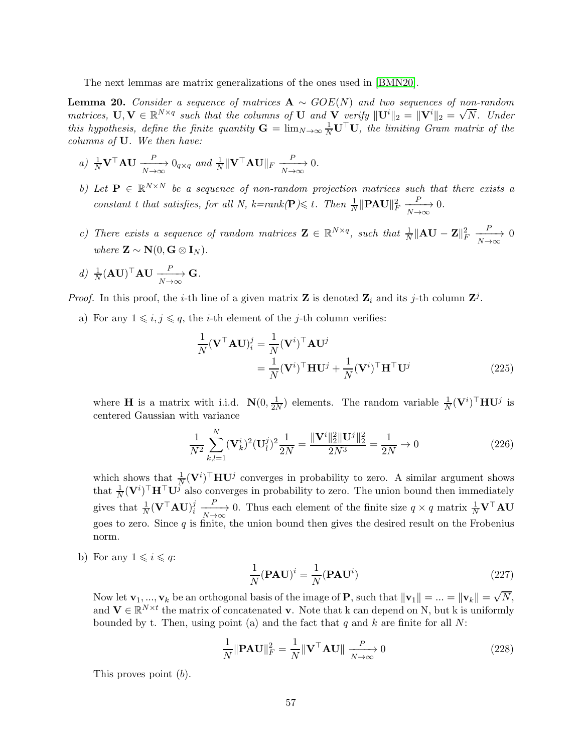The next lemmas are matrix generalizations of the ones used in [BMN20].

**Lemma 20.** *Consider a sequence of matrices $\mathbf{A} \sim GOE(N)$ and two sequences of non-random matrices, $\mathbf{U}, \mathbf{V} \in \mathbb{R}^{N\times q}$ such that the columns of $\mathbf{U}$ and $\mathbf{V}$ verify $\|\mathbf{U}^i\|_2 = \|\mathbf{V}^i\|_2 = \sqrt{N}$. Under this hypothesis, define the finite quantity $\mathbf{G} = \lim_{N\to\infty} \frac{1}{N}\mathbf{U}^\top \mathbf{U}$, the limiting Gram matrix of the columns of $\mathbf{U}$. We then have:*

*a) $\frac{1}{N}\mathbf{V}^\top \mathbf{A}\mathbf{U} \xrightarrow[N\to\infty]{P} 0_{q\times q}$ and $\frac{1}{N}\|\mathbf{V}^\top \mathbf{A}\mathbf{U}\|_F \xrightarrow[N\to\infty]{P} 0$.*

*b) Let $\mathbf{P} \in \mathbb{R}^{N\times N}$ be a sequence of non-random projection matrices such that there exists a constant t that satisfies, for all N, k=rank($\mathbf{P}$)$\leqslant$ t. Then $\frac{1}{N}\|\mathbf{PAU}\|_F^2 \xrightarrow[N\to\infty]{P} 0$.*

*c) There exists a sequence of random matrices $\mathbf{Z} \in \mathbb{R}^{N\times q}$, such that $\frac{1}{N}\|\mathbf{AU} - \mathbf{Z}\|_F^2 \xrightarrow[N\to\infty]{P} 0$ where $\mathbf{Z} \sim \mathbf{N}(0, \mathbf{G}\otimes \mathbf{I}_N)$.*

*d) $\frac{1}{N}(\mathbf{AU})^\top \mathbf{AU} \xrightarrow[N\to\infty]{P} \mathbf{G}$.*

*Proof.* In this proof, the $i$-th line of a given matrix $\mathbf{Z}$ is denoted $\mathbf{Z}_i$ and its $j$-th column $\mathbf{Z}^j$.

a) For any $1 \leqslant i, j \leqslant q$, the $i$-th element of the $j$-th column verifies:

$$\begin{aligned}\frac{1}{N}(\mathbf{V}^\top \mathbf{AU})_i^j &= \frac{1}{N}(\mathbf{V}^i)^\top \mathbf{A}\mathbf{U}^j \\ &= \frac{1}{N}(\mathbf{V}^i)^\top \mathbf{H}\mathbf{U}^j + \frac{1}{N}(\mathbf{V}^i)^\top \mathbf{H}^\top \mathbf{U}^j \end{aligned} \tag{225}$$

where $\mathbf{H}$ is a matrix with i.i.d. $\mathbf{N}(0, \frac{1}{2N})$ elements. The random variable $\frac{1}{N}(\mathbf{V}^i)^\top \mathbf{H}\mathbf{U}^j$ is centered Gaussian with variance

$$\frac{1}{N^2}\sum_{k,l=1}^{N} (\mathbf{V}_k^i)^2 (\mathbf{U}_l^j)^2 \frac{1}{2N} = \frac{\|\mathbf{V}^i\|_2^2 \|\mathbf{U}^j\|_2^2}{2N^3} = \frac{1}{2N} \to 0 \tag{226}$$

which shows that $\frac{1}{N}(\mathbf{V}^i)^\top \mathbf{H}\mathbf{U}^j$ converges in probability to zero. A similar argument shows that $\frac{1}{N}(\mathbf{V}^i)^\top \mathbf{H}^\top \mathbf{U}^j$ also converges in probability to zero. The union bound then immediately gives that $\frac{1}{N}(\mathbf{V}^\top \mathbf{AU})_i^j \xrightarrow[N\to\infty]{P} 0$. Thus each element of the finite size $q\times q$ matrix $\frac{1}{N}\mathbf{V}^\top \mathbf{AU}$ goes to zero. Since $q$ is finite, the union bound then gives the desired result on the Frobenius norm.

b) For any $1 \leqslant i \leqslant q$:

$$\frac{1}{N}(\mathbf{PAU})^i = \frac{1}{N}(\mathbf{PAU}^i) \tag{227}$$

Now let $\mathbf{v}_1, ..., \mathbf{v}_k$ be an orthogonal basis of the image of $\mathbf{P}$, such that $\|\mathbf{v}_1\| = ... = \|\mathbf{v}_k\| = \sqrt{N}$, and $\mathbf{V} \in \mathbb{R}^{N\times t}$ the matrix of concatenated $\mathbf{v}$. Note that k can depend on N, but k is uniformly bounded by t. Then, using point (a) and the fact that $q$ and $k$ are finite for all $N$:

$$\frac{1}{N}\|\mathbf{PAU}\|_F^2 = \frac{1}{N}\|\mathbf{V}^\top \mathbf{AU}\| \xrightarrow[N\to\infty]{P} 0 \tag{228}$$

This proves point $(b)$.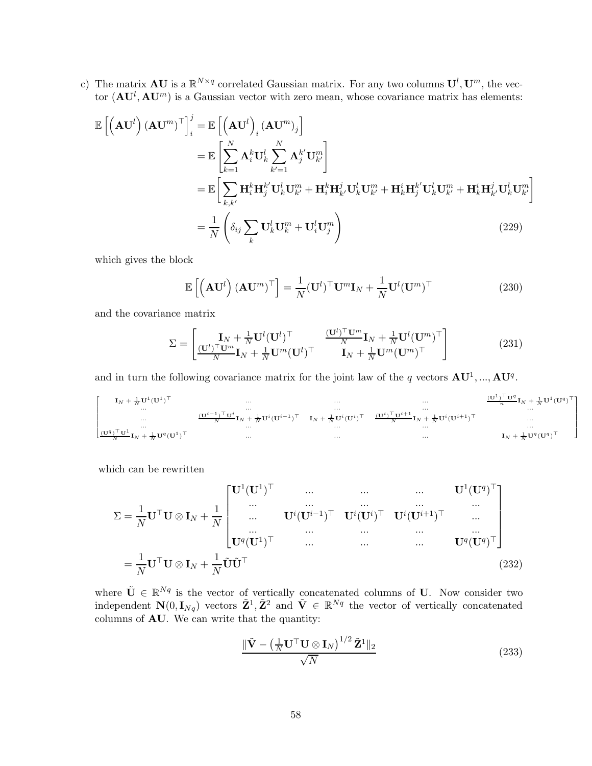c) The matrix $\mathbf{AU}$ is a $\mathbb{R}^{N\times q}$ correlated Gaussian matrix. For any two columns $\mathbf{U}^l, \mathbf{U}^m$, the vector $(\mathbf{AU}^l, \mathbf{AU}^m)$ is a Gaussian vector with zero mean, whose covariance matrix has elements:

$$
\begin{aligned}
\mathbb{E}\left[\left(\mathbf{AU}^l\right)(\mathbf{AU}^m)^\top\right]_i^j &= \mathbb{E}\left[\left(\mathbf{AU}^l\right)_i (\mathbf{AU}^m)_j\right] \\
&= \mathbb{E}\left[\sum_{k=1}^N \mathbf{A}_i^k \mathbf{U}_k^l \sum_{k'=1}^N \mathbf{A}_j^{k'} \mathbf{U}_{k'}^m\right] \\
&= \mathbb{E}\Bigg[\sum_{k,k'} \mathbf{H}_i^k \mathbf{H}_j^{k'} \mathbf{U}_k^l \mathbf{U}_{k'}^m + \mathbf{H}_i^k \mathbf{H}_{k'}^j \mathbf{U}_k^l \mathbf{U}_{k'}^m + \mathbf{H}_k^i \mathbf{H}_j^{k'} \mathbf{U}_k^l \mathbf{U}_{k'}^m + \mathbf{H}_k^i \mathbf{H}_{k'}^j \mathbf{U}_k^l \mathbf{U}_{k'}^m\Bigg] \\
&= \frac{1}{N}\left(\delta_{ij}\sum_k \mathbf{U}_k^l \mathbf{U}_k^m + \mathbf{U}_i^l \mathbf{U}_j^m\right) \qquad (229)
\end{aligned}
$$

which gives the block

$$
\mathbb{E}\left[\left(\mathbf{AU}^l\right)(\mathbf{AU}^m)^\top\right] = \frac{1}{N}(\mathbf{U}^l)^\top \mathbf{U}^m \mathbf{I}_N + \frac{1}{N}\mathbf{U}^l(\mathbf{U}^m)^\top \qquad (230)
$$

and the covariance matrix

$$
\Sigma = \begin{bmatrix} \mathbf{I}_N + \frac{1}{N}\mathbf{U}^l(\mathbf{U}^l)^\top & \frac{(\mathbf{U}^l)^\top \mathbf{U}^m}{N}\mathbf{I}_N + \frac{1}{N}\mathbf{U}^l(\mathbf{U}^m)^\top \\ \frac{(\mathbf{U}^l)^\top \mathbf{U}^m}{N}\mathbf{I}_N + \frac{1}{N}\mathbf{U}^m(\mathbf{U}^l)^\top & \mathbf{I}_N + \frac{1}{N}\mathbf{U}^m(\mathbf{U}^m)^\top \end{bmatrix} \qquad (231)
$$

and in turn the following covariance matrix for the joint law of the $q$ vectors $\mathbf{AU}^1, ..., \mathbf{AU}^q$.

$$
\begin{bmatrix}
\mathbf{I}_N + \frac{1}{N}\mathbf{U}^1(\mathbf{U}^1)^\top & ... & ... & ... & \frac{(\mathbf{U}^1)^\top \mathbf{U}^q}{n}\mathbf{I}_N + \frac{1}{N}\mathbf{U}^1(\mathbf{U}^q)^\top \\
... & ... & ... & ... & ... \\
... & \frac{(\mathbf{U}^{i-1})^\top \mathbf{U}^i}{N}\mathbf{I}_N + \frac{1}{N}\mathbf{U}^i(\mathbf{U}^{i-1})^\top & \mathbf{I}_N + \frac{1}{N}\mathbf{U}^i(\mathbf{U}^i)^\top & \frac{(\mathbf{U}^i)^\top \mathbf{U}^{i+1}}{N}\mathbf{I}_N + \frac{1}{N}\mathbf{U}^i(\mathbf{U}^{i+1})^\top & ... \\
... & ... & ... & ... & ... \\
\frac{(\mathbf{U}^q)^\top \mathbf{U}^1}{N}\mathbf{I}_N + \frac{1}{N}\mathbf{U}^q(\mathbf{U}^1)^\top & ... & ... & ... & \mathbf{I}_N + \frac{1}{N}\mathbf{U}^q(\mathbf{U}^q)^\top
\end{bmatrix}
$$

which can be rewritten

$$
\begin{aligned}
\Sigma &= \frac{1}{N}\mathbf{U}^\top \mathbf{U} \otimes \mathbf{I}_N + \frac{1}{N}\begin{bmatrix}
\mathbf{U}^1(\mathbf{U}^1)^\top & ... & ... & ... & \mathbf{U}^1(\mathbf{U}^q)^\top \\
... & ... & ... & ... & ... \\
... & \mathbf{U}^i(\mathbf{U}^{i-1})^\top & \mathbf{U}^i(\mathbf{U}^i)^\top & \mathbf{U}^i(\mathbf{U}^{i+1})^\top & ... \\
... & ... & ... & ... & ... \\
\mathbf{U}^q(\mathbf{U}^1)^\top & ... & ... & ... & \mathbf{U}^q(\mathbf{U}^q)^\top
\end{bmatrix} \\
&= \frac{1}{N}\mathbf{U}^\top \mathbf{U} \otimes \mathbf{I}_N + \frac{1}{N}\tilde{\mathbf{U}}\tilde{\mathbf{U}}^\top \qquad (232)
\end{aligned}
$$

where $\tilde{\mathbf{U}} \in \mathbb{R}^{Nq}$ is the vector of vertically concatenated columns of $\mathbf{U}$. Now consider two independent $\mathbf{N}(0, \mathbf{I}_{Nq})$ vectors $\tilde{\mathbf{Z}}^1, \tilde{\mathbf{Z}}^2$ and $\tilde{\mathbf{V}} \in \mathbb{R}^{Nq}$ the vector of vertically concatenated columns of $\mathbf{AU}$. We can write that the quantity:

$$
\frac{\|\tilde{\mathbf{V}} - \left(\frac{1}{N}\mathbf{U}^\top \mathbf{U} \otimes \mathbf{I}_N\right)^{1/2}\tilde{\mathbf{Z}}^1\|_2}{\sqrt{N}} \qquad (233)
$$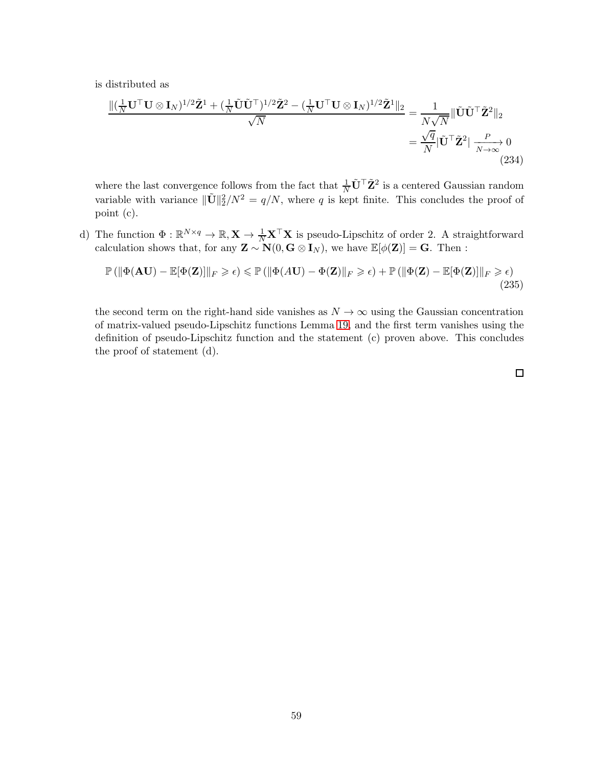is distributed as

$$
\frac{\|(\frac{1}{N}\mathbf{U}^\top\mathbf{U}\otimes\mathbf{I}_N)^{1/2}\tilde{\mathbf{Z}}^1+(\frac{1}{N}\tilde{\mathbf{U}}\tilde{\mathbf{U}}^\top)^{1/2}\tilde{\mathbf{Z}}^2-(\frac{1}{N}\mathbf{U}^\top\mathbf{U}\otimes\mathbf{I}_N)^{1/2}\tilde{\mathbf{Z}}^1\|_2}{\sqrt{N}}=\frac{1}{N\sqrt{N}}\|\tilde{\mathbf{U}}\tilde{\mathbf{U}}^\top\tilde{\mathbf{Z}}^2\|_2
$$

$$
=\frac{\sqrt{q}}{N}|\tilde{\mathbf{U}}^\top\tilde{\mathbf{Z}}^2| \xrightarrow[N\to\infty]{P} 0 \tag{234}
$$

where the last convergence follows from the fact that $\frac{1}{N}\tilde{\mathbf{U}}^\top\tilde{\mathbf{Z}}^2$ is a centered Gaussian random variable with variance $\|\tilde{\mathbf{U}}\|_2^2/N^2 = q/N$, where $q$ is kept finite. This concludes the proof of point (c).

d) The function $\Phi : \mathbb{R}^{N\times q}\to\mathbb{R}, \mathbf{X}\to\frac{1}{N}\mathbf{X}^\top\mathbf{X}$ is pseudo-Lipschitz of order 2. A straightforward calculation shows that, for any $\mathbf{Z}\sim\mathbf{N}(0,\mathbf{G}\otimes\mathbf{I}_N)$, we have $\mathbb{E}[\phi(\mathbf{Z})]=\mathbf{G}$. Then :

$$
\mathbb{P}\left(\|\Phi(\mathbf{AU})-\mathbb{E}[\Phi(\mathbf{Z})]\|_F\geqslant\epsilon\right)\leqslant\mathbb{P}\left(\|\Phi(A\mathbf{U})-\Phi(\mathbf{Z})\|_F\geqslant\epsilon\right)+\mathbb{P}\left(\|\Phi(\mathbf{Z})-\mathbb{E}[\Phi(\mathbf{Z})]\|_F\geqslant\epsilon\right) \tag{235}
$$

the second term on the right-hand side vanishes as $N\to\infty$ using the Gaussian concentration of matrix-valued pseudo-Lipschitz functions Lemma 19, and the first term vanishes using the definition of pseudo-Lipschitz function and the statement (c) proven above. This concludes the proof of statement (d).

□